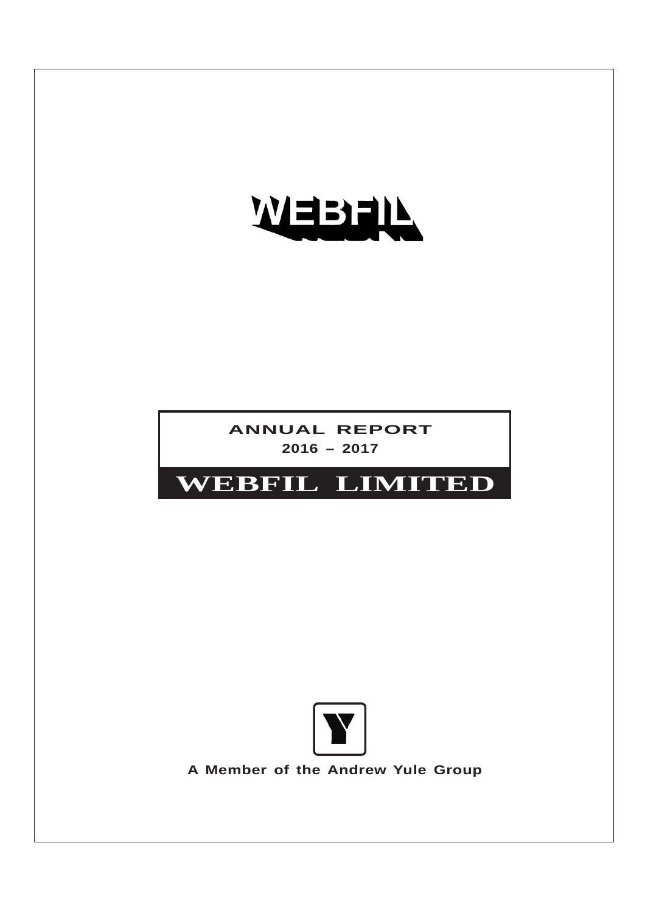# WEBFIL

## ANNUAL REPORT

**2016 – 2017**

# WEBFIL LIMITED

**A Member of the Andrew Yule Group**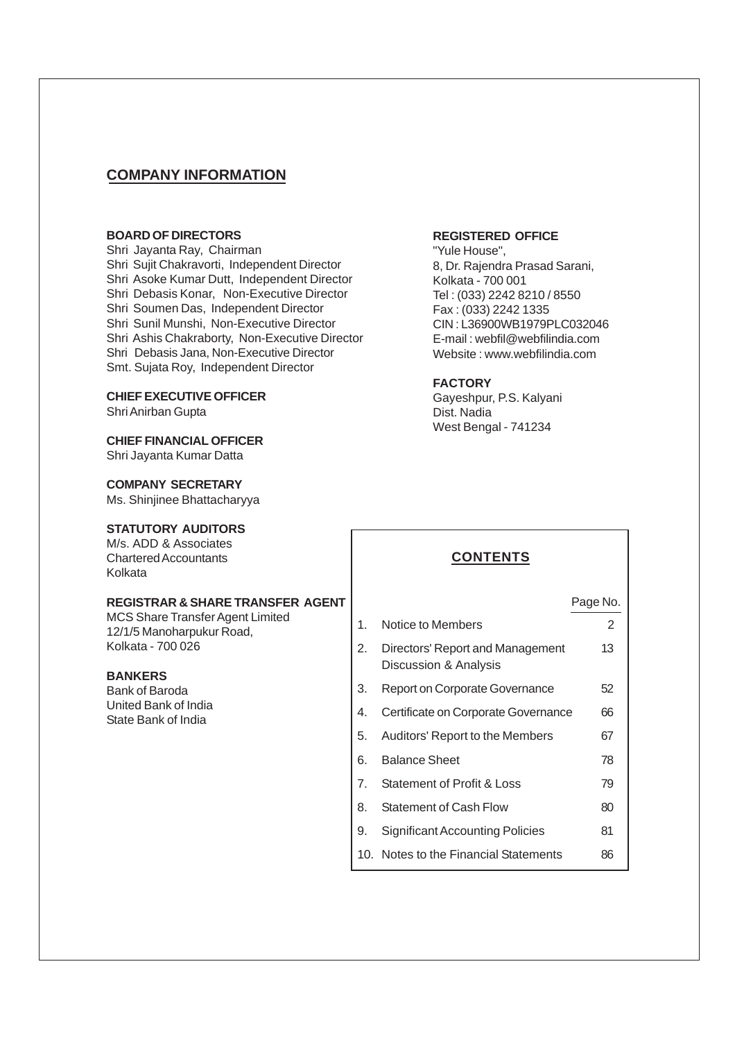## COMPANY INFORMATION

**BOARD OF DIRECTORS**

Shri Jayanta Ray, Chairman
Shri Sujit Chakravorti, Independent Director
Shri Asoke Kumar Dutt, Independent Director
Shri Debasis Konar, Non-Executive Director
Shri Soumen Das, Independent Director
Shri Sunil Munshi, Non-Executive Director
Shri Ashis Chakraborty, Non-Executive Director
Shri Debasis Jana, Non-Executive Director
Smt. Sujata Roy, Independent Director

**CHIEF EXECUTIVE OFFICER**

Shri Anirban Gupta

**CHIEF FINANCIAL OFFICER**

Shri Jayanta Kumar Datta

**COMPANY SECRETARY**

Ms. Shinjinee Bhattacharyya

**STATUTORY AUDITORS**

M/s. ADD & Associates
Chartered Accountants
Kolkata

**REGISTRAR & SHARE TRANSFER AGENT**

MCS Share Transfer Agent Limited
12/1/5 Manoharpukur Road,
Kolkata - 700 026

**BANKERS**

Bank of Baroda
United Bank of India
State Bank of India

**REGISTERED OFFICE**

"Yule House",
8, Dr. Rajendra Prasad Sarani,
Kolkata - 700 001
Tel : (033) 2242 8210 / 8550
Fax : (033) 2242 1335
CIN : L36900WB1979PLC032046
E-mail : webfil@webfilindia.com
Website : www.webfilindia.com

**FACTORY**

Gayeshpur, P.S. Kalyani
Dist. Nadia
West Bengal - 741234

**CONTENTS**

| | | Page No. |
|---|---|---|
| 1. | Notice to Members | 2 |
| 2. | Directors' Report and Management Discussion & Analysis | 13 |
| 3. | Report on Corporate Governance | 52 |
| 4. | Certificate on Corporate Governance | 66 |
| 5. | Auditors' Report to the Members | 67 |
| 6. | Balance Sheet | 78 |
| 7. | Statement of Profit & Loss | 79 |
| 8. | Statement of Cash Flow | 80 |
| 9. | Significant Accounting Policies | 81 |
| 10. | Notes to the Financial Statements | 86 |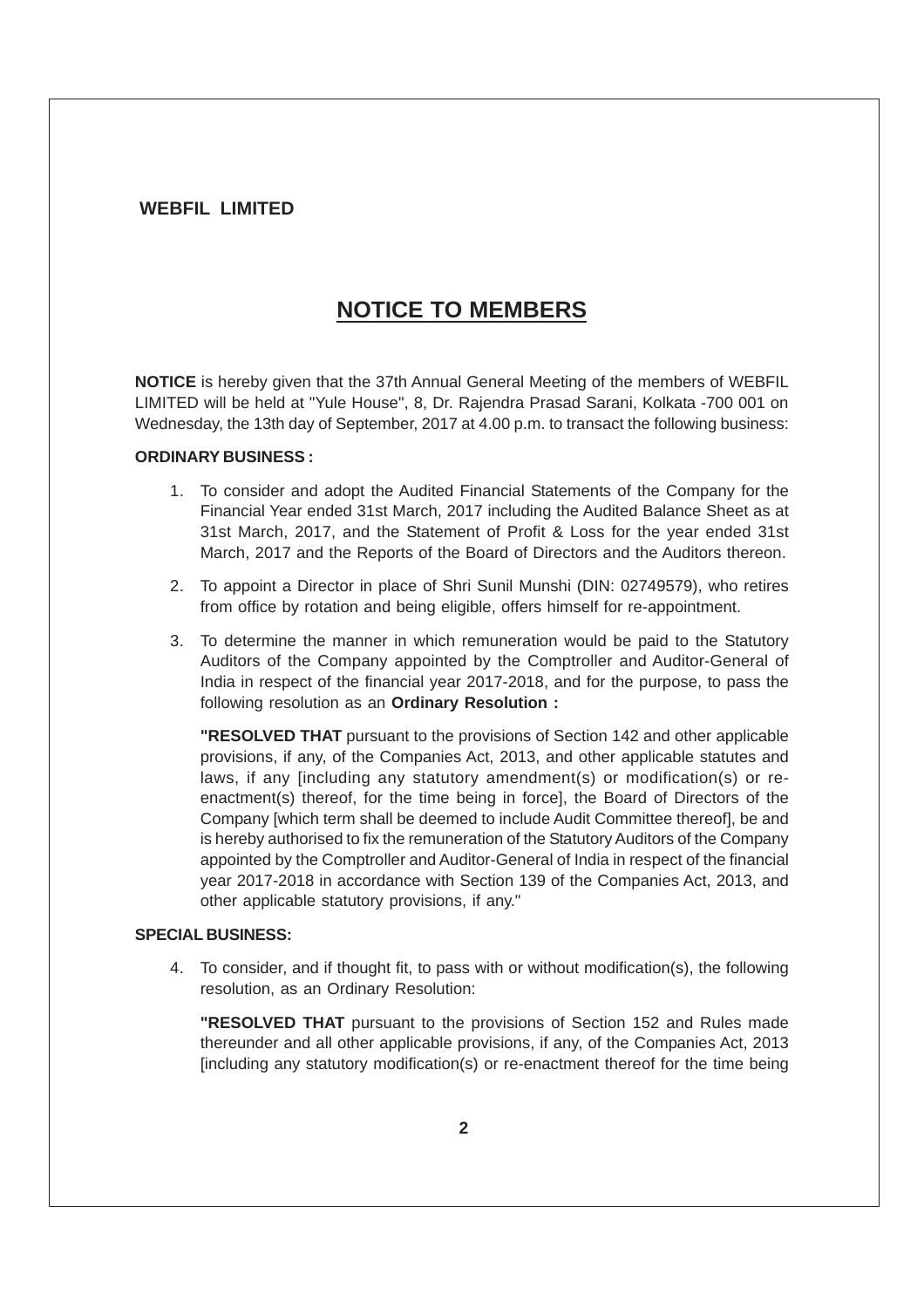**WEBFIL LIMITED**

# NOTICE TO MEMBERS

**NOTICE** is hereby given that the 37th Annual General Meeting of the members of WEBFIL LIMITED will be held at "Yule House", 8, Dr. Rajendra Prasad Sarani, Kolkata -700 001 on Wednesday, the 13th day of September, 2017 at 4.00 p.m. to transact the following business:

**ORDINARY BUSINESS :**

1. To consider and adopt the Audited Financial Statements of the Company for the Financial Year ended 31st March, 2017 including the Audited Balance Sheet as at 31st March, 2017, and the Statement of Profit & Loss for the year ended 31st March, 2017 and the Reports of the Board of Directors and the Auditors thereon.

2. To appoint a Director in place of Shri Sunil Munshi (DIN: 02749579), who retires from office by rotation and being eligible, offers himself for re-appointment.

3. To determine the manner in which remuneration would be paid to the Statutory Auditors of the Company appointed by the Comptroller and Auditor-General of India in respect of the financial year 2017-2018, and for the purpose, to pass the following resolution as an **Ordinary Resolution :**

   **"RESOLVED THAT** pursuant to the provisions of Section 142 and other applicable provisions, if any, of the Companies Act, 2013, and other applicable statutes and laws, if any [including any statutory amendment(s) or modification(s) or re-enactment(s) thereof, for the time being in force], the Board of Directors of the Company [which term shall be deemed to include Audit Committee thereof], be and is hereby authorised to fix the remuneration of the Statutory Auditors of the Company appointed by the Comptroller and Auditor-General of India in respect of the financial year 2017-2018 in accordance with Section 139 of the Companies Act, 2013, and other applicable statutory provisions, if any."

**SPECIAL BUSINESS:**

4. To consider, and if thought fit, to pass with or without modification(s), the following resolution, as an Ordinary Resolution:

   **"RESOLVED THAT** pursuant to the provisions of Section 152 and Rules made thereunder and all other applicable provisions, if any, of the Companies Act, 2013 [including any statutory modification(s) or re-enactment thereof for the time being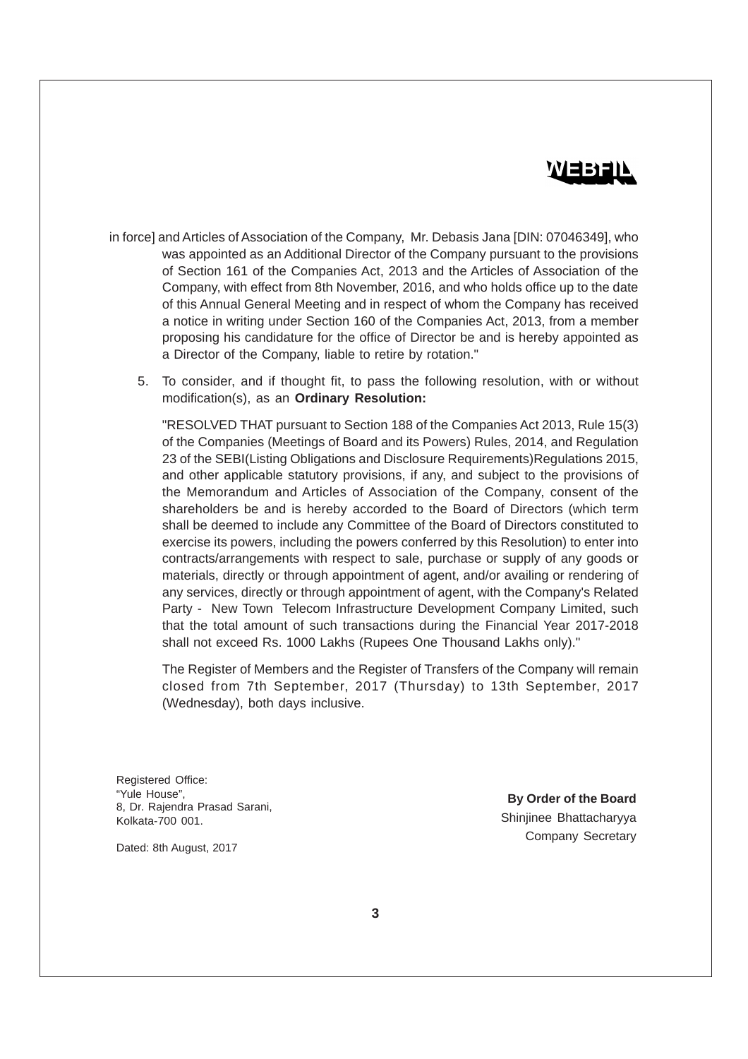in force] and Articles of Association of the Company, Mr. Debasis Jana [DIN: 07046349], who was appointed as an Additional Director of the Company pursuant to the provisions of Section 161 of the Companies Act, 2013 and the Articles of Association of the Company, with effect from 8th November, 2016, and who holds office up to the date of this Annual General Meeting and in respect of whom the Company has received a notice in writing under Section 160 of the Companies Act, 2013, from a member proposing his candidature for the office of Director be and is hereby appointed as a Director of the Company, liable to retire by rotation."

5. To consider, and if thought fit, to pass the following resolution, with or without modification(s), as an **Ordinary Resolution:**

   "RESOLVED THAT pursuant to Section 188 of the Companies Act 2013, Rule 15(3) of the Companies (Meetings of Board and its Powers) Rules, 2014, and Regulation 23 of the SEBI(Listing Obligations and Disclosure Requirements)Regulations 2015, and other applicable statutory provisions, if any, and subject to the provisions of the Memorandum and Articles of Association of the Company, consent of the shareholders be and is hereby accorded to the Board of Directors (which term shall be deemed to include any Committee of the Board of Directors constituted to exercise its powers, including the powers conferred by this Resolution) to enter into contracts/arrangements with respect to sale, purchase or supply of any goods or materials, directly or through appointment of agent, and/or availing or rendering of any services, directly or through appointment of agent, with the Company's Related Party - New Town Telecom Infrastructure Development Company Limited, such that the total amount of such transactions during the Financial Year 2017-2018 shall not exceed Rs. 1000 Lakhs (Rupees One Thousand Lakhs only)."

   The Register of Members and the Register of Transfers of the Company will remain closed from 7th September, 2017 (Thursday) to 13th September, 2017 (Wednesday), both days inclusive.

Registered Office:
"Yule House",
8, Dr. Rajendra Prasad Sarani,
Kolkata-700 001.

Dated: 8th August, 2017

**By Order of the Board**
Shinjinee Bhattacharyya
Company Secretary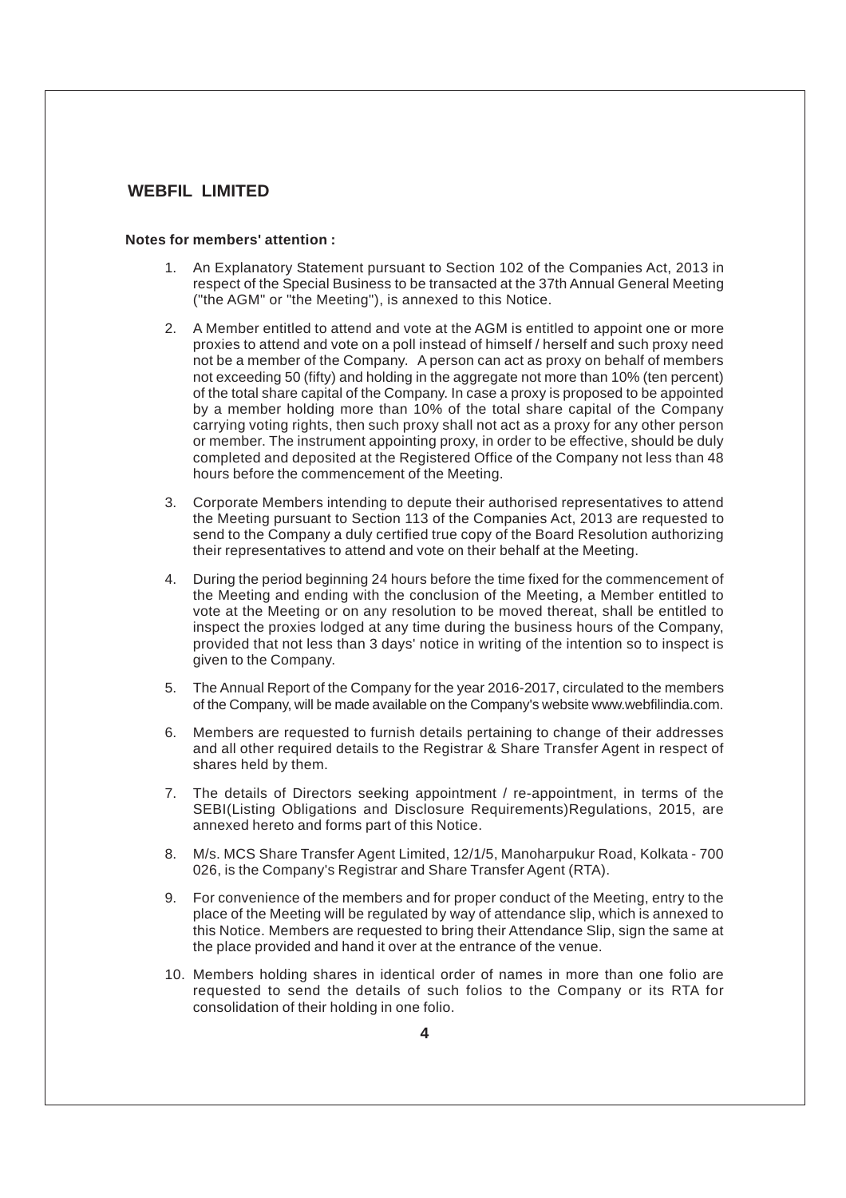## WEBFIL LIMITED

**Notes for members' attention :**

1. An Explanatory Statement pursuant to Section 102 of the Companies Act, 2013 in respect of the Special Business to be transacted at the 37th Annual General Meeting ("the AGM" or "the Meeting"), is annexed to this Notice.

2. A Member entitled to attend and vote at the AGM is entitled to appoint one or more proxies to attend and vote on a poll instead of himself / herself and such proxy need not be a member of the Company. A person can act as proxy on behalf of members not exceeding 50 (fifty) and holding in the aggregate not more than 10% (ten percent) of the total share capital of the Company. In case a proxy is proposed to be appointed by a member holding more than 10% of the total share capital of the Company carrying voting rights, then such proxy shall not act as a proxy for any other person or member. The instrument appointing proxy, in order to be effective, should be duly completed and deposited at the Registered Office of the Company not less than 48 hours before the commencement of the Meeting.

3. Corporate Members intending to depute their authorised representatives to attend the Meeting pursuant to Section 113 of the Companies Act, 2013 are requested to send to the Company a duly certified true copy of the Board Resolution authorizing their representatives to attend and vote on their behalf at the Meeting.

4. During the period beginning 24 hours before the time fixed for the commencement of the Meeting and ending with the conclusion of the Meeting, a Member entitled to vote at the Meeting or on any resolution to be moved thereat, shall be entitled to inspect the proxies lodged at any time during the business hours of the Company, provided that not less than 3 days' notice in writing of the intention so to inspect is given to the Company.

5. The Annual Report of the Company for the year 2016-2017, circulated to the members of the Company, will be made available on the Company's website www.webfilindia.com.

6. Members are requested to furnish details pertaining to change of their addresses and all other required details to the Registrar & Share Transfer Agent in respect of shares held by them.

7. The details of Directors seeking appointment / re-appointment, in terms of the SEBI(Listing Obligations and Disclosure Requirements)Regulations, 2015, are annexed hereto and forms part of this Notice.

8. M/s. MCS Share Transfer Agent Limited, 12/1/5, Manoharpukur Road, Kolkata - 700 026, is the Company's Registrar and Share Transfer Agent (RTA).

9. For convenience of the members and for proper conduct of the Meeting, entry to the place of the Meeting will be regulated by way of attendance slip, which is annexed to this Notice. Members are requested to bring their Attendance Slip, sign the same at the place provided and hand it over at the entrance of the venue.

10. Members holding shares in identical order of names in more than one folio are requested to send the details of such folios to the Company or its RTA for consolidation of their holding in one folio.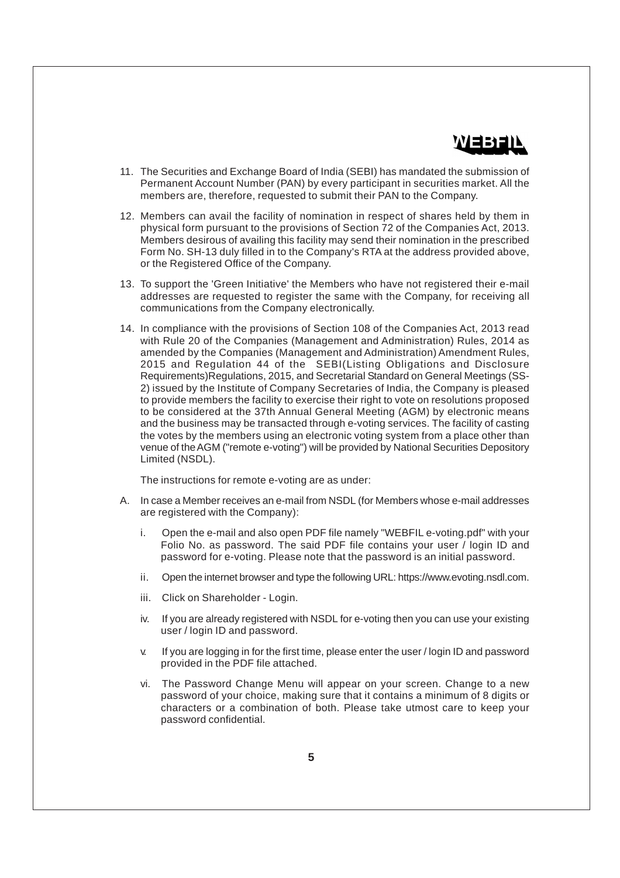11. The Securities and Exchange Board of India (SEBI) has mandated the submission of Permanent Account Number (PAN) by every participant in securities market. All the members are, therefore, requested to submit their PAN to the Company.

12. Members can avail the facility of nomination in respect of shares held by them in physical form pursuant to the provisions of Section 72 of the Companies Act, 2013. Members desirous of availing this facility may send their nomination in the prescribed Form No. SH-13 duly filled in to the Company's RTA at the address provided above, or the Registered Office of the Company.

13. To support the 'Green Initiative' the Members who have not registered their e-mail addresses are requested to register the same with the Company, for receiving all communications from the Company electronically.

14. In compliance with the provisions of Section 108 of the Companies Act, 2013 read with Rule 20 of the Companies (Management and Administration) Rules, 2014 as amended by the Companies (Management and Administration) Amendment Rules, 2015 and Regulation 44 of the SEBI(Listing Obligations and Disclosure Requirements)Regulations, 2015, and Secretarial Standard on General Meetings (SS-2) issued by the Institute of Company Secretaries of India, the Company is pleased to provide members the facility to exercise their right to vote on resolutions proposed to be considered at the 37th Annual General Meeting (AGM) by electronic means and the business may be transacted through e-voting services. The facility of casting the votes by the members using an electronic voting system from a place other than venue of the AGM ("remote e-voting") will be provided by National Securities Depository Limited (NSDL).

    The instructions for remote e-voting are as under:

A. In case a Member receives an e-mail from NSDL (for Members whose e-mail addresses are registered with the Company):

   i. Open the e-mail and also open PDF file namely "WEBFIL e-voting.pdf" with your Folio No. as password. The said PDF file contains your user / login ID and password for e-voting. Please note that the password is an initial password.

   ii. Open the internet browser and type the following URL: https://www.evoting.nsdl.com.

   iii. Click on Shareholder - Login.

   iv. If you are already registered with NSDL for e-voting then you can use your existing user / login ID and password.

   v. If you are logging in for the first time, please enter the user / login ID and password provided in the PDF file attached.

   vi. The Password Change Menu will appear on your screen. Change to a new password of your choice, making sure that it contains a minimum of 8 digits or characters or a combination of both. Please take utmost care to keep your password confidential.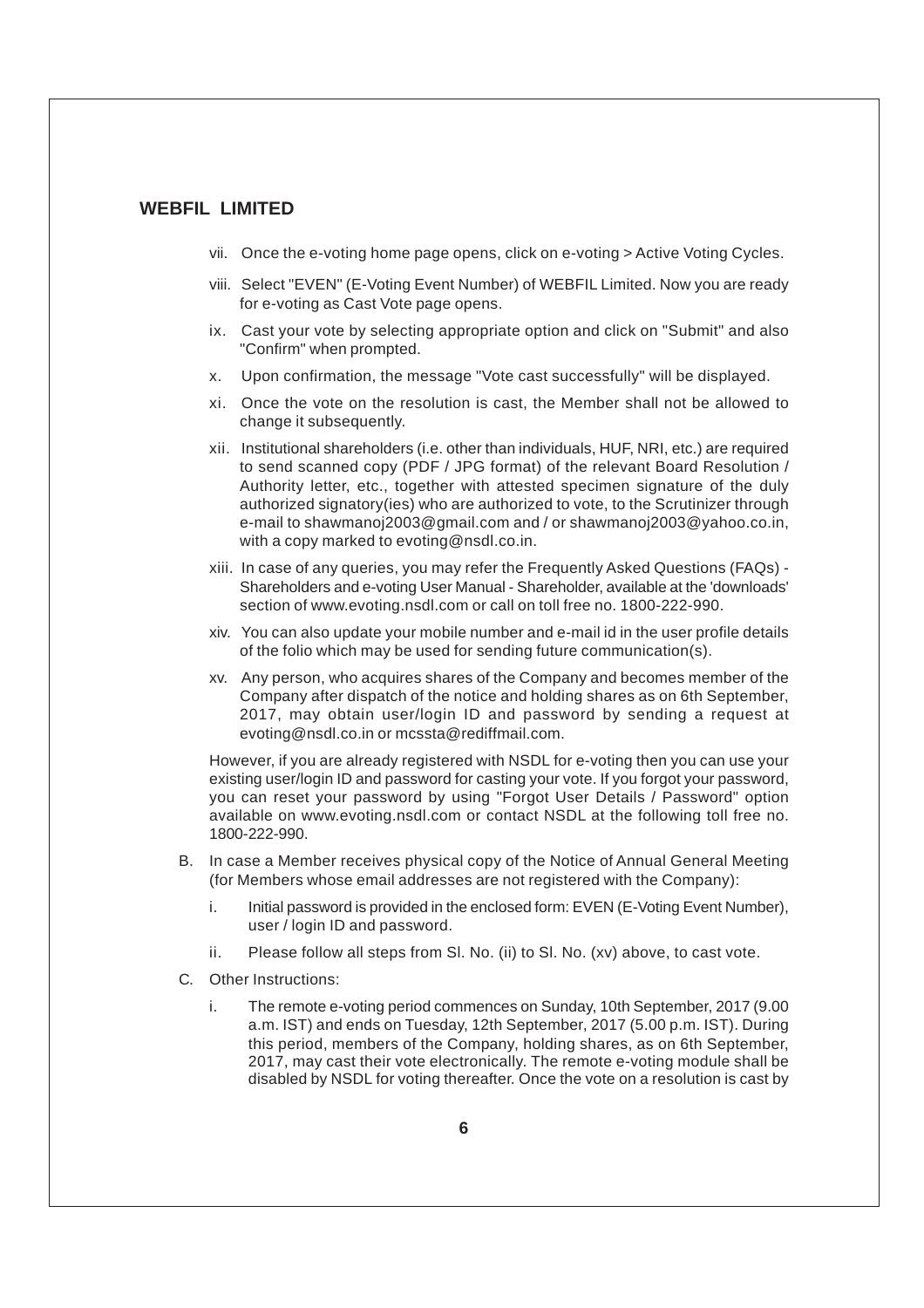vii. Once the e-voting home page opens, click on e-voting > Active Voting Cycles.

viii. Select "EVEN" (E-Voting Event Number) of WEBFIL Limited. Now you are ready for e-voting as Cast Vote page opens.

ix. Cast your vote by selecting appropriate option and click on "Submit" and also "Confirm" when prompted.

x. Upon confirmation, the message "Vote cast successfully" will be displayed.

xi. Once the vote on the resolution is cast, the Member shall not be allowed to change it subsequently.

xii. Institutional shareholders (i.e. other than individuals, HUF, NRI, etc.) are required to send scanned copy (PDF / JPG format) of the relevant Board Resolution / Authority letter, etc., together with attested specimen signature of the duly authorized signatory(ies) who are authorized to vote, to the Scrutinizer through e-mail to shawmanoj2003@gmail.com and / or shawmanoj2003@yahoo.co.in, with a copy marked to evoting@nsdl.co.in.

xiii. In case of any queries, you may refer the Frequently Asked Questions (FAQs) - Shareholders and e-voting User Manual - Shareholder, available at the 'downloads' section of www.evoting.nsdl.com or call on toll free no. 1800-222-990.

xiv. You can also update your mobile number and e-mail id in the user profile details of the folio which may be used for sending future communication(s).

xv. Any person, who acquires shares of the Company and becomes member of the Company after dispatch of the notice and holding shares as on 6th September, 2017, may obtain user/login ID and password by sending a request at evoting@nsdl.co.in or mcssta@rediffmail.com.

However, if you are already registered with NSDL for e-voting then you can use your existing user/login ID and password for casting your vote. If you forgot your password, you can reset your password by using "Forgot User Details / Password" option available on www.evoting.nsdl.com or contact NSDL at the following toll free no. 1800-222-990.

B. In case a Member receives physical copy of the Notice of Annual General Meeting (for Members whose email addresses are not registered with the Company):

   i. Initial password is provided in the enclosed form: EVEN (E-Voting Event Number), user / login ID and password.

   ii. Please follow all steps from Sl. No. (ii) to Sl. No. (xv) above, to cast vote.

C. Other Instructions:

   i. The remote e-voting period commences on Sunday, 10th September, 2017 (9.00 a.m. IST) and ends on Tuesday, 12th September, 2017 (5.00 p.m. IST). During this period, members of the Company, holding shares, as on 6th September, 2017, may cast their vote electronically. The remote e-voting module shall be disabled by NSDL for voting thereafter. Once the vote on a resolution is cast by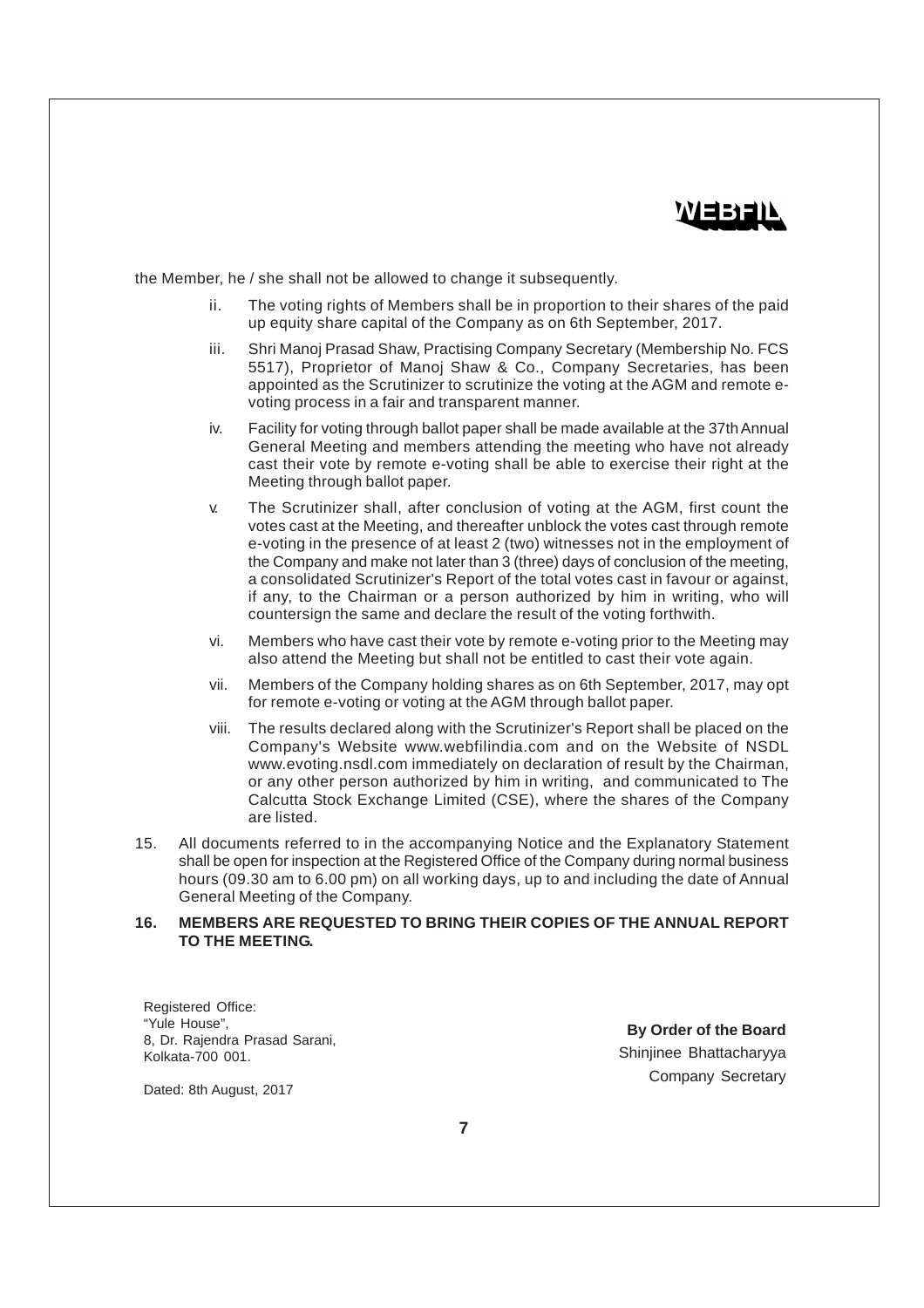the Member, he / she shall not be allowed to change it subsequently.

ii. The voting rights of Members shall be in proportion to their shares of the paid up equity share capital of the Company as on 6th September, 2017.

iii. Shri Manoj Prasad Shaw, Practising Company Secretary (Membership No. FCS 5517), Proprietor of Manoj Shaw & Co., Company Secretaries, has been appointed as the Scrutinizer to scrutinize the voting at the AGM and remote e-voting process in a fair and transparent manner.

iv. Facility for voting through ballot paper shall be made available at the 37th Annual General Meeting and members attending the meeting who have not already cast their vote by remote e-voting shall be able to exercise their right at the Meeting through ballot paper.

v. The Scrutinizer shall, after conclusion of voting at the AGM, first count the votes cast at the Meeting, and thereafter unblock the votes cast through remote e-voting in the presence of at least 2 (two) witnesses not in the employment of the Company and make not later than 3 (three) days of conclusion of the meeting, a consolidated Scrutinizer's Report of the total votes cast in favour or against, if any, to the Chairman or a person authorized by him in writing, who will countersign the same and declare the result of the voting forthwith.

vi. Members who have cast their vote by remote e-voting prior to the Meeting may also attend the Meeting but shall not be entitled to cast their vote again.

vii. Members of the Company holding shares as on 6th September, 2017, may opt for remote e-voting or voting at the AGM through ballot paper.

viii. The results declared along with the Scrutinizer's Report shall be placed on the Company's Website www.webfilindia.com and on the Website of NSDL www.evoting.nsdl.com immediately on declaration of result by the Chairman, or any other person authorized by him in writing, and communicated to The Calcutta Stock Exchange Limited (CSE), where the shares of the Company are listed.

15. All documents referred to in the accompanying Notice and the Explanatory Statement shall be open for inspection at the Registered Office of the Company during normal business hours (09.30 am to 6.00 pm) on all working days, up to and including the date of Annual General Meeting of the Company.

16. **MEMBERS ARE REQUESTED TO BRING THEIR COPIES OF THE ANNUAL REPORT TO THE MEETING.**

Registered Office:
"Yule House",
8, Dr. Rajendra Prasad Sarani,
Kolkata-700 001.

Dated: 8th August, 2017

**By Order of the Board**
Shinjinee Bhattacharyya
Company Secretary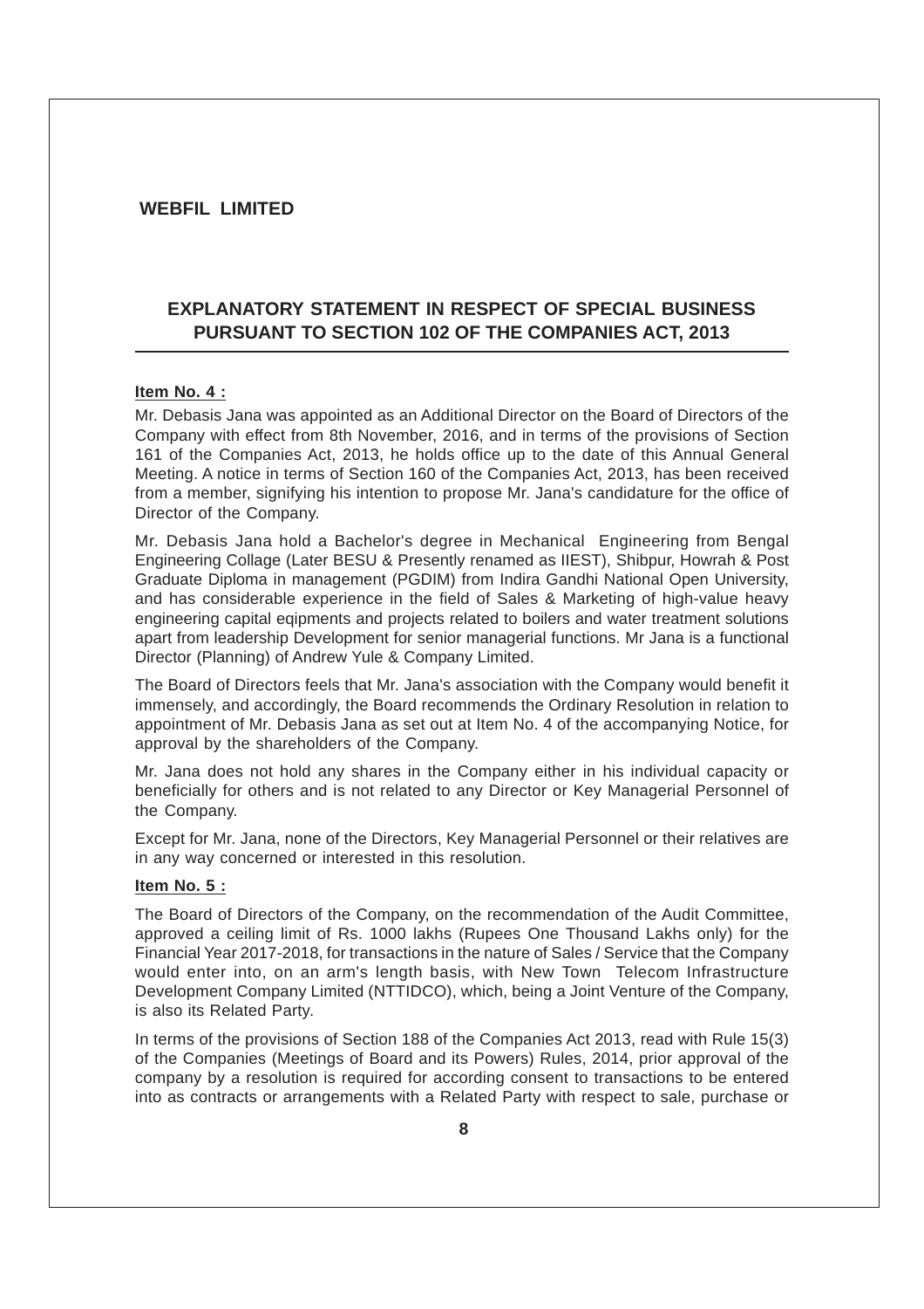**WEBFIL LIMITED**

## EXPLANATORY STATEMENT IN RESPECT OF SPECIAL BUSINESS PURSUANT TO SECTION 102 OF THE COMPANIES ACT, 2013

**Item No. 4 :**

Mr. Debasis Jana was appointed as an Additional Director on the Board of Directors of the Company with effect from 8th November, 2016, and in terms of the provisions of Section 161 of the Companies Act, 2013, he holds office up to the date of this Annual General Meeting. A notice in terms of Section 160 of the Companies Act, 2013, has been received from a member, signifying his intention to propose Mr. Jana's candidature for the office of Director of the Company.

Mr. Debasis Jana hold a Bachelor's degree in Mechanical Engineering from Bengal Engineering Collage (Later BESU & Presently renamed as IIEST), Shibpur, Howrah & Post Graduate Diploma in management (PGDIM) from Indira Gandhi National Open University, and has considerable experience in the field of Sales & Marketing of high-value heavy engineering capital eqipments and projects related to boilers and water treatment solutions apart from leadership Development for senior managerial functions. Mr Jana is a functional Director (Planning) of Andrew Yule & Company Limited.

The Board of Directors feels that Mr. Jana's association with the Company would benefit it immensely, and accordingly, the Board recommends the Ordinary Resolution in relation to appointment of Mr. Debasis Jana as set out at Item No. 4 of the accompanying Notice, for approval by the shareholders of the Company.

Mr. Jana does not hold any shares in the Company either in his individual capacity or beneficially for others and is not related to any Director or Key Managerial Personnel of the Company.

Except for Mr. Jana, none of the Directors, Key Managerial Personnel or their relatives are in any way concerned or interested in this resolution.

**Item No. 5 :**

The Board of Directors of the Company, on the recommendation of the Audit Committee, approved a ceiling limit of Rs. 1000 lakhs (Rupees One Thousand Lakhs only) for the Financial Year 2017-2018, for transactions in the nature of Sales / Service that the Company would enter into, on an arm's length basis, with New Town Telecom Infrastructure Development Company Limited (NTTIDCO), which, being a Joint Venture of the Company, is also its Related Party.

In terms of the provisions of Section 188 of the Companies Act 2013, read with Rule 15(3) of the Companies (Meetings of Board and its Powers) Rules, 2014, prior approval of the company by a resolution is required for according consent to transactions to be entered into as contracts or arrangements with a Related Party with respect to sale, purchase or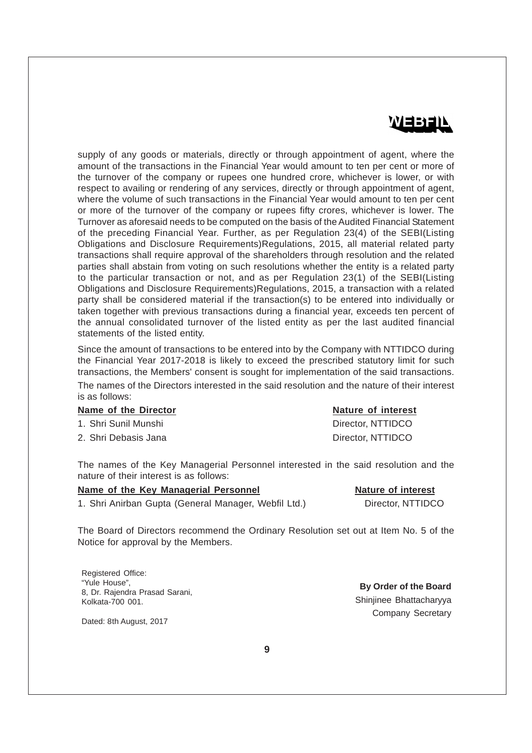supply of any goods or materials, directly or through appointment of agent, where the amount of the transactions in the Financial Year would amount to ten per cent or more of the turnover of the company or rupees one hundred crore, whichever is lower, or with respect to availing or rendering of any services, directly or through appointment of agent, where the volume of such transactions in the Financial Year would amount to ten per cent or more of the turnover of the company or rupees fifty crores, whichever is lower. The Turnover as aforesaid needs to be computed on the basis of the Audited Financial Statement of the preceding Financial Year. Further, as per Regulation 23(4) of the SEBI(Listing Obligations and Disclosure Requirements)Regulations, 2015, all material related party transactions shall require approval of the shareholders through resolution and the related parties shall abstain from voting on such resolutions whether the entity is a related party to the particular transaction or not, and as per Regulation 23(1) of the SEBI(Listing Obligations and Disclosure Requirements)Regulations, 2015, a transaction with a related party shall be considered material if the transaction(s) to be entered into individually or taken together with previous transactions during a financial year, exceeds ten percent of the annual consolidated turnover of the listed entity as per the last audited financial statements of the listed entity.

Since the amount of transactions to be entered into by the Company with NTTIDCO during the Financial Year 2017-2018 is likely to exceed the prescribed statutory limit for such transactions, the Members' consent is sought for implementation of the said transactions.

The names of the Directors interested in the said resolution and the nature of their interest is as follows:

| **Name of the Director** | **Nature of interest** |
|---|---|
| 1. Shri Sunil Munshi | Director, NTTIDCO |
| 2. Shri Debasis Jana | Director, NTTIDCO |

The names of the Key Managerial Personnel interested in the said resolution and the nature of their interest is as follows:

| **Name of the Key Managerial Personnel** | **Nature of interest** |
|---|---|
| 1. Shri Anirban Gupta (General Manager, Webfil Ltd.) | Director, NTTIDCO |

The Board of Directors recommend the Ordinary Resolution set out at Item No. 5 of the Notice for approval by the Members.

Registered Office:
"Yule House",
8, Dr. Rajendra Prasad Sarani,
Kolkata-700 001.

Dated: 8th August, 2017

**By Order of the Board**
Shinjinee Bhattacharyya
Company Secretary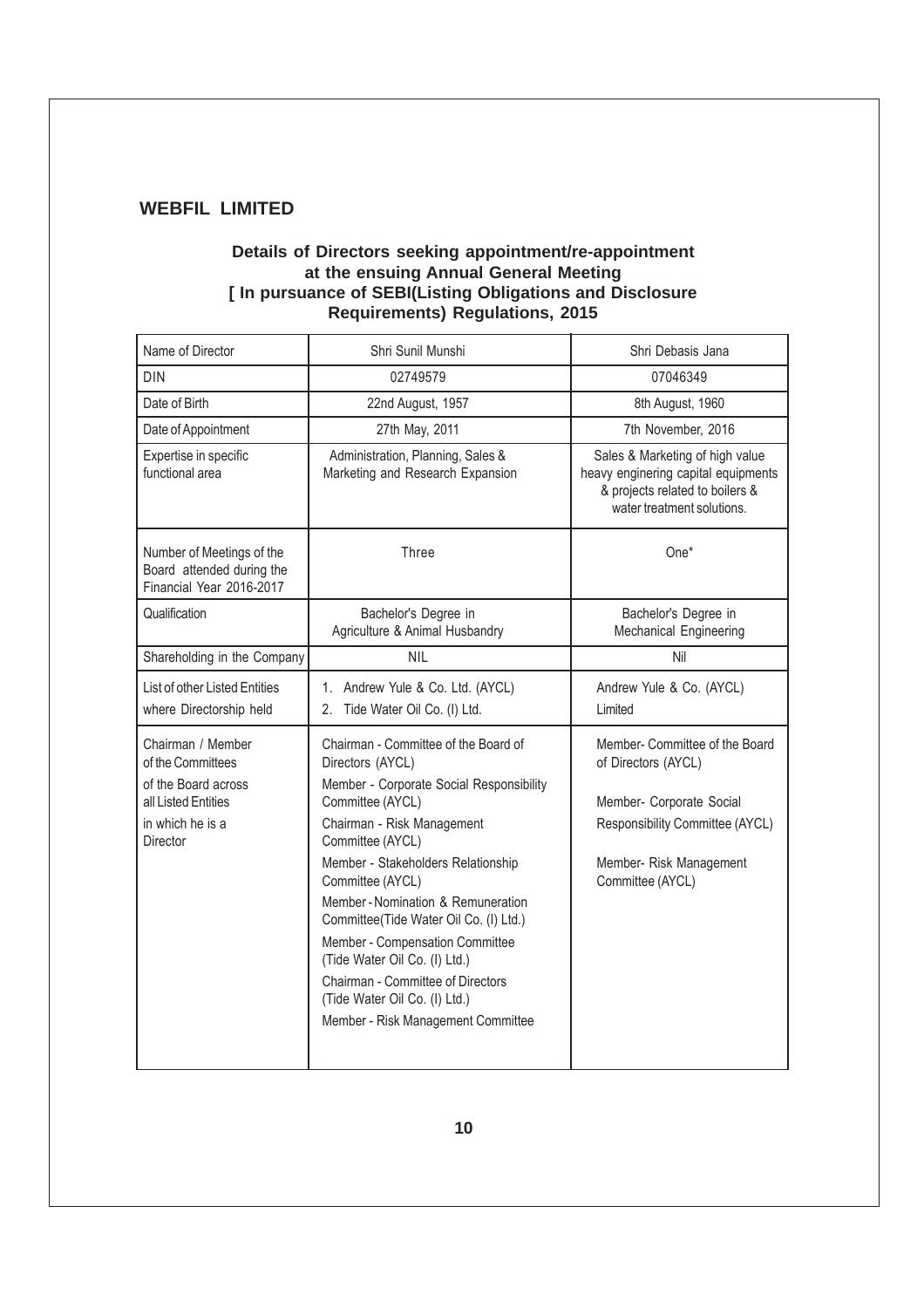## WEBFIL LIMITED

### Details of Directors seeking appointment/re-appointment at the ensuing Annual General Meeting [ In pursuance of SEBI(Listing Obligations and Disclosure Requirements) Regulations, 2015

| Name of Director | Shri Sunil Munshi | Shri Debasis Jana |
|---|---|---|
| DIN | 02749579 | 07046349 |
| Date of Birth | 22nd August, 1957 | 8th August, 1960 |
| Date of Appointment | 27th May, 2011 | 7th November, 2016 |
| Expertise in specific functional area | Administration, Planning, Sales & Marketing and Research Expansion | Sales & Marketing of high value heavy enginering capital equipments & projects related to boilers & water treatment solutions. |
| Number of Meetings of the Board attended during the Financial Year 2016-2017 | Three | One* |
| Qualification | Bachelor's Degree in Agriculture & Animal Husbandry | Bachelor's Degree in Mechanical Engineering |
| Shareholding in the Company | NIL | Nil |
| List of other Listed Entities where Directorship held | 1. Andrew Yule & Co. Ltd. (AYCL)<br>2. Tide Water Oil Co. (I) Ltd. | Andrew Yule & Co. (AYCL) Limited |
| Chairman / Member of the Committees of the Board across all Listed Entities in which he is a Director | Chairman - Committee of the Board of Directors (AYCL)<br>Member - Corporate Social Responsibility Committee (AYCL)<br>Chairman - Risk Management Committee (AYCL)<br>Member - Stakeholders Relationship Committee (AYCL)<br>Member - Nomination & Remuneration Committee(Tide Water Oil Co. (I) Ltd.)<br>Member - Compensation Committee (Tide Water Oil Co. (I) Ltd.)<br>Chairman - Committee of Directors (Tide Water Oil Co. (I) Ltd.)<br>Member - Risk Management Committee | Member- Committee of the Board of Directors (AYCL)<br>Member- Corporate Social Responsibility Committee (AYCL)<br>Member- Risk Management Committee (AYCL) |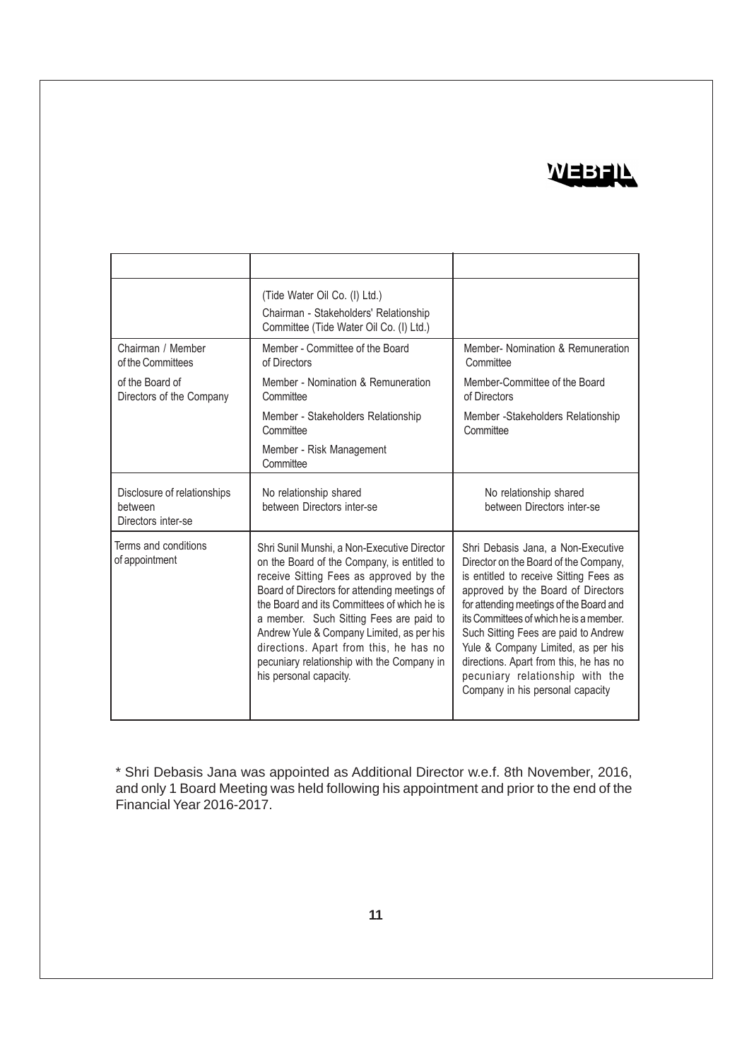**WEBFIL**

| | | |
|---|---|---|
| | | |
| | (Tide Water Oil Co. (I) Ltd.)<br>Chairman - Stakeholders' Relationship Committee (Tide Water Oil Co. (I) Ltd.) | |
| Chairman / Member of the Committees of the Board of Directors of the Company | Member - Committee of the Board of Directors<br>Member - Nomination & Remuneration Committee<br>Member - Stakeholders Relationship Committee<br>Member - Risk Management Committee | Member- Nomination & Remuneration Committee<br>Member-Committee of the Board of Directors<br>Member -Stakeholders Relationship Committee |
| Disclosure of relationships between Directors inter-se | No relationship shared between Directors inter-se | No relationship shared between Directors inter-se |
| Terms and conditions of appointment | Shri Sunil Munshi, a Non-Executive Director on the Board of the Company, is entitled to receive Sitting Fees as approved by the Board of Directors for attending meetings of the Board and its Committees of which he is a member. Such Sitting Fees are paid to Andrew Yule & Company Limited, as per his directions. Apart from this, he has no pecuniary relationship with the Company in his personal capacity. | Shri Debasis Jana, a Non-Executive Director on the Board of the Company, is entitled to receive Sitting Fees as approved by the Board of Directors for attending meetings of the Board and its Committees of which he is a member. Such Sitting Fees are paid to Andrew Yule & Company Limited, as per his directions. Apart from this, he has no pecuniary relationship with the Company in his personal capacity |

* Shri Debasis Jana was appointed as Additional Director w.e.f. 8th November, 2016, and only 1 Board Meeting was held following his appointment and prior to the end of the Financial Year 2016-2017.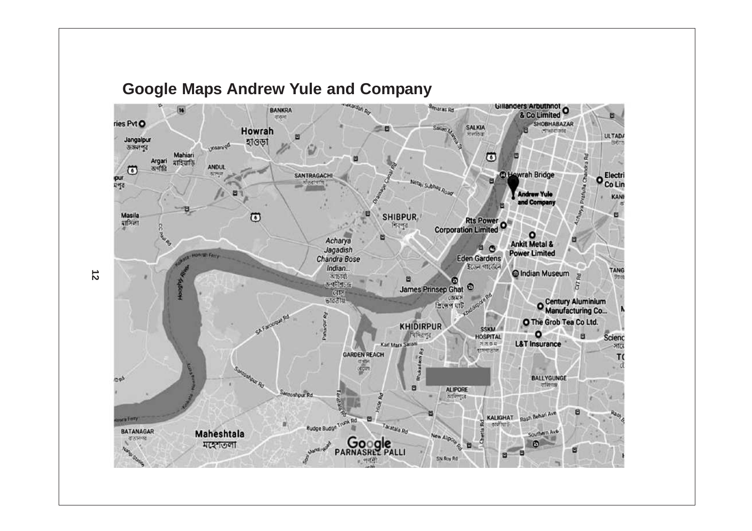## Google Maps Andrew Yule and Company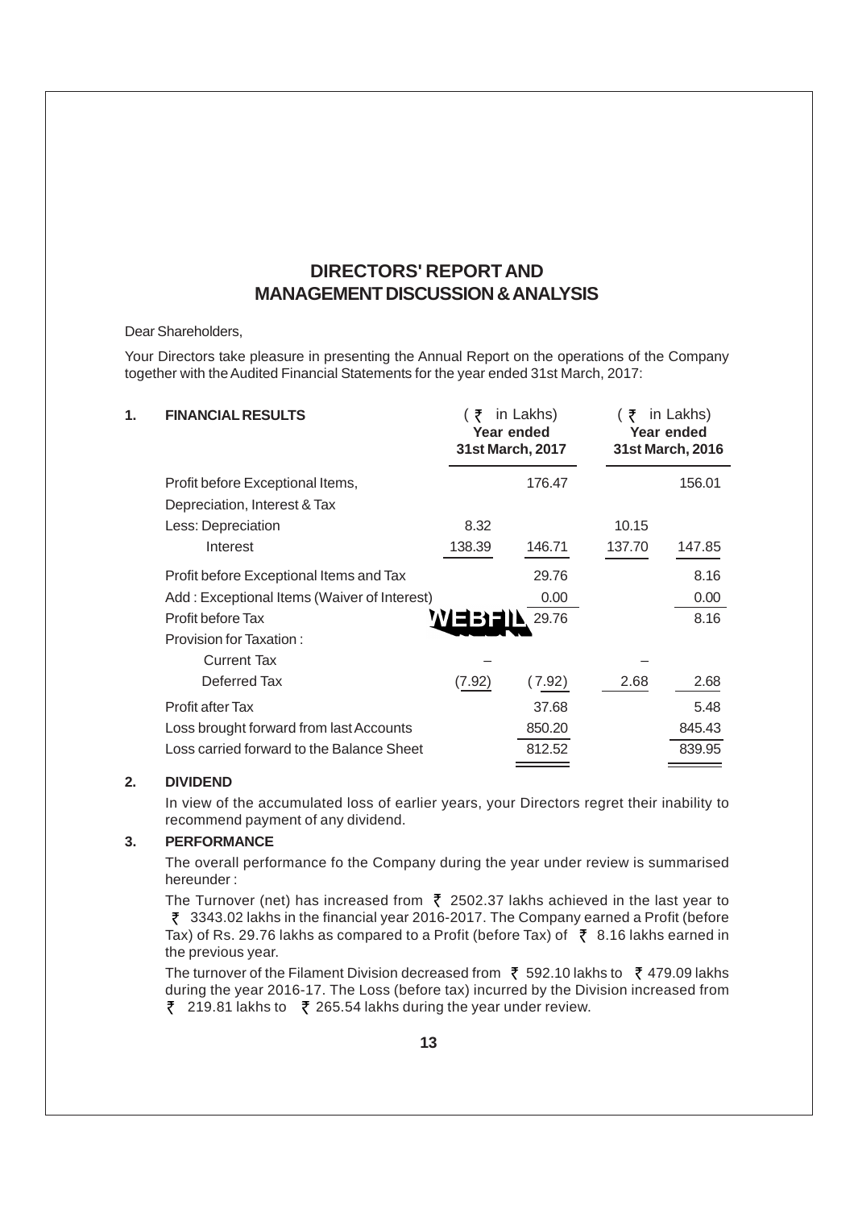# DIRECTORS' REPORT AND MANAGEMENT DISCUSSION & ANALYSIS

Dear Shareholders,

Your Directors take pleasure in presenting the Annual Report on the operations of the Company together with the Audited Financial Statements for the year ended 31st March, 2017:

## 1. FINANCIAL RESULTS

| | (₹ in Lakhs) Year ended 31st March, 2017 | | (₹ in Lakhs) Year ended 31st March, 2016 | |
|---|---|---|---|---|
| Profit before Exceptional Items, Depreciation, Interest & Tax | | 176.47 | | 156.01 |
| Less: Depreciation | 8.32 | | 10.15 | |
| Interest | 138.39 | 146.71 | 137.70 | 147.85 |
| Profit before Exceptional Items and Tax | | 29.76 | | 8.16 |
| Add : Exceptional Items (Waiver of Interest) | | 0.00 | | 0.00 |
| Profit before Tax | | 29.76 | | 8.16 |
| Provision for Taxation : | | | | |
| Current Tax | – | | – | |
| Deferred Tax | (7.92) | (7.92) | 2.68 | 2.68 |
| Profit after Tax | | 37.68 | | 5.48 |
| Loss brought forward from last Accounts | | 850.20 | | 845.43 |
| Loss carried forward to the Balance Sheet | | 812.52 | | 839.95 |

## 2. DIVIDEND

In view of the accumulated loss of earlier years, your Directors regret their inability to recommend payment of any dividend.

## 3. PERFORMANCE

The overall performance fo the Company during the year under review is summarised hereunder :

The Turnover (net) has increased from ₹ 2502.37 lakhs achieved in the last year to ₹ 3343.02 lakhs in the financial year 2016-2017. The Company earned a Profit (before Tax) of Rs. 29.76 lakhs as compared to a Profit (before Tax) of ₹ 8.16 lakhs earned in the previous year.

The turnover of the Filament Division decreased from ₹ 592.10 lakhs to ₹ 479.09 lakhs during the year 2016-17. The Loss (before tax) incurred by the Division increased from ₹ 219.81 lakhs to ₹ 265.54 lakhs during the year under review.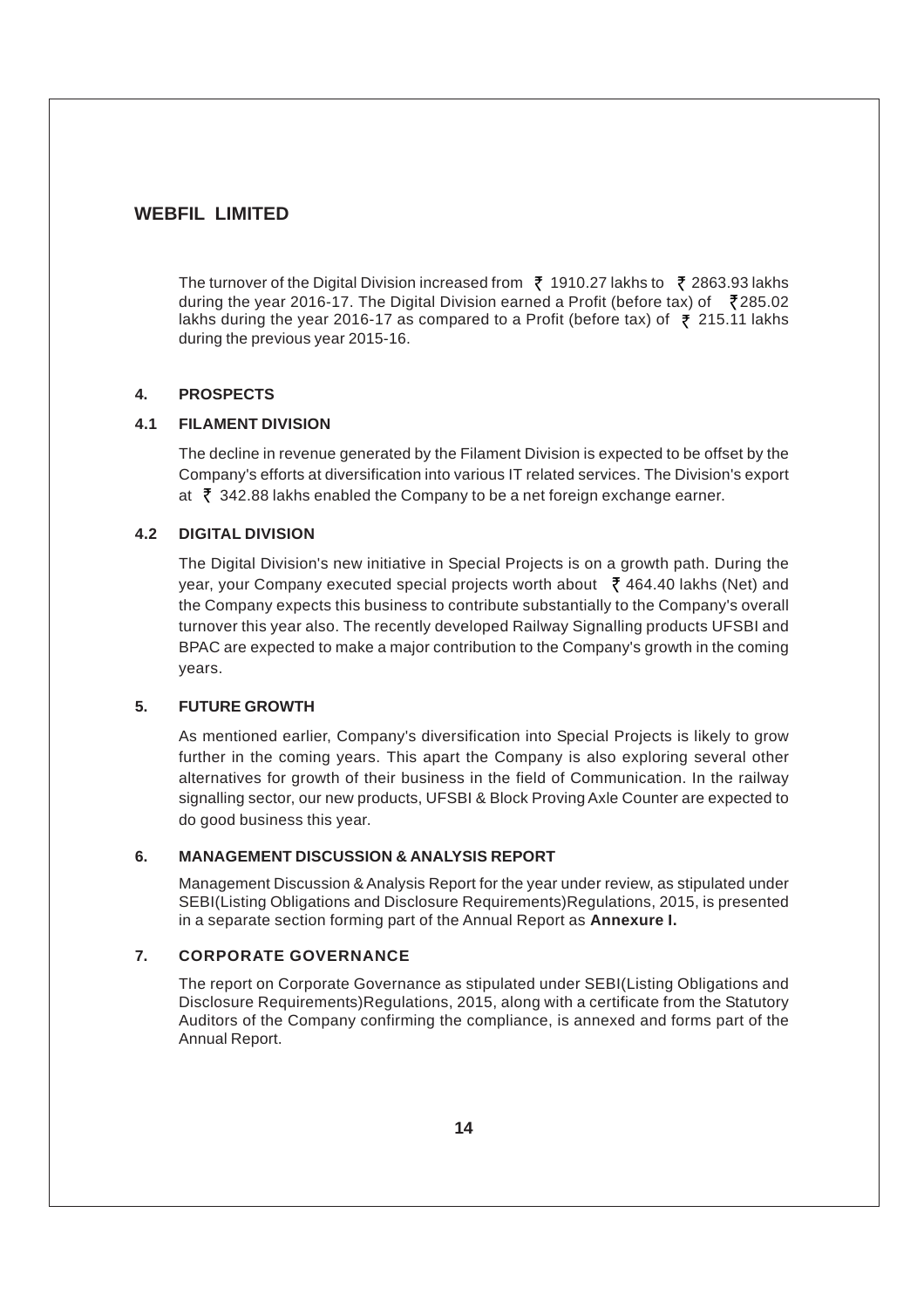The turnover of the Digital Division increased from ₹ 1910.27 lakhs to ₹ 2863.93 lakhs during the year 2016-17. The Digital Division earned a Profit (before tax) of ₹285.02 lakhs during the year 2016-17 as compared to a Profit (before tax) of ₹ 215.11 lakhs during the previous year 2015-16.

## 4. PROSPECTS

### 4.1 FILAMENT DIVISION

The decline in revenue generated by the Filament Division is expected to be offset by the Company's efforts at diversification into various IT related services. The Division's export at ₹ 342.88 lakhs enabled the Company to be a net foreign exchange earner.

### 4.2 DIGITAL DIVISION

The Digital Division's new initiative in Special Projects is on a growth path. During the year, your Company executed special projects worth about ₹ 464.40 lakhs (Net) and the Company expects this business to contribute substantially to the Company's overall turnover this year also. The recently developed Railway Signalling products UFSBI and BPAC are expected to make a major contribution to the Company's growth in the coming years.

## 5. FUTURE GROWTH

As mentioned earlier, Company's diversification into Special Projects is likely to grow further in the coming years. This apart the Company is also exploring several other alternatives for growth of their business in the field of Communication. In the railway signalling sector, our new products, UFSBI & Block Proving Axle Counter are expected to do good business this year.

## 6. MANAGEMENT DISCUSSION & ANALYSIS REPORT

Management Discussion & Analysis Report for the year under review, as stipulated under SEBI(Listing Obligations and Disclosure Requirements)Regulations, 2015, is presented in a separate section forming part of the Annual Report as **Annexure I.**

## 7. CORPORATE GOVERNANCE

The report on Corporate Governance as stipulated under SEBI(Listing Obligations and Disclosure Requirements)Regulations, 2015, along with a certificate from the Statutory Auditors of the Company confirming the compliance, is annexed and forms part of the Annual Report.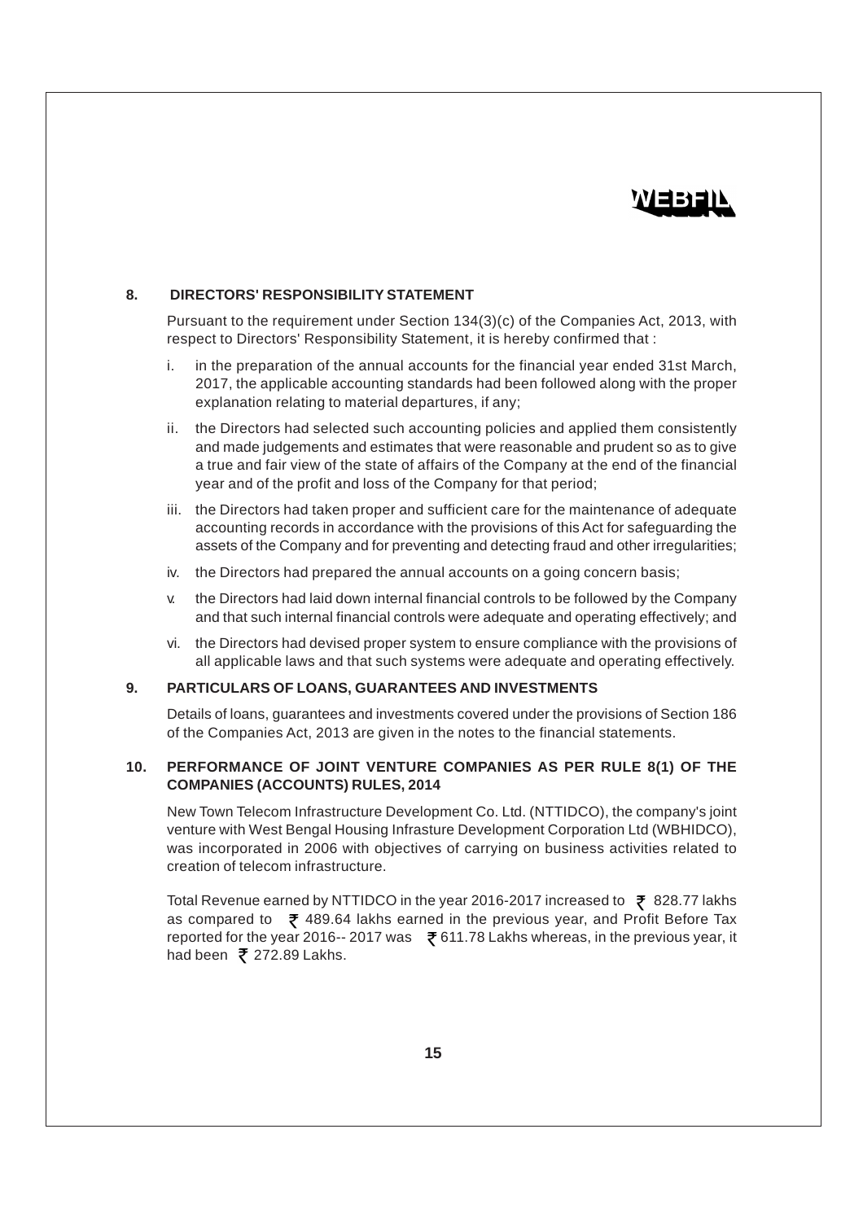## 8. DIRECTORS' RESPONSIBILITY STATEMENT

Pursuant to the requirement under Section 134(3)(c) of the Companies Act, 2013, with respect to Directors' Responsibility Statement, it is hereby confirmed that :

i. in the preparation of the annual accounts for the financial year ended 31st March, 2017, the applicable accounting standards had been followed along with the proper explanation relating to material departures, if any;

ii. the Directors had selected such accounting policies and applied them consistently and made judgements and estimates that were reasonable and prudent so as to give a true and fair view of the state of affairs of the Company at the end of the financial year and of the profit and loss of the Company for that period;

iii. the Directors had taken proper and sufficient care for the maintenance of adequate accounting records in accordance with the provisions of this Act for safeguarding the assets of the Company and for preventing and detecting fraud and other irregularities;

iv. the Directors had prepared the annual accounts on a going concern basis;

v. the Directors had laid down internal financial controls to be followed by the Company and that such internal financial controls were adequate and operating effectively; and

vi. the Directors had devised proper system to ensure compliance with the provisions of all applicable laws and that such systems were adequate and operating effectively.

## 9. PARTICULARS OF LOANS, GUARANTEES AND INVESTMENTS

Details of loans, guarantees and investments covered under the provisions of Section 186 of the Companies Act, 2013 are given in the notes to the financial statements.

## 10. PERFORMANCE OF JOINT VENTURE COMPANIES AS PER RULE 8(1) OF THE COMPANIES (ACCOUNTS) RULES, 2014

New Town Telecom Infrastructure Development Co. Ltd. (NTTIDCO), the company's joint venture with West Bengal Housing Infrasture Development Corporation Ltd (WBHIDCO), was incorporated in 2006 with objectives of carrying on business activities related to creation of telecom infrastructure.

Total Revenue earned by NTTIDCO in the year 2016-2017 increased to ₹ 828.77 lakhs as compared to ₹ 489.64 lakhs earned in the previous year, and Profit Before Tax reported for the year 2016-- 2017 was ₹ 611.78 Lakhs whereas, in the previous year, it had been ₹ 272.89 Lakhs.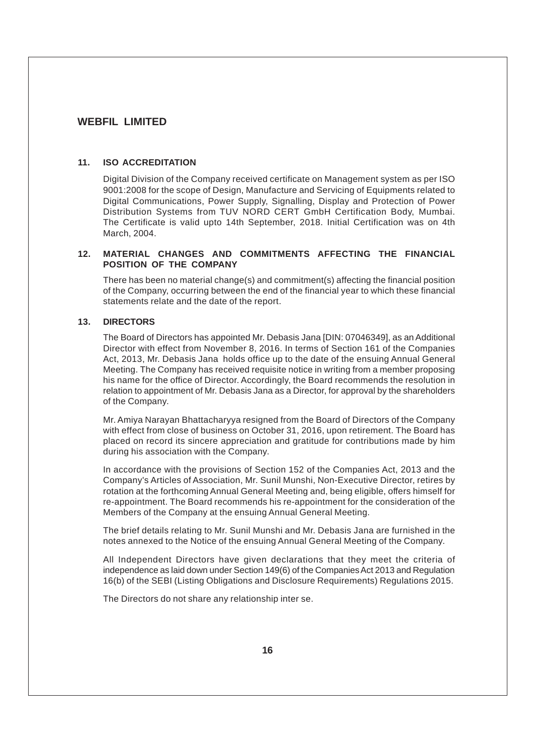## 11. ISO ACCREDITATION

Digital Division of the Company received certificate on Management system as per ISO 9001:2008 for the scope of Design, Manufacture and Servicing of Equipments related to Digital Communications, Power Supply, Signalling, Display and Protection of Power Distribution Systems from TUV NORD CERT GmbH Certification Body, Mumbai. The Certificate is valid upto 14th September, 2018. Initial Certification was on 4th March, 2004.

## 12. MATERIAL CHANGES AND COMMITMENTS AFFECTING THE FINANCIAL POSITION OF THE COMPANY

There has been no material change(s) and commitment(s) affecting the financial position of the Company, occurring between the end of the financial year to which these financial statements relate and the date of the report.

## 13. DIRECTORS

The Board of Directors has appointed Mr. Debasis Jana [DIN: 07046349], as an Additional Director with effect from November 8, 2016. In terms of Section 161 of the Companies Act, 2013, Mr. Debasis Jana holds office up to the date of the ensuing Annual General Meeting. The Company has received requisite notice in writing from a member proposing his name for the office of Director. Accordingly, the Board recommends the resolution in relation to appointment of Mr. Debasis Jana as a Director, for approval by the shareholders of the Company.

Mr. Amiya Narayan Bhattacharyya resigned from the Board of Directors of the Company with effect from close of business on October 31, 2016, upon retirement. The Board has placed on record its sincere appreciation and gratitude for contributions made by him during his association with the Company.

In accordance with the provisions of Section 152 of the Companies Act, 2013 and the Company's Articles of Association, Mr. Sunil Munshi, Non-Executive Director, retires by rotation at the forthcoming Annual General Meeting and, being eligible, offers himself for re-appointment. The Board recommends his re-appointment for the consideration of the Members of the Company at the ensuing Annual General Meeting.

The brief details relating to Mr. Sunil Munshi and Mr. Debasis Jana are furnished in the notes annexed to the Notice of the ensuing Annual General Meeting of the Company.

All Independent Directors have given declarations that they meet the criteria of independence as laid down under Section 149(6) of the Companies Act 2013 and Regulation 16(b) of the SEBI (Listing Obligations and Disclosure Requirements) Regulations 2015.

The Directors do not share any relationship inter se.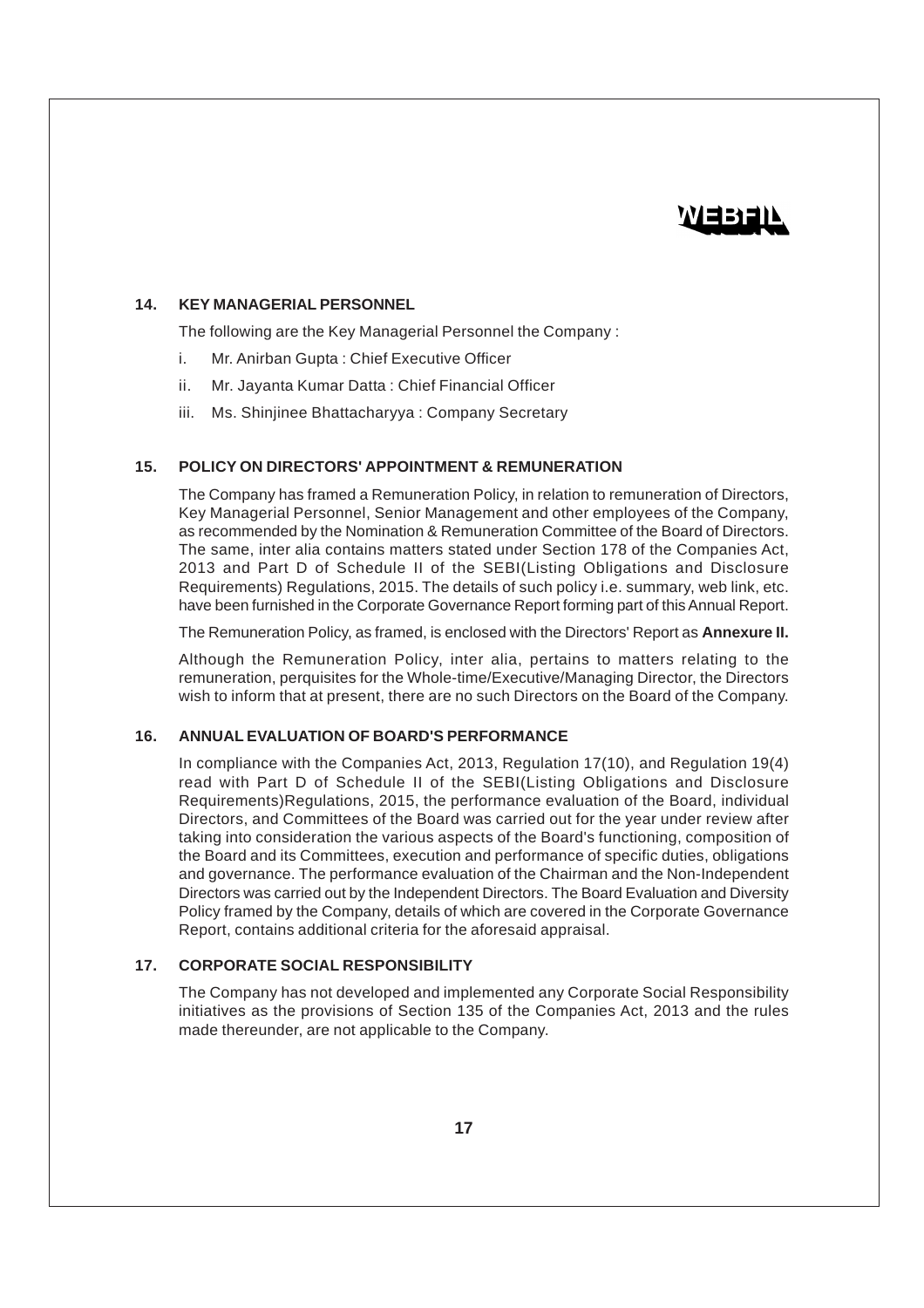## 14. KEY MANAGERIAL PERSONNEL

The following are the Key Managerial Personnel the Company :

i. Mr. Anirban Gupta : Chief Executive Officer

ii. Mr. Jayanta Kumar Datta : Chief Financial Officer

iii. Ms. Shinjinee Bhattacharyya : Company Secretary

## 15. POLICY ON DIRECTORS' APPOINTMENT & REMUNERATION

The Company has framed a Remuneration Policy, in relation to remuneration of Directors, Key Managerial Personnel, Senior Management and other employees of the Company, as recommended by the Nomination & Remuneration Committee of the Board of Directors. The same, inter alia contains matters stated under Section 178 of the Companies Act, 2013 and Part D of Schedule II of the SEBI(Listing Obligations and Disclosure Requirements) Regulations, 2015. The details of such policy i.e. summary, web link, etc. have been furnished in the Corporate Governance Report forming part of this Annual Report.

The Remuneration Policy, as framed, is enclosed with the Directors' Report as **Annexure II.**

Although the Remuneration Policy, inter alia, pertains to matters relating to the remuneration, perquisites for the Whole-time/Executive/Managing Director, the Directors wish to inform that at present, there are no such Directors on the Board of the Company.

## 16. ANNUAL EVALUATION OF BOARD'S PERFORMANCE

In compliance with the Companies Act, 2013, Regulation 17(10), and Regulation 19(4) read with Part D of Schedule II of the SEBI(Listing Obligations and Disclosure Requirements)Regulations, 2015, the performance evaluation of the Board, individual Directors, and Committees of the Board was carried out for the year under review after taking into consideration the various aspects of the Board's functioning, composition of the Board and its Committees, execution and performance of specific duties, obligations and governance. The performance evaluation of the Chairman and the Non-Independent Directors was carried out by the Independent Directors. The Board Evaluation and Diversity Policy framed by the Company, details of which are covered in the Corporate Governance Report, contains additional criteria for the aforesaid appraisal.

## 17. CORPORATE SOCIAL RESPONSIBILITY

The Company has not developed and implemented any Corporate Social Responsibility initiatives as the provisions of Section 135 of the Companies Act, 2013 and the rules made thereunder, are not applicable to the Company.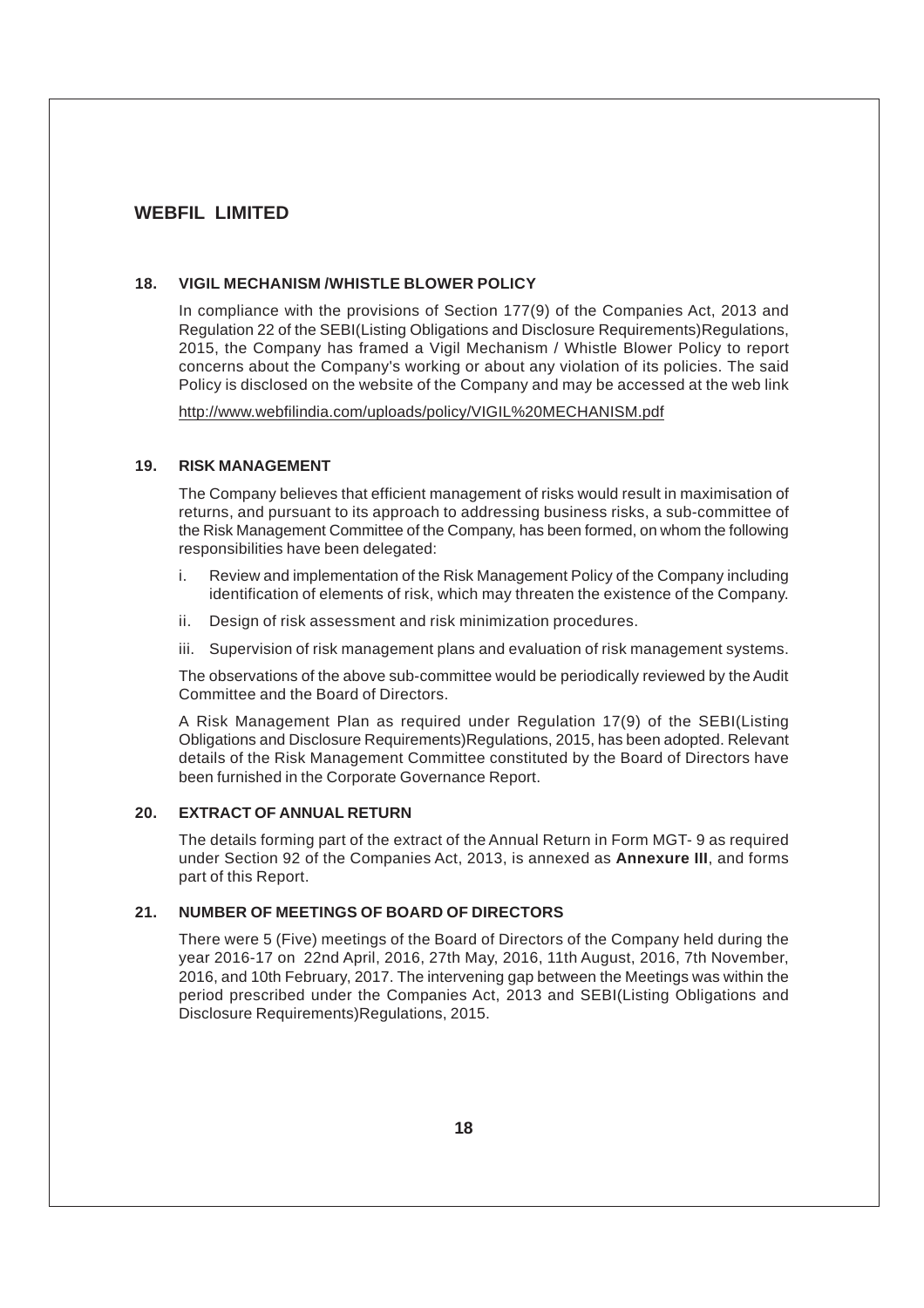## 18. VIGIL MECHANISM /WHISTLE BLOWER POLICY

In compliance with the provisions of Section 177(9) of the Companies Act, 2013 and Regulation 22 of the SEBI(Listing Obligations and Disclosure Requirements)Regulations, 2015, the Company has framed a Vigil Mechanism / Whistle Blower Policy to report concerns about the Company's working or about any violation of its policies. The said Policy is disclosed on the website of the Company and may be accessed at the web link

http://www.webfilindia.com/uploads/policy/VIGIL%20MECHANISM.pdf

## 19. RISK MANAGEMENT

The Company believes that efficient management of risks would result in maximisation of returns, and pursuant to its approach to addressing business risks, a sub-committee of the Risk Management Committee of the Company, has been formed, on whom the following responsibilities have been delegated:

i. Review and implementation of the Risk Management Policy of the Company including identification of elements of risk, which may threaten the existence of the Company.

ii. Design of risk assessment and risk minimization procedures.

iii. Supervision of risk management plans and evaluation of risk management systems.

The observations of the above sub-committee would be periodically reviewed by the Audit Committee and the Board of Directors.

A Risk Management Plan as required under Regulation 17(9) of the SEBI(Listing Obligations and Disclosure Requirements)Regulations, 2015, has been adopted. Relevant details of the Risk Management Committee constituted by the Board of Directors have been furnished in the Corporate Governance Report.

## 20. EXTRACT OF ANNUAL RETURN

The details forming part of the extract of the Annual Return in Form MGT- 9 as required under Section 92 of the Companies Act, 2013, is annexed as **Annexure III**, and forms part of this Report.

## 21. NUMBER OF MEETINGS OF BOARD OF DIRECTORS

There were 5 (Five) meetings of the Board of Directors of the Company held during the year 2016-17 on 22nd April, 2016, 27th May, 2016, 11th August, 2016, 7th November, 2016, and 10th February, 2017. The intervening gap between the Meetings was within the period prescribed under the Companies Act, 2013 and SEBI(Listing Obligations and Disclosure Requirements)Regulations, 2015.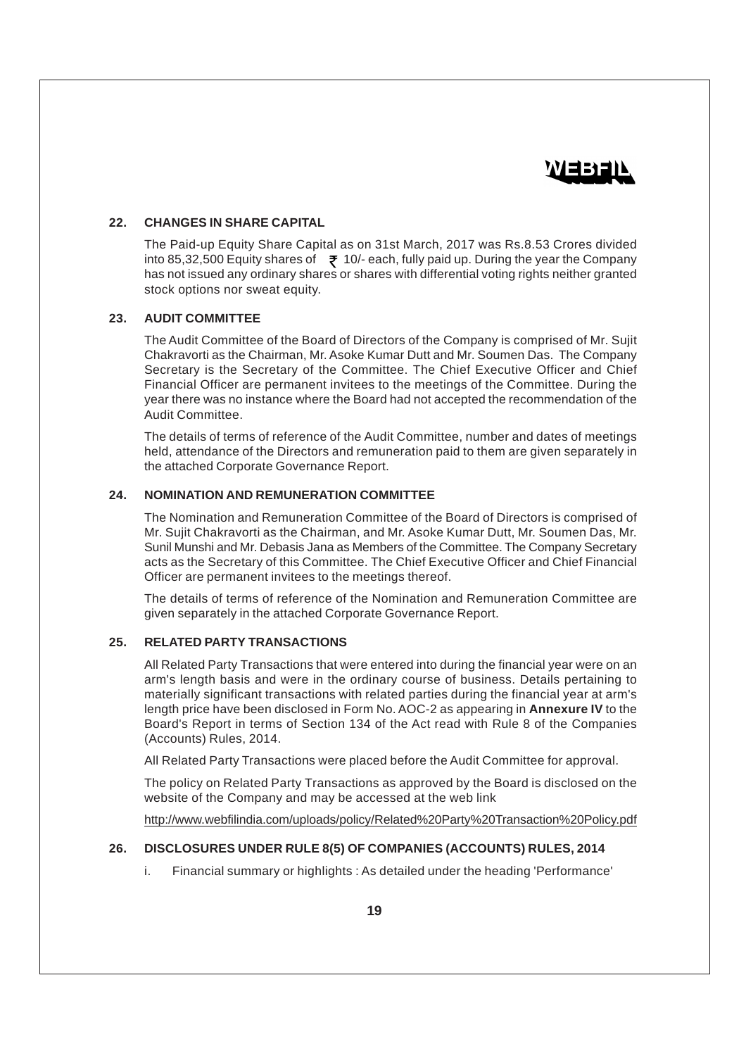## 22. CHANGES IN SHARE CAPITAL

The Paid-up Equity Share Capital as on 31st March, 2017 was Rs.8.53 Crores divided into 85,32,500 Equity shares of ₹ 10/- each, fully paid up. During the year the Company has not issued any ordinary shares or shares with differential voting rights neither granted stock options nor sweat equity.

## 23. AUDIT COMMITTEE

The Audit Committee of the Board of Directors of the Company is comprised of Mr. Sujit Chakravorti as the Chairman, Mr. Asoke Kumar Dutt and Mr. Soumen Das. The Company Secretary is the Secretary of the Committee. The Chief Executive Officer and Chief Financial Officer are permanent invitees to the meetings of the Committee. During the year there was no instance where the Board had not accepted the recommendation of the Audit Committee.

The details of terms of reference of the Audit Committee, number and dates of meetings held, attendance of the Directors and remuneration paid to them are given separately in the attached Corporate Governance Report.

## 24. NOMINATION AND REMUNERATION COMMITTEE

The Nomination and Remuneration Committee of the Board of Directors is comprised of Mr. Sujit Chakravorti as the Chairman, and Mr. Asoke Kumar Dutt, Mr. Soumen Das, Mr. Sunil Munshi and Mr. Debasis Jana as Members of the Committee. The Company Secretary acts as the Secretary of this Committee. The Chief Executive Officer and Chief Financial Officer are permanent invitees to the meetings thereof.

The details of terms of reference of the Nomination and Remuneration Committee are given separately in the attached Corporate Governance Report.

## 25. RELATED PARTY TRANSACTIONS

All Related Party Transactions that were entered into during the financial year were on an arm's length basis and were in the ordinary course of business. Details pertaining to materially significant transactions with related parties during the financial year at arm's length price have been disclosed in Form No. AOC-2 as appearing in **Annexure IV** to the Board's Report in terms of Section 134 of the Act read with Rule 8 of the Companies (Accounts) Rules, 2014.

All Related Party Transactions were placed before the Audit Committee for approval.

The policy on Related Party Transactions as approved by the Board is disclosed on the website of the Company and may be accessed at the web link

http://www.webfilindia.com/uploads/policy/Related%20Party%20Transaction%20Policy.pdf

## 26. DISCLOSURES UNDER RULE 8(5) OF COMPANIES (ACCOUNTS) RULES, 2014

i. Financial summary or highlights : As detailed under the heading 'Performance'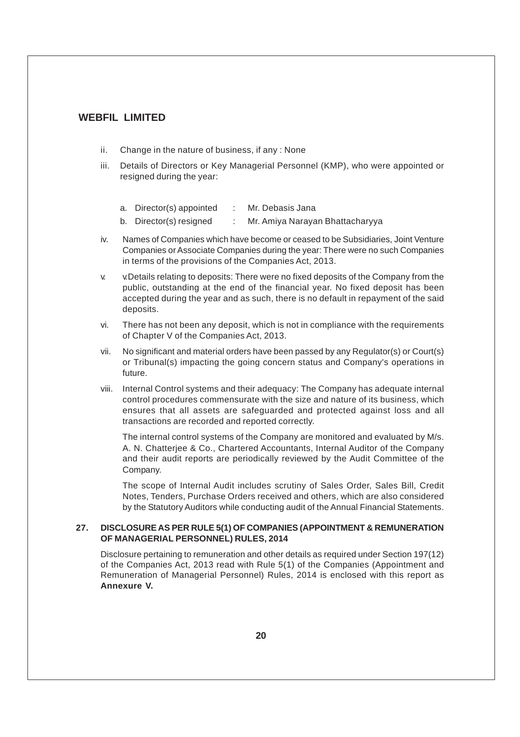ii. Change in the nature of business, if any : None

iii. Details of Directors or Key Managerial Personnel (KMP), who were appointed or resigned during the year:

   a. Director(s) appointed : Mr. Debasis Jana

   b. Director(s) resigned : Mr. Amiya Narayan Bhattacharyya

iv. Names of Companies which have become or ceased to be Subsidiaries, Joint Venture Companies or Associate Companies during the year: There were no such Companies in terms of the provisions of the Companies Act, 2013.

v. v.Details relating to deposits: There were no fixed deposits of the Company from the public, outstanding at the end of the financial year. No fixed deposit has been accepted during the year and as such, there is no default in repayment of the said deposits.

vi. There has not been any deposit, which is not in compliance with the requirements of Chapter V of the Companies Act, 2013.

vii. No significant and material orders have been passed by any Regulator(s) or Court(s) or Tribunal(s) impacting the going concern status and Company's operations in future.

viii. Internal Control systems and their adequacy: The Company has adequate internal control procedures commensurate with the size and nature of its business, which ensures that all assets are safeguarded and protected against loss and all transactions are recorded and reported correctly.

   The internal control systems of the Company are monitored and evaluated by M/s. A. N. Chatterjee & Co., Chartered Accountants, Internal Auditor of the Company and their audit reports are periodically reviewed by the Audit Committee of the Company.

   The scope of Internal Audit includes scrutiny of Sales Order, Sales Bill, Credit Notes, Tenders, Purchase Orders received and others, which are also considered by the Statutory Auditors while conducting audit of the Annual Financial Statements.

## 27. DISCLOSURE AS PER RULE 5(1) OF COMPANIES (APPOINTMENT & REMUNERATION OF MANAGERIAL PERSONNEL) RULES, 2014

Disclosure pertaining to remuneration and other details as required under Section 197(12) of the Companies Act, 2013 read with Rule 5(1) of the Companies (Appointment and Remuneration of Managerial Personnel) Rules, 2014 is enclosed with this report as **Annexure V.**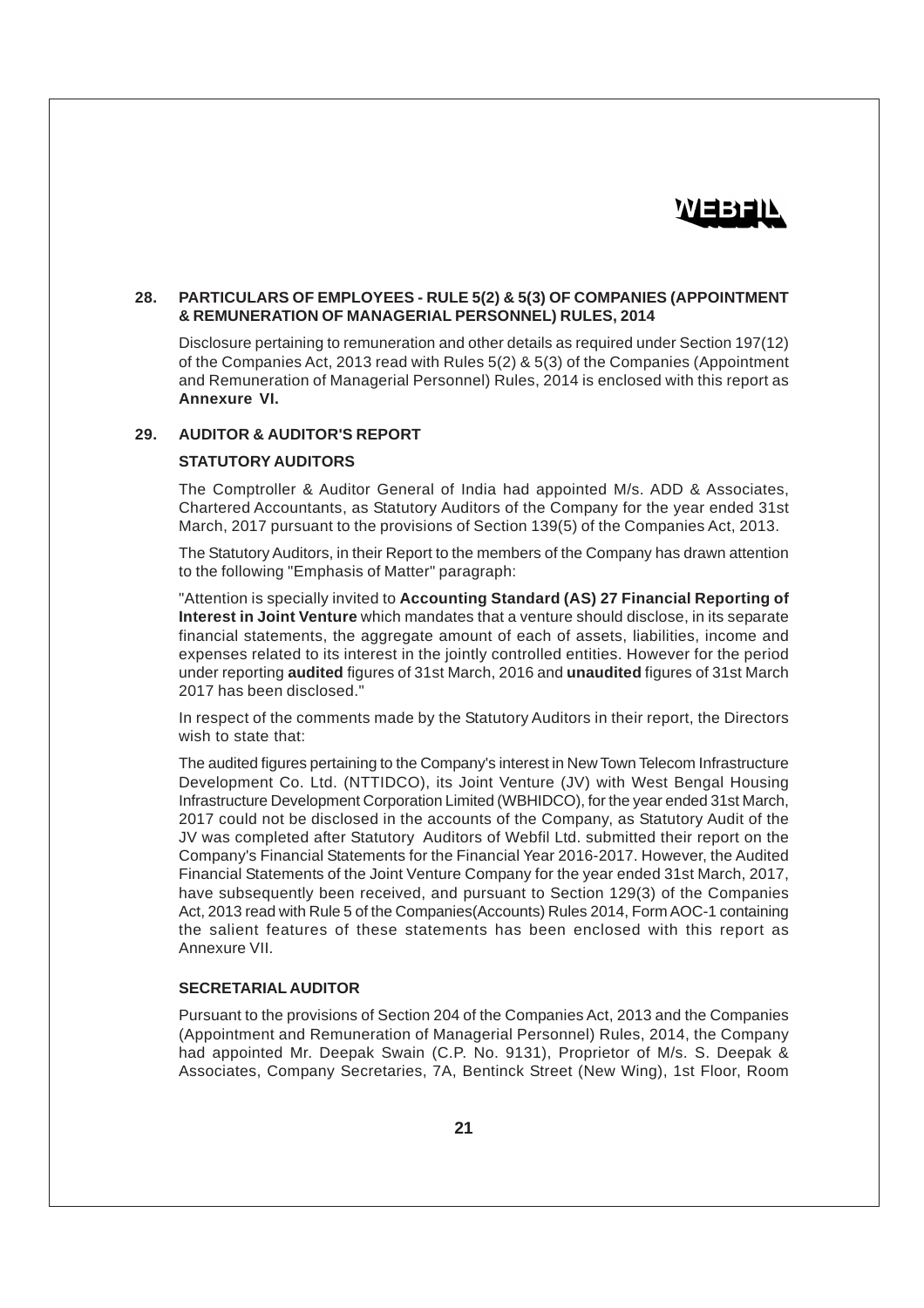## 28. PARTICULARS OF EMPLOYEES - RULE 5(2) & 5(3) OF COMPANIES (APPOINTMENT & REMUNERATION OF MANAGERIAL PERSONNEL) RULES, 2014

Disclosure pertaining to remuneration and other details as required under Section 197(12) of the Companies Act, 2013 read with Rules 5(2) & 5(3) of the Companies (Appointment and Remuneration of Managerial Personnel) Rules, 2014 is enclosed with this report as **Annexure VI.**

## 29. AUDITOR & AUDITOR'S REPORT

### STATUTORY AUDITORS

The Comptroller & Auditor General of India had appointed M/s. ADD & Associates, Chartered Accountants, as Statutory Auditors of the Company for the year ended 31st March, 2017 pursuant to the provisions of Section 139(5) of the Companies Act, 2013.

The Statutory Auditors, in their Report to the members of the Company has drawn attention to the following "Emphasis of Matter" paragraph:

"Attention is specially invited to **Accounting Standard (AS) 27 Financial Reporting of Interest in Joint Venture** which mandates that a venture should disclose, in its separate financial statements, the aggregate amount of each of assets, liabilities, income and expenses related to its interest in the jointly controlled entities. However for the period under reporting **audited** figures of 31st March, 2016 and **unaudited** figures of 31st March 2017 has been disclosed."

In respect of the comments made by the Statutory Auditors in their report, the Directors wish to state that:

The audited figures pertaining to the Company's interest in New Town Telecom Infrastructure Development Co. Ltd. (NTTIDCO), its Joint Venture (JV) with West Bengal Housing Infrastructure Development Corporation Limited (WBHIDCO), for the year ended 31st March, 2017 could not be disclosed in the accounts of the Company, as Statutory Audit of the JV was completed after Statutory Auditors of Webfil Ltd. submitted their report on the Company's Financial Statements for the Financial Year 2016-2017. However, the Audited Financial Statements of the Joint Venture Company for the year ended 31st March, 2017, have subsequently been received, and pursuant to Section 129(3) of the Companies Act, 2013 read with Rule 5 of the Companies(Accounts) Rules 2014, Form AOC-1 containing the salient features of these statements has been enclosed with this report as Annexure VII.

### SECRETARIAL AUDITOR

Pursuant to the provisions of Section 204 of the Companies Act, 2013 and the Companies (Appointment and Remuneration of Managerial Personnel) Rules, 2014, the Company had appointed Mr. Deepak Swain (C.P. No. 9131), Proprietor of M/s. S. Deepak & Associates, Company Secretaries, 7A, Bentinck Street (New Wing), 1st Floor, Room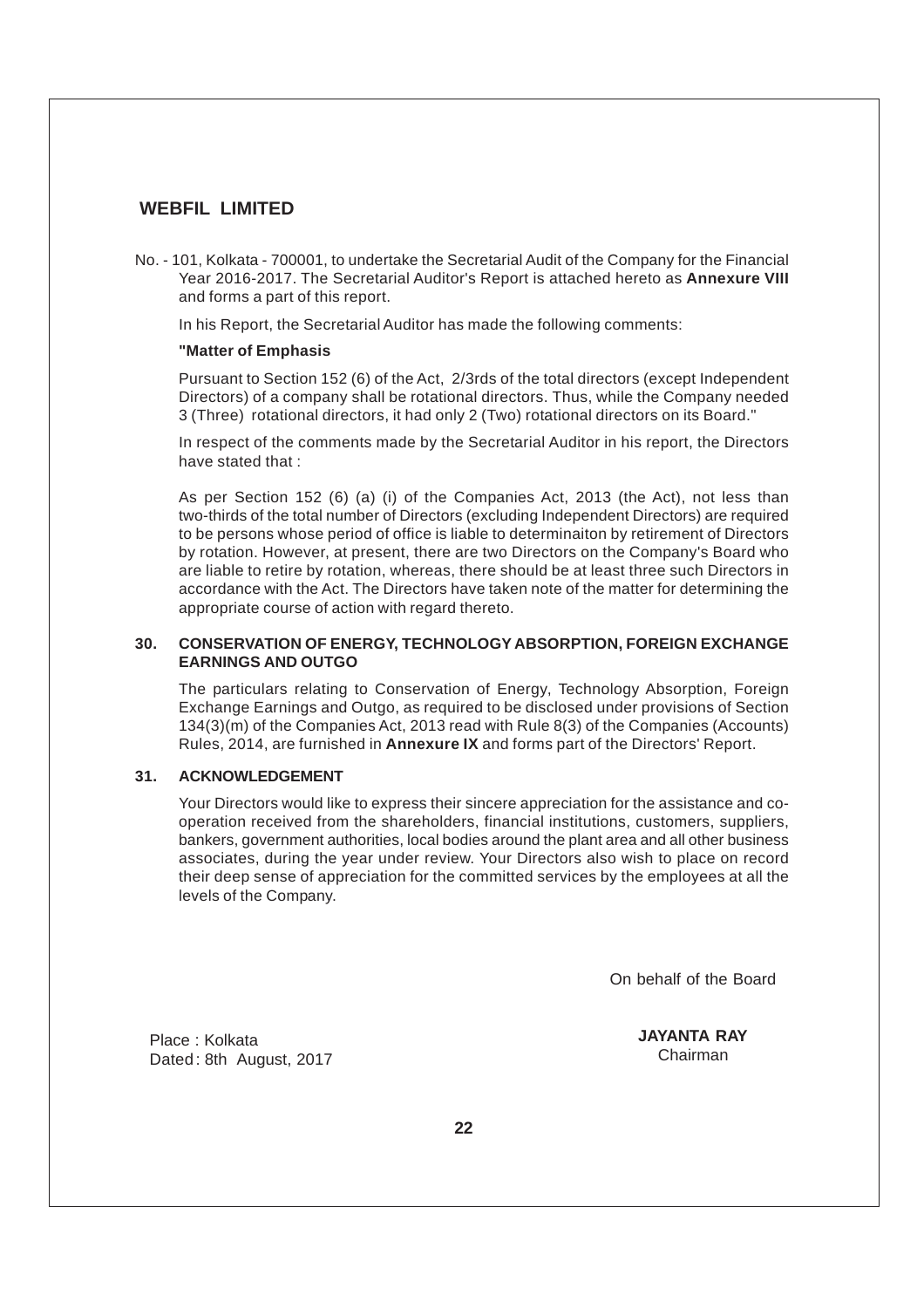No. - 101, Kolkata - 700001, to undertake the Secretarial Audit of the Company for the Financial Year 2016-2017. The Secretarial Auditor's Report is attached hereto as **Annexure VIII** and forms a part of this report.

In his Report, the Secretarial Auditor has made the following comments:

**"Matter of Emphasis**

Pursuant to Section 152 (6) of the Act, 2/3rds of the total directors (except Independent Directors) of a company shall be rotational directors. Thus, while the Company needed 3 (Three) rotational directors, it had only 2 (Two) rotational directors on its Board."

In respect of the comments made by the Secretarial Auditor in his report, the Directors have stated that :

As per Section 152 (6) (a) (i) of the Companies Act, 2013 (the Act), not less than two-thirds of the total number of Directors (excluding Independent Directors) are required to be persons whose period of office is liable to determinaiton by retirement of Directors by rotation. However, at present, there are two Directors on the Company's Board who are liable to retire by rotation, whereas, there should be at least three such Directors in accordance with the Act. The Directors have taken note of the matter for determining the appropriate course of action with regard thereto.

## 30. CONSERVATION OF ENERGY, TECHNOLOGY ABSORPTION, FOREIGN EXCHANGE EARNINGS AND OUTGO

The particulars relating to Conservation of Energy, Technology Absorption, Foreign Exchange Earnings and Outgo, as required to be disclosed under provisions of Section 134(3)(m) of the Companies Act, 2013 read with Rule 8(3) of the Companies (Accounts) Rules, 2014, are furnished in **Annexure IX** and forms part of the Directors' Report.

## 31. ACKNOWLEDGEMENT

Your Directors would like to express their sincere appreciation for the assistance and co-operation received from the shareholders, financial institutions, customers, suppliers, bankers, government authorities, local bodies around the plant area and all other business associates, during the year under review. Your Directors also wish to place on record their deep sense of appreciation for the committed services by the employees at all the levels of the Company.

On behalf of the Board

Place : Kolkata
Dated : 8th August, 2017

**JAYANTA RAY**
Chairman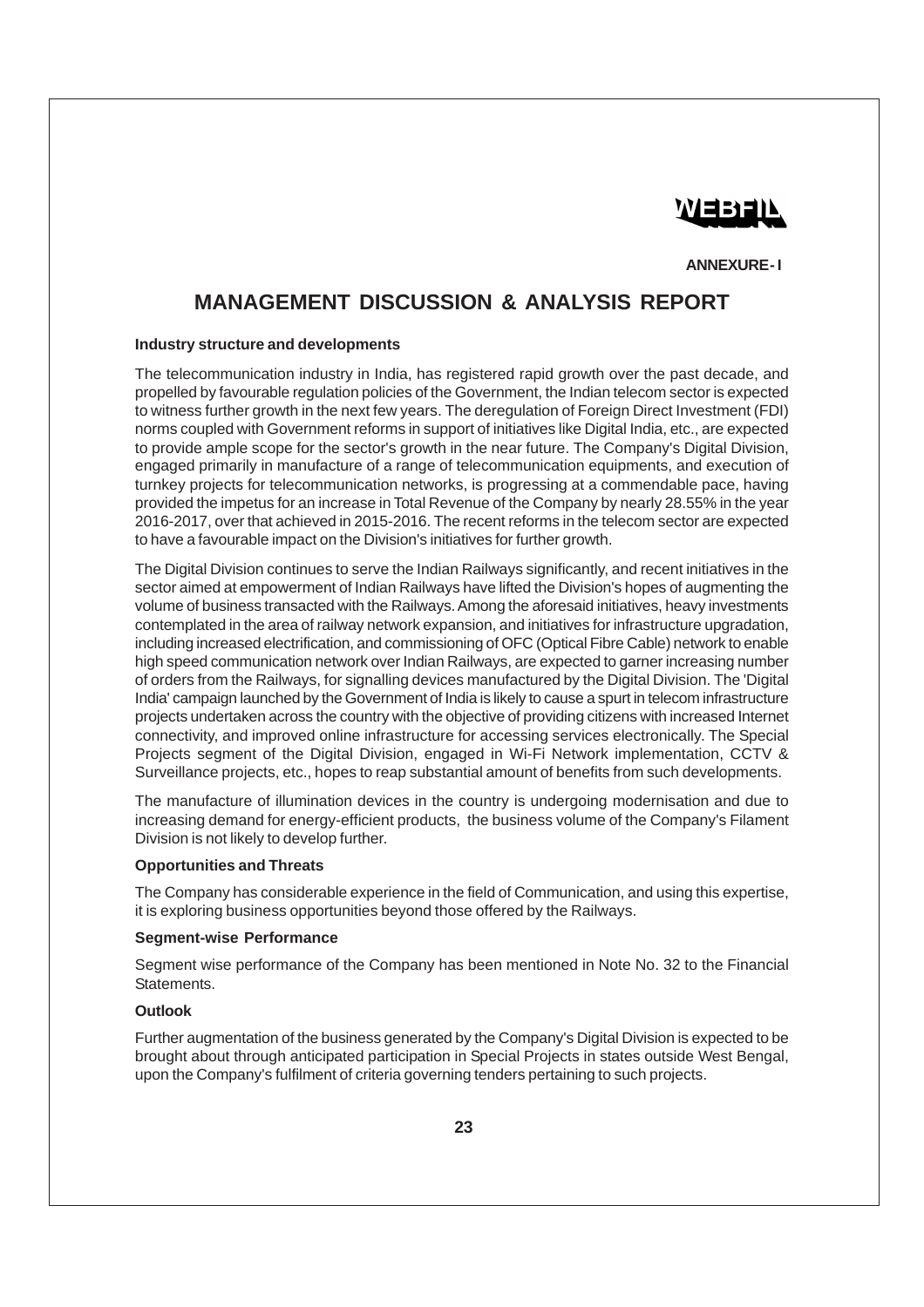WEBFIL

ANNEXURE - I

# MANAGEMENT DISCUSSION & ANALYSIS REPORT

**Industry structure and developments**

The telecommunication industry in India, has registered rapid growth over the past decade, and propelled by favourable regulation policies of the Government, the Indian telecom sector is expected to witness further growth in the next few years. The deregulation of Foreign Direct Investment (FDI) norms coupled with Government reforms in support of initiatives like Digital India, etc., are expected to provide ample scope for the sector's growth in the near future. The Company's Digital Division, engaged primarily in manufacture of a range of telecommunication equipments, and execution of turnkey projects for telecommunication networks, is progressing at a commendable pace, having provided the impetus for an increase in Total Revenue of the Company by nearly 28.55% in the year 2016-2017, over that achieved in 2015-2016. The recent reforms in the telecom sector are expected to have a favourable impact on the Division's initiatives for further growth.

The Digital Division continues to serve the Indian Railways significantly, and recent initiatives in the sector aimed at empowerment of Indian Railways have lifted the Division's hopes of augmenting the volume of business transacted with the Railways. Among the aforesaid initiatives, heavy investments contemplated in the area of railway network expansion, and initiatives for infrastructure upgradation, including increased electrification, and commissioning of OFC (Optical Fibre Cable) network to enable high speed communication network over Indian Railways, are expected to garner increasing number of orders from the Railways, for signalling devices manufactured by the Digital Division. The 'Digital India' campaign launched by the Government of India is likely to cause a spurt in telecom infrastructure projects undertaken across the country with the objective of providing citizens with increased Internet connectivity, and improved online infrastructure for accessing services electronically. The Special Projects segment of the Digital Division, engaged in Wi-Fi Network implementation, CCTV & Surveillance projects, etc., hopes to reap substantial amount of benefits from such developments.

The manufacture of illumination devices in the country is undergoing modernisation and due to increasing demand for energy-efficient products, the business volume of the Company's Filament Division is not likely to develop further.

**Opportunities and Threats**

The Company has considerable experience in the field of Communication, and using this expertise, it is exploring business opportunities beyond those offered by the Railways.

**Segment-wise Performance**

Segment wise performance of the Company has been mentioned in Note No. 32 to the Financial Statements.

**Outlook**

Further augmentation of the business generated by the Company's Digital Division is expected to be brought about through anticipated participation in Special Projects in states outside West Bengal, upon the Company's fulfilment of criteria governing tenders pertaining to such projects.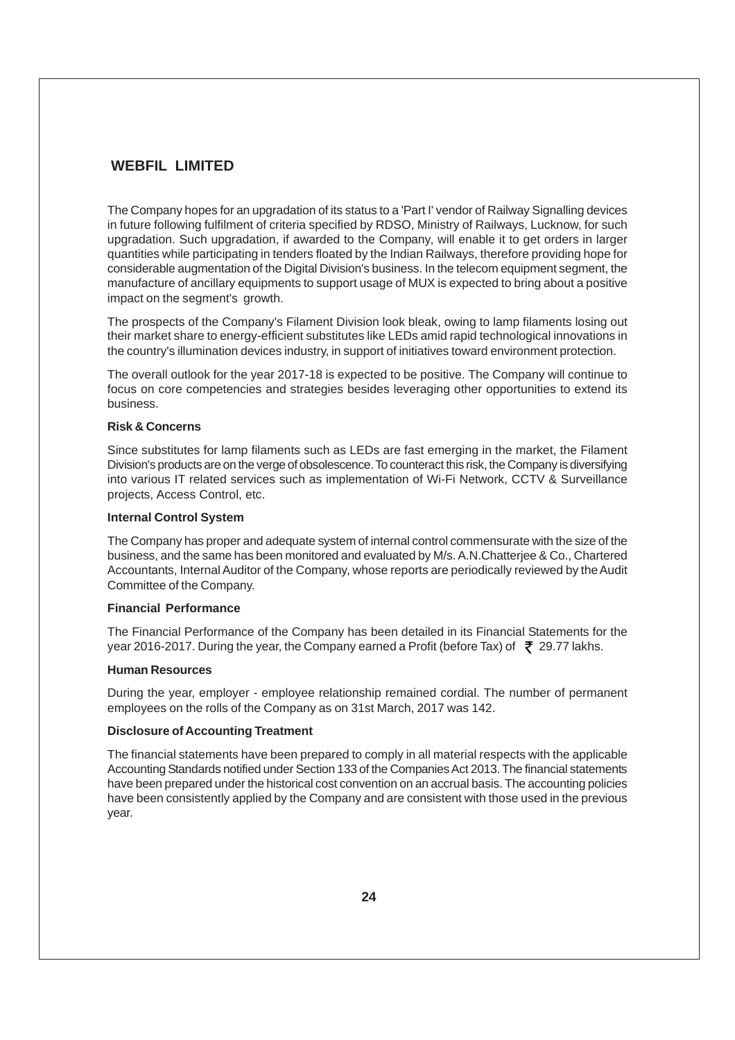The Company hopes for an upgradation of its status to a 'Part I' vendor of Railway Signalling devices in future following fulfilment of criteria specified by RDSO, Ministry of Railways, Lucknow, for such upgradation. Such upgradation, if awarded to the Company, will enable it to get orders in larger quantities while participating in tenders floated by the Indian Railways, therefore providing hope for considerable augmentation of the Digital Division's business. In the telecom equipment segment, the manufacture of ancillary equipments to support usage of MUX is expected to bring about a positive impact on the segment's growth.

The prospects of the Company's Filament Division look bleak, owing to lamp filaments losing out their market share to energy-efficient substitutes like LEDs amid rapid technological innovations in the country's illumination devices industry, in support of initiatives toward environment protection.

The overall outlook for the year 2017-18 is expected to be positive. The Company will continue to focus on core competencies and strategies besides leveraging other opportunities to extend its business.

**Risk & Concerns**

Since substitutes for lamp filaments such as LEDs are fast emerging in the market, the Filament Division's products are on the verge of obsolescence. To counteract this risk, the Company is diversifying into various IT related services such as implementation of Wi-Fi Network, CCTV & Surveillance projects, Access Control, etc.

**Internal Control System**

The Company has proper and adequate system of internal control commensurate with the size of the business, and the same has been monitored and evaluated by M/s. A.N.Chatterjee & Co., Chartered Accountants, Internal Auditor of the Company, whose reports are periodically reviewed by the Audit Committee of the Company.

**Financial Performance**

The Financial Performance of the Company has been detailed in its Financial Statements for the year 2016-2017. During the year, the Company earned a Profit (before Tax) of ₹ 29.77 lakhs.

**Human Resources**

During the year, employer - employee relationship remained cordial. The number of permanent employees on the rolls of the Company as on 31st March, 2017 was 142.

**Disclosure of Accounting Treatment**

The financial statements have been prepared to comply in all material respects with the applicable Accounting Standards notified under Section 133 of the Companies Act 2013. The financial statements have been prepared under the historical cost convention on an accrual basis. The accounting policies have been consistently applied by the Company and are consistent with those used in the previous year.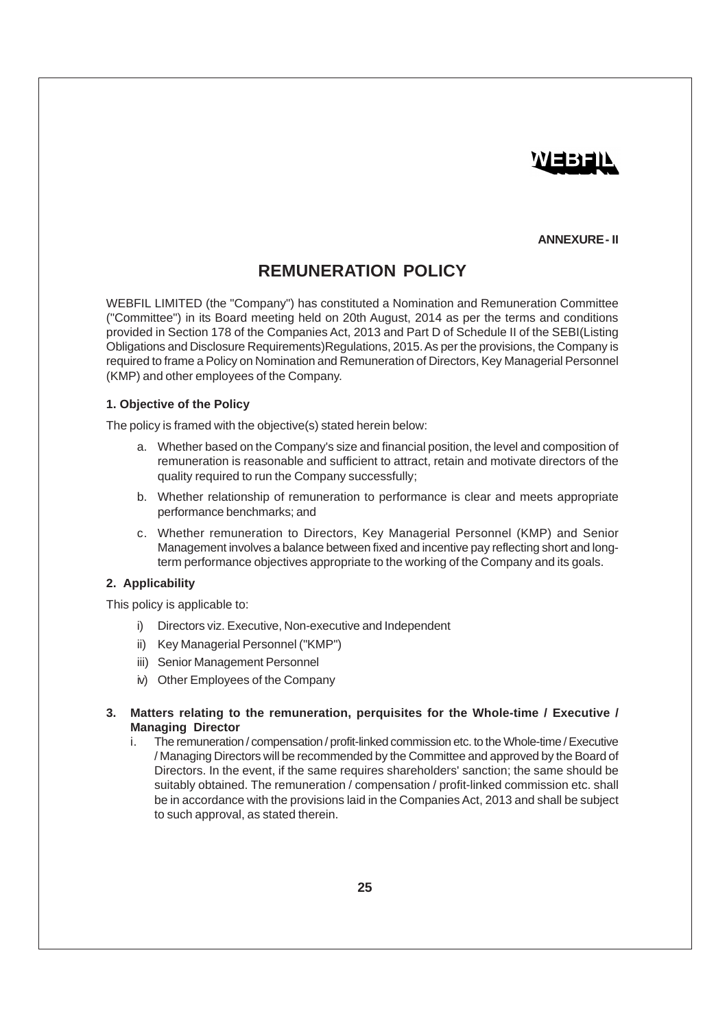WEBFIL

**ANNEXURE - II**

# REMUNERATION POLICY

WEBFIL LIMITED (the "Company") has constituted a Nomination and Remuneration Committee ("Committee") in its Board meeting held on 20th August, 2014 as per the terms and conditions provided in Section 178 of the Companies Act, 2013 and Part D of Schedule II of the SEBI(Listing Obligations and Disclosure Requirements)Regulations, 2015. As per the provisions, the Company is required to frame a Policy on Nomination and Remuneration of Directors, Key Managerial Personnel (KMP) and other employees of the Company.

### 1. Objective of the Policy

The policy is framed with the objective(s) stated herein below:

a. Whether based on the Company's size and financial position, the level and composition of remuneration is reasonable and sufficient to attract, retain and motivate directors of the quality required to run the Company successfully;

b. Whether relationship of remuneration to performance is clear and meets appropriate performance benchmarks; and

c. Whether remuneration to Directors, Key Managerial Personnel (KMP) and Senior Management involves a balance between fixed and incentive pay reflecting short and long-term performance objectives appropriate to the working of the Company and its goals.

### 2. Applicability

This policy is applicable to:

i) Directors viz. Executive, Non-executive and Independent

ii) Key Managerial Personnel ("KMP")

iii) Senior Management Personnel

iv) Other Employees of the Company

### 3. Matters relating to the remuneration, perquisites for the Whole-time / Executive / Managing Director

i. The remuneration / compensation / profit-linked commission etc. to the Whole-time / Executive / Managing Directors will be recommended by the Committee and approved by the Board of Directors. In the event, if the same requires shareholders' sanction; the same should be suitably obtained. The remuneration / compensation / profit-linked commission etc. shall be in accordance with the provisions laid in the Companies Act, 2013 and shall be subject to such approval, as stated therein.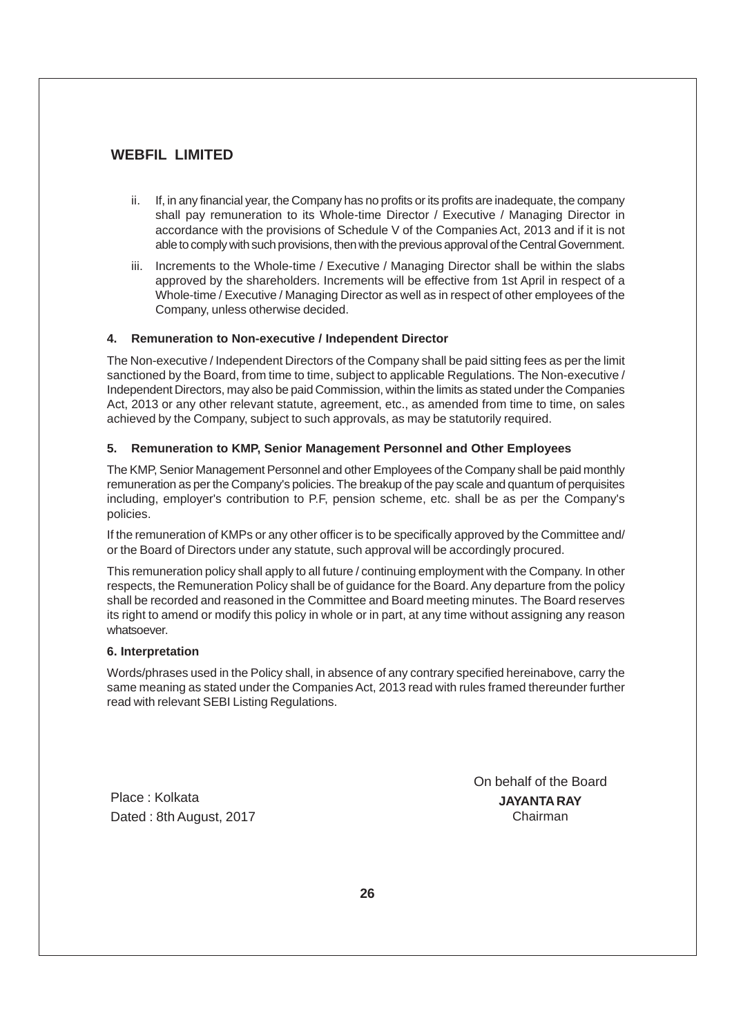ii. If, in any financial year, the Company has no profits or its profits are inadequate, the company shall pay remuneration to its Whole-time Director / Executive / Managing Director in accordance with the provisions of Schedule V of the Companies Act, 2013 and if it is not able to comply with such provisions, then with the previous approval of the Central Government.

iii. Increments to the Whole-time / Executive / Managing Director shall be within the slabs approved by the shareholders. Increments will be effective from 1st April in respect of a Whole-time / Executive / Managing Director as well as in respect of other employees of the Company, unless otherwise decided.

### 4. Remuneration to Non-executive / Independent Director

The Non-executive / Independent Directors of the Company shall be paid sitting fees as per the limit sanctioned by the Board, from time to time, subject to applicable Regulations. The Non-executive / Independent Directors, may also be paid Commission, within the limits as stated under the Companies Act, 2013 or any other relevant statute, agreement, etc., as amended from time to time, on sales achieved by the Company, subject to such approvals, as may be statutorily required.

### 5. Remuneration to KMP, Senior Management Personnel and Other Employees

The KMP, Senior Management Personnel and other Employees of the Company shall be paid monthly remuneration as per the Company's policies. The breakup of the pay scale and quantum of perquisites including, employer's contribution to P.F, pension scheme, etc. shall be as per the Company's policies.

If the remuneration of KMPs or any other officer is to be specifically approved by the Committee and/ or the Board of Directors under any statute, such approval will be accordingly procured.

This remuneration policy shall apply to all future / continuing employment with the Company. In other respects, the Remuneration Policy shall be of guidance for the Board. Any departure from the policy shall be recorded and reasoned in the Committee and Board meeting minutes. The Board reserves its right to amend or modify this policy in whole or in part, at any time without assigning any reason whatsoever.

### 6. Interpretation

Words/phrases used in the Policy shall, in absence of any contrary specified hereinabove, carry the same meaning as stated under the Companies Act, 2013 read with rules framed thereunder further read with relevant SEBI Listing Regulations.

On behalf of the Board

Place : Kolkata
Dated : 8th August, 2017

**JAYANTA RAY**
Chairman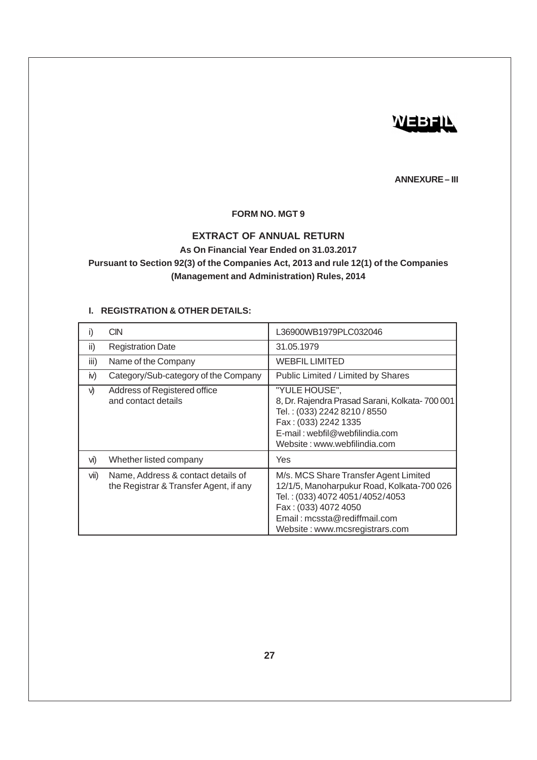WEBFIL

ANNEXURE – III

**FORM NO. MGT 9**

## EXTRACT OF ANNUAL RETURN

**As On Financial Year Ended on 31.03.2017**

**Pursuant to Section 92(3) of the Companies Act, 2013 and rule 12(1) of the Companies (Management and Administration) Rules, 2014**

### I. REGISTRATION & OTHER DETAILS:

| | | |
|---|---|---|
| i) | CIN | L36900WB1979PLC032046 |
| ii) | Registration Date | 31.05.1979 |
| iii) | Name of the Company | WEBFIL LIMITED |
| iv) | Category/Sub-category of the Company | Public Limited / Limited by Shares |
| v) | Address of Registered office and contact details | "YULE HOUSE",<br>8, Dr. Rajendra Prasad Sarani, Kolkata- 700 001<br>Tel. : (033) 2242 8210 / 8550<br>Fax : (033) 2242 1335<br>E-mail : webfil@webfilindia.com<br>Website : www.webfilindia.com |
| vi) | Whether listed company | Yes |
| vii) | Name, Address & contact details of the Registrar & Transfer Agent, if any | M/s. MCS Share Transfer Agent Limited<br>12/1/5, Manoharpukur Road, Kolkata-700 026<br>Tel. : (033) 4072 4051/4052/4053<br>Fax : (033) 4072 4050<br>Email : mcssta@rediffmail.com<br>Website : www.mcsregistrars.com |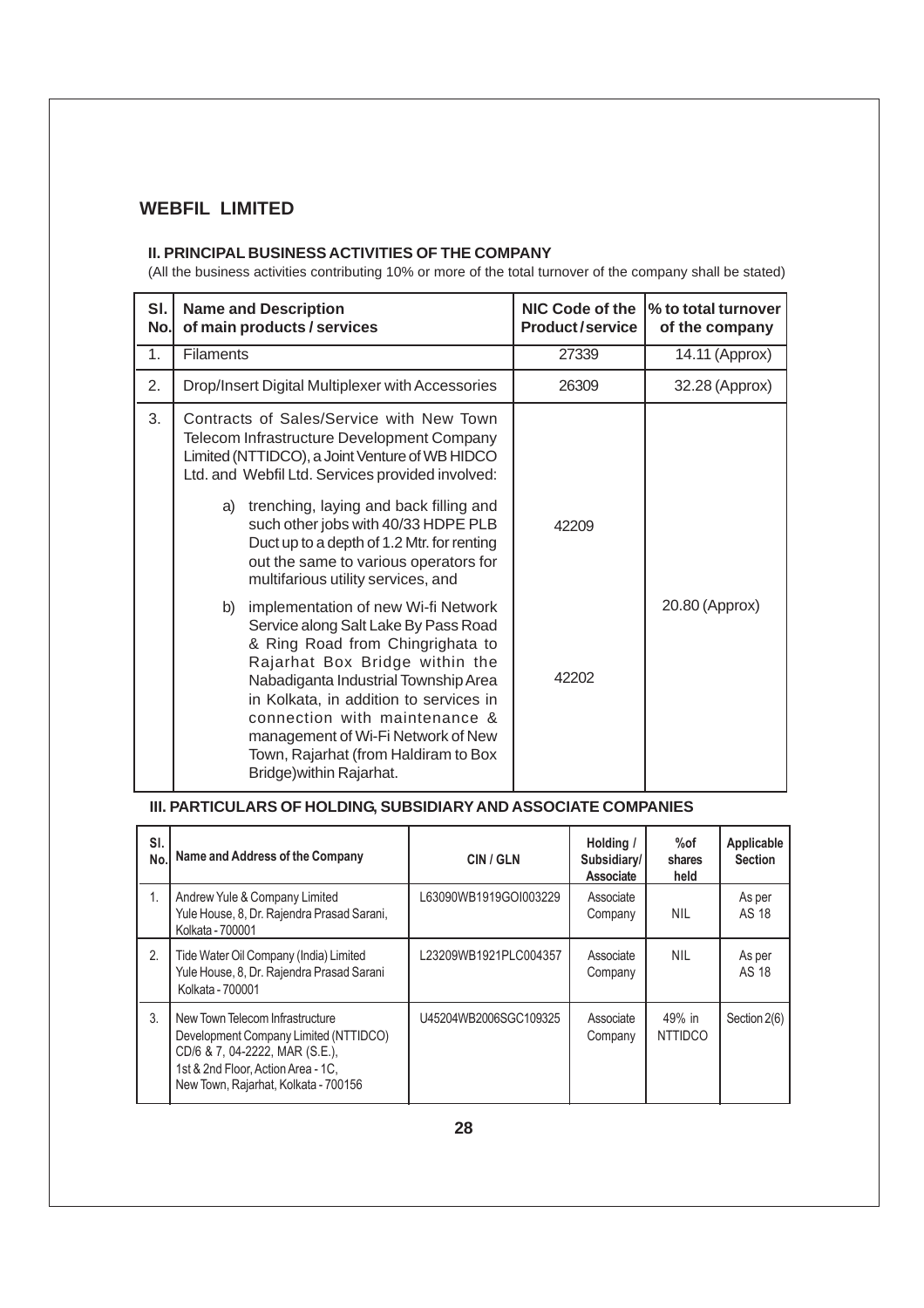# WEBFIL LIMITED

## II. PRINCIPAL BUSINESS ACTIVITIES OF THE COMPANY

(All the business activities contributing 10% or more of the total turnover of the company shall be stated)

| Sl. No. | Name and Description of main products / services | NIC Code of the Product / service | % to total turnover of the company |
|---|---|---|---|
| 1. | Filaments | 27339 | 14.11 (Approx) |
| 2. | Drop/Insert Digital Multiplexer with Accessories | 26309 | 32.28 (Approx) |
| 3. | Contracts of Sales/Service with New Town Telecom Infrastructure Development Company Limited (NTTIDCO), a Joint Venture of WB HIDCO Ltd. and Webfil Ltd. Services provided involved: | | |
| | a) trenching, laying and back filling and such other jobs with 40/33 HDPE PLB Duct up to a depth of 1.2 Mtr. for renting out the same to various operators for multifarious utility services, and | 42209 | 20.80 (Approx) |
| | b) implementation of new Wi-fi Network Service along Salt Lake By Pass Road & Ring Road from Chingrighata to Rajarhat Box Bridge within the Nabadiganta Industrial Township Area in Kolkata, in addition to services in connection with maintenance & management of Wi-Fi Network of New Town, Rajarhat (from Haldiram to Box Bridge)within Rajarhat. | 42202 | |

## III. PARTICULARS OF HOLDING, SUBSIDIARY AND ASSOCIATE COMPANIES

| Sl. No. | Name and Address of the Company | CIN / GLN | Holding / Subsidiary/ Associate | %of shares held | Applicable Section |
|---|---|---|---|---|---|
| 1. | Andrew Yule & Company Limited<br>Yule House, 8, Dr. Rajendra Prasad Sarani, Kolkata - 700001 | L63090WB1919GOI003229 | Associate Company | NIL | As per AS 18 |
| 2. | Tide Water Oil Company (India) Limited<br>Yule House, 8, Dr. Rajendra Prasad Sarani Kolkata - 700001 | L23209WB1921PLC004357 | Associate Company | NIL | As per AS 18 |
| 3. | New Town Telecom Infrastructure Development Company Limited (NTTIDCO)<br>CD/6 & 7, 04-2222, MAR (S.E.),<br>1st & 2nd Floor, Action Area - 1C,<br>New Town, Rajarhat, Kolkata - 700156 | U45204WB2006SGC109325 | Associate Company | 49% in NTTIDCO | Section 2(6) |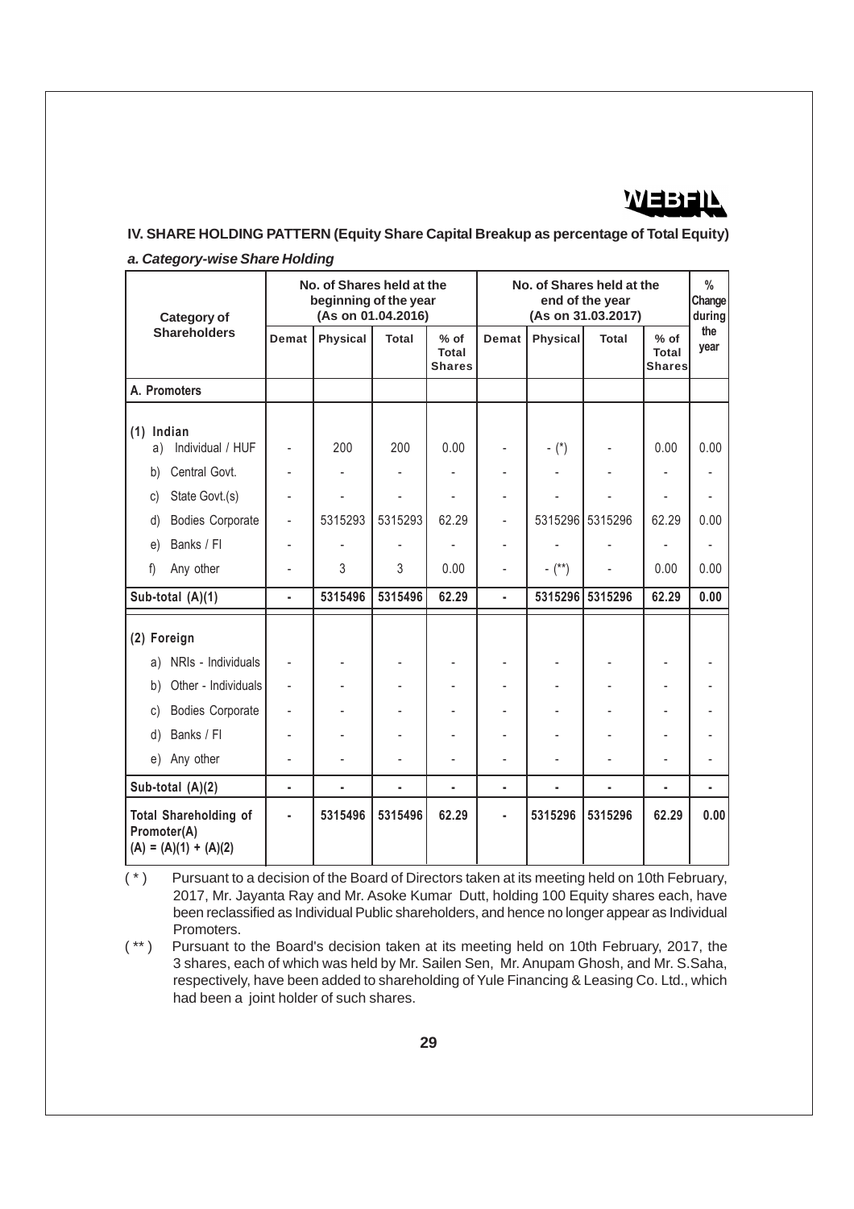WEBFIL

## IV. SHARE HOLDING PATTERN (Equity Share Capital Breakup as percentage of Total Equity)

### *a. Category-wise Share Holding*

| Category of Shareholders | No. of Shares held at the beginning of the year (As on 01.04.2016) | | | | No. of Shares held at the end of the year (As on 31.03.2017) | | | | % Change during the year |
|---|---|---|---|---|---|---|---|---|---|
| | Demat | Physical | Total | % of Total Shares | Demat | Physical | Total | % of Total Shares | |
| **A. Promoters** | | | | | | | | | |
| **(1) Indian** | | | | | | | | | |
| a) Individual / HUF | - | 200 | 200 | 0.00 | - | - (*) | - | 0.00 | 0.00 |
| b) Central Govt. | - | - | - | - | - | - | - | - | - |
| c) State Govt.(s) | - | - | - | - | - | - | - | - | - |
| d) Bodies Corporate | - | 5315293 | 5315293 | 62.29 | - | 5315296 | 5315296 | 62.29 | 0.00 |
| e) Banks / FI | - | - | - | - | - | - | - | - | - |
| f) Any other | - | 3 | 3 | 0.00 | - | - (**) | - | 0.00 | 0.00 |
| **Sub-total (A)(1)** | **-** | **5315496** | **5315496** | **62.29** | **-** | **5315296** | **5315296** | **62.29** | **0.00** |
| **(2) Foreign** | | | | | | | | | |
| a) NRIs - Individuals | - | - | - | - | - | - | - | - | - |
| b) Other - Individuals | - | - | - | - | - | - | - | - | - |
| c) Bodies Corporate | - | - | - | - | - | - | - | - | - |
| d) Banks / FI | - | - | - | - | - | - | - | - | - |
| e) Any other | - | - | - | - | - | - | - | - | - |
| **Sub-total (A)(2)** | **-** | **-** | **-** | **-** | **-** | **-** | **-** | **-** | **-** |
| **Total Shareholding of Promoter(A) (A) = (A)(1) + (A)(2)** | **-** | **5315496** | **5315496** | **62.29** | **-** | **5315296** | **5315296** | **62.29** | **0.00** |

( * ) Pursuant to a decision of the Board of Directors taken at its meeting held on 10th February, 2017, Mr. Jayanta Ray and Mr. Asoke Kumar Dutt, holding 100 Equity shares each, have been reclassified as Individual Public shareholders, and hence no longer appear as Individual Promoters.

( ** ) Pursuant to the Board's decision taken at its meeting held on 10th February, 2017, the 3 shares, each of which was held by Mr. Sailen Sen, Mr. Anupam Ghosh, and Mr. S.Saha, respectively, have been added to shareholding of Yule Financing & Leasing Co. Ltd., which had been a joint holder of such shares.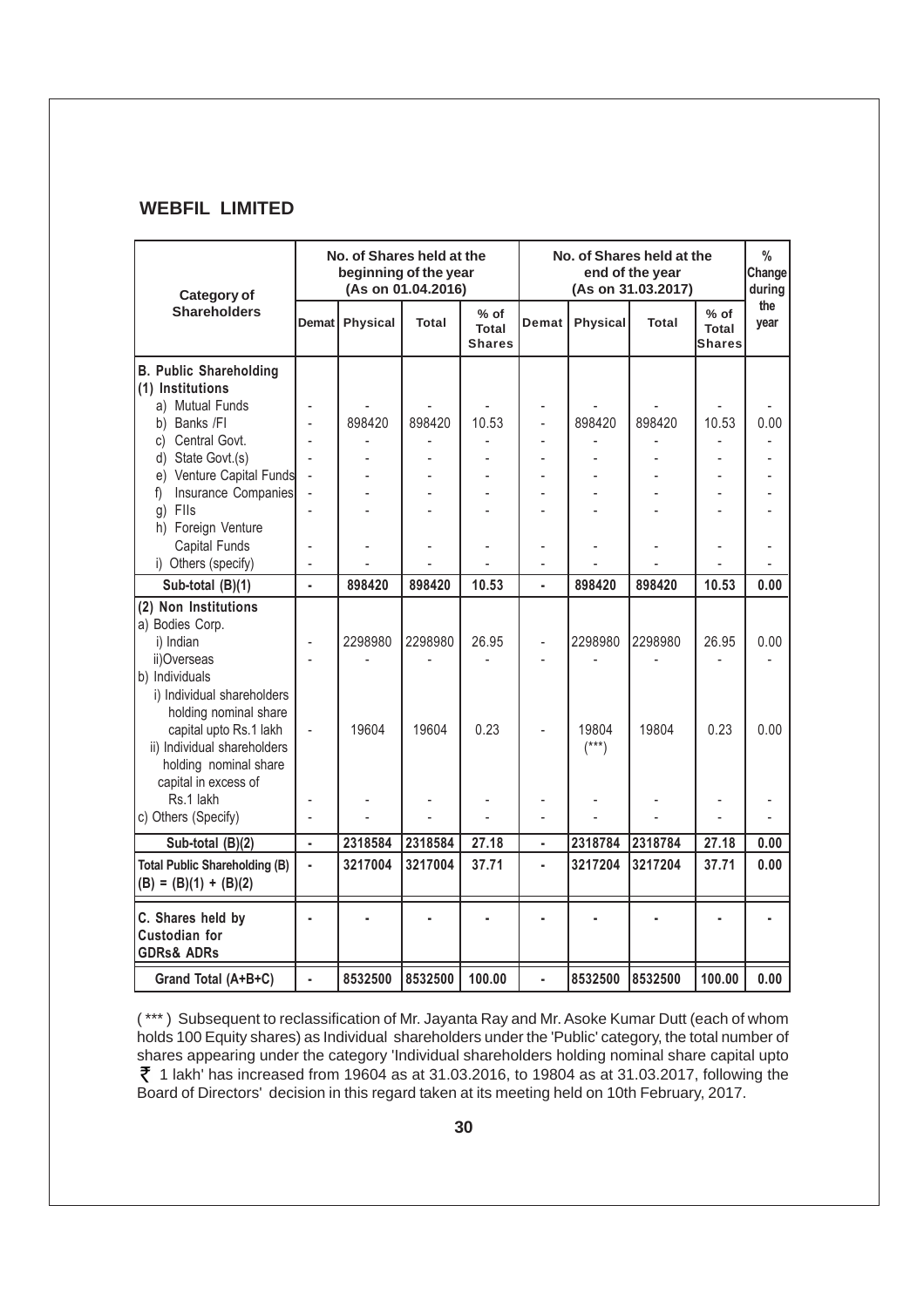## WEBFIL LIMITED

| Category of Shareholders | No. of Shares held at the beginning of the year (As on 01.04.2016) | | | | No. of Shares held at the end of the year (As on 31.03.2017) | | | | % Change during the year |
|---|---|---|---|---|---|---|---|---|---|
| | Demat | Physical | Total | % of Total Shares | Demat | Physical | Total | % of Total Shares | |
| **B. Public Shareholding** | | | | | | | | | |
| **(1) Institutions** | | | | | | | | | |
| a) Mutual Funds | - | - | - | - | - | - | - | - | - |
| b) Banks /FI | - | 898420 | 898420 | 10.53 | - | 898420 | 898420 | 10.53 | 0.00 |
| c) Central Govt. | - | - | - | - | - | - | - | - | - |
| d) State Govt.(s) | - | - | - | - | - | - | - | - | - |
| e) Venture Capital Funds | - | - | - | - | - | - | - | - | - |
| f) Insurance Companies | - | - | - | - | - | - | - | - | - |
| g) FIIs | - | - | - | - | - | - | - | - | - |
| h) Foreign Venture Capital Funds | - | - | - | - | - | - | - | - | - |
| i) Others (specify) | - | - | - | - | - | - | - | - | - |
| **Sub-total (B)(1)** | **-** | **898420** | **898420** | **10.53** | **-** | **898420** | **898420** | **10.53** | **0.00** |
| **(2) Non Institutions** | | | | | | | | | |
| a) Bodies Corp. | | | | | | | | | |
| i) Indian | - | 2298980 | 2298980 | 26.95 | - | 2298980 | 2298980 | 26.95 | 0.00 |
| ii) Overseas | - | - | - | - | - | - | - | - | - |
| b) Individuals | | | | | | | | | |
| i) Individual shareholders holding nominal share capital upto Rs.1 lakh | - | 19604 | 19604 | 0.23 | - | 19804 (***) | 19804 | 0.23 | 0.00 |
| ii) Individual shareholders holding nominal share capital in excess of Rs.1 lakh | - | - | - | - | - | - | - | - | - |
| c) Others (Specify) | - | - | - | - | - | - | - | - | - |
| **Sub-total (B)(2)** | **-** | **2318584** | **2318584** | **27.18** | **-** | **2318784** | **2318784** | **27.18** | **0.00** |
| **Total Public Shareholding (B) (B) = (B)(1) + (B)(2)** | **-** | **3217004** | **3217004** | **37.71** | **-** | **3217204** | **3217204** | **37.71** | **0.00** |
| **C. Shares held by Custodian for GDRs& ADRs** | **-** | **-** | **-** | **-** | **-** | **-** | **-** | **-** | **-** |
| **Grand Total (A+B+C)** | **-** | **8532500** | **8532500** | **100.00** | **-** | **8532500** | **8532500** | **100.00** | **0.00** |

( *** ) Subsequent to reclassification of Mr. Jayanta Ray and Mr. Asoke Kumar Dutt (each of whom holds 100 Equity shares) as Individual shareholders under the 'Public' category, the total number of shares appearing under the category 'Individual shareholders holding nominal share capital upto ₹ 1 lakh' has increased from 19604 as at 31.03.2016, to 19804 as at 31.03.2017, following the Board of Directors' decision in this regard taken at its meeting held on 10th February, 2017.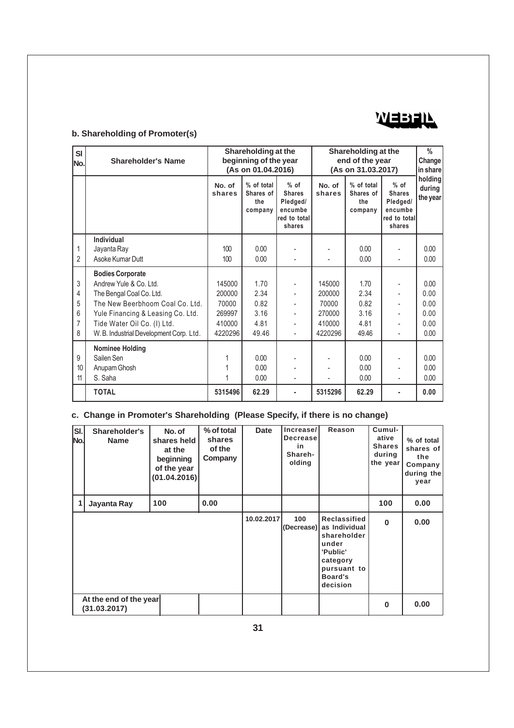### b. Shareholding of Promoter(s)

| Sl No. | Shareholder's Name | Shareholding at the beginning of the year (As on 01.04.2016) | | | Shareholding at the end of the year (As on 31.03.2017) | | | % Change in share holding during the year |
|---|---|---|---|---|---|---|---|---|
| | | No. of shares | % of total Shares of the company | % of Shares Pledged/ encumbered to total shares | No. of shares | % of total Shares of the company | % of Shares Pledged/ encumbered to total shares | |
| | **Individual** | | | | | | | |
| 1 | Jayanta Ray | 100 | 0.00 | - | - | 0.00 | - | 0.00 |
| 2 | Asoke Kumar Dutt | 100 | 0.00 | - | - | 0.00 | - | 0.00 |
| | **Bodies Corporate** | | | | | | | |
| 3 | Andrew Yule & Co. Ltd. | 145000 | 1.70 | - | 145000 | 1.70 | - | 0.00 |
| 4 | The Bengal Coal Co. Ltd. | 200000 | 2.34 | - | 200000 | 2.34 | - | 0.00 |
| 5 | The New Beerbhoom Coal Co. Ltd. | 70000 | 0.82 | - | 70000 | 0.82 | - | 0.00 |
| 6 | Yule Financing & Leasing Co. Ltd. | 269997 | 3.16 | - | 270000 | 3.16 | - | 0.00 |
| 7 | Tide Water Oil Co. (I) Ltd. | 410000 | 4.81 | - | 410000 | 4.81 | - | 0.00 |
| 8 | W. B. Industrial Development Corp. Ltd. | 4220296 | 49.46 | - | 4220296 | 49.46 | - | 0.00 |
| | **Nominee Holding** | | | | | | | |
| 9 | Sailen Sen | 1 | 0.00 | - | - | 0.00 | - | 0.00 |
| 10 | Anupam Ghosh | 1 | 0.00 | - | - | 0.00 | - | 0.00 |
| 11 | S. Saha | 1 | 0.00 | - | - | 0.00 | - | 0.00 |
| | **TOTAL** | **5315496** | **62.29** | **-** | **5315296** | **62.29** | **-** | **0.00** |

### c. Change in Promoter's Shareholding (Please Specify, if there is no change)

| Sl. No. | Shareholder's Name | No. of shares held at the beginning of the year (01.04.2016) | % of total shares of the Company | Date | Increase/ Decrease in Shareholding | Reason | Cumulative Shares during the year | % of total shares of the Company during the year |
|---|---|---|---|---|---|---|---|---|
| 1 | Jayanta Ray | 100 | 0.00 | | | | 100 | 0.00 |
| | | | | 10.02.2017 | 100 (Decrease) | Reclassified as Individual shareholder under 'Public' category pursuant to Board's decision | 0 | 0.00 |
| | At the end of the year (31.03.2017) | | | | | | 0 | 0.00 |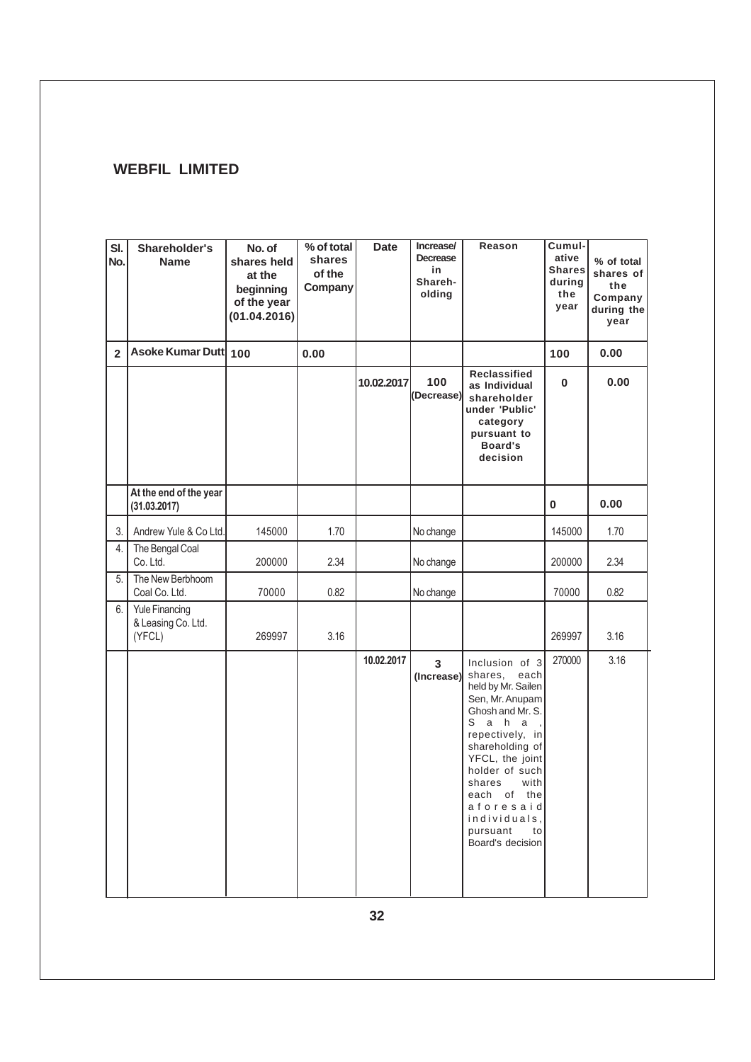## WEBFIL LIMITED

| Sl. No. | Shareholder's Name | No. of shares held at the beginning of the year (01.04.2016) | % of total shares of the Company | Date | Increase/ Decrease in Shareholding | Reason | Cumulative Shares during the year | % of total shares of the Company during the year |
|---|---|---|---|---|---|---|---|---|
| 2 | Asoke Kumar Dutt | 100 | 0.00 | | | | 100 | 0.00 |
| | | | | 10.02.2017 | 100 (Decrease) | Reclassified as Individual shareholder under 'Public' category pursuant to Board's decision | 0 | 0.00 |
| | At the end of the year (31.03.2017) | | | | | | 0 | 0.00 |
| 3. | Andrew Yule & Co Ltd. | 145000 | 1.70 | | No change | | 145000 | 1.70 |
| 4. | The Bengal Coal Co. Ltd. | 200000 | 2.34 | | No change | | 200000 | 2.34 |
| 5. | The New Berbhoom Coal Co. Ltd. | 70000 | 0.82 | | No change | | 70000 | 0.82 |
| 6. | Yule Financing & Leasing Co. Ltd. (YFCL) | 269997 | 3.16 | | | | 269997 | 3.16 |
| | | | | 10.02.2017 | 3 (Increase) | Inclusion of 3 shares, each held by Mr. Sailen Sen, Mr. Anupam Ghosh and Mr. S. Saha, repectively, in shareholding of YFCL, the joint holder of such shares with each of the aforesaid individuals, pursuant to Board's decision | 270000 | 3.16 |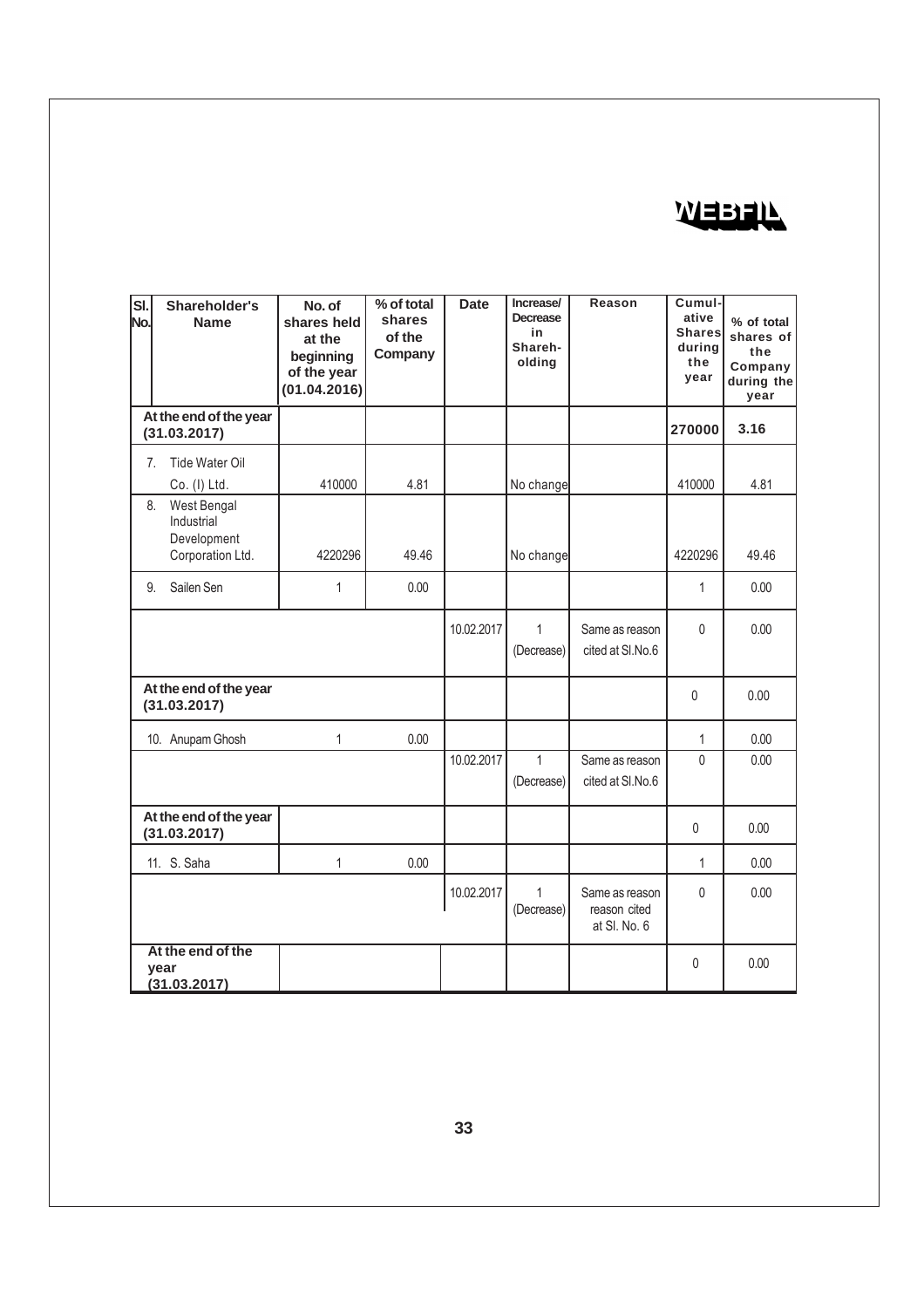| Sl. No. | Shareholder's Name | No. of shares held at the beginning of the year (01.04.2016) | % of total shares of the Company | Date | Increase/ Decrease in Shareholding | Reason | Cumulative Shares during the year | % of total shares of the Company during the year |
|---|---|---|---|---|---|---|---|---|
| | **At the end of the year (31.03.2017)** | | | | | | **270000** | **3.16** |
| 7. | Tide Water Oil Co. (I) Ltd. | 410000 | 4.81 | | No change | | 410000 | 4.81 |
| 8. | West Bengal Industrial Development Corporation Ltd. | 4220296 | 49.46 | | No change | | 4220296 | 49.46 |
| 9. | Sailen Sen | 1 | 0.00 | | | | 1 | 0.00 |
| | | | | 10.02.2017 | 1 (Decrease) | Same as reason cited at Sl.No.6 | 0 | 0.00 |
| | **At the end of the year (31.03.2017)** | | | | | | 0 | 0.00 |
| 10. | Anupam Ghosh | 1 | 0.00 | | | | 1 | 0.00 |
| | | | | 10.02.2017 | 1 (Decrease) | Same as reason cited at Sl.No.6 | 0 | 0.00 |
| | **At the end of the year (31.03.2017)** | | | | | | 0 | 0.00 |
| 11. | S. Saha | 1 | 0.00 | | | | 1 | 0.00 |
| | | | | 10.02.2017 | 1 (Decrease) | Same as reason reason cited at Sl. No. 6 | 0 | 0.00 |
| | **At the end of the year (31.03.2017)** | | | | | | 0 | 0.00 |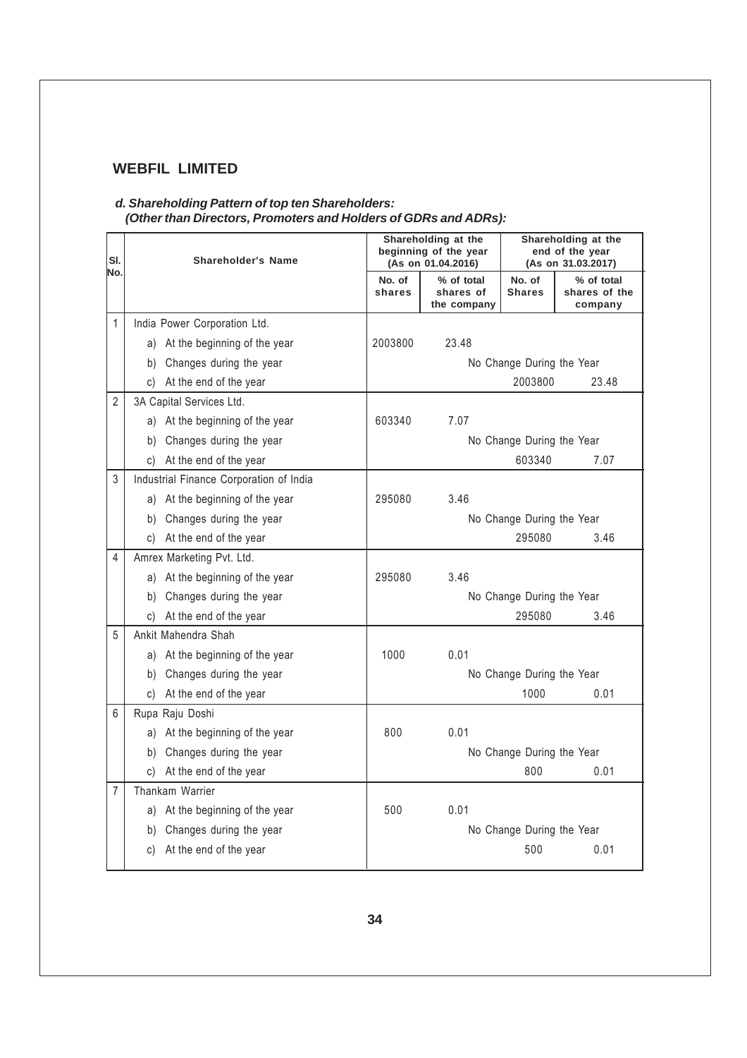## WEBFIL LIMITED

### *d. Shareholding Pattern of top ten Shareholders: (Other than Directors, Promoters and Holders of GDRs and ADRs):*

| Sl. No. | Shareholder's Name | Shareholding at the beginning of the year (As on 01.04.2016) | | Shareholding at the end of the year (As on 31.03.2017) | |
|---|---|---|---|---|---|
| | | No. of shares | % of total shares of the company | No. of Shares | % of total shares of the company |
| 1 | India Power Corporation Ltd. | | | | |
| | a) At the beginning of the year | 2003800 | 23.48 | | |
| | b) Changes during the year | No Change During the Year | | | |
| | c) At the end of the year | | | 2003800 | 23.48 |
| 2 | 3A Capital Services Ltd. | | | | |
| | a) At the beginning of the year | 603340 | 7.07 | | |
| | b) Changes during the year | No Change During the Year | | | |
| | c) At the end of the year | | | 603340 | 7.07 |
| 3 | Industrial Finance Corporation of India | | | | |
| | a) At the beginning of the year | 295080 | 3.46 | | |
| | b) Changes during the year | No Change During the Year | | | |
| | c) At the end of the year | | | 295080 | 3.46 |
| 4 | Amrex Marketing Pvt. Ltd. | | | | |
| | a) At the beginning of the year | 295080 | 3.46 | | |
| | b) Changes during the year | No Change During the Year | | | |
| | c) At the end of the year | | | 295080 | 3.46 |
| 5 | Ankit Mahendra Shah | | | | |
| | a) At the beginning of the year | 1000 | 0.01 | | |
| | b) Changes during the year | No Change During the Year | | | |
| | c) At the end of the year | | | 1000 | 0.01 |
| 6 | Rupa Raju Doshi | | | | |
| | a) At the beginning of the year | 800 | 0.01 | | |
| | b) Changes during the year | No Change During the Year | | | |
| | c) At the end of the year | | | 800 | 0.01 |
| 7 | Thankam Warrier | | | | |
| | a) At the beginning of the year | 500 | 0.01 | | |
| | b) Changes during the year | No Change During the Year | | | |
| | c) At the end of the year | | | 500 | 0.01 |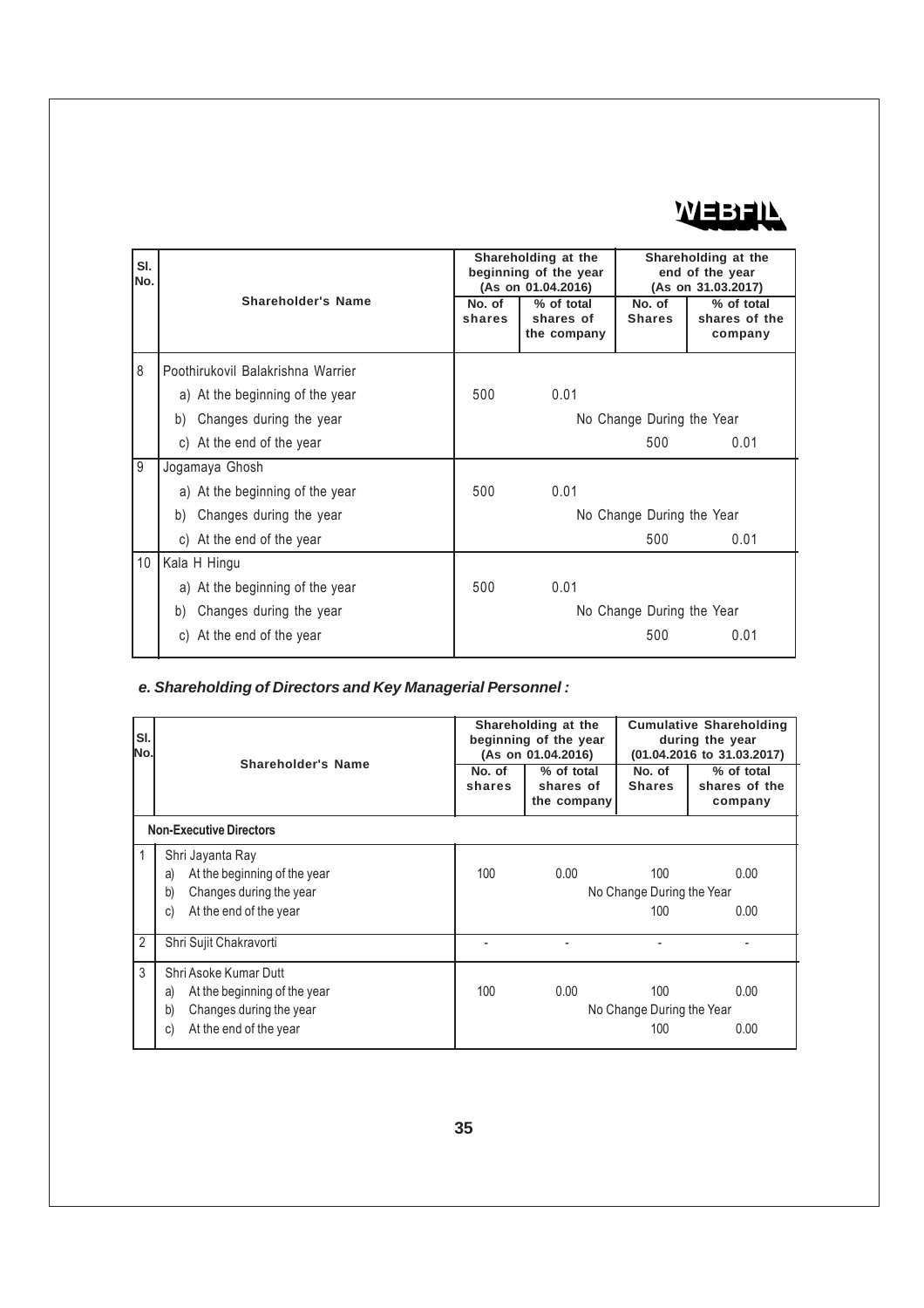| Sl. No. | Shareholder's Name | Shareholding at the beginning of the year (As on 01.04.2016) | | Shareholding at the end of the year (As on 31.03.2017) | |
|---|---|---|---|---|---|
| | | No. of shares | % of total shares of the company | No. of Shares | % of total shares of the company |
| 8 | Poothirukovil Balakrishna Warrier | | | | |
| | a) At the beginning of the year | 500 | 0.01 | | |
| | b) Changes during the year | No Change During the Year | | | |
| | c) At the end of the year | | | 500 | 0.01 |
| 9 | Jogamaya Ghosh | | | | |
| | a) At the beginning of the year | 500 | 0.01 | | |
| | b) Changes during the year | No Change During the Year | | | |
| | c) At the end of the year | | | 500 | 0.01 |
| 10 | Kala H Hingu | | | | |
| | a) At the beginning of the year | 500 | 0.01 | | |
| | b) Changes during the year | No Change During the Year | | | |
| | c) At the end of the year | | | 500 | 0.01 |

***e. Shareholding of Directors and Key Managerial Personnel :***

| Sl. No. | Shareholder's Name | Shareholding at the beginning of the year (As on 01.04.2016) | | Cumulative Shareholding during the year (01.04.2016 to 31.03.2017) | |
|---|---|---|---|---|---|
| | | No. of shares | % of total shares of the company | No. of Shares | % of total shares of the company |
| | **Non-Executive Directors** | | | | |
| 1 | Shri Jayanta Ray | | | | |
| | a) At the beginning of the year | 100 | 0.00 | 100 | 0.00 |
| | b) Changes during the year | No Change During the Year | | | |
| | c) At the end of the year | | | 100 | 0.00 |
| 2 | Shri Sujit Chakravorti | - | - | - | - |
| 3 | Shri Asoke Kumar Dutt | | | | |
| | a) At the beginning of the year | 100 | 0.00 | 100 | 0.00 |
| | b) Changes during the year | No Change During the Year | | | |
| | c) At the end of the year | | | 100 | 0.00 |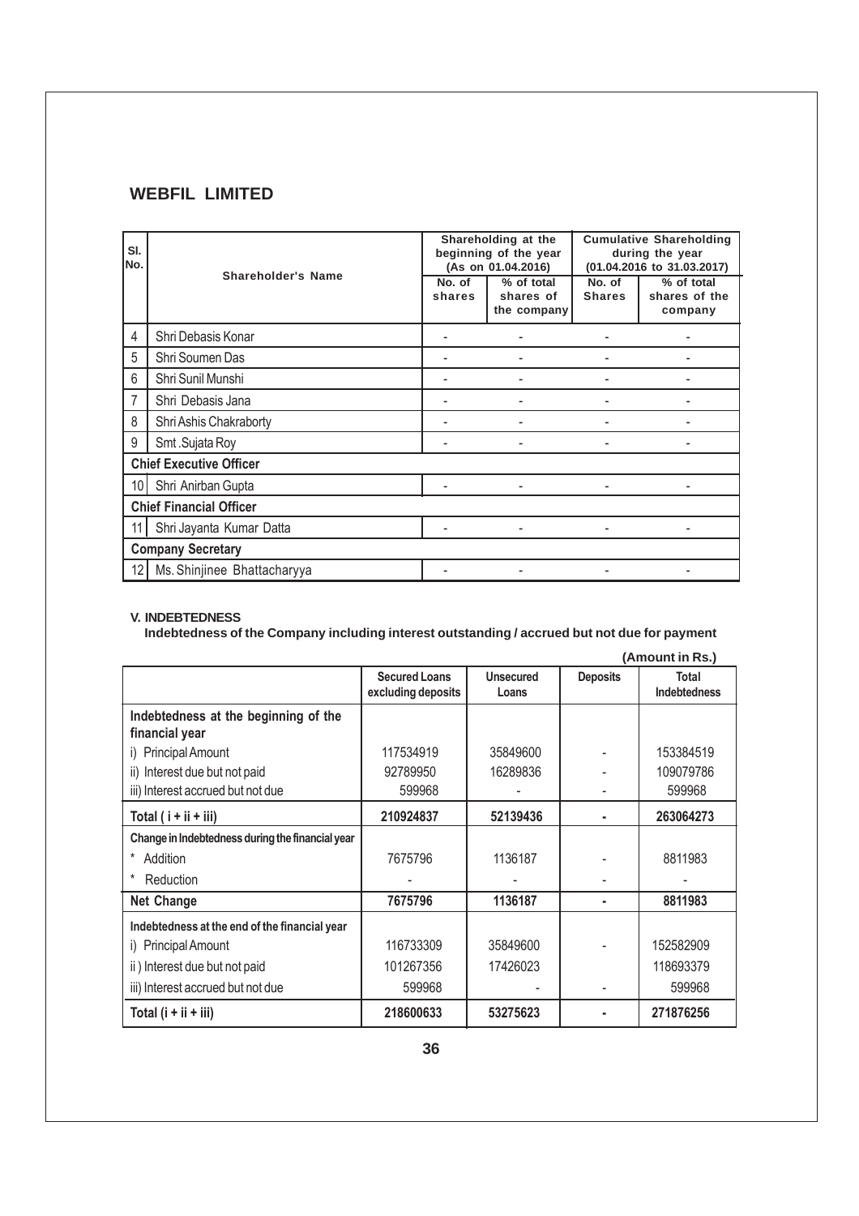# WEBFIL LIMITED

| Sl. No. | Shareholder's Name | Shareholding at the beginning of the year (As on 01.04.2016) | | Cumulative Shareholding during the year (01.04.2016 to 31.03.2017) | |
|---|---|---|---|---|---|
| | | No. of shares | % of total shares of the company | No. of Shares | % of total shares of the company |
| 4 | Shri Debasis Konar | - | - | - | - |
| 5 | Shri Soumen Das | - | - | - | - |
| 6 | Shri Sunil Munshi | - | - | - | - |
| 7 | Shri Debasis Jana | - | - | - | - |
| 8 | Shri Ashis Chakraborty | - | - | - | - |
| 9 | Smt .Sujata Roy | - | - | - | - |
| **Chief Executive Officer** | | | | | |
| 10 | Shri Anirban Gupta | - | - | - | - |
| **Chief Financial Officer** | | | | | |
| 11 | Shri Jayanta Kumar Datta | - | - | - | - |
| **Company Secretary** | | | | | |
| 12 | Ms. Shinjinee Bhattacharyya | - | - | - | - |

**V. INDEBTEDNESS**

**Indebtedness of the Company including interest outstanding / accrued but not due for payment**

**(Amount in Rs.)**

| | Secured Loans excluding deposits | Unsecured Loans | Deposits | Total Indebtedness |
|---|---|---|---|---|
| **Indebtedness at the beginning of the financial year** | | | | |
| i) Principal Amount | 117534919 | 35849600 | - | 153384519 |
| ii) Interest due but not paid | 92789950 | 16289836 | - | 109079786 |
| iii) Interest accrued but not due | 599968 | - | - | 599968 |
| **Total ( i + ii + iii)** | **210924837** | **52139436** | **-** | **263064273** |
| **Change in Indebtedness during the financial year** | | | | |
| * Addition | 7675796 | 1136187 | - | 8811983 |
| * Reduction | - | - | - | - |
| **Net Change** | **7675796** | **1136187** | **-** | **8811983** |
| **Indebtedness at the end of the financial year** | | | | |
| i) Principal Amount | 116733309 | 35849600 | - | 152582909 |
| ii ) Interest due but not paid | 101267356 | 17426023 | | 118693379 |
| iii) Interest accrued but not due | 599968 | - | - | 599968 |
| **Total (i + ii + iii)** | **218600633** | **53275623** | **-** | **271876256** |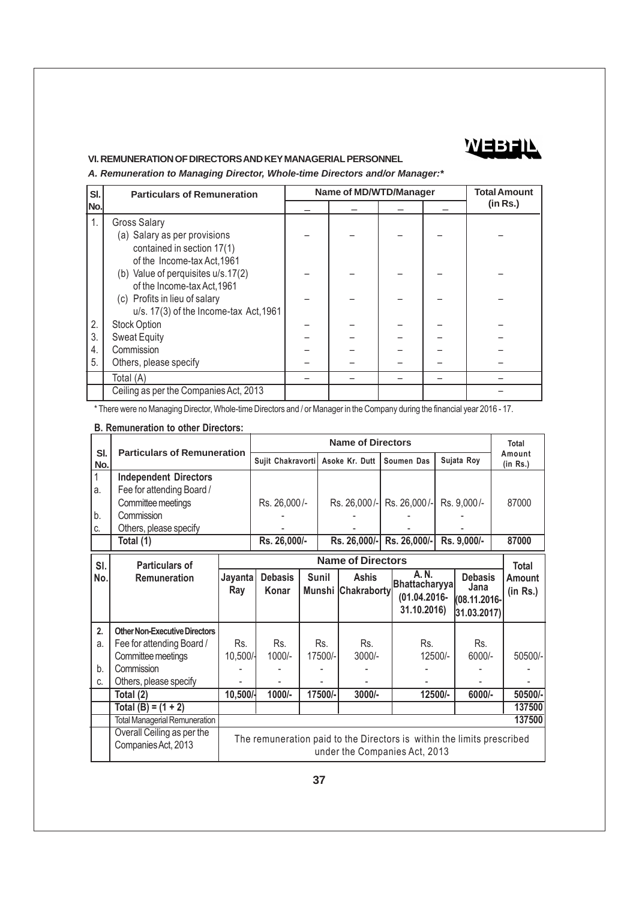WEBFIL

### VI. REMUNERATION OF DIRECTORS AND KEY MANAGERIAL PERSONNEL

***A. Remuneration to Managing Director, Whole-time Directors and/or Manager:****

| Sl. No. | Particulars of Remuneration | Name of MD/WTD/Manager | | | | Total Amount (in Rs.) |
|---|---|---|---|---|---|---|
| | | – | – | – | – | |
| 1. | Gross Salary | | | | | |
| | (a) Salary as per provisions contained in section 17(1) of the Income-tax Act,1961 | – | – | – | – | – |
| | (b) Value of perquisites u/s.17(2) of the Income-tax Act,1961 | – | – | – | – | – |
| | (c) Profits in lieu of salary u/s. 17(3) of the Income-tax Act,1961 | – | – | – | – | – |
| 2. | Stock Option | – | – | – | – | – |
| 3. | Sweat Equity | – | – | – | – | – |
| 4. | Commission | – | – | – | – | – |
| 5. | Others, please specify | – | – | – | – | – |
| | Total (A) | – | – | – | – | – |
| | Ceiling as per the Companies Act, 2013 | | | | | – |

* There were no Managing Director, Whole-time Directors and / or Manager in the Company during the financial year 2016 - 17.

**B. Remuneration to other Directors:**

| Sl. No. | Particulars of Remuneration | Name of Directors | | | | Total Amount (in Rs.) |
|---|---|---|---|---|---|---|
| | | Sujit Chakravorti | Asoke Kr. Dutt | Soumen Das | Sujata Roy | |
| 1 | **Independent Directors** | | | | | |
| a. | Fee for attending Board / Committee meetings | Rs. 26,000/- | Rs. 26,000/- | Rs. 26,000/- | Rs. 9,000/- | 87000 |
| b. | Commission | - | - | - | - | |
| c. | Others, please specify | - | - | - | - | |
| | **Total (1)** | **Rs. 26,000/-** | **Rs. 26,000/-** | **Rs. 26,000/-** | **Rs. 9,000/-** | **87000** |

| Sl. No. | Particulars of Remuneration | Name of Directors | | | | | | Total Amount (in Rs.) |
|---|---|---|---|---|---|---|---|---|
| | | Jayanta Ray | Debasis Konar | Sunil Munshi | Ashis Chakraborty | A. N. Bhattacharyya (01.04.2016-31.10.2016) | Debasis Jana (08.11.2016-31.03.2017) | |
| **2.** | **Other Non-Executive Directors** | | | | | | | |
| a. | Fee for attending Board / Committee meetings | Rs. 10,500/- | Rs. 1000/- | Rs. 17500/- | Rs. 3000/- | Rs. 12500/- | Rs. 6000/- | 50500/- |
| b. | Commission | - | - | - | - | - | - | - |
| c. | Others, please specify | - | - | - | - | - | - | - |
| | **Total (2)** | **10,500/-** | **1000/-** | **17500/-** | **3000/-** | **12500/-** | **6000/-** | **50500/-** |
| | **Total (B) = (1 + 2)** | | | | | | | **137500** |
| | Total Managerial Remuneration | | | | | | | **137500** |
| | Overall Ceiling as per the Companies Act, 2013 | The remuneration paid to the Directors is within the limits prescribed under the Companies Act, 2013 | | | | | | |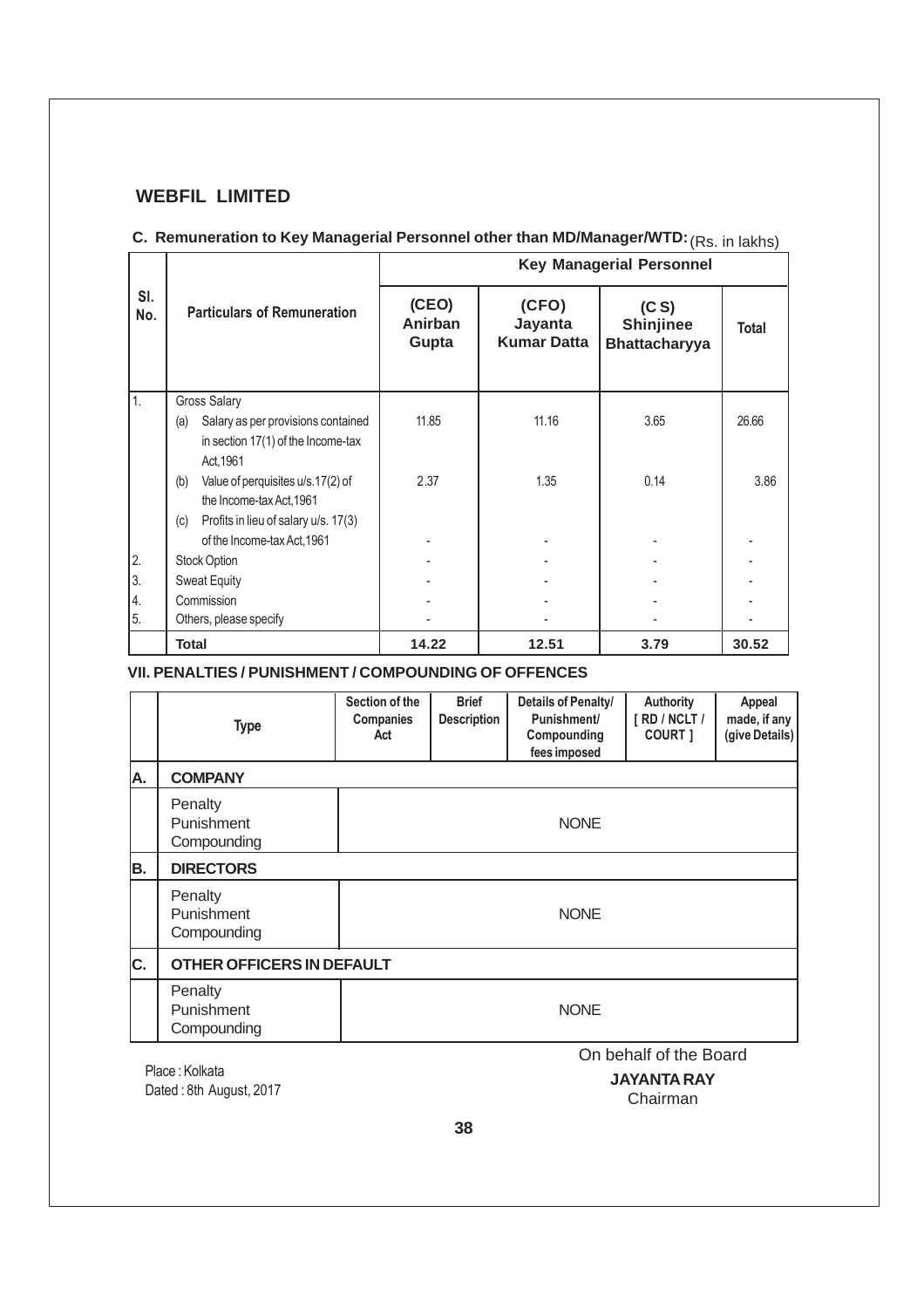## WEBFIL LIMITED

### C. Remuneration to Key Managerial Personnel other than MD/Manager/WTD: (Rs. in lakhs)

| Sl. No. | Particulars of Remuneration | Key Managerial Personnel | | | |
|---|---|---|---|---|---|
| | | (CEO) Anirban Gupta | (CFO) Jayanta Kumar Datta | (C S) Shinjinee Bhattacharyya | Total |
| 1. | Gross Salary | | | | |
| | (a) Salary as per provisions contained in section 17(1) of the Income-tax Act,1961 | 11.85 | 11.16 | 3.65 | 26.66 |
| | (b) Value of perquisites u/s.17(2) of the Income-tax Act,1961 | 2.37 | 1.35 | 0.14 | 3.86 |
| | (c) Profits in lieu of salary u/s. 17(3) of the Income-tax Act,1961 | - | - | - | - |
| 2. | Stock Option | - | - | - | - |
| 3. | Sweat Equity | - | - | - | - |
| 4. | Commission | - | - | - | - |
| 5. | Others, please specify | - | - | - | - |
| | **Total** | **14.22** | **12.51** | **3.79** | **30.52** |

### VII. PENALTIES / PUNISHMENT / COMPOUNDING OF OFFENCES

| | Type | Section of the Companies Act | Brief Description | Details of Penalty/ Punishment/ Compounding fees imposed | Authority [ RD / NCLT / COURT ] | Appeal made, if any (give Details) |
|---|---|---|---|---|---|---|
| A. | **COMPANY** | | | | | |
| | Penalty<br>Punishment<br>Compounding | NONE | | | | |
| B. | **DIRECTORS** | | | | | |
| | Penalty<br>Punishment<br>Compounding | NONE | | | | |
| C. | **OTHER OFFICERS IN DEFAULT** | | | | | |
| | Penalty<br>Punishment<br>Compounding | NONE | | | | |

On behalf of the Board

Place : Kolkata
Dated : 8th August, 2017

**JAYANTA RAY**
Chairman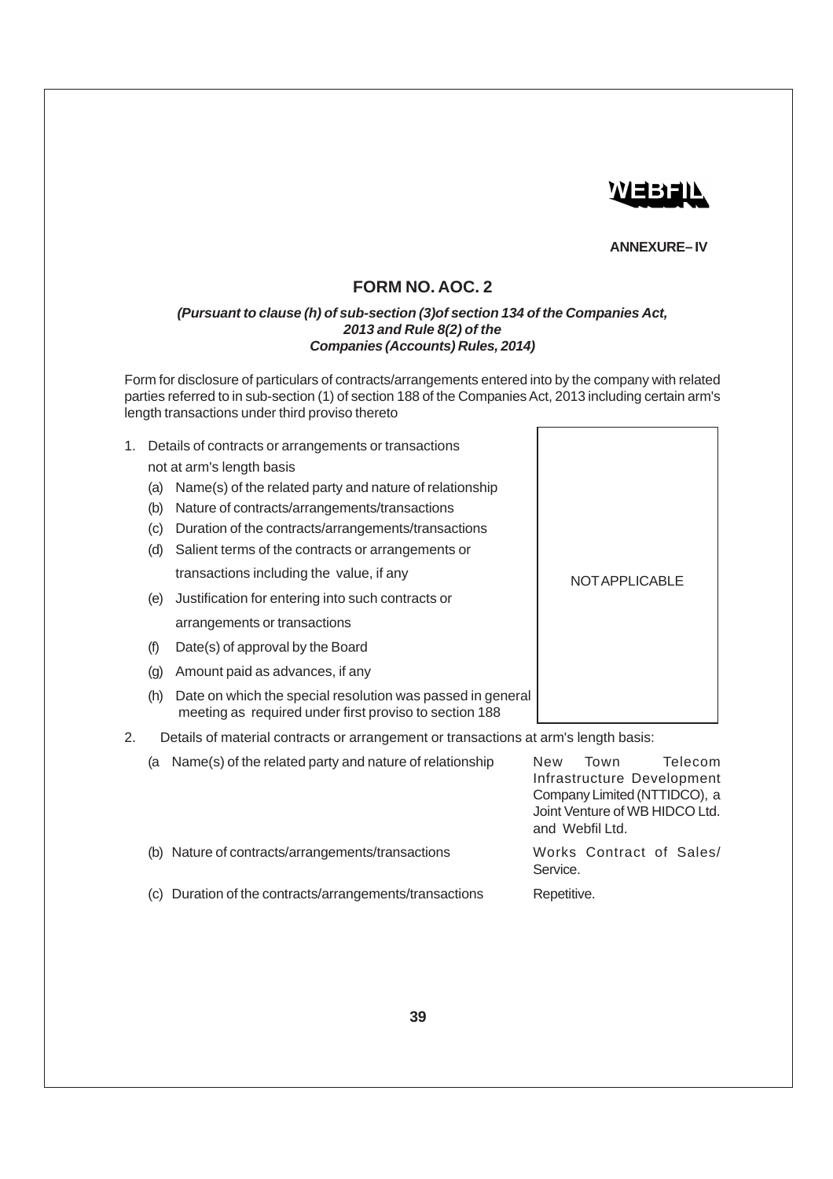WEBFIL

**ANNEXURE– IV**

# FORM NO. AOC. 2

***(Pursuant to clause (h) of sub-section (3)of section 134 of the Companies Act, 2013 and Rule 8(2) of the Companies (Accounts) Rules, 2014)***

Form for disclosure of particulars of contracts/arrangements entered into by the company with related parties referred to in sub-section (1) of section 188 of the Companies Act, 2013 including certain arm's length transactions under third proviso thereto

| | |
|---|---|
| 1. Details of contracts or arrangements or transactions not at arm's length basis | NOT APPLICABLE |
| (a) Name(s) of the related party and nature of relationship | |
| (b) Nature of contracts/arrangements/transactions | |
| (c) Duration of the contracts/arrangements/transactions | |
| (d) Salient terms of the contracts or arrangements or transactions including the value, if any | |
| (e) Justification for entering into such contracts or arrangements or transactions | |
| (f) Date(s) of approval by the Board | |
| (g) Amount paid as advances, if any | |
| (h) Date on which the special resolution was passed in general meeting as required under first proviso to section 188 | |

2. Details of material contracts or arrangement or transactions at arm's length basis:

| | |
|---|---|
| (a Name(s) of the related party and nature of relationship | New Town Telecom Infrastructure Development Company Limited (NTTIDCO), a Joint Venture of WB HIDCO Ltd. and Webfil Ltd. |
| (b) Nature of contracts/arrangements/transactions | Works Contract of Sales/ Service. |
| (c) Duration of the contracts/arrangements/transactions | Repetitive. |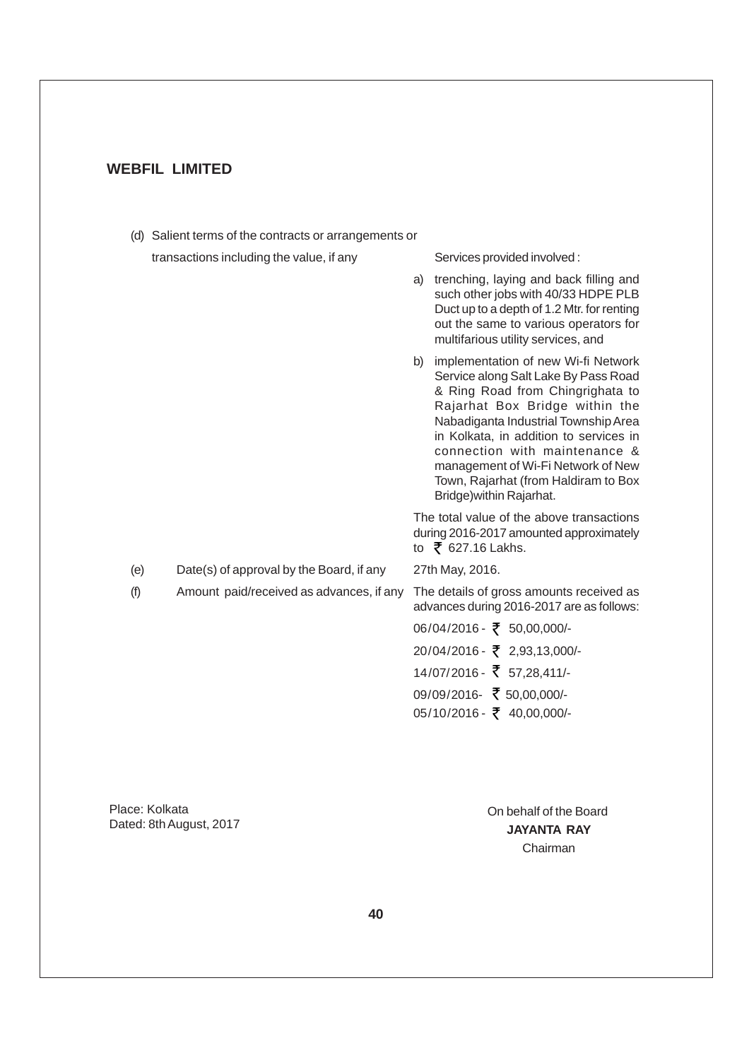(d) Salient terms of the contracts or arrangements or transactions including the value, if any

Services provided involved :

a) trenching, laying and back filling and such other jobs with 40/33 HDPE PLB Duct up to a depth of 1.2 Mtr. for renting out the same to various operators for multifarious utility services, and

b) implementation of new Wi-fi Network Service along Salt Lake By Pass Road & Ring Road from Chingrighata to Rajarhat Box Bridge within the Nabadiganta Industrial Township Area in Kolkata, in addition to services in connection with maintenance & management of Wi-Fi Network of New Town, Rajarhat (from Haldiram to Box Bridge)within Rajarhat.

The total value of the above transactions during 2016-2017 amounted approximately to ₹ 627.16 Lakhs.

(e) Date(s) of approval by the Board, if any — 27th May, 2016.

(f) Amount paid/received as advances, if any — The details of gross amounts received as advances during 2016-2017 are as follows:

06/04/2016 - ₹ 50,00,000/-
20/04/2016 - ₹ 2,93,13,000/-
14/07/2016 - ₹ 57,28,411/-
09/09/2016- ₹ 50,00,000/-
05/10/2016 - ₹ 40,00,000/-

Place: Kolkata
Dated: 8th August, 2017

On behalf of the Board
**JAYANTA RAY**
Chairman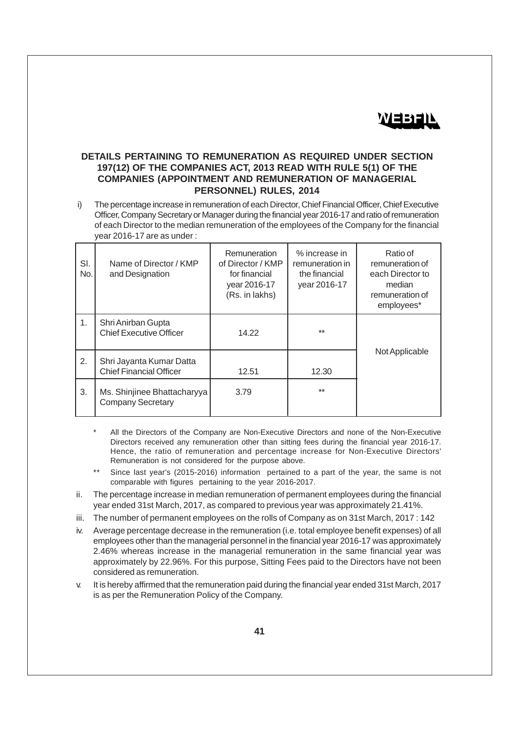**WEBFIL**

## DETAILS PERTAINING TO REMUNERATION AS REQUIRED UNDER SECTION 197(12) OF THE COMPANIES ACT, 2013 READ WITH RULE 5(1) OF THE COMPANIES (APPOINTMENT AND REMUNERATION OF MANAGERIAL PERSONNEL) RULES, 2014

i) The percentage increase in remuneration of each Director, Chief Financial Officer, Chief Executive Officer, Company Secretary or Manager during the financial year 2016-17 and ratio of remuneration of each Director to the median remuneration of the employees of the Company for the financial year 2016-17 are as under :

| Sl. No. | Name of Director / KMP and Designation | Remuneration of Director / KMP for financial year 2016-17 (Rs. in lakhs) | % increase in remuneration in the financial year 2016-17 | Ratio of remuneration of each Director to median remuneration of employees* |
|---|---|---|---|---|
| 1. | Shri Anirban Gupta<br>Chief Executive Officer | 14.22 | ** | Not Applicable |
| 2. | Shri Jayanta Kumar Datta<br>Chief Financial Officer | 12.51 | 12.30 | |
| 3. | Ms. Shinjinee Bhattacharyya<br>Company Secretary | 3.79 | ** | |

\* All the Directors of the Company are Non-Executive Directors and none of the Non-Executive Directors received any remuneration other than sitting fees during the financial year 2016-17. Hence, the ratio of remuneration and percentage increase for Non-Executive Directors' Remuneration is not considered for the purpose above.

\*\* Since last year's (2015-2016) information pertained to a part of the year, the same is not comparable with figures pertaining to the year 2016-2017.

ii. The percentage increase in median remuneration of permanent employees during the financial year ended 31st March, 2017, as compared to previous year was approximately 21.41%.

iii. The number of permanent employees on the rolls of Company as on 31st March, 2017 : 142

iv. Average percentage decrease in the remuneration (i.e. total employee benefit expenses) of all employees other than the managerial personnel in the financial year 2016-17 was approximately 2.46% whereas increase in the managerial remuneration in the same financial year was approximately by 22.96%. For this purpose, Sitting Fees paid to the Directors have not been considered as remuneration.

v. It is hereby affirmed that the remuneration paid during the financial year ended 31st March, 2017 is as per the Remuneration Policy of the Company.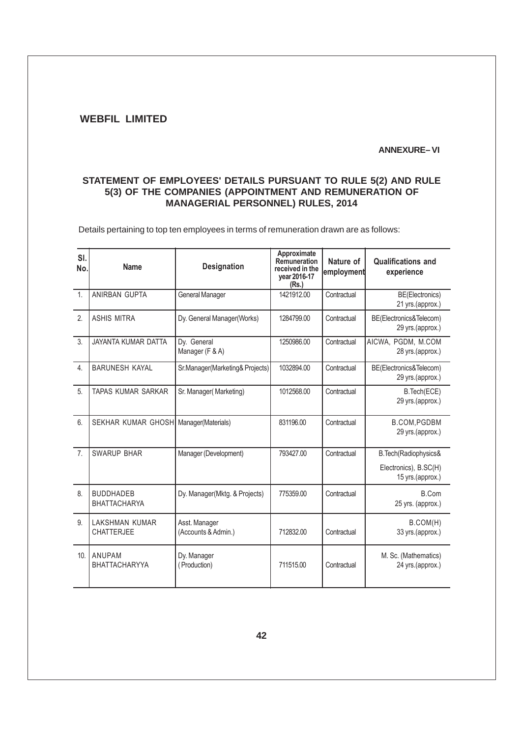**WEBFIL LIMITED**

**ANNEXURE– VI**

## STATEMENT OF EMPLOYEES' DETAILS PURSUANT TO RULE 5(2) AND RULE 5(3) OF THE COMPANIES (APPOINTMENT AND REMUNERATION OF MANAGERIAL PERSONNEL) RULES, 2014

Details pertaining to top ten employees in terms of remuneration drawn are as follows:

| Sl. No. | Name | Designation | Approximate Remuneration received in the year 2016-17 (Rs.) | Nature of employment | Qualifications and experience |
|---|---|---|---|---|---|
| 1. | ANIRBAN GUPTA | General Manager | 1421912.00 | Contractual | BE(Electronics) 21 yrs.(approx.) |
| 2. | ASHIS MITRA | Dy. General Manager(Works) | 1284799.00 | Contractual | BE(Electronics&Telecom) 29 yrs.(approx.) |
| 3. | JAYANTA KUMAR DATTA | Dy. General Manager (F & A) | 1250986.00 | Contractual | AICWA, PGDM, M.COM 28 yrs.(approx.) |
| 4. | BARUNESH KAYAL | Sr.Manager(Marketing& Projects) | 1032894.00 | Contractual | BE(Electronics&Telecom) 29 yrs.(approx.) |
| 5. | TAPAS KUMAR SARKAR | Sr. Manager( Marketing) | 1012568.00 | Contractual | B.Tech(ECE) 29 yrs.(approx.) |
| 6. | SEKHAR KUMAR GHOSH | Manager(Materials) | 831196.00 | Contractual | B.COM,PGDBM 29 yrs.(approx.) |
| 7. | SWARUP BHAR | Manager (Development) | 793427.00 | Contractual | B.Tech(Radiophysics& Electronics), B.SC(H) 15 yrs.(approx.) |
| 8. | BUDDHADEB BHATTACHARYA | Dy. Manager(Mktg. & Projects) | 775359.00 | Contractual | B.Com 25 yrs. (approx.) |
| 9. | LAKSHMAN KUMAR CHATTERJEE | Asst. Manager (Accounts & Admin.) | 712832.00 | Contractual | B.COM(H) 33 yrs.(approx.) |
| 10. | ANUPAM BHATTACHARYYA | Dy. Manager (Production) | 711515.00 | Contractual | M. Sc. (Mathematics) 24 yrs.(approx.) |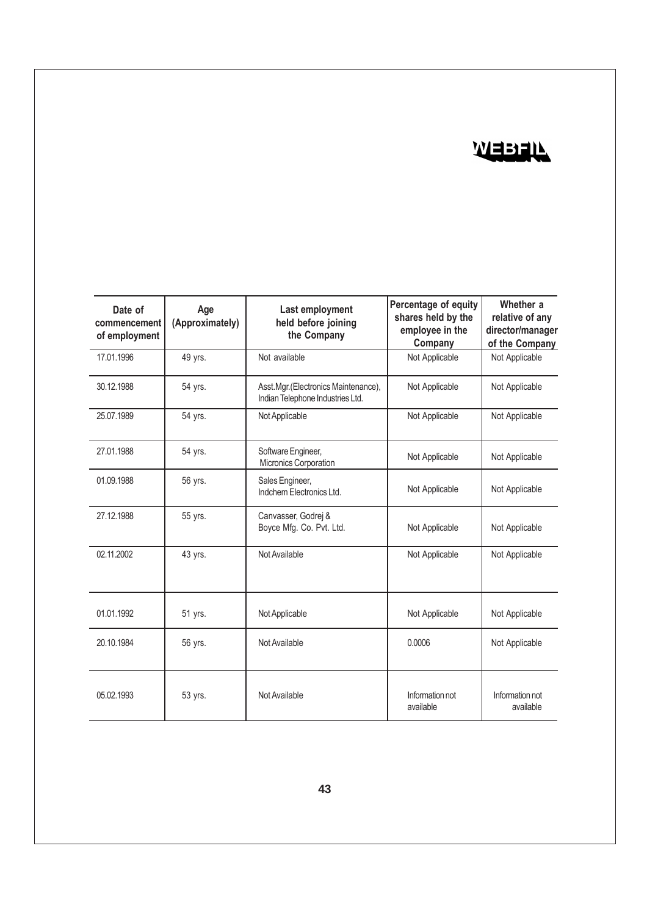| Date of commencement of employment | Age (Approximately) | Last employment held before joining the Company | Percentage of equity shares held by the employee in the Company | Whether a relative of any director/manager of the Company |
|---|---|---|---|---|
| 17.01.1996 | 49 yrs. | Not available | Not Applicable | Not Applicable |
| 30.12.1988 | 54 yrs. | Asst.Mgr.(Electronics Maintenance), Indian Telephone Industries Ltd. | Not Applicable | Not Applicable |
| 25.07.1989 | 54 yrs. | Not Applicable | Not Applicable | Not Applicable |
| 27.01.1988 | 54 yrs. | Software Engineer, Micronics Corporation | Not Applicable | Not Applicable |
| 01.09.1988 | 56 yrs. | Sales Engineer, Indchem Electronics Ltd. | Not Applicable | Not Applicable |
| 27.12.1988 | 55 yrs. | Canvasser, Godrej & Boyce Mfg. Co. Pvt. Ltd. | Not Applicable | Not Applicable |
| 02.11.2002 | 43 yrs. | Not Available | Not Applicable | Not Applicable |
| 01.01.1992 | 51 yrs. | Not Applicable | Not Applicable | Not Applicable |
| 20.10.1984 | 56 yrs. | Not Available | 0.0006 | Not Applicable |
| 05.02.1993 | 53 yrs. | Not Available | Information not available | Information not available |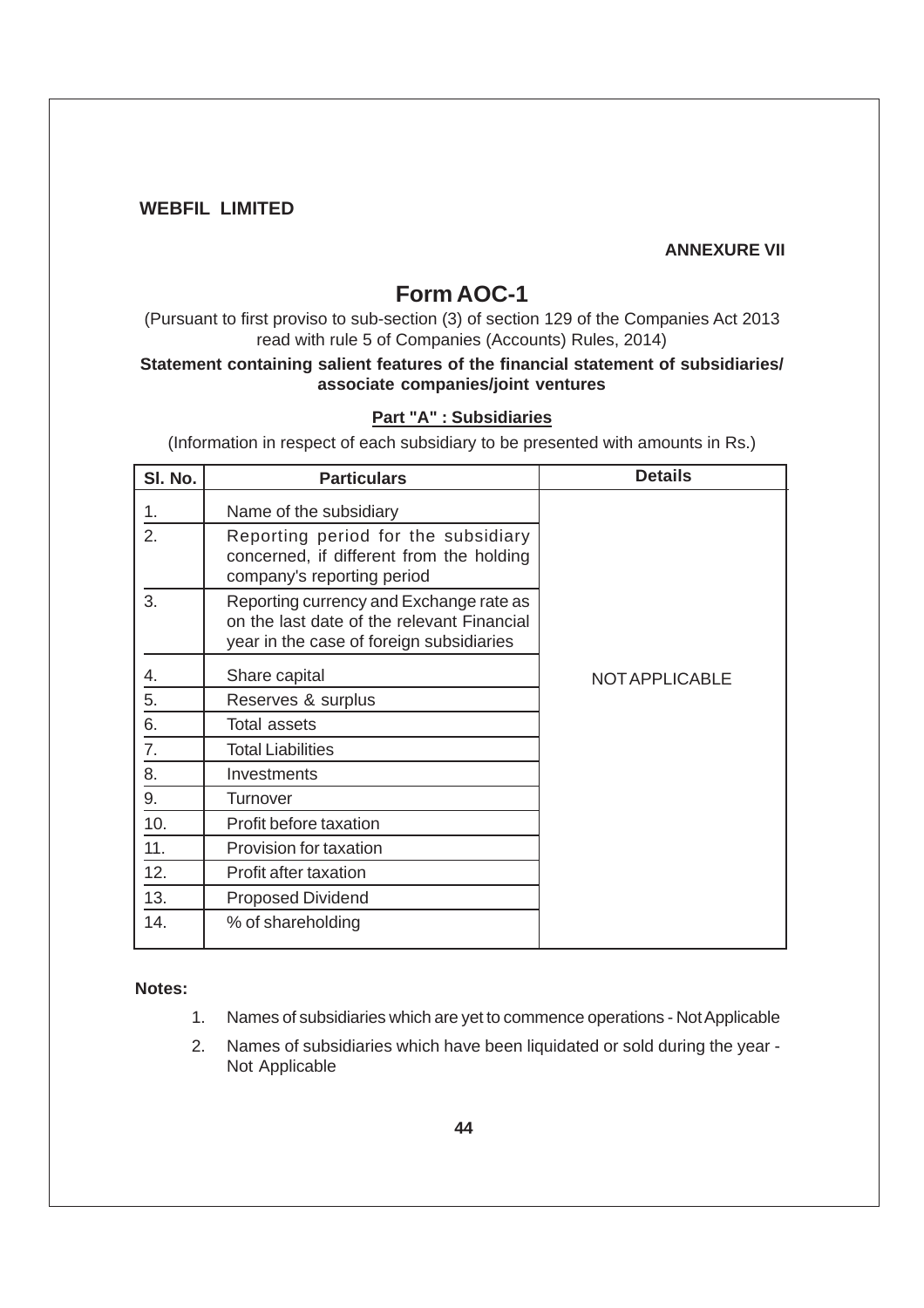**WEBFIL LIMITED**

**ANNEXURE VII**

# Form AOC-1

(Pursuant to first proviso to sub-section (3) of section 129 of the Companies Act 2013 read with rule 5 of Companies (Accounts) Rules, 2014)

**Statement containing salient features of the financial statement of subsidiaries/ associate companies/joint ventures**

## Part "A" : Subsidiaries

(Information in respect of each subsidiary to be presented with amounts in Rs.)

| Sl. No. | Particulars | Details |
|---|---|---|
| 1. | Name of the subsidiary | NOT APPLICABLE |
| 2. | Reporting period for the subsidiary concerned, if different from the holding company's reporting period | |
| 3. | Reporting currency and Exchange rate as on the last date of the relevant Financial year in the case of foreign subsidiaries | |
| 4. | Share capital | |
| 5. | Reserves & surplus | |
| 6. | Total assets | |
| 7. | Total Liabilities | |
| 8. | Investments | |
| 9. | Turnover | |
| 10. | Profit before taxation | |
| 11. | Provision for taxation | |
| 12. | Profit after taxation | |
| 13. | Proposed Dividend | |
| 14. | % of shareholding | |

**Notes:**

1. Names of subsidiaries which are yet to commence operations - Not Applicable
2. Names of subsidiaries which have been liquidated or sold during the year - Not Applicable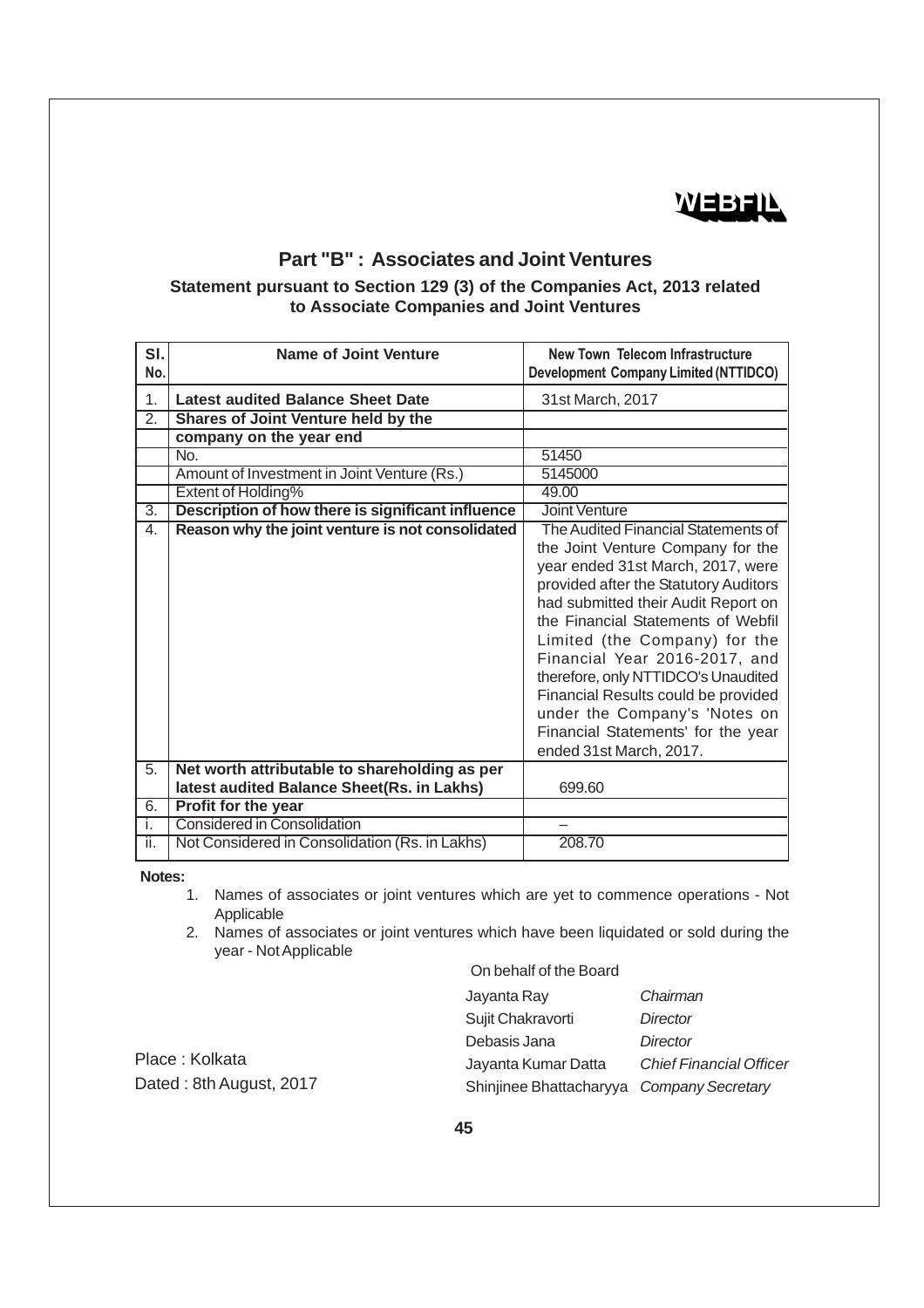WEBFIL

## Part "B" : Associates and Joint Ventures

### Statement pursuant to Section 129 (3) of the Companies Act, 2013 related to Associate Companies and Joint Ventures

| Sl. No. | Name of Joint Venture | New Town Telecom Infrastructure Development Company Limited (NTTIDCO) |
|---|---|---|
| 1. | **Latest audited Balance Sheet Date** | 31st March, 2017 |
| 2. | **Shares of Joint Venture held by the company on the year end** | |
| | No. | 51450 |
| | Amount of Investment in Joint Venture (Rs.) | 5145000 |
| | Extent of Holding% | 49.00 |
| 3. | **Description of how there is significant influence** | Joint Venture |
| 4. | **Reason why the joint venture is not consolidated** | The Audited Financial Statements of the Joint Venture Company for the year ended 31st March, 2017, were provided after the Statutory Auditors had submitted their Audit Report on the Financial Statements of Webfil Limited (the Company) for the Financial Year 2016-2017, and therefore, only NTTIDCO's Unaudited Financial Results could be provided under the Company's 'Notes on Financial Statements' for the year ended 31st March, 2017. |
| 5. | **Net worth attributable to shareholding as per latest audited Balance Sheet(Rs. in Lakhs)** | 699.60 |
| 6. | **Profit for the year** | |
| i. | Considered in Consolidation | – |
| ii. | Not Considered in Consolidation (Rs. in Lakhs) | 208.70 |

**Notes:**

1. Names of associates or joint ventures which are yet to commence operations - Not Applicable
2. Names of associates or joint ventures which have been liquidated or sold during the year - Not Applicable

On behalf of the Board

| | |
|---|---|
| Jayanta Ray | *Chairman* |
| Sujit Chakravorti | *Director* |
| Debasis Jana | *Director* |
| Jayanta Kumar Datta | *Chief Financial Officer* |
| Shinjinee Bhattacharyya | *Company Secretary* |

Place : Kolkata

Dated : 8th August, 2017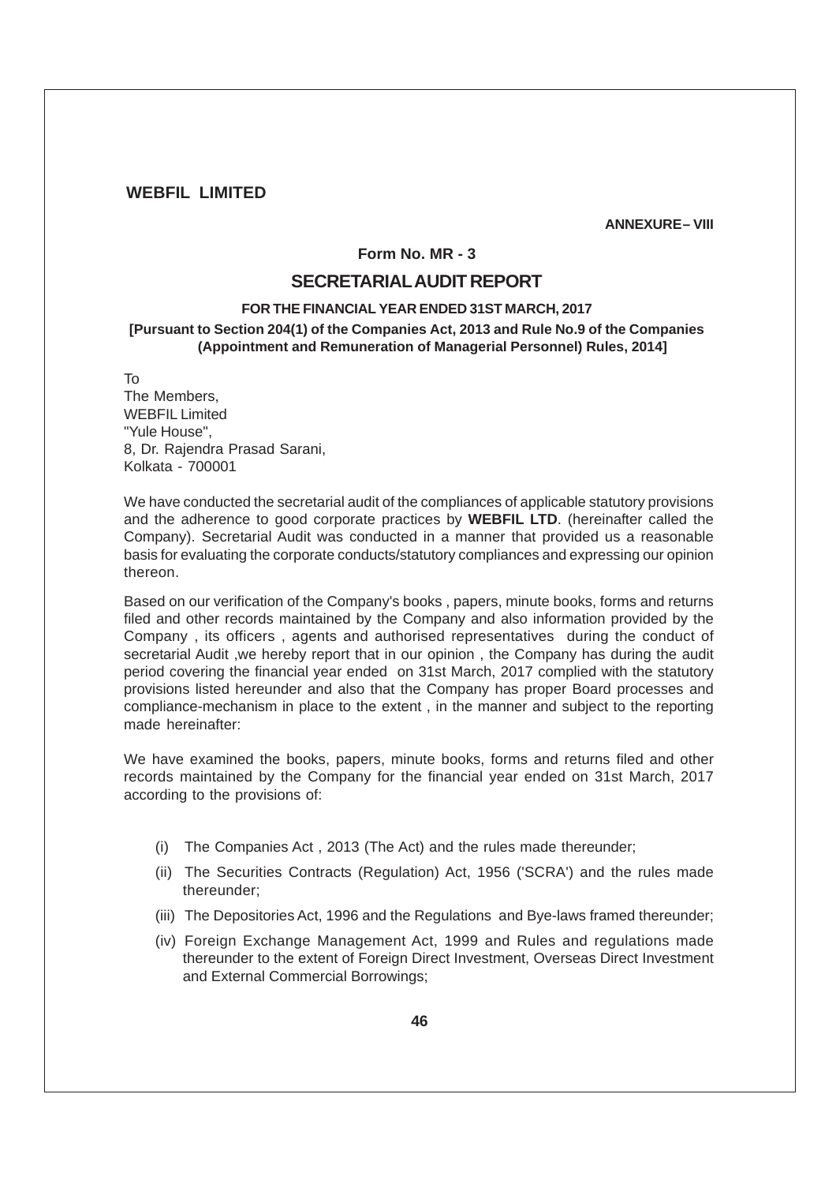**ANNEXURE– VIII**

### Form No. MR - 3

## SECRETARIAL AUDIT REPORT

**FOR THE FINANCIAL YEAR ENDED 31ST MARCH, 2017**

**[Pursuant to Section 204(1) of the Companies Act, 2013 and Rule No.9 of the Companies (Appointment and Remuneration of Managerial Personnel) Rules, 2014]**

To
The Members,
WEBFIL Limited
"Yule House",
8, Dr. Rajendra Prasad Sarani,
Kolkata - 700001

We have conducted the secretarial audit of the compliances of applicable statutory provisions and the adherence to good corporate practices by **WEBFIL LTD**. (hereinafter called the Company). Secretarial Audit was conducted in a manner that provided us a reasonable basis for evaluating the corporate conducts/statutory compliances and expressing our opinion thereon.

Based on our verification of the Company's books , papers, minute books, forms and returns filed and other records maintained by the Company and also information provided by the Company , its officers , agents and authorised representatives during the conduct of secretarial Audit ,we hereby report that in our opinion , the Company has during the audit period covering the financial year ended on 31st March, 2017 complied with the statutory provisions listed hereunder and also that the Company has proper Board processes and compliance-mechanism in place to the extent , in the manner and subject to the reporting made hereinafter:

We have examined the books, papers, minute books, forms and returns filed and other records maintained by the Company for the financial year ended on 31st March, 2017 according to the provisions of:

(i) The Companies Act , 2013 (The Act) and the rules made thereunder;

(ii) The Securities Contracts (Regulation) Act, 1956 ('SCRA') and the rules made thereunder;

(iii) The Depositories Act, 1996 and the Regulations and Bye-laws framed thereunder;

(iv) Foreign Exchange Management Act, 1999 and Rules and regulations made thereunder to the extent of Foreign Direct Investment, Overseas Direct Investment and External Commercial Borrowings;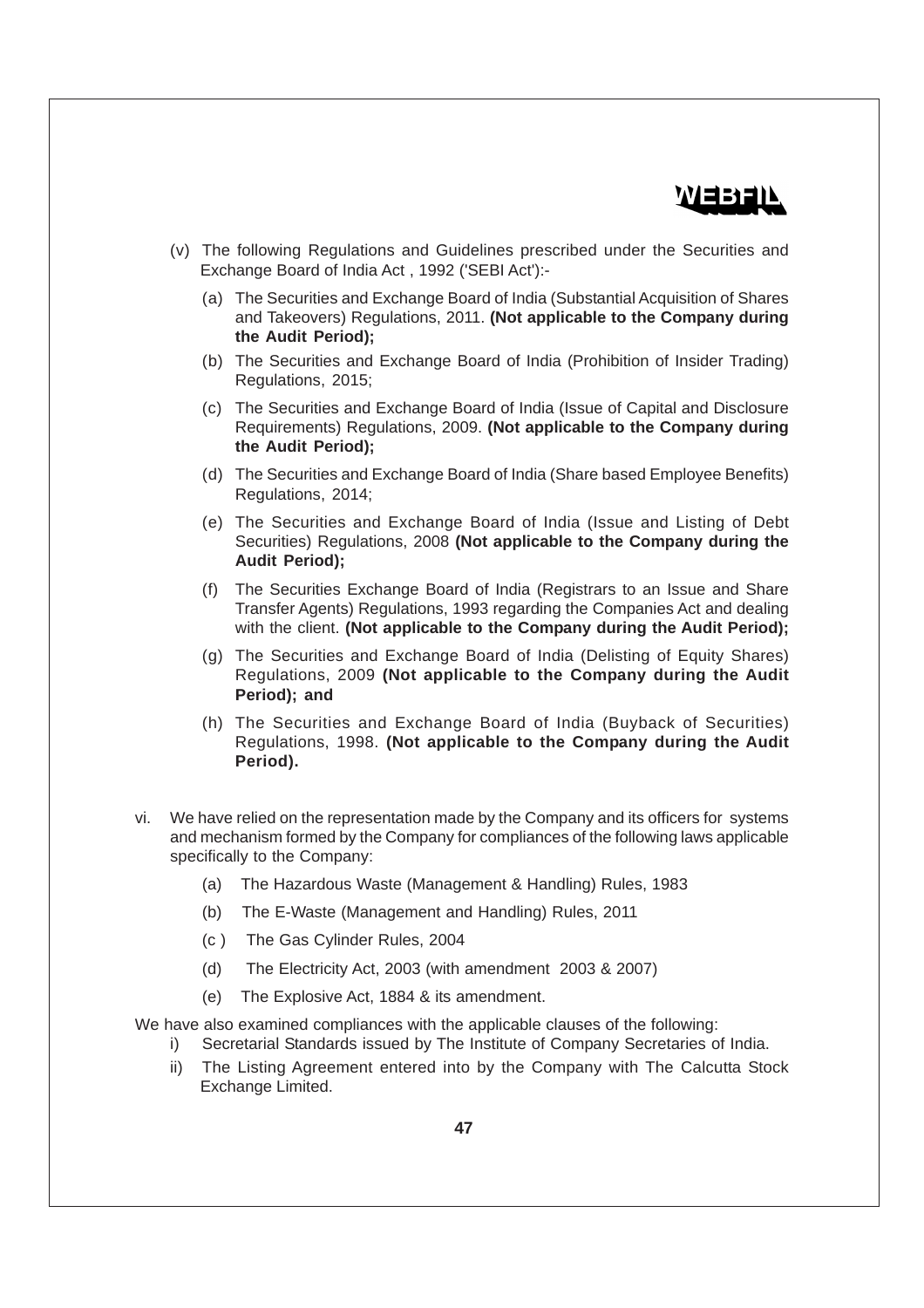(v) The following Regulations and Guidelines prescribed under the Securities and Exchange Board of India Act , 1992 ('SEBI Act'):-

(a) The Securities and Exchange Board of India (Substantial Acquisition of Shares and Takeovers) Regulations, 2011. **(Not applicable to the Company during the Audit Period);**

(b) The Securities and Exchange Board of India (Prohibition of Insider Trading) Regulations, 2015;

(c) The Securities and Exchange Board of India (Issue of Capital and Disclosure Requirements) Regulations, 2009. **(Not applicable to the Company during the Audit Period);**

(d) The Securities and Exchange Board of India (Share based Employee Benefits) Regulations, 2014;

(e) The Securities and Exchange Board of India (Issue and Listing of Debt Securities) Regulations, 2008 **(Not applicable to the Company during the Audit Period);**

(f) The Securities Exchange Board of India (Registrars to an Issue and Share Transfer Agents) Regulations, 1993 regarding the Companies Act and dealing with the client. **(Not applicable to the Company during the Audit Period);**

(g) The Securities and Exchange Board of India (Delisting of Equity Shares) Regulations, 2009 **(Not applicable to the Company during the Audit Period); and**

(h) The Securities and Exchange Board of India (Buyback of Securities) Regulations, 1998. **(Not applicable to the Company during the Audit Period).**

vi. We have relied on the representation made by the Company and its officers for systems and mechanism formed by the Company for compliances of the following laws applicable specifically to the Company:

(a) The Hazardous Waste (Management & Handling) Rules, 1983

(b) The E-Waste (Management and Handling) Rules, 2011

(c ) The Gas Cylinder Rules, 2004

(d) The Electricity Act, 2003 (with amendment 2003 & 2007)

(e) The Explosive Act, 1884 & its amendment.

We have also examined compliances with the applicable clauses of the following:

i) Secretarial Standards issued by The Institute of Company Secretaries of India.

ii) The Listing Agreement entered into by the Company with The Calcutta Stock Exchange Limited.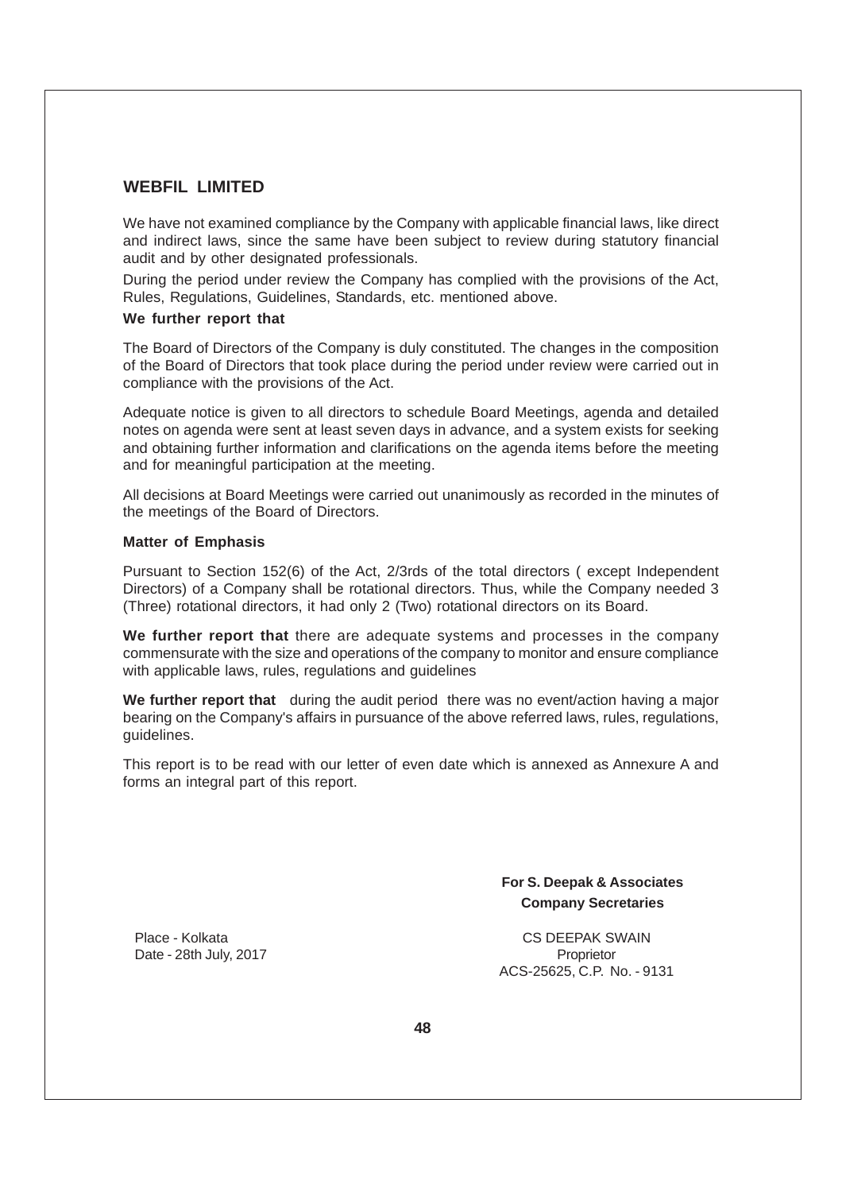## WEBFIL LIMITED

We have not examined compliance by the Company with applicable financial laws, like direct and indirect laws, since the same have been subject to review during statutory financial audit and by other designated professionals.

During the period under review the Company has complied with the provisions of the Act, Rules, Regulations, Guidelines, Standards, etc. mentioned above.

**We further report that**

The Board of Directors of the Company is duly constituted. The changes in the composition of the Board of Directors that took place during the period under review were carried out in compliance with the provisions of the Act.

Adequate notice is given to all directors to schedule Board Meetings, agenda and detailed notes on agenda were sent at least seven days in advance, and a system exists for seeking and obtaining further information and clarifications on the agenda items before the meeting and for meaningful participation at the meeting.

All decisions at Board Meetings were carried out unanimously as recorded in the minutes of the meetings of the Board of Directors.

**Matter of Emphasis**

Pursuant to Section 152(6) of the Act, 2/3rds of the total directors ( except Independent Directors) of a Company shall be rotational directors. Thus, while the Company needed 3 (Three) rotational directors, it had only 2 (Two) rotational directors on its Board.

**We further report that** there are adequate systems and processes in the company commensurate with the size and operations of the company to monitor and ensure compliance with applicable laws, rules, regulations and guidelines

**We further report that** during the audit period there was no event/action having a major bearing on the Company's affairs in pursuance of the above referred laws, rules, regulations, guidelines.

This report is to be read with our letter of even date which is annexed as Annexure A and forms an integral part of this report.

**For S. Deepak & Associates**
**Company Secretaries**

Place - Kolkata
Date - 28th July, 2017

CS DEEPAK SWAIN
Proprietor
ACS-25625, C.P. No. - 9131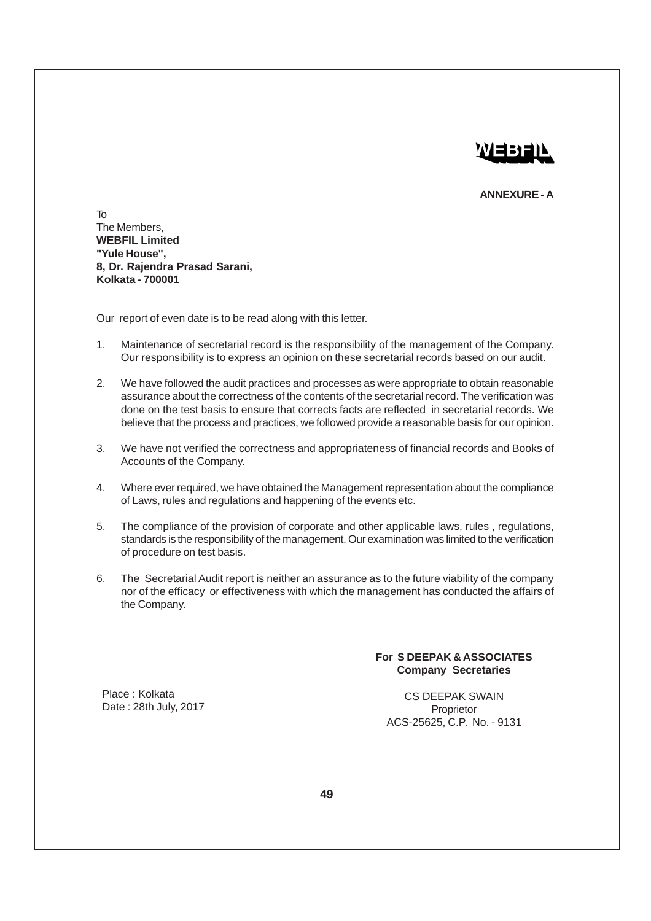**ANNEXURE - A**

To
The Members,
**WEBFIL Limited**
**"Yule House",**
**8, Dr. Rajendra Prasad Sarani,**
**Kolkata - 700001**

Our report of even date is to be read along with this letter.

1. Maintenance of secretarial record is the responsibility of the management of the Company. Our responsibility is to express an opinion on these secretarial records based on our audit.

2. We have followed the audit practices and processes as were appropriate to obtain reasonable assurance about the correctness of the contents of the secretarial record. The verification was done on the test basis to ensure that corrects facts are reflected in secretarial records. We believe that the process and practices, we followed provide a reasonable basis for our opinion.

3. We have not verified the correctness and appropriateness of financial records and Books of Accounts of the Company.

4. Where ever required, we have obtained the Management representation about the compliance of Laws, rules and regulations and happening of the events etc.

5. The compliance of the provision of corporate and other applicable laws, rules , regulations, standards is the responsibility of the management. Our examination was limited to the verification of procedure on test basis.

6. The Secretarial Audit report is neither an assurance as to the future viability of the company nor of the efficacy or effectiveness with which the management has conducted the affairs of the Company.

**For S DEEPAK & ASSOCIATES**
**Company Secretaries**

Place : Kolkata
Date : 28th July, 2017

CS DEEPAK SWAIN
Proprietor
ACS-25625, C.P. No. - 9131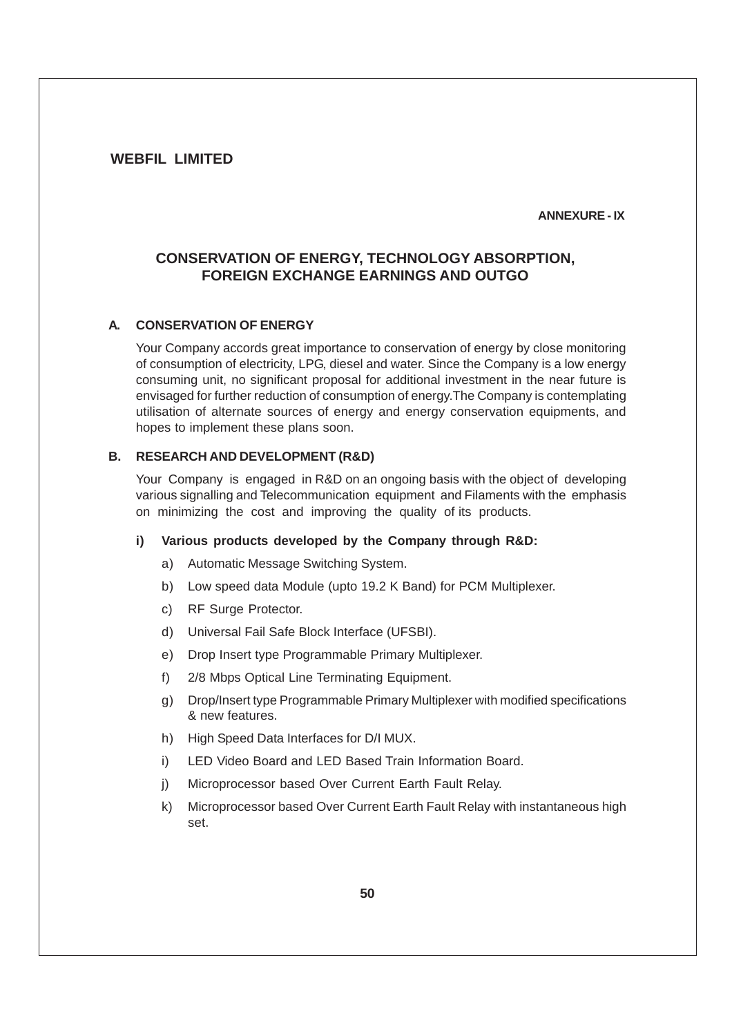**WEBFIL LIMITED**

**ANNEXURE - IX**

## CONSERVATION OF ENERGY, TECHNOLOGY ABSORPTION, FOREIGN EXCHANGE EARNINGS AND OUTGO

### A. CONSERVATION OF ENERGY

Your Company accords great importance to conservation of energy by close monitoring of consumption of electricity, LPG, diesel and water. Since the Company is a low energy consuming unit, no significant proposal for additional investment in the near future is envisaged for further reduction of consumption of energy.The Company is contemplating utilisation of alternate sources of energy and energy conservation equipments, and hopes to implement these plans soon.

### B. RESEARCH AND DEVELOPMENT (R&D)

Your Company is engaged in R&D on an ongoing basis with the object of developing various signalling and Telecommunication equipment and Filaments with the emphasis on minimizing the cost and improving the quality of its products.

**i) Various products developed by the Company through R&D:**

a) Automatic Message Switching System.

b) Low speed data Module (upto 19.2 K Band) for PCM Multiplexer.

c) RF Surge Protector.

d) Universal Fail Safe Block Interface (UFSBI).

e) Drop Insert type Programmable Primary Multiplexer.

f) 2/8 Mbps Optical Line Terminating Equipment.

g) Drop/Insert type Programmable Primary Multiplexer with modified specifications & new features.

h) High Speed Data Interfaces for D/I MUX.

i) LED Video Board and LED Based Train Information Board.

j) Microprocessor based Over Current Earth Fault Relay.

k) Microprocessor based Over Current Earth Fault Relay with instantaneous high set.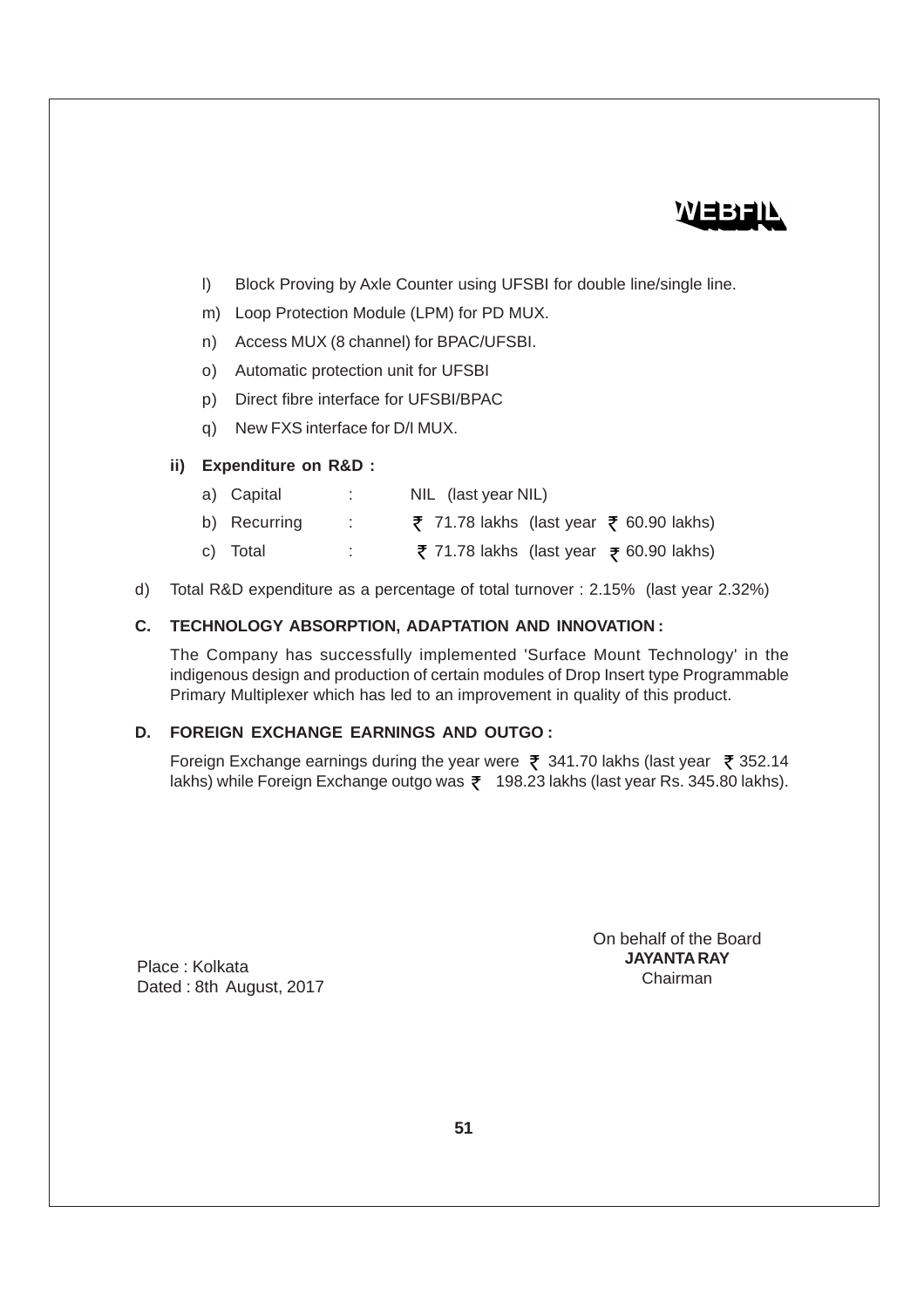l) Block Proving by Axle Counter using UFSBI for double line/single line.

m) Loop Protection Module (LPM) for PD MUX.

n) Access MUX (8 channel) for BPAC/UFSBI.

o) Automatic protection unit for UFSBI

p) Direct fibre interface for UFSBI/BPAC

q) New FXS interface for D/I MUX.

**ii) Expenditure on R&D :**

a) Capital : NIL (last year NIL)

b) Recurring : ₹ 71.78 lakhs (last year ₹ 60.90 lakhs)

c) Total : ₹ 71.78 lakhs (last year ₹ 60.90 lakhs)

d) Total R&D expenditure as a percentage of total turnover : 2.15% (last year 2.32%)

**C. TECHNOLOGY ABSORPTION, ADAPTATION AND INNOVATION :**

The Company has successfully implemented 'Surface Mount Technology' in the indigenous design and production of certain modules of Drop Insert type Programmable Primary Multiplexer which has led to an improvement in quality of this product.

**D. FOREIGN EXCHANGE EARNINGS AND OUTGO :**

Foreign Exchange earnings during the year were ₹ 341.70 lakhs (last year ₹ 352.14 lakhs) while Foreign Exchange outgo was ₹ 198.23 lakhs (last year Rs. 345.80 lakhs).

Place : Kolkata
Dated : 8th August, 2017

On behalf of the Board
**JAYANTA RAY**
Chairman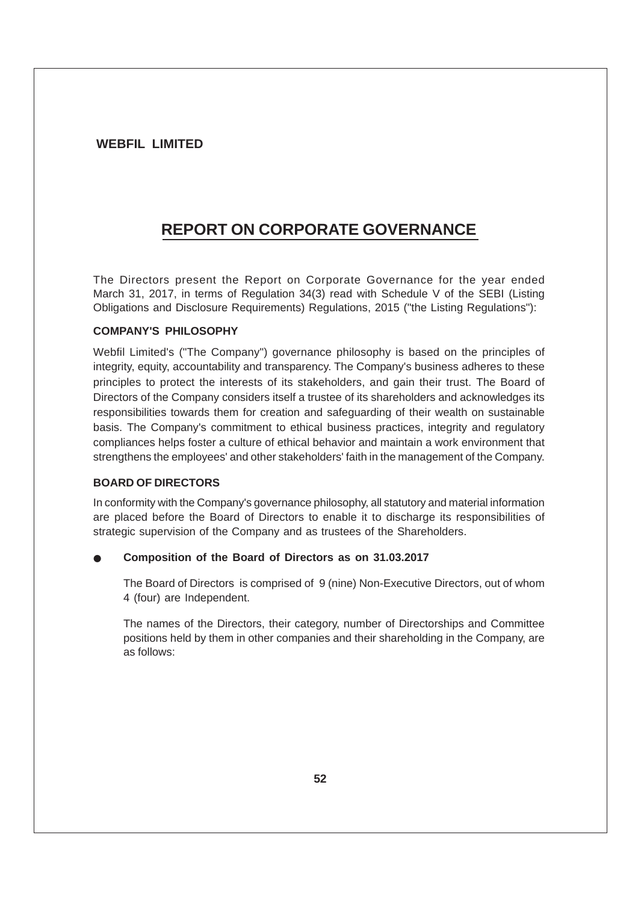# REPORT ON CORPORATE GOVERNANCE

The Directors present the Report on Corporate Governance for the year ended March 31, 2017, in terms of Regulation 34(3) read with Schedule V of the SEBI (Listing Obligations and Disclosure Requirements) Regulations, 2015 ("the Listing Regulations"):

**COMPANY'S PHILOSOPHY**

Webfil Limited's ("The Company") governance philosophy is based on the principles of integrity, equity, accountability and transparency. The Company's business adheres to these principles to protect the interests of its stakeholders, and gain their trust. The Board of Directors of the Company considers itself a trustee of its shareholders and acknowledges its responsibilities towards them for creation and safeguarding of their wealth on sustainable basis. The Company's commitment to ethical business practices, integrity and regulatory compliances helps foster a culture of ethical behavior and maintain a work environment that strengthens the employees' and other stakeholders' faith in the management of the Company.

**BOARD OF DIRECTORS**

In conformity with the Company's governance philosophy, all statutory and material information are placed before the Board of Directors to enable it to discharge its responsibilities of strategic supervision of the Company and as trustees of the Shareholders.

- **Composition of the Board of Directors as on 31.03.2017**

  The Board of Directors is comprised of 9 (nine) Non-Executive Directors, out of whom 4 (four) are Independent.

  The names of the Directors, their category, number of Directorships and Committee positions held by them in other companies and their shareholding in the Company, are as follows: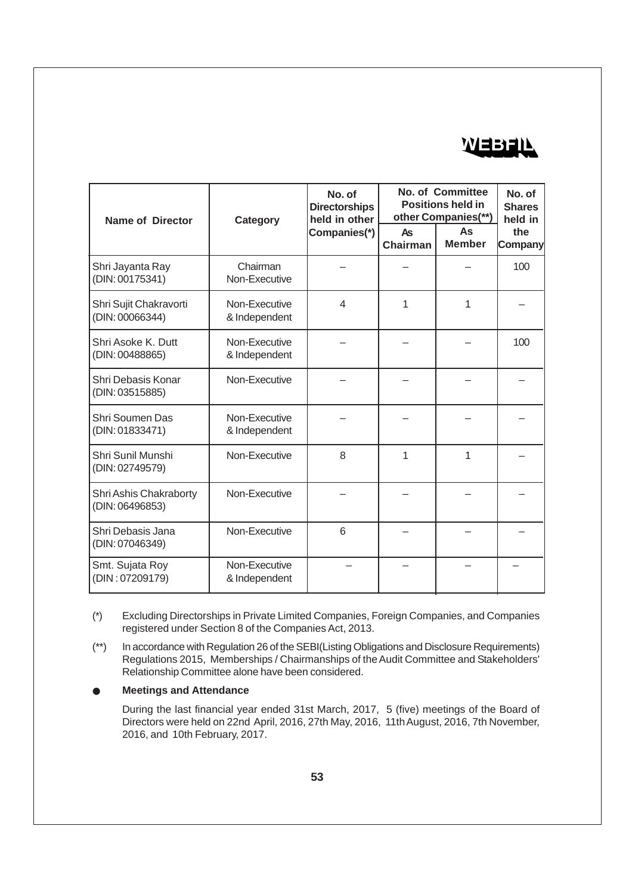| Name of Director | Category | No. of Directorships held in other Companies(*) | No. of Committee Positions held in other Companies(**) | | No. of Shares held in the Company |
|---|---|---|---|---|---|
| | | | As Chairman | As Member | |
| Shri Jayanta Ray (DIN: 00175341) | Chairman Non-Executive | – | – | – | 100 |
| Shri Sujit Chakravorti (DIN: 00066344) | Non-Executive & Independent | 4 | 1 | 1 | – |
| Shri Asoke K. Dutt (DIN: 00488865) | Non-Executive & Independent | – | – | – | 100 |
| Shri Debasis Konar (DIN: 03515885) | Non-Executive | – | – | – | – |
| Shri Soumen Das (DIN: 01833471) | Non-Executive & Independent | – | – | – | – |
| Shri Sunil Munshi (DIN: 02749579) | Non-Executive | 8 | 1 | 1 | – |
| Shri Ashis Chakraborty (DIN: 06496853) | Non-Executive | – | – | – | – |
| Shri Debasis Jana (DIN: 07046349) | Non-Executive | 6 | – | – | – |
| Smt. Sujata Roy (DIN : 07209179) | Non-Executive & Independent | – | – | – | – |

(*) Excluding Directorships in Private Limited Companies, Foreign Companies, and Companies registered under Section 8 of the Companies Act, 2013.

(**) In accordance with Regulation 26 of the SEBI(Listing Obligations and Disclosure Requirements) Regulations 2015, Memberships / Chairmanships of the Audit Committee and Stakeholders' Relationship Committee alone have been considered.

- **Meetings and Attendance**

  During the last financial year ended 31st March, 2017, 5 (five) meetings of the Board of Directors were held on 22nd April, 2016, 27th May, 2016, 11th August, 2016, 7th November, 2016, and 10th February, 2017.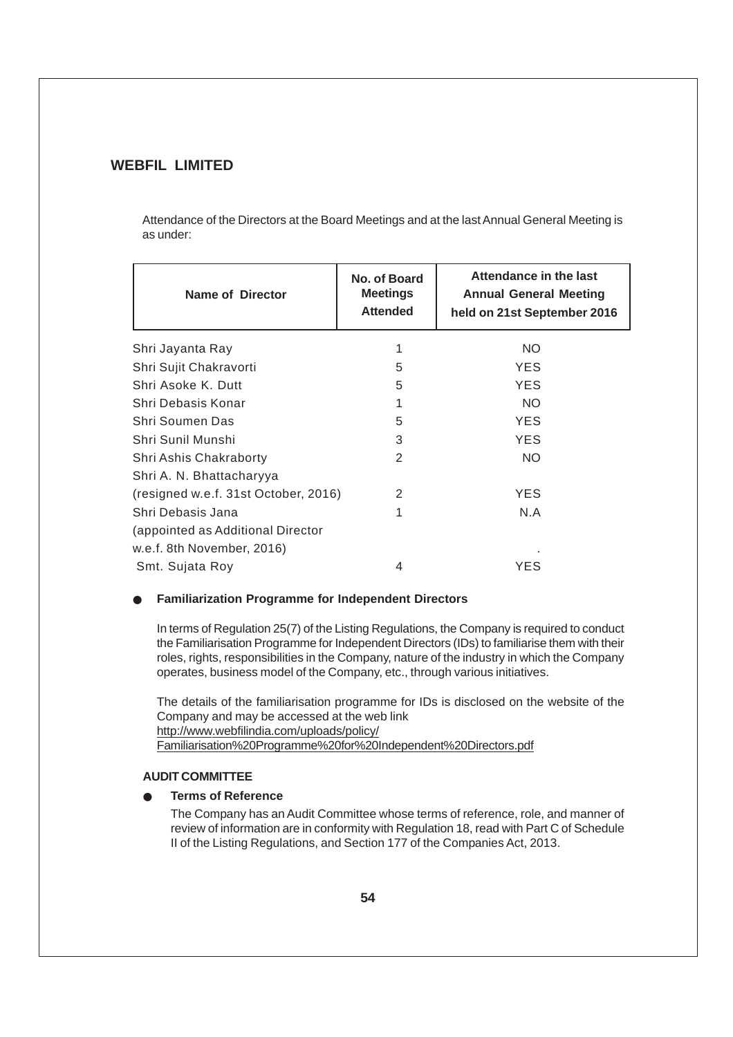Attendance of the Directors at the Board Meetings and at the last Annual General Meeting is as under:

| Name of Director | No. of Board Meetings Attended | Attendance in the last Annual General Meeting held on 21st September 2016 |
|---|---|---|
| Shri Jayanta Ray | 1 | NO |
| Shri Sujit Chakravorti | 5 | YES |
| Shri Asoke K. Dutt | 5 | YES |
| Shri Debasis Konar | 1 | NO |
| Shri Soumen Das | 5 | YES |
| Shri Sunil Munshi | 3 | YES |
| Shri Ashis Chakraborty | 2 | NO |
| Shri A. N. Bhattacharyya (resigned w.e.f. 31st October, 2016) | 2 | YES |
| Shri Debasis Jana (appointed as Additional Director w.e.f. 8th November, 2016) | 1 | N.A. |
| Smt. Sujata Roy | 4 | YES |

- **Familiarization Programme for Independent Directors**

  In terms of Regulation 25(7) of the Listing Regulations, the Company is required to conduct the Familiarisation Programme for Independent Directors (IDs) to familiarise them with their roles, rights, responsibilities in the Company, nature of the industry in which the Company operates, business model of the Company, etc., through various initiatives.

  The details of the familiarisation programme for IDs is disclosed on the website of the Company and may be accessed at the web link http://www.webfilindia.com/uploads/policy/Familiarisation%20Programme%20for%20Independent%20Directors.pdf

**AUDIT COMMITTEE**

- **Terms of Reference**

  The Company has an Audit Committee whose terms of reference, role, and manner of review of information are in conformity with Regulation 18, read with Part C of Schedule II of the Listing Regulations, and Section 177 of the Companies Act, 2013.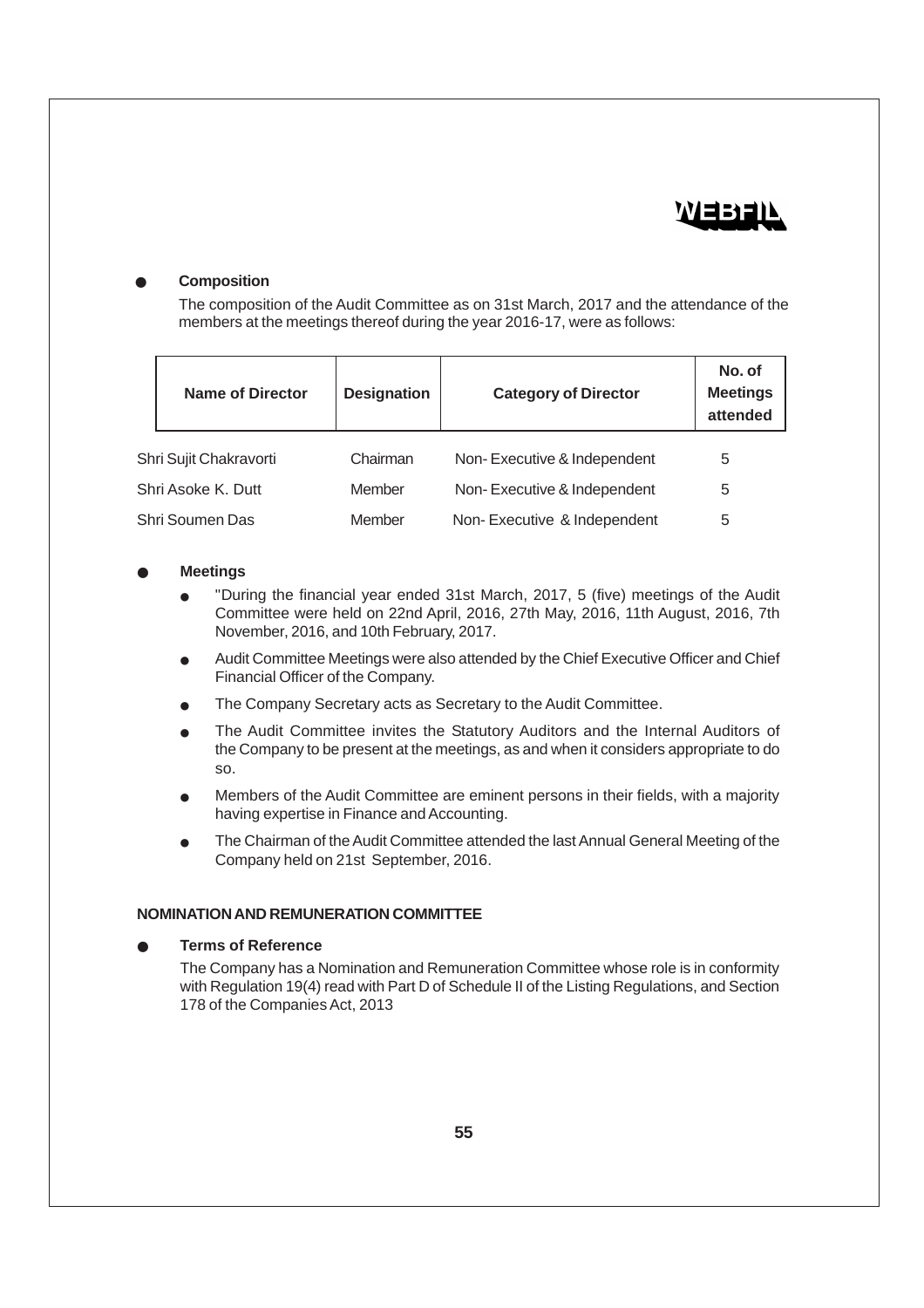- **Composition**

  The composition of the Audit Committee as on 31st March, 2017 and the attendance of the members at the meetings thereof during the year 2016-17, were as follows:

| Name of Director | Designation | Category of Director | No. of Meetings attended |
|---|---|---|---|
| Shri Sujit Chakravorti | Chairman | Non- Executive & Independent | 5 |
| Shri Asoke K. Dutt | Member | Non- Executive & Independent | 5 |
| Shri Soumen Das | Member | Non- Executive & Independent | 5 |

- **Meetings**
  - "During the financial year ended 31st March, 2017, 5 (five) meetings of the Audit Committee were held on 22nd April, 2016, 27th May, 2016, 11th August, 2016, 7th November, 2016, and 10th February, 2017.
  - Audit Committee Meetings were also attended by the Chief Executive Officer and Chief Financial Officer of the Company.
  - The Company Secretary acts as Secretary to the Audit Committee.
  - The Audit Committee invites the Statutory Auditors and the Internal Auditors of the Company to be present at the meetings, as and when it considers appropriate to do so.
  - Members of the Audit Committee are eminent persons in their fields, with a majority having expertise in Finance and Accounting.
  - The Chairman of the Audit Committee attended the last Annual General Meeting of the Company held on 21st September, 2016.

**NOMINATION AND REMUNERATION COMMITTEE**

- **Terms of Reference**

  The Company has a Nomination and Remuneration Committee whose role is in conformity with Regulation 19(4) read with Part D of Schedule II of the Listing Regulations, and Section 178 of the Companies Act, 2013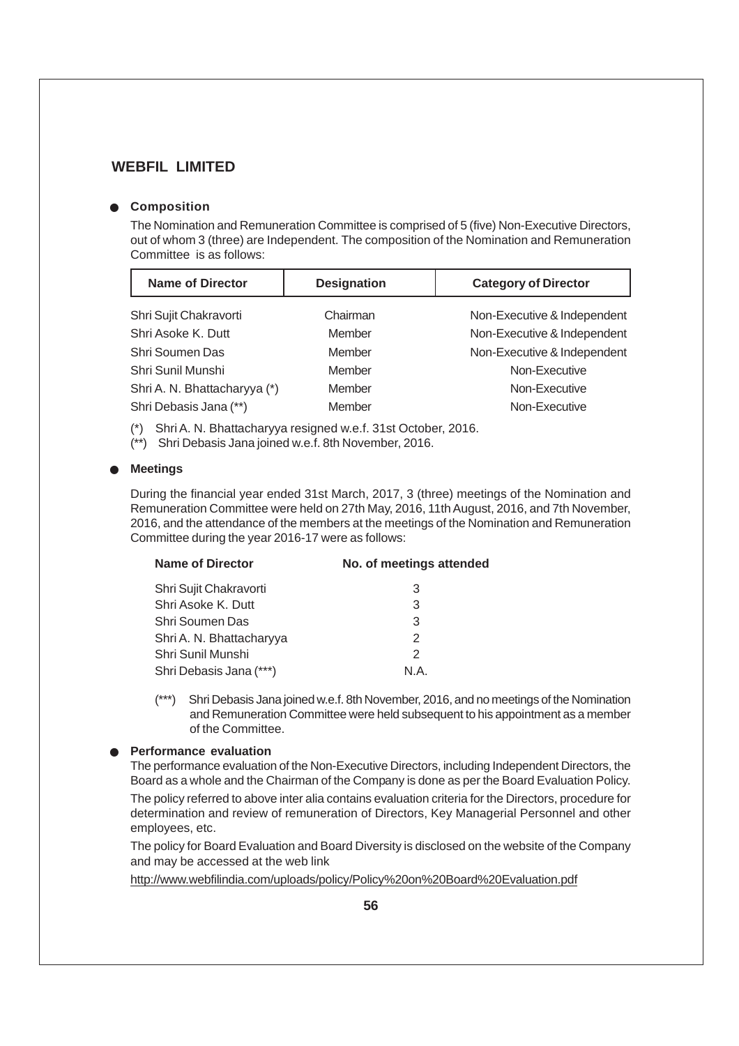- **Composition**

  The Nomination and Remuneration Committee is comprised of 5 (five) Non-Executive Directors, out of whom 3 (three) are Independent. The composition of the Nomination and Remuneration Committee is as follows:

| Name of Director | Designation | Category of Director |
|---|---|---|
| Shri Sujit Chakravorti | Chairman | Non-Executive & Independent |
| Shri Asoke K. Dutt | Member | Non-Executive & Independent |
| Shri Soumen Das | Member | Non-Executive & Independent |
| Shri Sunil Munshi | Member | Non-Executive |
| Shri A. N. Bhattacharyya (*) | Member | Non-Executive |
| Shri Debasis Jana (**) | Member | Non-Executive |

(*) Shri A. N. Bhattacharyya resigned w.e.f. 31st October, 2016.

(**) Shri Debasis Jana joined w.e.f. 8th November, 2016.

- **Meetings**

  During the financial year ended 31st March, 2017, 3 (three) meetings of the Nomination and Remuneration Committee were held on 27th May, 2016, 11th August, 2016, and 7th November, 2016, and the attendance of the members at the meetings of the Nomination and Remuneration Committee during the year 2016-17 were as follows:

| Name of Director | No. of meetings attended |
|---|---|
| Shri Sujit Chakravorti | 3 |
| Shri Asoke K. Dutt | 3 |
| Shri Soumen Das | 3 |
| Shri A. N. Bhattacharyya | 2 |
| Shri Sunil Munshi | 2 |
| Shri Debasis Jana (***) | N.A. |

(***) Shri Debasis Jana joined w.e.f. 8th November, 2016, and no meetings of the Nomination and Remuneration Committee were held subsequent to his appointment as a member of the Committee.

- **Performance evaluation**

  The performance evaluation of the Non-Executive Directors, including Independent Directors, the Board as a whole and the Chairman of the Company is done as per the Board Evaluation Policy.

  The policy referred to above inter alia contains evaluation criteria for the Directors, procedure for determination and review of remuneration of Directors, Key Managerial Personnel and other employees, etc.

  The policy for Board Evaluation and Board Diversity is disclosed on the website of the Company and may be accessed at the web link

  http://www.webfilindia.com/uploads/policy/Policy%20on%20Board%20Evaluation.pdf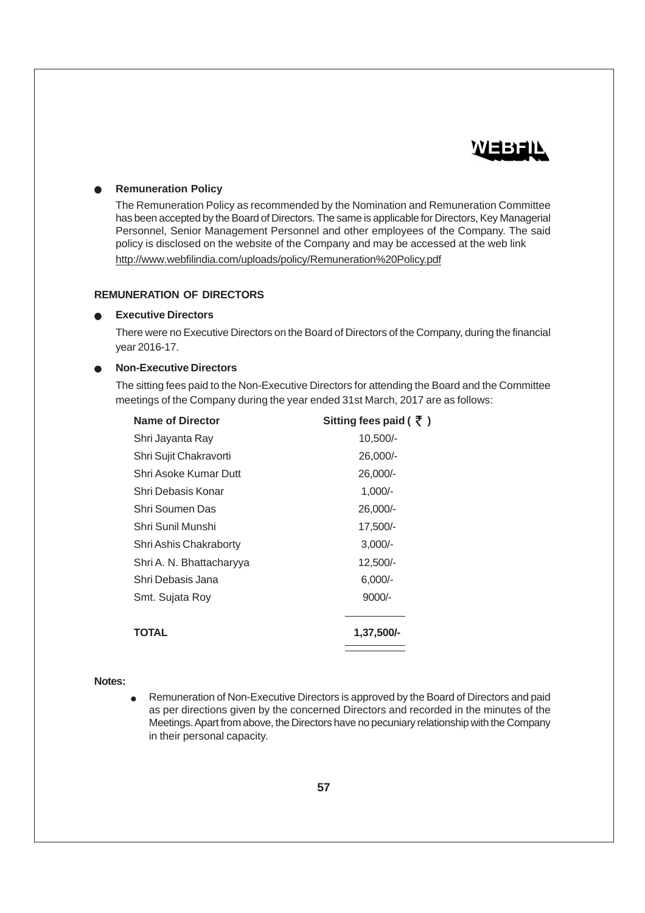- **Remuneration Policy**

  The Remuneration Policy as recommended by the Nomination and Remuneration Committee has been accepted by the Board of Directors. The same is applicable for Directors, Key Managerial Personnel, Senior Management Personnel and other employees of the Company. The said policy is disclosed on the website of the Company and may be accessed at the web link http://www.webfilindia.com/uploads/policy/Remuneration%20Policy.pdf

**REMUNERATION OF DIRECTORS**

- **Executive Directors**

  There were no Executive Directors on the Board of Directors of the Company, during the financial year 2016-17.

- **Non-Executive Directors**

  The sitting fees paid to the Non-Executive Directors for attending the Board and the Committee meetings of the Company during the year ended 31st March, 2017 are as follows:

| Name of Director | Sitting fees paid ( ₹ ) |
|---|---|
| Shri Jayanta Ray | 10,500/- |
| Shri Sujit Chakravorti | 26,000/- |
| Shri Asoke Kumar Dutt | 26,000/- |
| Shri Debasis Konar | 1,000/- |
| Shri Soumen Das | 26,000/- |
| Shri Sunil Munshi | 17,500/- |
| Shri Ashis Chakraborty | 3,000/- |
| Shri A. N. Bhattacharyya | 12,500/- |
| Shri Debasis Jana | 6,000/- |
| Smt. Sujata Roy | 9000/- |
| **TOTAL** | **1,37,500/-** |

**Notes:**

- Remuneration of Non-Executive Directors is approved by the Board of Directors and paid as per directions given by the concerned Directors and recorded in the minutes of the Meetings. Apart from above, the Directors have no pecuniary relationship with the Company in their personal capacity.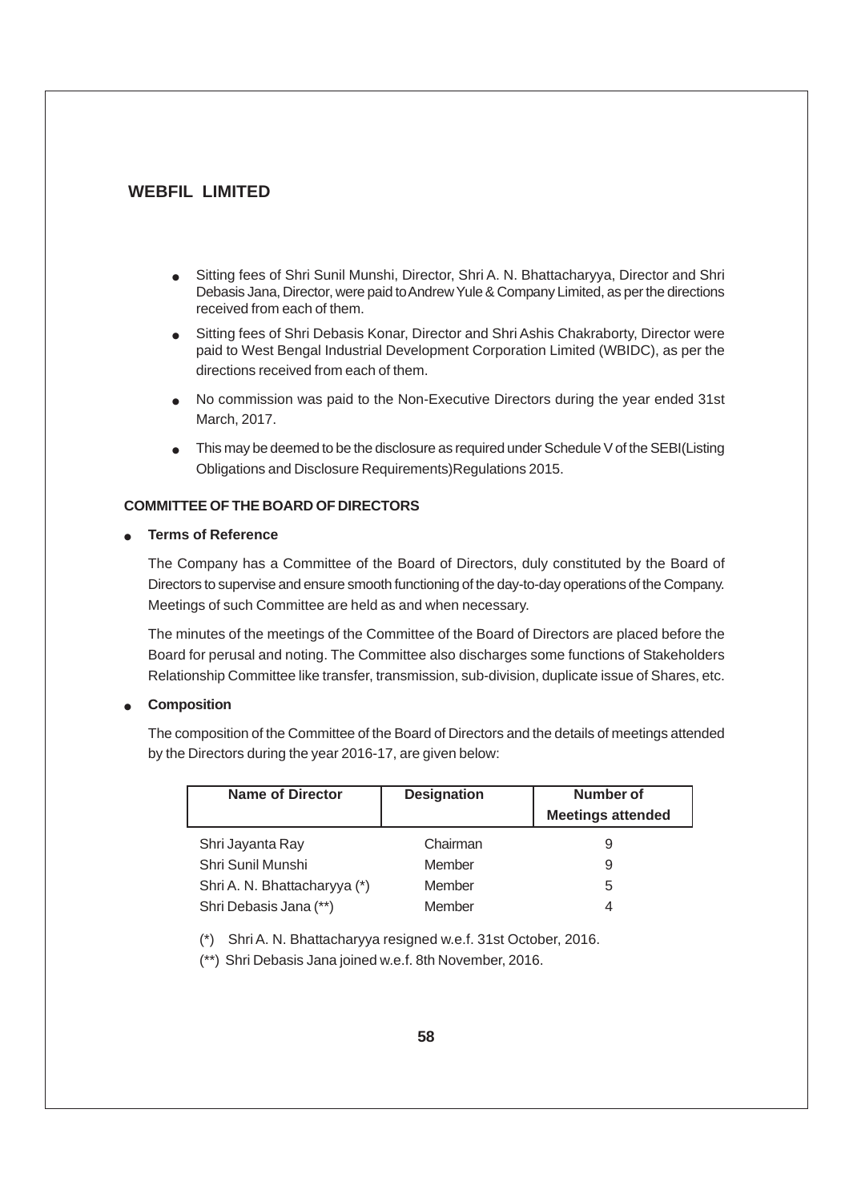- Sitting fees of Shri Sunil Munshi, Director, Shri A. N. Bhattacharyya, Director and Shri Debasis Jana, Director, were paid to Andrew Yule & Company Limited, as per the directions received from each of them.
- Sitting fees of Shri Debasis Konar, Director and Shri Ashis Chakraborty, Director were paid to West Bengal Industrial Development Corporation Limited (WBIDC), as per the directions received from each of them.
- No commission was paid to the Non-Executive Directors during the year ended 31st March, 2017.
- This may be deemed to be the disclosure as required under Schedule V of the SEBI(Listing Obligations and Disclosure Requirements)Regulations 2015.

**COMMITTEE OF THE BOARD OF DIRECTORS**

- **Terms of Reference**

  The Company has a Committee of the Board of Directors, duly constituted by the Board of Directors to supervise and ensure smooth functioning of the day-to-day operations of the Company. Meetings of such Committee are held as and when necessary.

  The minutes of the meetings of the Committee of the Board of Directors are placed before the Board for perusal and noting. The Committee also discharges some functions of Stakeholders Relationship Committee like transfer, transmission, sub-division, duplicate issue of Shares, etc.

- **Composition**

  The composition of the Committee of the Board of Directors and the details of meetings attended by the Directors during the year 2016-17, are given below:

| Name of Director | Designation | Number of Meetings attended |
|---|---|---|
| Shri Jayanta Ray | Chairman | 9 |
| Shri Sunil Munshi | Member | 9 |
| Shri A. N. Bhattacharyya (*) | Member | 5 |
| Shri Debasis Jana (**) | Member | 4 |

(*) Shri A. N. Bhattacharyya resigned w.e.f. 31st October, 2016.

(**) Shri Debasis Jana joined w.e.f. 8th November, 2016.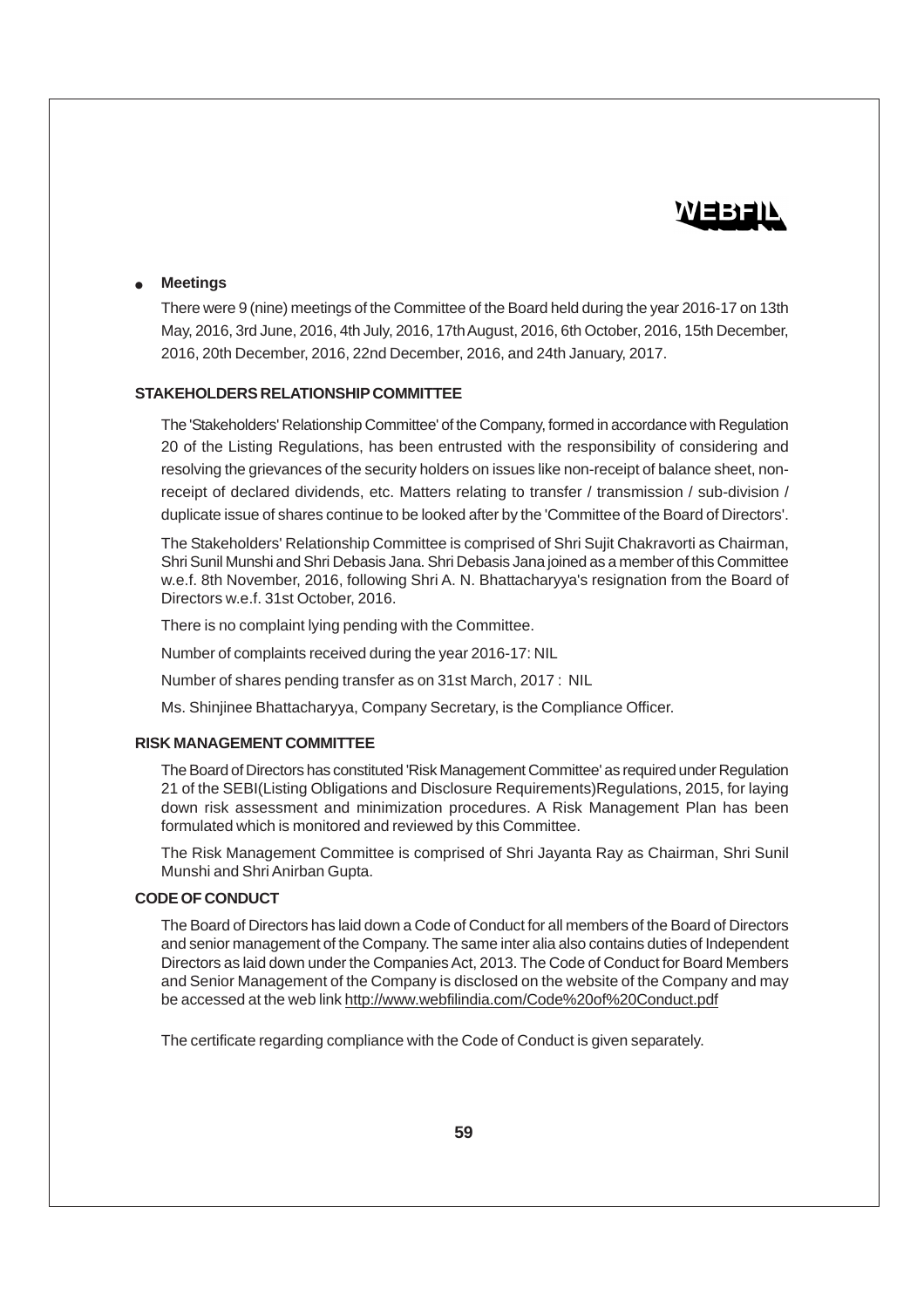- **Meetings**

  There were 9 (nine) meetings of the Committee of the Board held during the year 2016-17 on 13th May, 2016, 3rd June, 2016, 4th July, 2016, 17th August, 2016, 6th October, 2016, 15th December, 2016, 20th December, 2016, 22nd December, 2016, and 24th January, 2017.

**STAKEHOLDERS RELATIONSHIP COMMITTEE**

The 'Stakeholders' Relationship Committee' of the Company, formed in accordance with Regulation 20 of the Listing Regulations, has been entrusted with the responsibility of considering and resolving the grievances of the security holders on issues like non-receipt of balance sheet, non-receipt of declared dividends, etc. Matters relating to transfer / transmission / sub-division / duplicate issue of shares continue to be looked after by the 'Committee of the Board of Directors'.

The Stakeholders' Relationship Committee is comprised of Shri Sujit Chakravorti as Chairman, Shri Sunil Munshi and Shri Debasis Jana. Shri Debasis Jana joined as a member of this Committee w.e.f. 8th November, 2016, following Shri A. N. Bhattacharyya's resignation from the Board of Directors w.e.f. 31st October, 2016.

There is no complaint lying pending with the Committee.

Number of complaints received during the year 2016-17: NIL

Number of shares pending transfer as on 31st March, 2017 : NIL

Ms. Shinjinee Bhattacharyya, Company Secretary, is the Compliance Officer.

**RISK MANAGEMENT COMMITTEE**

The Board of Directors has constituted 'Risk Management Committee' as required under Regulation 21 of the SEBI(Listing Obligations and Disclosure Requirements)Regulations, 2015, for laying down risk assessment and minimization procedures. A Risk Management Plan has been formulated which is monitored and reviewed by this Committee.

The Risk Management Committee is comprised of Shri Jayanta Ray as Chairman, Shri Sunil Munshi and Shri Anirban Gupta.

**CODE OF CONDUCT**

The Board of Directors has laid down a Code of Conduct for all members of the Board of Directors and senior management of the Company. The same inter alia also contains duties of Independent Directors as laid down under the Companies Act, 2013. The Code of Conduct for Board Members and Senior Management of the Company is disclosed on the website of the Company and may be accessed at the web link http://www.webfilindia.com/Code%20of%20Conduct.pdf

The certificate regarding compliance with the Code of Conduct is given separately.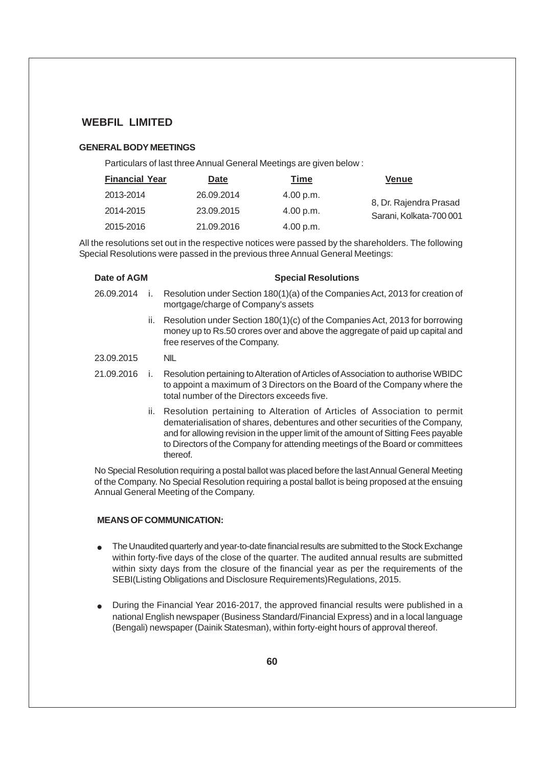# WEBFIL LIMITED

### GENERAL BODY MEETINGS

Particulars of last three Annual General Meetings are given below :

| Financial Year | Date | Time | Venue |
|---|---|---|---|
| 2013-2014 | 26.09.2014 | 4.00 p.m. | 8, Dr. Rajendra Prasad Sarani, Kolkata-700 001 |
| 2014-2015 | 23.09.2015 | 4.00 p.m. | |
| 2015-2016 | 21.09.2016 | 4.00 p.m. | |

All the resolutions set out in the respective notices were passed by the shareholders. The following Special Resolutions were passed in the previous three Annual General Meetings:

| Date of AGM | | Special Resolutions |
|---|---|---|
| 26.09.2014 | i. | Resolution under Section 180(1)(a) of the Companies Act, 2013 for creation of mortgage/charge of Company's assets |
| | ii. | Resolution under Section 180(1)(c) of the Companies Act, 2013 for borrowing money up to Rs.50 crores over and above the aggregate of paid up capital and free reserves of the Company. |
| 23.09.2015 | | NIL |
| 21.09.2016 | i. | Resolution pertaining to Alteration of Articles of Association to authorise WBIDC to appoint a maximum of 3 Directors on the Board of the Company where the total number of the Directors exceeds five. |
| | ii. | Resolution pertaining to Alteration of Articles of Association to permit dematerialisation of shares, debentures and other securities of the Company, and for allowing revision in the upper limit of the amount of Sitting Fees payable to Directors of the Company for attending meetings of the Board or committees thereof. |

No Special Resolution requiring a postal ballot was placed before the last Annual General Meeting of the Company. No Special Resolution requiring a postal ballot is being proposed at the ensuing Annual General Meeting of the Company.

### MEANS OF COMMUNICATION:

- The Unaudited quarterly and year-to-date financial results are submitted to the Stock Exchange within forty-five days of the close of the quarter. The audited annual results are submitted within sixty days from the closure of the financial year as per the requirements of the SEBI(Listing Obligations and Disclosure Requirements)Regulations, 2015.

- During the Financial Year 2016-2017, the approved financial results were published in a national English newspaper (Business Standard/Financial Express) and in a local language (Bengali) newspaper (Dainik Statesman), within forty-eight hours of approval thereof.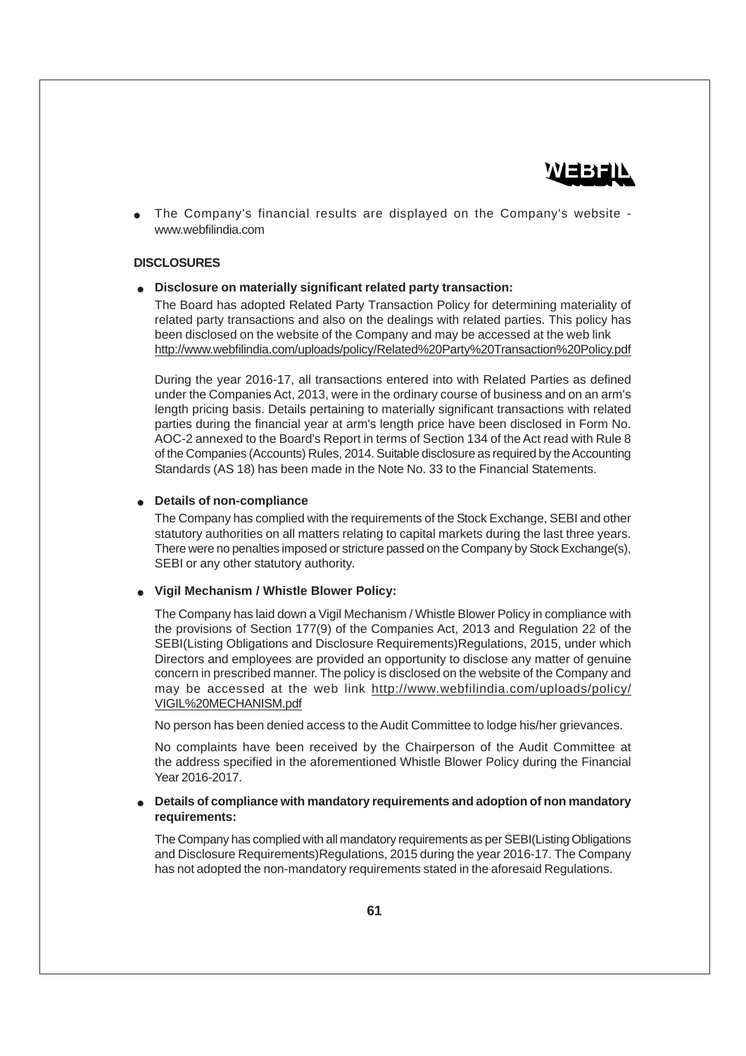- The Company's financial results are displayed on the Company's website - www.webfilindia.com

**DISCLOSURES**

- **Disclosure on materially significant related party transaction:**

  The Board has adopted Related Party Transaction Policy for determining materiality of related party transactions and also on the dealings with related parties. This policy has been disclosed on the website of the Company and may be accessed at the web link http://www.webfilindia.com/uploads/policy/Related%20Party%20Transaction%20Policy.pdf

  During the year 2016-17, all transactions entered into with Related Parties as defined under the Companies Act, 2013, were in the ordinary course of business and on an arm's length pricing basis. Details pertaining to materially significant transactions with related parties during the financial year at arm's length price have been disclosed in Form No. AOC-2 annexed to the Board's Report in terms of Section 134 of the Act read with Rule 8 of the Companies (Accounts) Rules, 2014. Suitable disclosure as required by the Accounting Standards (AS 18) has been made in the Note No. 33 to the Financial Statements.

- **Details of non-compliance**

  The Company has complied with the requirements of the Stock Exchange, SEBI and other statutory authorities on all matters relating to capital markets during the last three years. There were no penalties imposed or stricture passed on the Company by Stock Exchange(s), SEBI or any other statutory authority.

- **Vigil Mechanism / Whistle Blower Policy:**

  The Company has laid down a Vigil Mechanism / Whistle Blower Policy in compliance with the provisions of Section 177(9) of the Companies Act, 2013 and Regulation 22 of the SEBI(Listing Obligations and Disclosure Requirements)Regulations, 2015, under which Directors and employees are provided an opportunity to disclose any matter of genuine concern in prescribed manner. The policy is disclosed on the website of the Company and may be accessed at the web link http://www.webfilindia.com/uploads/policy/VIGIL%20MECHANISM.pdf

  No person has been denied access to the Audit Committee to lodge his/her grievances.

  No complaints have been received by the Chairperson of the Audit Committee at the address specified in the aforementioned Whistle Blower Policy during the Financial Year 2016-2017.

- **Details of compliance with mandatory requirements and adoption of non mandatory requirements:**

  The Company has complied with all mandatory requirements as per SEBI(Listing Obligations and Disclosure Requirements)Regulations, 2015 during the year 2016-17. The Company has not adopted the non-mandatory requirements stated in the aforesaid Regulations.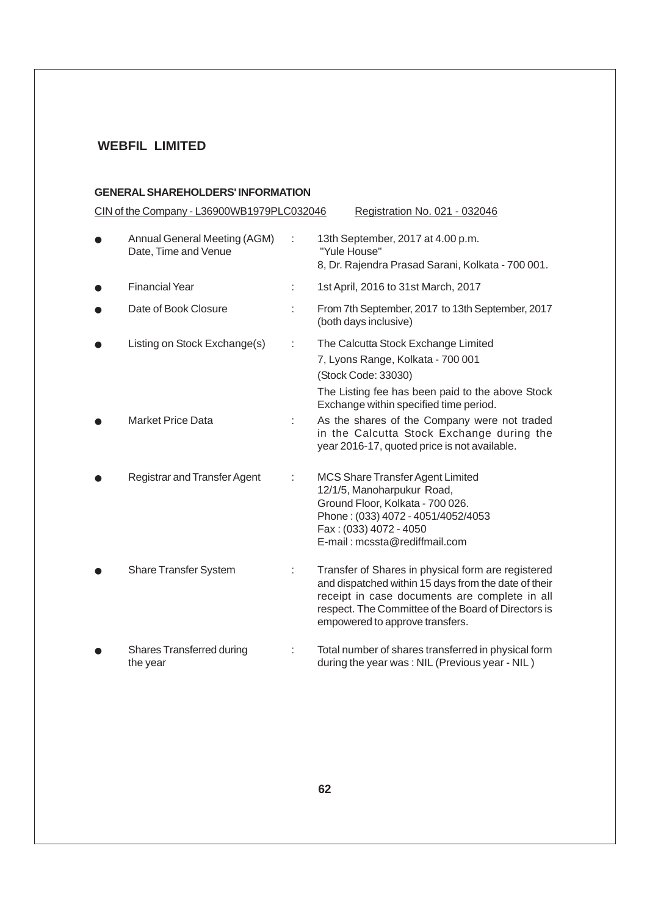## WEBFIL LIMITED

### GENERAL SHAREHOLDERS' INFORMATION

CIN of the Company - L36900WB1979PLC032046     Registration No. 021 - 032046

- **Annual General Meeting (AGM) Date, Time and Venue** : 13th September, 2017 at 4.00 p.m.
  "Yule House"
  8, Dr. Rajendra Prasad Sarani, Kolkata - 700 001.

- **Financial Year** : 1st April, 2016 to 31st March, 2017

- **Date of Book Closure** : From 7th September, 2017 to 13th September, 2017 (both days inclusive)

- **Listing on Stock Exchange(s)** : The Calcutta Stock Exchange Limited
  7, Lyons Range, Kolkata - 700 001
  (Stock Code: 33030)
  The Listing fee has been paid to the above Stock Exchange within specified time period.

- **Market Price Data** : As the shares of the Company were not traded in the Calcutta Stock Exchange during the year 2016-17, quoted price is not available.

- **Registrar and Transfer Agent** : MCS Share Transfer Agent Limited
  12/1/5, Manoharpukur Road,
  Ground Floor, Kolkata - 700 026.
  Phone : (033) 4072 - 4051/4052/4053
  Fax : (033) 4072 - 4050
  E-mail : mcssta@rediffmail.com

- **Share Transfer System** : Transfer of Shares in physical form are registered and dispatched within 15 days from the date of their receipt in case documents are complete in all respect. The Committee of the Board of Directors is empowered to approve transfers.

- **Shares Transferred during the year** : Total number of shares transferred in physical form during the year was : NIL (Previous year - NIL )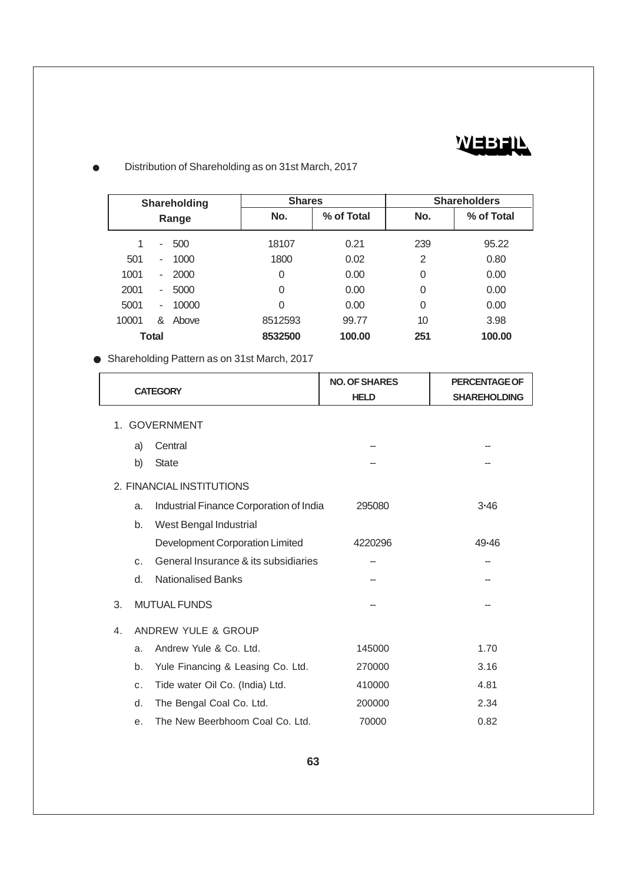- Distribution of Shareholding as on 31st March, 2017

| Shareholding Range | Shares | | Shareholders | |
|---|---|---|---|---|
| | No. | % of Total | No. | % of Total |
| 1 - 500 | 18107 | 0.21 | 239 | 95.22 |
| 501 - 1000 | 1800 | 0.02 | 2 | 0.80 |
| 1001 - 2000 | 0 | 0.00 | 0 | 0.00 |
| 2001 - 5000 | 0 | 0.00 | 0 | 0.00 |
| 5001 - 10000 | 0 | 0.00 | 0 | 0.00 |
| 10001 & Above | 8512593 | 99.77 | 10 | 3.98 |
| **Total** | **8532500** | **100.00** | **251** | **100.00** |

- Shareholding Pattern as on 31st March, 2017

| CATEGORY | NO. OF SHARES HELD | PERCENTAGE OF SHAREHOLDING |
|---|---|---|
| 1. GOVERNMENT | | |
| a) Central | -- | -- |
| b) State | -- | -- |
| 2. FINANCIAL INSTITUTIONS | | |
| a. Industrial Finance Corporation of India | 295080 | 3·46 |
| b. West Bengal Industrial Development Corporation Limited | 4220296 | 49·46 |
| c. General Insurance & its subsidiaries | -- | -- |
| d. Nationalised Banks | -- | -- |
| 3. MUTUAL FUNDS | -- | -- |
| 4. ANDREW YULE & GROUP | | |
| a. Andrew Yule & Co. Ltd. | 145000 | 1.70 |
| b. Yule Financing & Leasing Co. Ltd. | 270000 | 3.16 |
| c. Tide water Oil Co. (India) Ltd. | 410000 | 4.81 |
| d. The Bengal Coal Co. Ltd. | 200000 | 2.34 |
| e. The New Beerbhoom Coal Co. Ltd. | 70000 | 0.82 |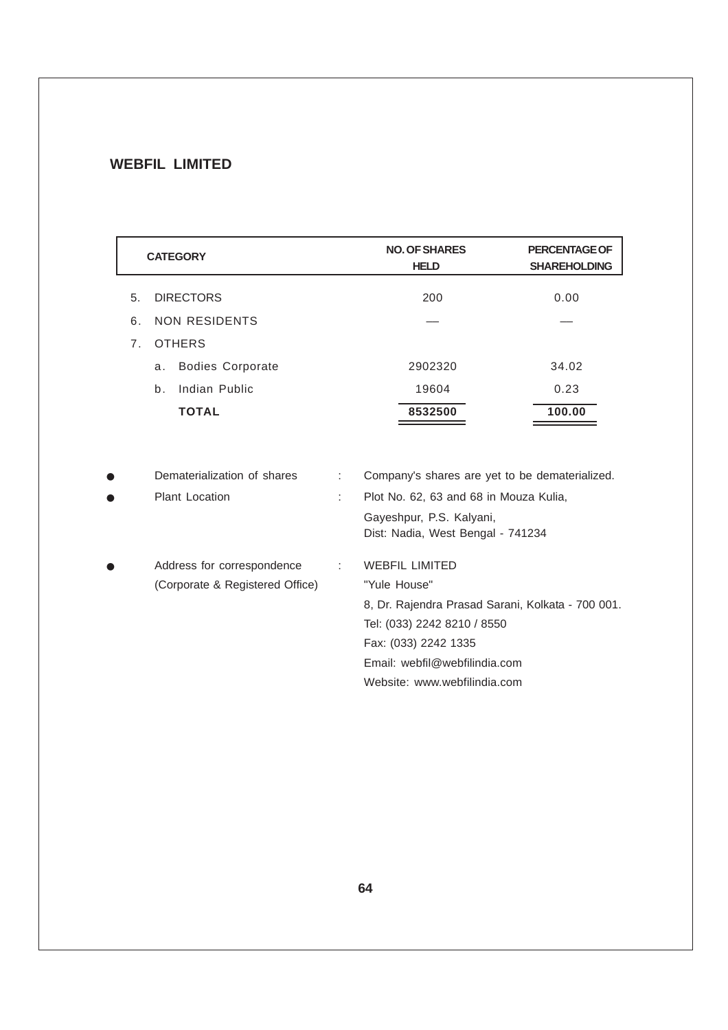**WEBFIL LIMITED**

| | CATEGORY | NO. OF SHARES HELD | PERCENTAGE OF SHAREHOLDING |
|---|---|---|---|
| 5. | DIRECTORS | 200 | 0.00 |
| 6. | NON RESIDENTS | — | — |
| 7. | OTHERS | | |
| | a. Bodies Corporate | 2902320 | 34.02 |
| | b. Indian Public | 19604 | 0.23 |
| | **TOTAL** | **8532500** | **100.00** |

- Dematerialization of shares : Company's shares are yet to be dematerialized.
- Plant Location : Plot No. 62, 63 and 68 in Mouza Kulia, Gayeshpur, P.S. Kalyani, Dist: Nadia, West Bengal - 741234
- Address for correspondence (Corporate & Registered Office) :
  WEBFIL LIMITED
  "Yule House"
  8, Dr. Rajendra Prasad Sarani, Kolkata - 700 001.
  Tel: (033) 2242 8210 / 8550
  Fax: (033) 2242 1335
  Email: webfil@webfilindia.com
  Website: www.webfilindia.com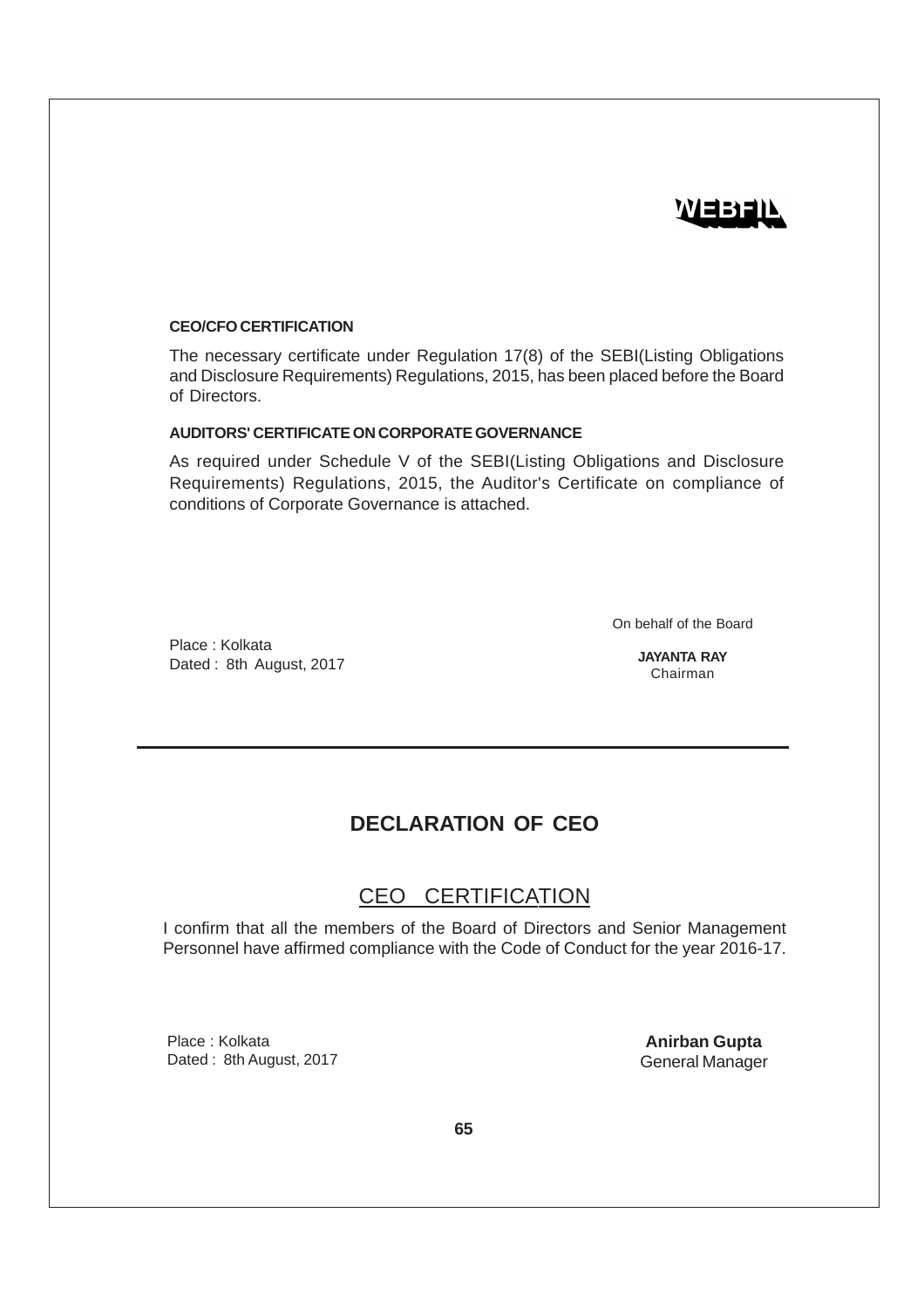**CEO/CFO CERTIFICATION**

The necessary certificate under Regulation 17(8) of the SEBI(Listing Obligations and Disclosure Requirements) Regulations, 2015, has been placed before the Board of Directors.

**AUDITORS' CERTIFICATE ON CORPORATE GOVERNANCE**

As required under Schedule V of the SEBI(Listing Obligations and Disclosure Requirements) Regulations, 2015, the Auditor's Certificate on compliance of conditions of Corporate Governance is attached.

On behalf of the Board

Place : Kolkata
Dated : 8th August, 2017

**JAYANTA RAY**
Chairman

---

## DECLARATION OF CEO

### CEO CERTIFICATION

I confirm that all the members of the Board of Directors and Senior Management Personnel have affirmed compliance with the Code of Conduct for the year 2016-17.

Place : Kolkata
Dated : 8th August, 2017

**Anirban Gupta**
General Manager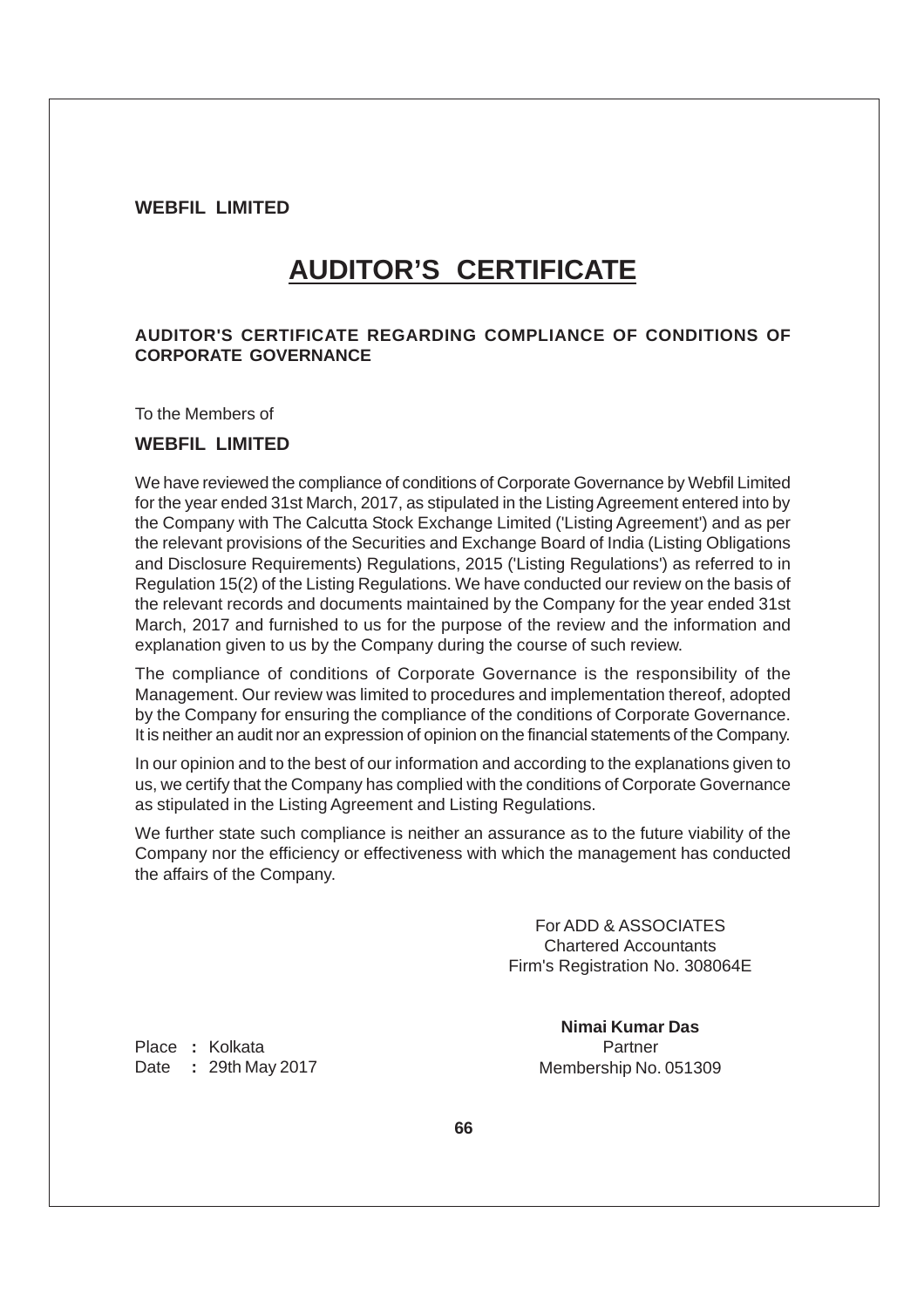**WEBFIL LIMITED**

# AUDITOR'S CERTIFICATE

**AUDITOR'S CERTIFICATE REGARDING COMPLIANCE OF CONDITIONS OF CORPORATE GOVERNANCE**

To the Members of

**WEBFIL LIMITED**

We have reviewed the compliance of conditions of Corporate Governance by Webfil Limited for the year ended 31st March, 2017, as stipulated in the Listing Agreement entered into by the Company with The Calcutta Stock Exchange Limited ('Listing Agreement') and as per the relevant provisions of the Securities and Exchange Board of India (Listing Obligations and Disclosure Requirements) Regulations, 2015 ('Listing Regulations') as referred to in Regulation 15(2) of the Listing Regulations. We have conducted our review on the basis of the relevant records and documents maintained by the Company for the year ended 31st March, 2017 and furnished to us for the purpose of the review and the information and explanation given to us by the Company during the course of such review.

The compliance of conditions of Corporate Governance is the responsibility of the Management. Our review was limited to procedures and implementation thereof, adopted by the Company for ensuring the compliance of the conditions of Corporate Governance. It is neither an audit nor an expression of opinion on the financial statements of the Company.

In our opinion and to the best of our information and according to the explanations given to us, we certify that the Company has complied with the conditions of Corporate Governance as stipulated in the Listing Agreement and Listing Regulations.

We further state such compliance is neither an assurance as to the future viability of the Company nor the efficiency or effectiveness with which the management has conducted the affairs of the Company.

For ADD & ASSOCIATES
Chartered Accountants
Firm's Registration No. 308064E

**Nimai Kumar Das**
Partner
Membership No. 051309

Place : Kolkata
Date : 29th May 2017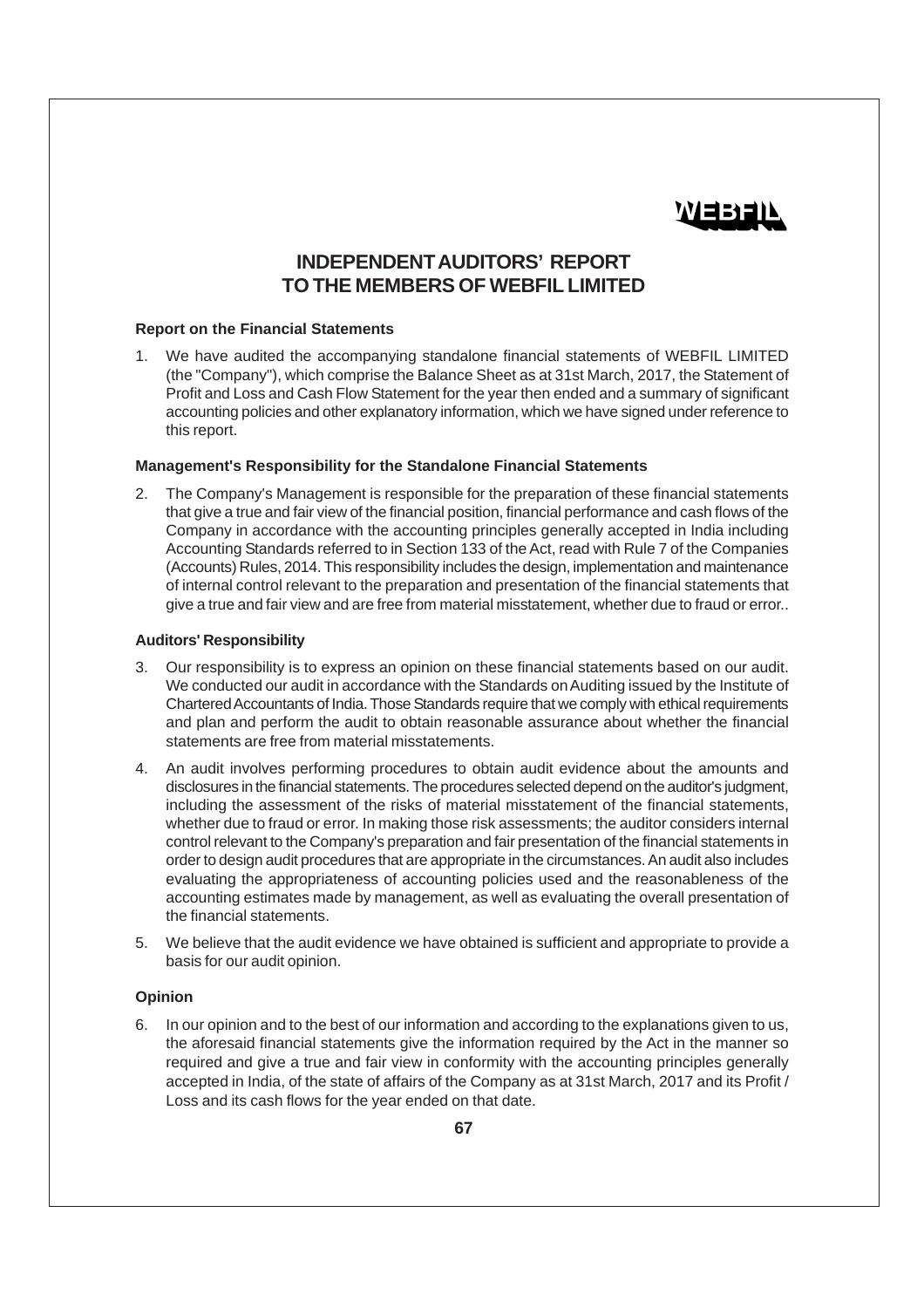# INDEPENDENT AUDITORS' REPORT
# TO THE MEMBERS OF WEBFIL LIMITED

### Report on the Financial Statements

1. We have audited the accompanying standalone financial statements of WEBFIL LIMITED (the "Company"), which comprise the Balance Sheet as at 31st March, 2017, the Statement of Profit and Loss and Cash Flow Statement for the year then ended and a summary of significant accounting policies and other explanatory information, which we have signed under reference to this report.

### Management's Responsibility for the Standalone Financial Statements

2. The Company's Management is responsible for the preparation of these financial statements that give a true and fair view of the financial position, financial performance and cash flows of the Company in accordance with the accounting principles generally accepted in India including Accounting Standards referred to in Section 133 of the Act, read with Rule 7 of the Companies (Accounts) Rules, 2014. This responsibility includes the design, implementation and maintenance of internal control relevant to the preparation and presentation of the financial statements that give a true and fair view and are free from material misstatement, whether due to fraud or error..

### Auditors' Responsibility

3. Our responsibility is to express an opinion on these financial statements based on our audit. We conducted our audit in accordance with the Standards on Auditing issued by the Institute of Chartered Accountants of India. Those Standards require that we comply with ethical requirements and plan and perform the audit to obtain reasonable assurance about whether the financial statements are free from material misstatements.

4. An audit involves performing procedures to obtain audit evidence about the amounts and disclosures in the financial statements. The procedures selected depend on the auditor's judgment, including the assessment of the risks of material misstatement of the financial statements, whether due to fraud or error. In making those risk assessments; the auditor considers internal control relevant to the Company's preparation and fair presentation of the financial statements in order to design audit procedures that are appropriate in the circumstances. An audit also includes evaluating the appropriateness of accounting policies used and the reasonableness of the accounting estimates made by management, as well as evaluating the overall presentation of the financial statements.

5. We believe that the audit evidence we have obtained is sufficient and appropriate to provide a basis for our audit opinion.

### Opinion

6. In our opinion and to the best of our information and according to the explanations given to us, the aforesaid financial statements give the information required by the Act in the manner so required and give a true and fair view in conformity with the accounting principles generally accepted in India, of the state of affairs of the Company as at 31st March, 2017 and its Profit / Loss and its cash flows for the year ended on that date.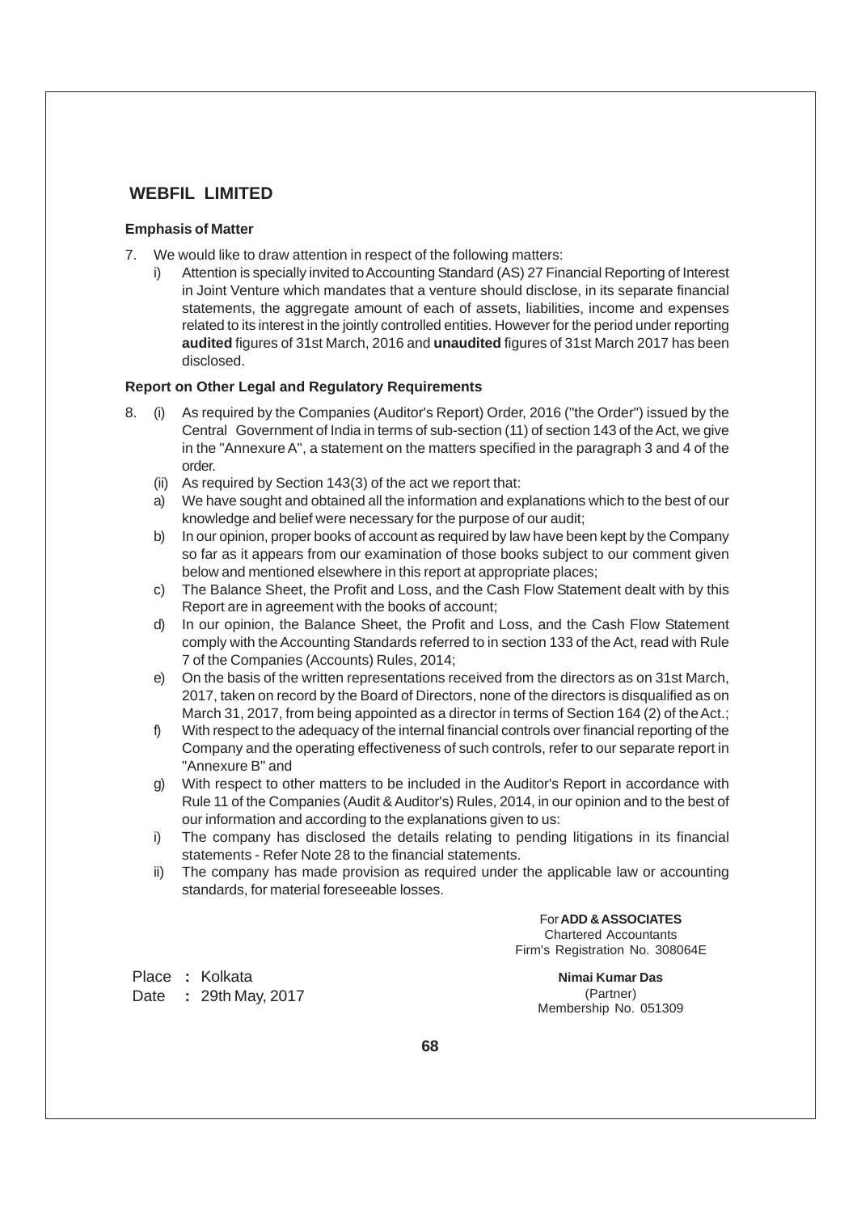## WEBFIL LIMITED

**Emphasis of Matter**

7. We would like to draw attention in respect of the following matters:
   i) Attention is specially invited to Accounting Standard (AS) 27 Financial Reporting of Interest in Joint Venture which mandates that a venture should disclose, in its separate financial statements, the aggregate amount of each of assets, liabilities, income and expenses related to its interest in the jointly controlled entities. However for the period under reporting **audited** figures of 31st March, 2016 and **unaudited** figures of 31st March 2017 has been disclosed.

**Report on Other Legal and Regulatory Requirements**

8. (i) As required by the Companies (Auditor's Report) Order, 2016 ("the Order") issued by the Central Government of India in terms of sub-section (11) of section 143 of the Act, we give in the "Annexure A", a statement on the matters specified in the paragraph 3 and 4 of the order.
   (ii) As required by Section 143(3) of the act we report that:
   a) We have sought and obtained all the information and explanations which to the best of our knowledge and belief were necessary for the purpose of our audit;
   b) In our opinion, proper books of account as required by law have been kept by the Company so far as it appears from our examination of those books subject to our comment given below and mentioned elsewhere in this report at appropriate places;
   c) The Balance Sheet, the Profit and Loss, and the Cash Flow Statement dealt with by this Report are in agreement with the books of account;
   d) In our opinion, the Balance Sheet, the Profit and Loss, and the Cash Flow Statement comply with the Accounting Standards referred to in section 133 of the Act, read with Rule 7 of the Companies (Accounts) Rules, 2014;
   e) On the basis of the written representations received from the directors as on 31st March, 2017, taken on record by the Board of Directors, none of the directors is disqualified as on March 31, 2017, from being appointed as a director in terms of Section 164 (2) of the Act.;
   f) With respect to the adequacy of the internal financial controls over financial reporting of the Company and the operating effectiveness of such controls, refer to our separate report in "Annexure B" and
   g) With respect to other matters to be included in the Auditor's Report in accordance with Rule 11 of the Companies (Audit & Auditor's) Rules, 2014, in our opinion and to the best of our information and according to the explanations given to us:
   i) The company has disclosed the details relating to pending litigations in its financial statements - Refer Note 28 to the financial statements.
   ii) The company has made provision as required under the applicable law or accounting standards, for material foreseeable losses.

For **ADD & ASSOCIATES**
Chartered Accountants
Firm's Registration No. 308064E

Place : Kolkata
Date : 29th May, 2017

**Nimai Kumar Das**
(Partner)
Membership No. 051309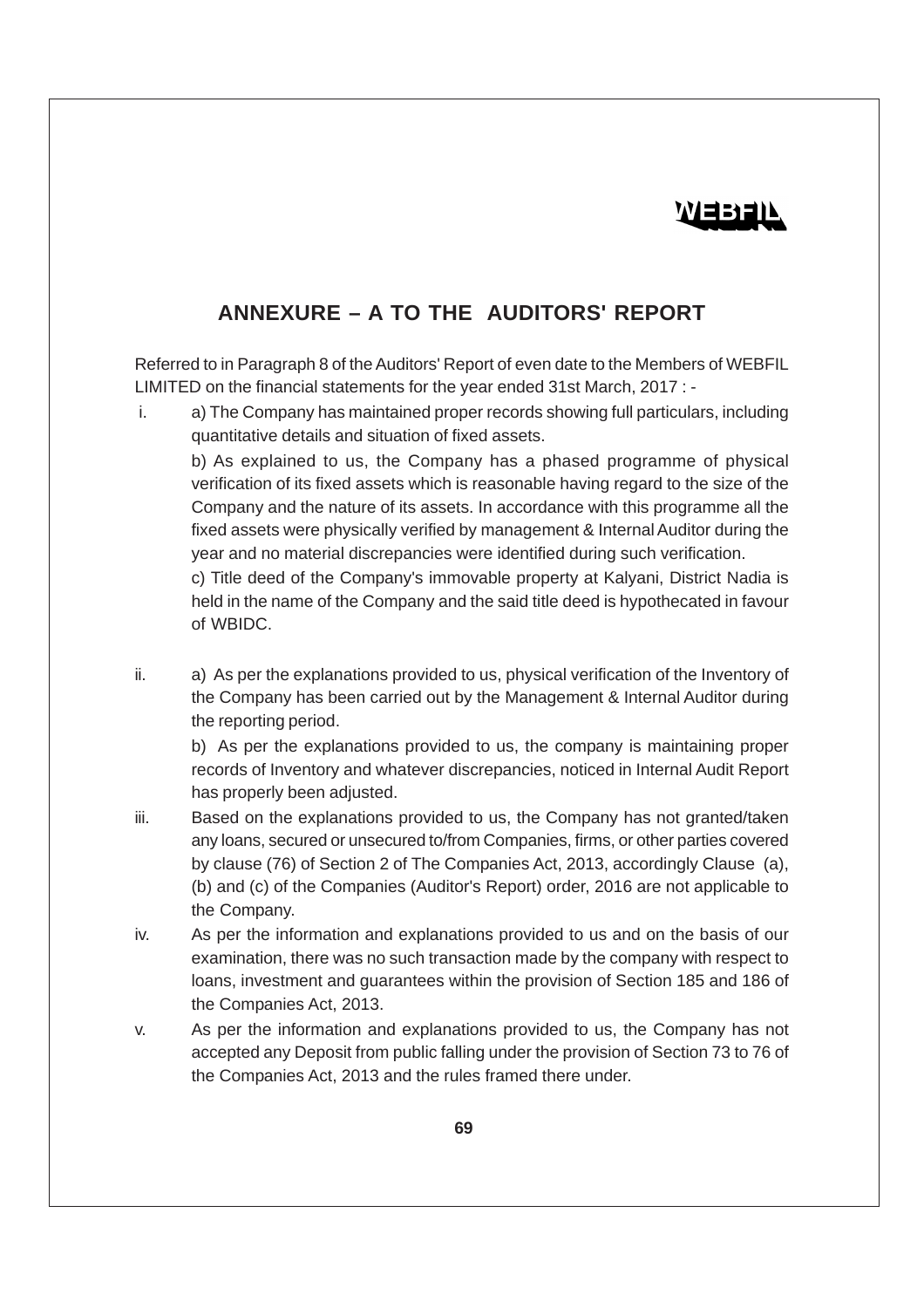## ANNEXURE – A TO THE AUDITORS' REPORT

Referred to in Paragraph 8 of the Auditors' Report of even date to the Members of WEBFIL LIMITED on the financial statements for the year ended 31st March, 2017 : -

i. a) The Company has maintained proper records showing full particulars, including quantitative details and situation of fixed assets.

   b) As explained to us, the Company has a phased programme of physical verification of its fixed assets which is reasonable having regard to the size of the Company and the nature of its assets. In accordance with this programme all the fixed assets were physically verified by management & Internal Auditor during the year and no material discrepancies were identified during such verification.

   c) Title deed of the Company's immovable property at Kalyani, District Nadia is held in the name of the Company and the said title deed is hypothecated in favour of WBIDC.

ii. a) As per the explanations provided to us, physical verification of the Inventory of the Company has been carried out by the Management & Internal Auditor during the reporting period.

   b) As per the explanations provided to us, the company is maintaining proper records of Inventory and whatever discrepancies, noticed in Internal Audit Report has properly been adjusted.

iii. Based on the explanations provided to us, the Company has not granted/taken any loans, secured or unsecured to/from Companies, firms, or other parties covered by clause (76) of Section 2 of The Companies Act, 2013, accordingly Clause (a), (b) and (c) of the Companies (Auditor's Report) order, 2016 are not applicable to the Company.

iv. As per the information and explanations provided to us and on the basis of our examination, there was no such transaction made by the company with respect to loans, investment and guarantees within the provision of Section 185 and 186 of the Companies Act, 2013.

v. As per the information and explanations provided to us, the Company has not accepted any Deposit from public falling under the provision of Section 73 to 76 of the Companies Act, 2013 and the rules framed there under.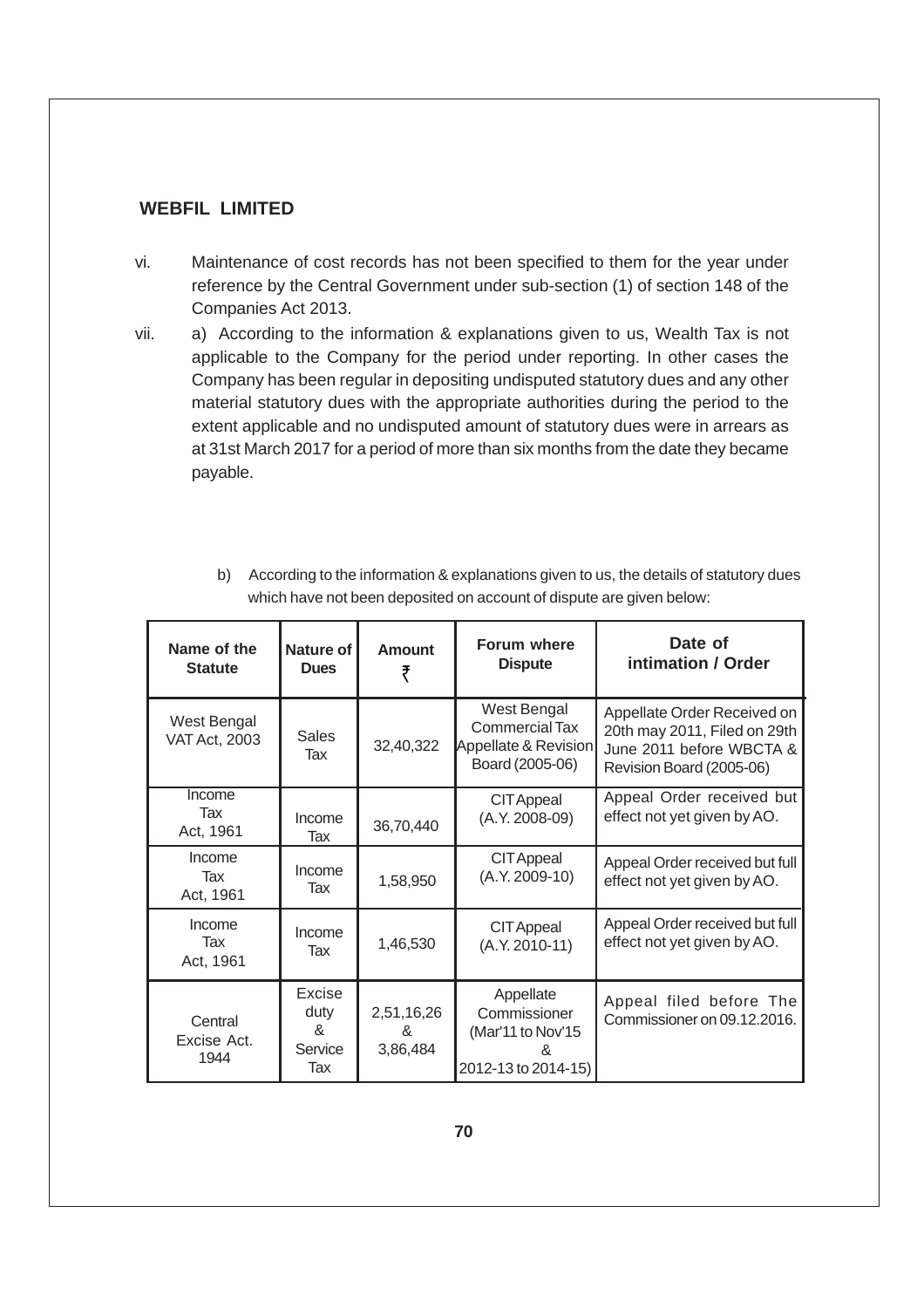## WEBFIL LIMITED

vi. Maintenance of cost records has not been specified to them for the year under reference by the Central Government under sub-section (1) of section 148 of the Companies Act 2013.

vii. a) According to the information & explanations given to us, Wealth Tax is not applicable to the Company for the period under reporting. In other cases the Company has been regular in depositing undisputed statutory dues and any other material statutory dues with the appropriate authorities during the period to the extent applicable and no undisputed amount of statutory dues were in arrears as at 31st March 2017 for a period of more than six months from the date they became payable.

b) According to the information & explanations given to us, the details of statutory dues which have not been deposited on account of dispute are given below:

| Name of the Statute | Nature of Dues | Amount ₹ | Forum where Dispute | Date of intimation / Order |
|---|---|---|---|---|
| West Bengal VAT Act, 2003 | Sales Tax | 32,40,322 | West Bengal Commercial Tax Appellate & Revision Board (2005-06) | Appellate Order Received on 20th may 2011, Filed on 29th June 2011 before WBCTA & Revision Board (2005-06) |
| Income Tax Act, 1961 | Income Tax | 36,70,440 | CIT Appeal (A.Y. 2008-09) | Appeal Order received but effect not yet given by AO. |
| Income Tax Act, 1961 | Income Tax | 1,58,950 | CIT Appeal (A.Y. 2009-10) | Appeal Order received but full effect not yet given by AO. |
| Income Tax Act, 1961 | Income Tax | 1,46,530 | CIT Appeal (A.Y. 2010-11) | Appeal Order received but full effect not yet given by AO. |
| Central Excise Act. 1944 | Excise duty & Service Tax | 2,51,16,26 & 3,86,484 | Appellate Commissioner (Mar'11 to Nov'15 & 2012-13 to 2014-15) | Appeal filed before The Commissioner on 09.12.2016. |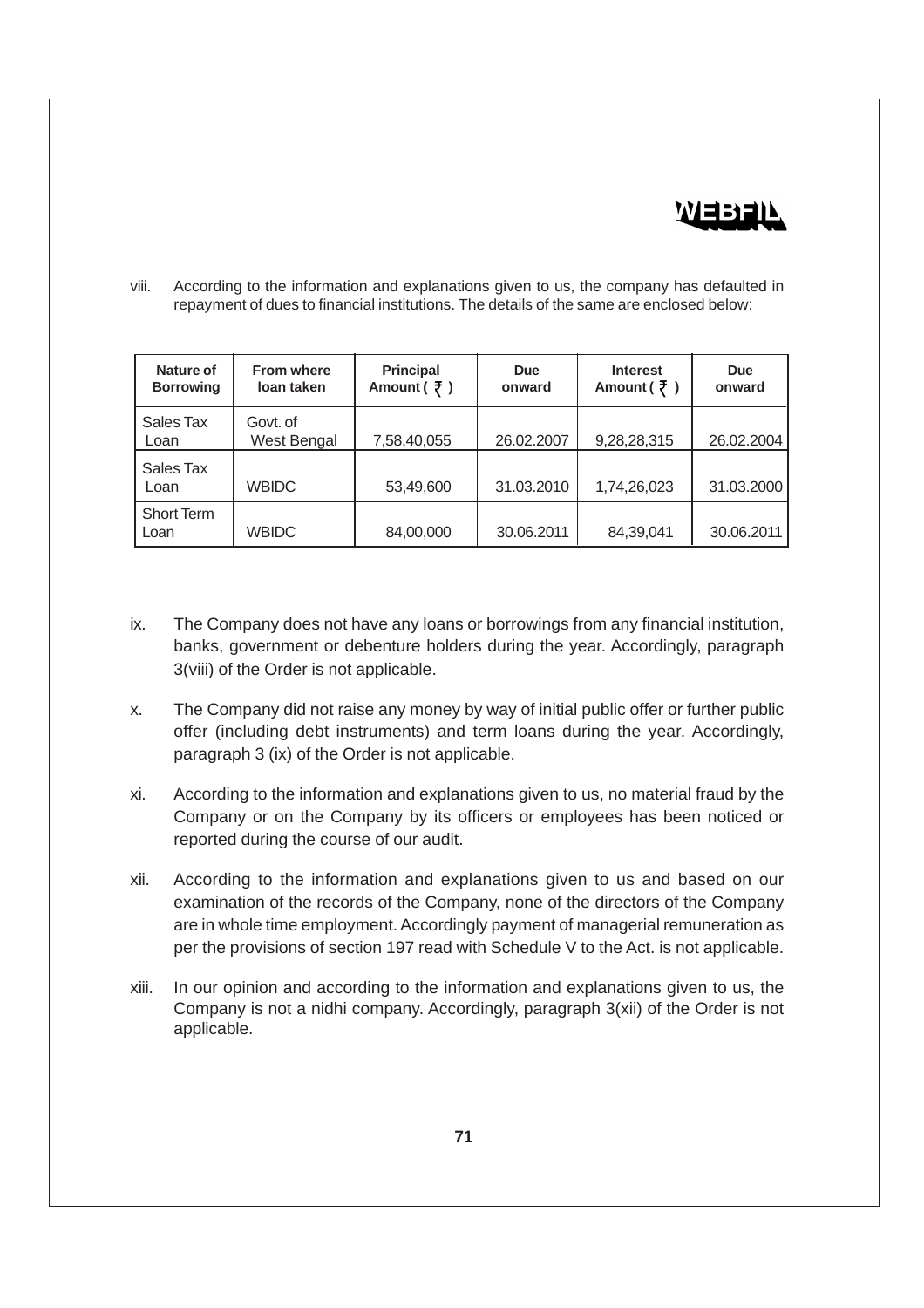viii. According to the information and explanations given to us, the company has defaulted in repayment of dues to financial institutions. The details of the same are enclosed below:

| Nature of Borrowing | From where loan taken | Principal Amount ( ₹ ) | Due onward | Interest Amount ( ₹ ) | Due onward |
|---|---|---|---|---|---|
| Sales Tax Loan | Govt. of West Bengal | 7,58,40,055 | 26.02.2007 | 9,28,28,315 | 26.02.2004 |
| Sales Tax Loan | WBIDC | 53,49,600 | 31.03.2010 | 1,74,26,023 | 31.03.2000 |
| Short Term Loan | WBIDC | 84,00,000 | 30.06.2011 | 84,39,041 | 30.06.2011 |

ix. The Company does not have any loans or borrowings from any financial institution, banks, government or debenture holders during the year. Accordingly, paragraph 3(viii) of the Order is not applicable.

x. The Company did not raise any money by way of initial public offer or further public offer (including debt instruments) and term loans during the year. Accordingly, paragraph 3 (ix) of the Order is not applicable.

xi. According to the information and explanations given to us, no material fraud by the Company or on the Company by its officers or employees has been noticed or reported during the course of our audit.

xii. According to the information and explanations given to us and based on our examination of the records of the Company, none of the directors of the Company are in whole time employment. Accordingly payment of managerial remuneration as per the provisions of section 197 read with Schedule V to the Act. is not applicable.

xiii. In our opinion and according to the information and explanations given to us, the Company is not a nidhi company. Accordingly, paragraph 3(xii) of the Order is not applicable.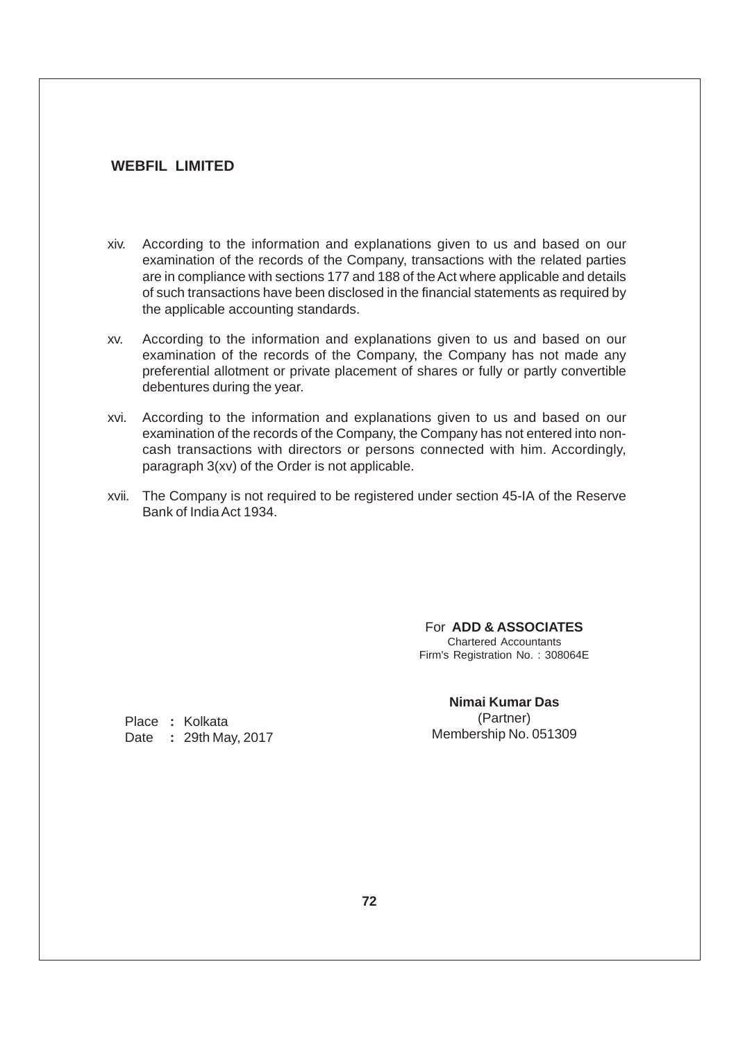xiv. According to the information and explanations given to us and based on our examination of the records of the Company, transactions with the related parties are in compliance with sections 177 and 188 of the Act where applicable and details of such transactions have been disclosed in the financial statements as required by the applicable accounting standards.

xv. According to the information and explanations given to us and based on our examination of the records of the Company, the Company has not made any preferential allotment or private placement of shares or fully or partly convertible debentures during the year.

xvi. According to the information and explanations given to us and based on our examination of the records of the Company, the Company has not entered into non-cash transactions with directors or persons connected with him. Accordingly, paragraph 3(xv) of the Order is not applicable.

xvii. The Company is not required to be registered under section 45-IA of the Reserve Bank of India Act 1934.

For **ADD & ASSOCIATES**
Chartered Accountants
Firm's Registration No. : 308064E

**Nimai Kumar Das**
(Partner)
Membership No. 051309

Place : Kolkata
Date : 29th May, 2017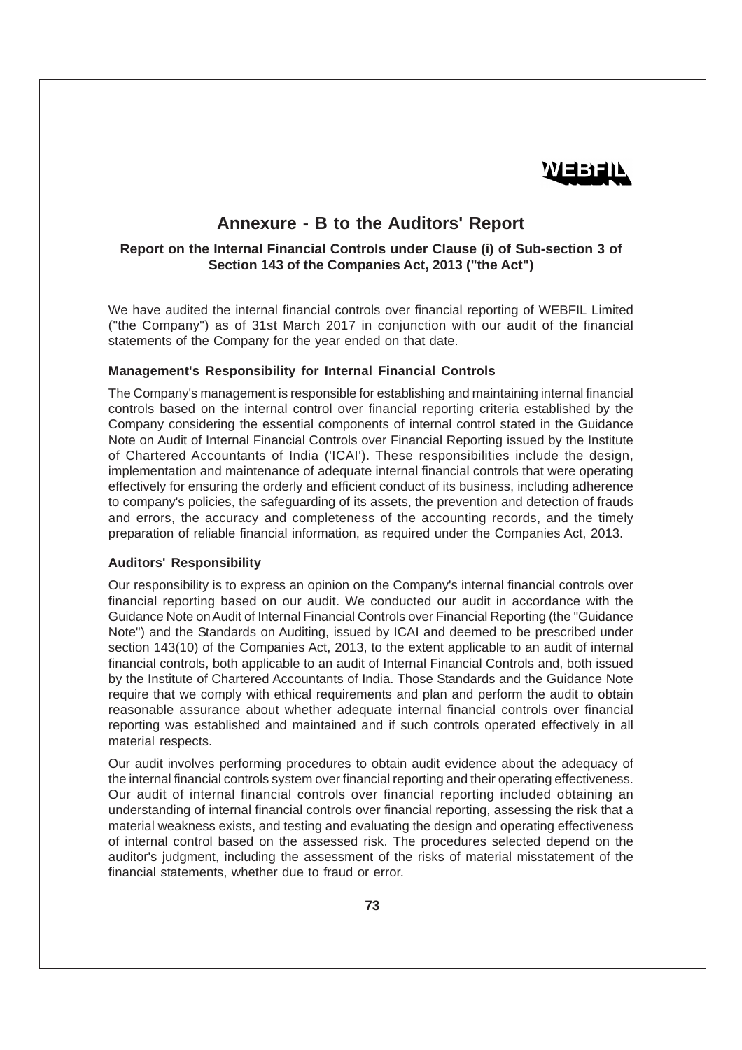# Annexure - B to the Auditors' Report

**Report on the Internal Financial Controls under Clause (i) of Sub-section 3 of Section 143 of the Companies Act, 2013 ("the Act")**

We have audited the internal financial controls over financial reporting of WEBFIL Limited ("the Company") as of 31st March 2017 in conjunction with our audit of the financial statements of the Company for the year ended on that date.

**Management's Responsibility for Internal Financial Controls**

The Company's management is responsible for establishing and maintaining internal financial controls based on the internal control over financial reporting criteria established by the Company considering the essential components of internal control stated in the Guidance Note on Audit of Internal Financial Controls over Financial Reporting issued by the Institute of Chartered Accountants of India ('ICAI'). These responsibilities include the design, implementation and maintenance of adequate internal financial controls that were operating effectively for ensuring the orderly and efficient conduct of its business, including adherence to company's policies, the safeguarding of its assets, the prevention and detection of frauds and errors, the accuracy and completeness of the accounting records, and the timely preparation of reliable financial information, as required under the Companies Act, 2013.

**Auditors' Responsibility**

Our responsibility is to express an opinion on the Company's internal financial controls over financial reporting based on our audit. We conducted our audit in accordance with the Guidance Note on Audit of Internal Financial Controls over Financial Reporting (the "Guidance Note") and the Standards on Auditing, issued by ICAI and deemed to be prescribed under section 143(10) of the Companies Act, 2013, to the extent applicable to an audit of internal financial controls, both applicable to an audit of Internal Financial Controls and, both issued by the Institute of Chartered Accountants of India. Those Standards and the Guidance Note require that we comply with ethical requirements and plan and perform the audit to obtain reasonable assurance about whether adequate internal financial controls over financial reporting was established and maintained and if such controls operated effectively in all material respects.

Our audit involves performing procedures to obtain audit evidence about the adequacy of the internal financial controls system over financial reporting and their operating effectiveness. Our audit of internal financial controls over financial reporting included obtaining an understanding of internal financial controls over financial reporting, assessing the risk that a material weakness exists, and testing and evaluating the design and operating effectiveness of internal control based on the assessed risk. The procedures selected depend on the auditor's judgment, including the assessment of the risks of material misstatement of the financial statements, whether due to fraud or error.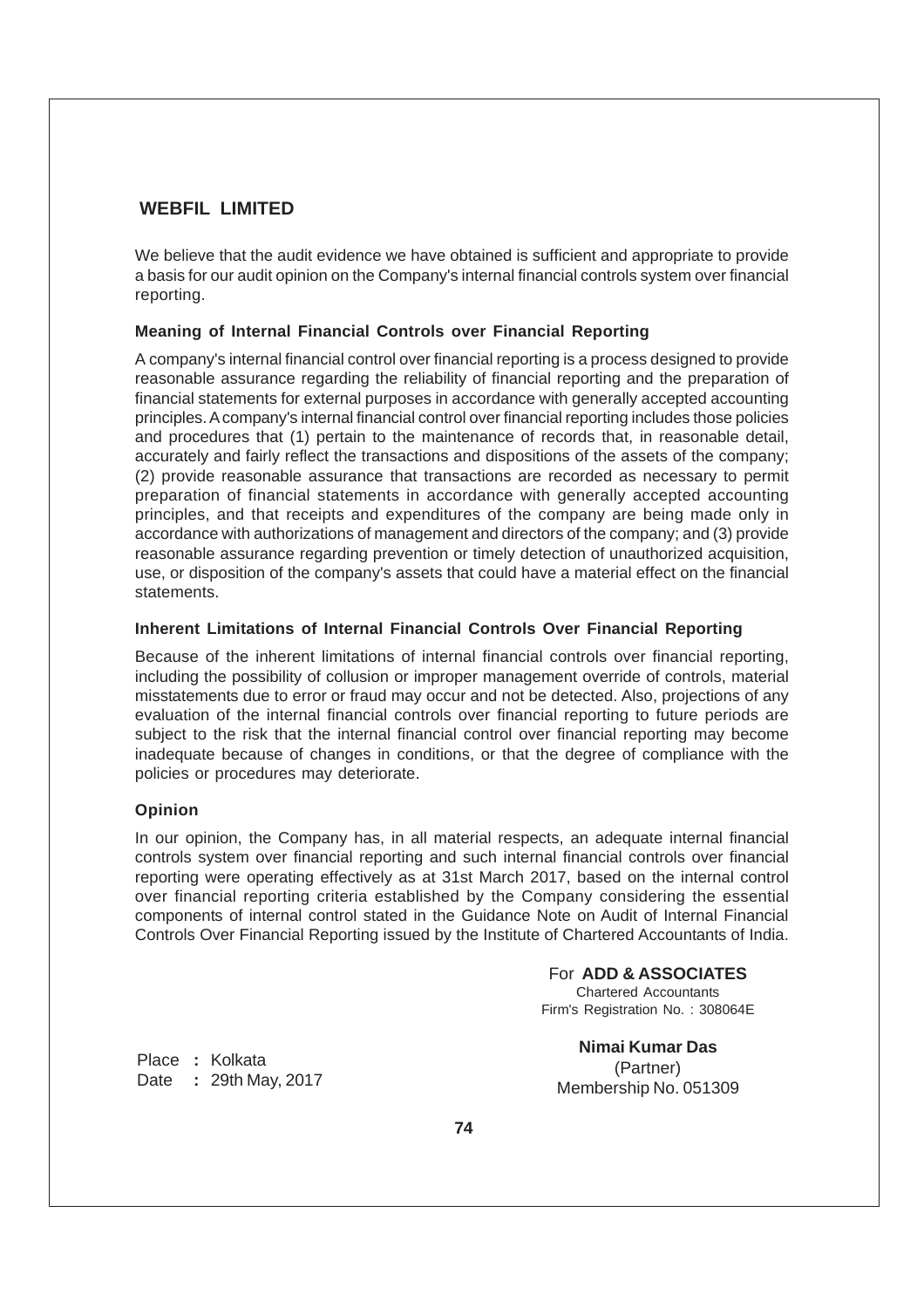We believe that the audit evidence we have obtained is sufficient and appropriate to provide a basis for our audit opinion on the Company's internal financial controls system over financial reporting.

**Meaning of Internal Financial Controls over Financial Reporting**

A company's internal financial control over financial reporting is a process designed to provide reasonable assurance regarding the reliability of financial reporting and the preparation of financial statements for external purposes in accordance with generally accepted accounting principles. A company's internal financial control over financial reporting includes those policies and procedures that (1) pertain to the maintenance of records that, in reasonable detail, accurately and fairly reflect the transactions and dispositions of the assets of the company; (2) provide reasonable assurance that transactions are recorded as necessary to permit preparation of financial statements in accordance with generally accepted accounting principles, and that receipts and expenditures of the company are being made only in accordance with authorizations of management and directors of the company; and (3) provide reasonable assurance regarding prevention or timely detection of unauthorized acquisition, use, or disposition of the company's assets that could have a material effect on the financial statements.

**Inherent Limitations of Internal Financial Controls Over Financial Reporting**

Because of the inherent limitations of internal financial controls over financial reporting, including the possibility of collusion or improper management override of controls, material misstatements due to error or fraud may occur and not be detected. Also, projections of any evaluation of the internal financial controls over financial reporting to future periods are subject to the risk that the internal financial control over financial reporting may become inadequate because of changes in conditions, or that the degree of compliance with the policies or procedures may deteriorate.

**Opinion**

In our opinion, the Company has, in all material respects, an adequate internal financial controls system over financial reporting and such internal financial controls over financial reporting were operating effectively as at 31st March 2017, based on the internal control over financial reporting criteria established by the Company considering the essential components of internal control stated in the Guidance Note on Audit of Internal Financial Controls Over Financial Reporting issued by the Institute of Chartered Accountants of India.

For **ADD & ASSOCIATES**
Chartered Accountants
Firm's Registration No. : 308064E

**Nimai Kumar Das**
(Partner)
Membership No. 051309

Place : Kolkata
Date : 29th May, 2017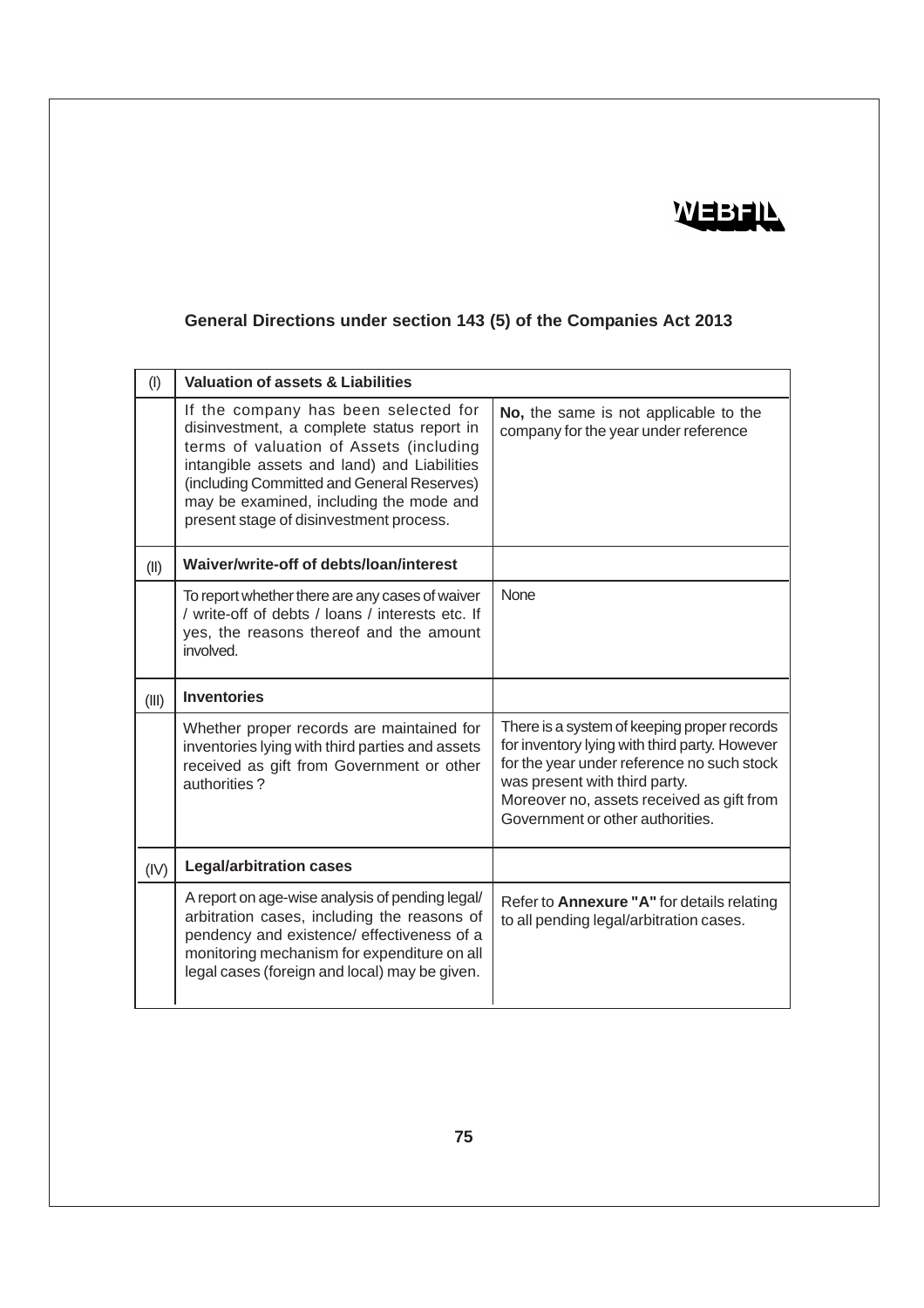WEBFIL

## General Directions under section 143 (5) of the Companies Act 2013

| | | |
|---|---|---|
| (I) | **Valuation of assets & Liabilities** | |
| | If the company has been selected for disinvestment, a complete status report in terms of valuation of Assets (including intangible assets and land) and Liabilities (including Committed and General Reserves) may be examined, including the mode and present stage of disinvestment process. | **No,** the same is not applicable to the company for the year under reference |
| (II) | **Waiver/write-off of debts/loan/interest** | |
| | To report whether there are any cases of waiver / write-off of debts / loans / interests etc. If yes, the reasons thereof and the amount involved. | None |
| (III) | **Inventories** | |
| | Whether proper records are maintained for inventories lying with third parties and assets received as gift from Government or other authorities ? | There is a system of keeping proper records for inventory lying with third party. However for the year under reference no such stock was present with third party. Moreover no, assets received as gift from Government or other authorities. |
| (IV) | **Legal/arbitration cases** | |
| | A report on age-wise analysis of pending legal/ arbitration cases, including the reasons of pendency and existence/ effectiveness of a monitoring mechanism for expenditure on all legal cases (foreign and local) may be given. | Refer to **Annexure "A"** for details relating to all pending legal/arbitration cases. |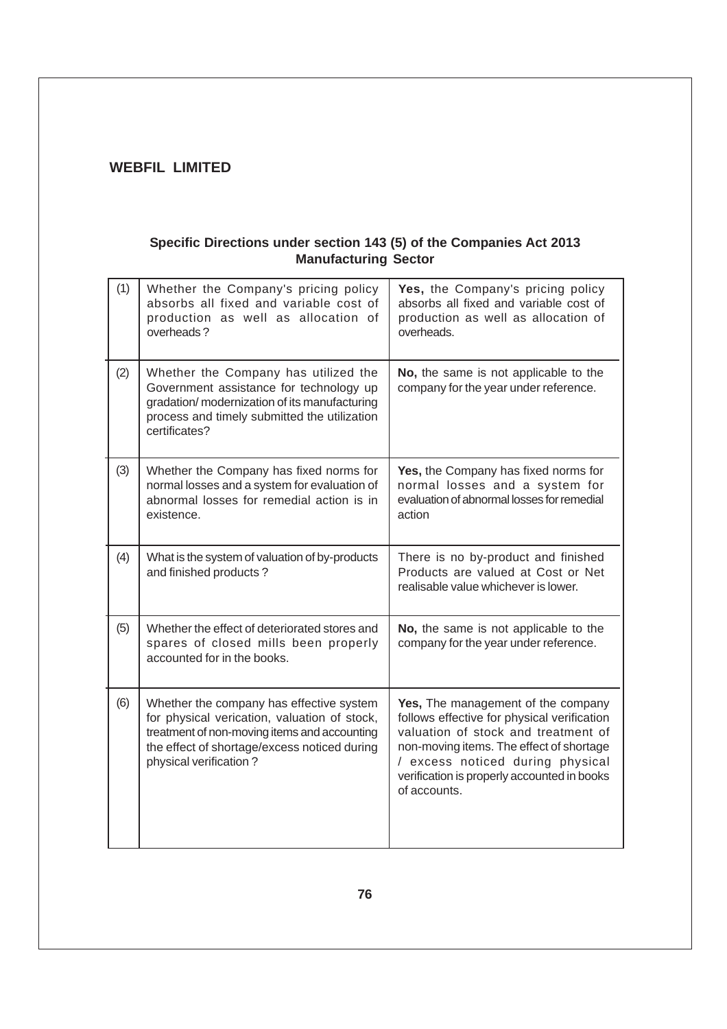**WEBFIL LIMITED**

### Specific Directions under section 143 (5) of the Companies Act 2013
### Manufacturing Sector

| | | |
|---|---|---|
| (1) | Whether the Company's pricing policy absorbs all fixed and variable cost of production as well as allocation of overheads ? | **Yes,** the Company's pricing policy absorbs all fixed and variable cost of production as well as allocation of overheads. |
| (2) | Whether the Company has utilized the Government assistance for technology up gradation/ modernization of its manufacturing process and timely submitted the utilization certificates? | **No,** the same is not applicable to the company for the year under reference. |
| (3) | Whether the Company has fixed norms for normal losses and a system for evaluation of abnormal losses for remedial action is in existence. | **Yes,** the Company has fixed norms for normal losses and a system for evaluation of abnormal losses for remedial action |
| (4) | What is the system of valuation of by-products and finished products ? | There is no by-product and finished Products are valued at Cost or Net realisable value whichever is lower. |
| (5) | Whether the effect of deteriorated stores and spares of closed mills been properly accounted for in the books. | **No,** the same is not applicable to the company for the year under reference. |
| (6) | Whether the company has effective system for physical verication, valuation of stock, treatment of non-moving items and accounting the effect of shortage/excess noticed during physical verification ? | **Yes,** The management of the company follows effective for physical verification valuation of stock and treatment of non-moving items. The effect of shortage / excess noticed during physical verification is properly accounted in books of accounts. |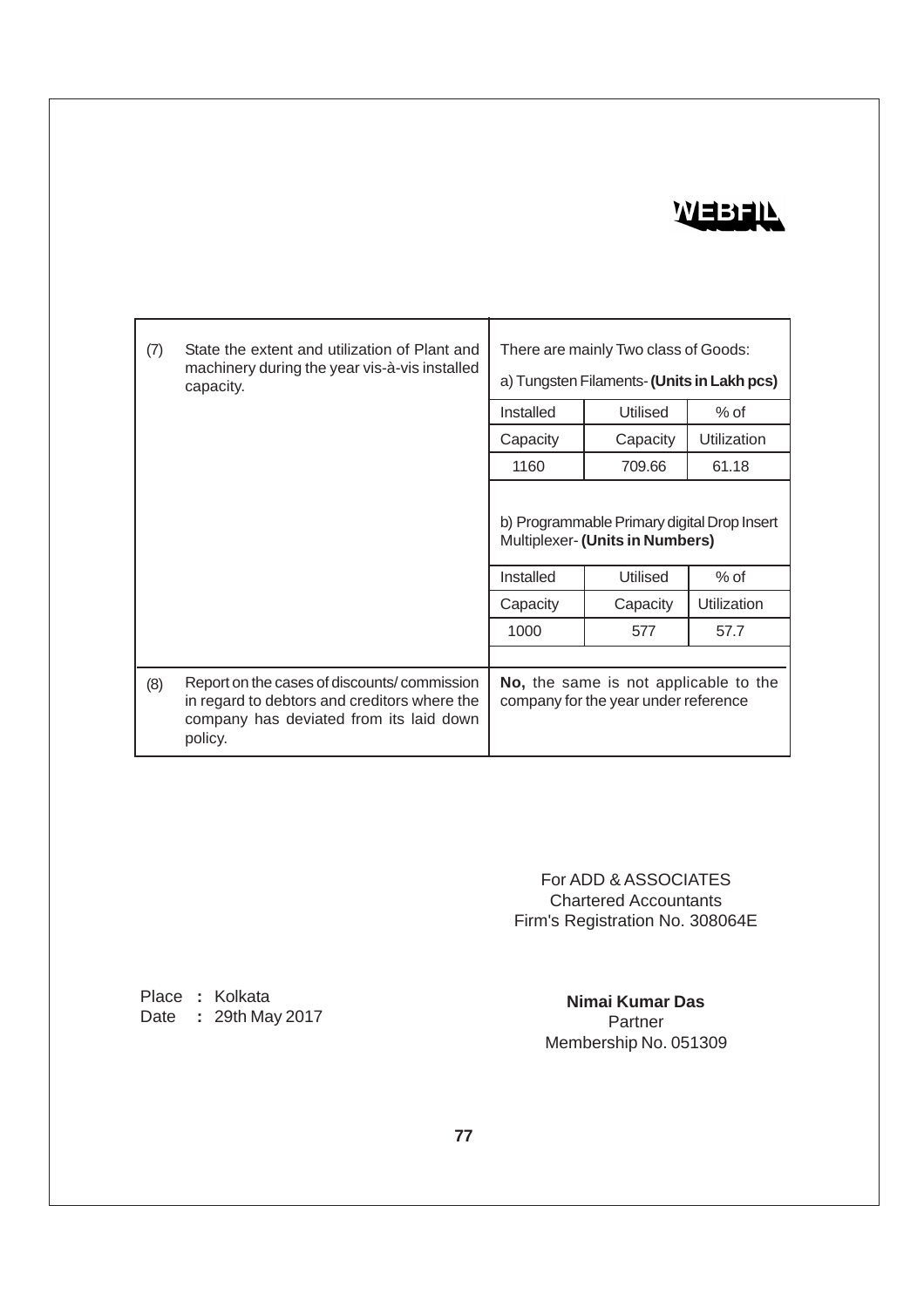| (7) | State the extent and utilization of Plant and machinery during the year vis-à-vis installed capacity. | There are mainly Two class of Goods: | | |
|---|---|---|---|---|
| | | a) Tungsten Filaments- **(Units in Lakh pcs)** | | |
| | | Installed Capacity | Utilised Capacity | % of Utilization |
| | | 1160 | 709.66 | 61.18 |
| | | b) Programmable Primary digital Drop Insert Multiplexer- **(Units in Numbers)** | | |
| | | Installed Capacity | Utilised Capacity | % of Utilization |
| | | 1000 | 577 | 57.7 |
| (8) | Report on the cases of discounts/ commission in regard to debtors and creditors where the company has deviated from its laid down policy. | **No,** the same is not applicable to the company for the year under reference | | |

For ADD & ASSOCIATES
Chartered Accountants
Firm's Registration No. 308064E

Place : Kolkata
Date : 29th May 2017

**Nimai Kumar Das**
Partner
Membership No. 051309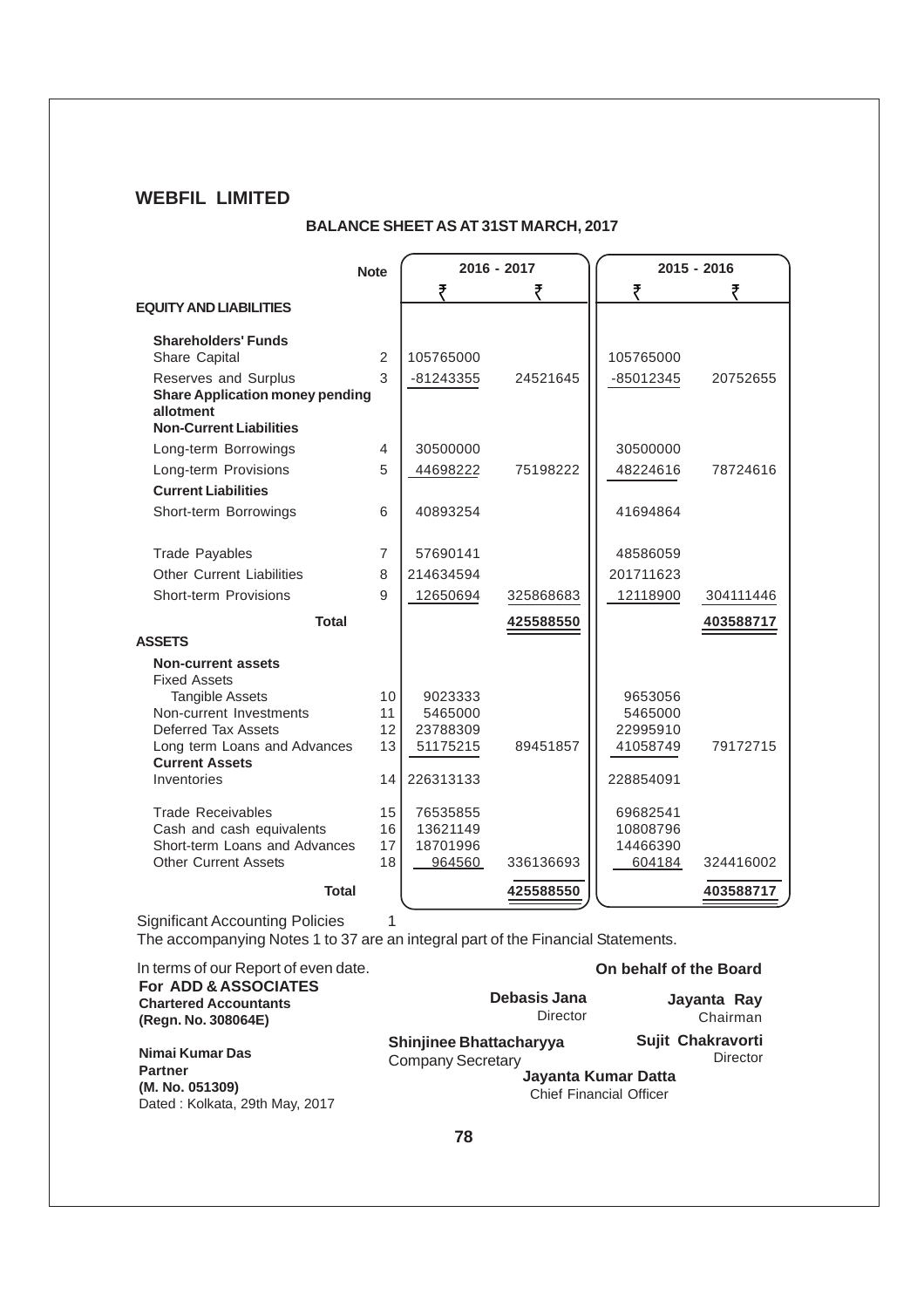## WEBFIL LIMITED

### BALANCE SHEET AS AT 31ST MARCH, 2017

| | Note | 2016 - 2017 | | 2015 - 2016 | |
|---|---|---|---|---|---|
| | | ₹ | ₹ | ₹ | ₹ |
| **EQUITY AND LIABILITIES** | | | | | |
| **Shareholders' Funds** | | | | | |
| Share Capital | 2 | 105765000 | | 105765000 | |
| Reserves and Surplus | 3 | -81243355 | 24521645 | -85012345 | 20752655 |
| **Share Application money pending allotment** | | | | | |
| **Non-Current Liabilities** | | | | | |
| Long-term Borrowings | 4 | 30500000 | | 30500000 | |
| Long-term Provisions | 5 | 44698222 | 75198222 | 48224616 | 78724616 |
| **Current Liabilities** | | | | | |
| Short-term Borrowings | 6 | 40893254 | | 41694864 | |
| Trade Payables | 7 | 57690141 | | 48586059 | |
| Other Current Liabilities | 8 | 214634594 | | 201711623 | |
| Short-term Provisions | 9 | 12650694 | 325868683 | 12118900 | 304111446 |
| **Total** | | | **425588550** | | **403588717** |
| **ASSETS** | | | | | |
| **Non-current assets** | | | | | |
| Fixed Assets | | | | | |
| Tangible Assets | 10 | 9023333 | | 9653056 | |
| Non-current Investments | 11 | 5465000 | | 5465000 | |
| Deferred Tax Assets | 12 | 23788309 | | 22995910 | |
| Long term Loans and Advances | 13 | 51175215 | 89451857 | 41058749 | 79172715 |
| **Current Assets** | | | | | |
| Inventories | 14 | 226313133 | | 228854091 | |
| Trade Receivables | 15 | 76535855 | | 69682541 | |
| Cash and cash equivalents | 16 | 13621149 | | 10808796 | |
| Short-term Loans and Advances | 17 | 18701996 | | 14466390 | |
| Other Current Assets | 18 | 964560 | 336136693 | 604184 | 324416002 |
| **Total** | | | **425588550** | | **403588717** |

Significant Accounting Policies 1

The accompanying Notes 1 to 37 are an integral part of the Financial Statements.

In terms of our Report of even date.

**For ADD & ASSOCIATES**
**Chartered Accountants**
**(Regn. No. 308064E)**

**Nimai Kumar Das**
**Partner**
**(M. No. 051309)**
Dated : Kolkata, 29th May, 2017

**On behalf of the Board**

**Debasis Jana**
Director

**Jayanta Ray**
Chairman

**Shinjinee Bhattacharyya**
Company Secretary

**Sujit Chakravorti**
Director

**Jayanta Kumar Datta**
Chief Financial Officer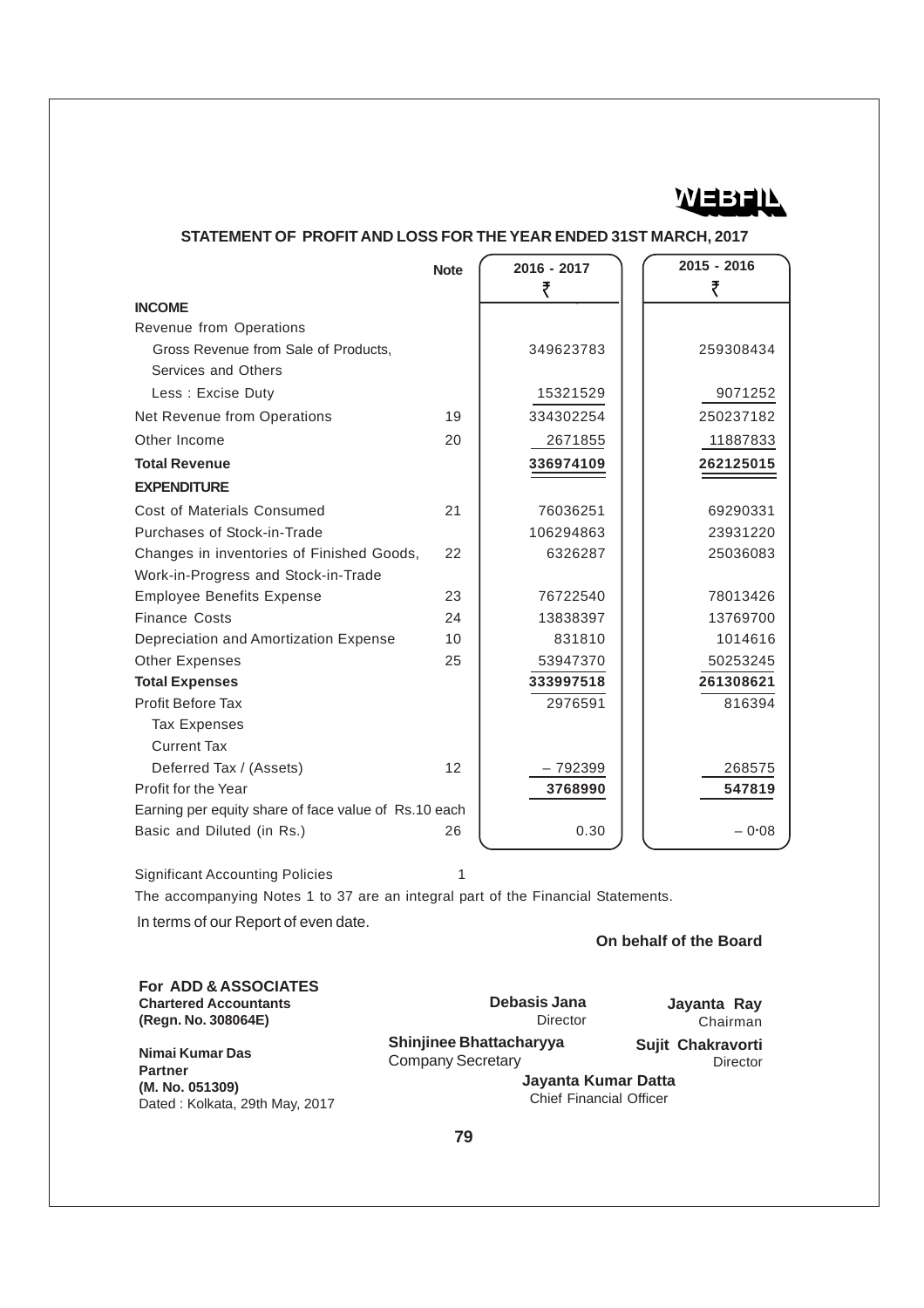WEBFIL

## STATEMENT OF PROFIT AND LOSS FOR THE YEAR ENDED 31ST MARCH, 2017

| | Note | 2016 - 2017 ₹ | 2015 - 2016 ₹ |
|---|---|---|---|
| **INCOME** | | | |
| Revenue from Operations | | | |
| Gross Revenue from Sale of Products, Services and Others | | 349623783 | 259308434 |
| Less : Excise Duty | | 15321529 | 9071252 |
| Net Revenue from Operations | 19 | 334302254 | 250237182 |
| Other Income | 20 | 2671855 | 11887833 |
| **Total Revenue** | | **336974109** | **262125015** |
| **EXPENDITURE** | | | |
| Cost of Materials Consumed | 21 | 76036251 | 69290331 |
| Purchases of Stock-in-Trade | | 106294863 | 23931220 |
| Changes in inventories of Finished Goods, Work-in-Progress and Stock-in-Trade | 22 | 6326287 | 25036083 |
| Employee Benefits Expense | 23 | 76722540 | 78013426 |
| Finance Costs | 24 | 13838397 | 13769700 |
| Depreciation and Amortization Expense | 10 | 831810 | 1014616 |
| Other Expenses | 25 | 53947370 | 50253245 |
| **Total Expenses** | | **333997518** | **261308621** |
| Profit Before Tax | | 2976591 | 816394 |
| Tax Expenses | | | |
| Current Tax | | | |
| Deferred Tax / (Assets) | 12 | – 792399 | 268575 |
| Profit for the Year | | **3768990** | **547819** |
| Earning per equity share of face value of Rs.10 each | | | |
| Basic and Diluted (in Rs.) | 26 | 0.30 | – 0·08 |

Significant Accounting Policies 1

The accompanying Notes 1 to 37 are an integral part of the Financial Statements.

In terms of our Report of even date.

**On behalf of the Board**

**For ADD & ASSOCIATES**
**Chartered Accountants**
**(Regn. No. 308064E)**

**Nimai Kumar Das**
**Partner**
**(M. No. 051309)**
Dated : Kolkata, 29th May, 2017

**Debasis Jana**
Director

**Shinjinee Bhattacharyya**
Company Secretary

**Jayanta Ray**
Chairman

**Sujit Chakravorti**
Director

**Jayanta Kumar Datta**
Chief Financial Officer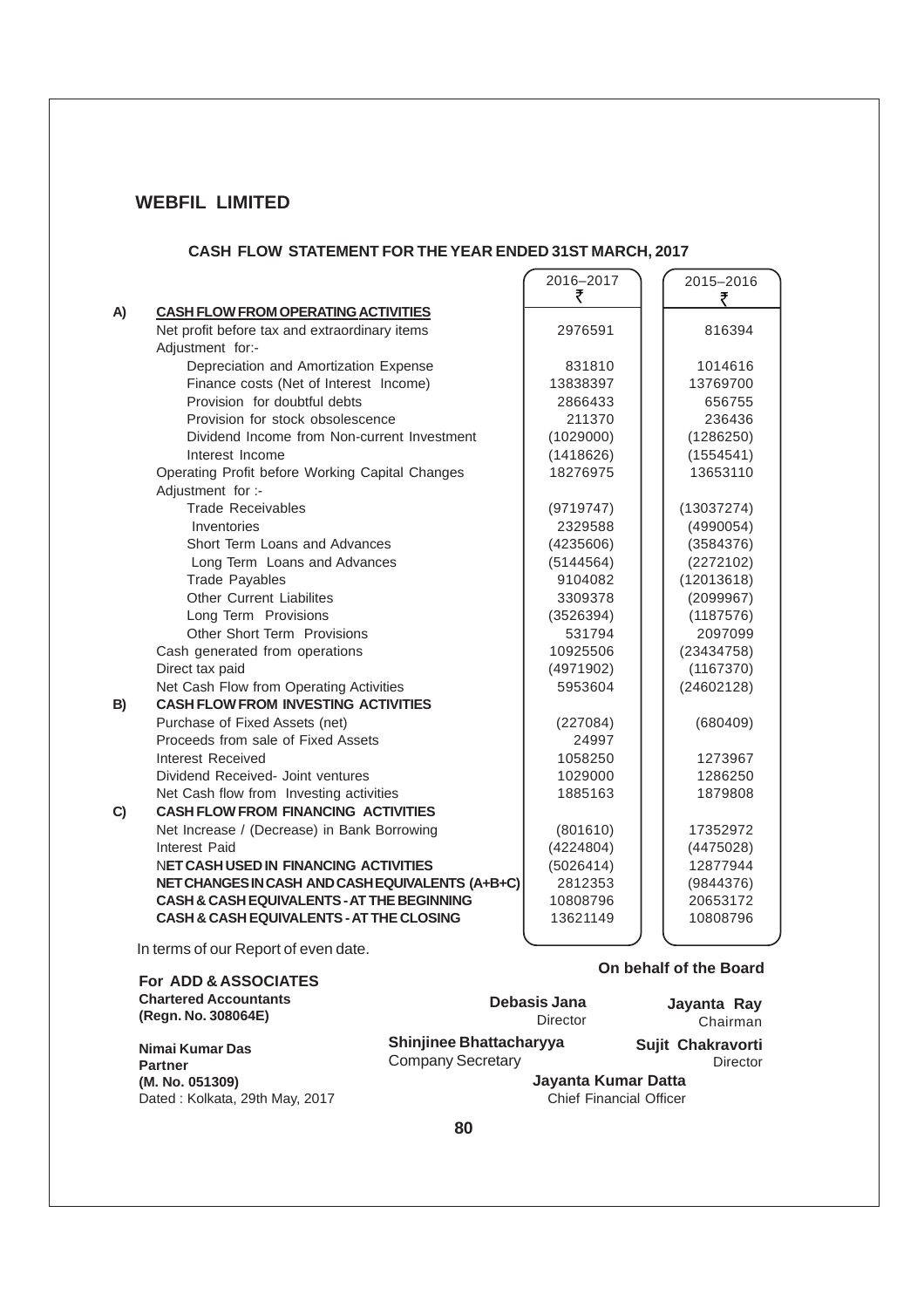## WEBFIL LIMITED

### CASH FLOW STATEMENT FOR THE YEAR ENDED 31ST MARCH, 2017

| | | 2016–2017 ₹ | 2015–2016 ₹ |
|---|---|---|---|
| **A)** | **CASH FLOW FROM OPERATING ACTIVITIES** | | |
| | Net profit before tax and extraordinary items | 2976591 | 816394 |
| | Adjustment for:- | | |
| | Depreciation and Amortization Expense | 831810 | 1014616 |
| | Finance costs (Net of Interest Income) | 13838397 | 13769700 |
| | Provision for doubtful debts | 2866433 | 656755 |
| | Provision for stock obsolescence | 211370 | 236436 |
| | Dividend Income from Non-current Investment | (1029000) | (1286250) |
| | Interest Income | (1418626) | (1554541) |
| | Operating Profit before Working Capital Changes | 18276975 | 13653110 |
| | Adjustment for :- | | |
| | Trade Receivables | (9719747) | (13037274) |
| | Inventories | 2329588 | (4990054) |
| | Short Term Loans and Advances | (4235606) | (3584376) |
| | Long Term Loans and Advances | (5144564) | (2272102) |
| | Trade Payables | 9104082 | (12013618) |
| | Other Current Liabilites | 3309378 | (2099967) |
| | Long Term Provisions | (3526394) | (1187576) |
| | Other Short Term Provisions | 531794 | 2097099 |
| | Cash generated from operations | 10925506 | (23434758) |
| | Direct tax paid | (4971902) | (1167370) |
| | Net Cash Flow from Operating Activities | 5953604 | (24602128) |
| **B)** | **CASH FLOW FROM INVESTING ACTIVITIES** | | |
| | Purchase of Fixed Assets (net) | (227084) | (680409) |
| | Proceeds from sale of Fixed Assets | 24997 | |
| | Interest Received | 1058250 | 1273967 |
| | Dividend Received- Joint ventures | 1029000 | 1286250 |
| | Net Cash flow from Investing activities | 1885163 | 1879808 |
| **C)** | **CASH FLOW FROM FINANCING ACTIVITIES** | | |
| | Net Increase / (Decrease) in Bank Borrowing | (801610) | 17352972 |
| | Interest Paid | (4224804) | (4475028) |
| | **NET CASH USED IN FINANCING ACTIVITIES** | (5026414) | 12877944 |
| | **NET CHANGES IN CASH AND CASH EQUIVALENTS (A+B+C)** | 2812353 | (9844376) |
| | **CASH & CASH EQUIVALENTS - AT THE BEGINNING** | 10808796 | 20653172 |
| | **CASH & CASH EQUIVALENTS - AT THE CLOSING** | 13621149 | 10808796 |

In terms of our Report of even date.

**For ADD & ASSOCIATES**
**Chartered Accountants**
**(Regn. No. 308064E)**

**Nimai Kumar Das**
**Partner**
**(M. No. 051309)**
Dated : Kolkata, 29th May, 2017

**On behalf of the Board**

**Debasis Jana**
Director

**Jayanta Ray**
Chairman

**Shinjinee Bhattacharyya**
Company Secretary

**Sujit Chakravorti**
Director

**Jayanta Kumar Datta**
Chief Financial Officer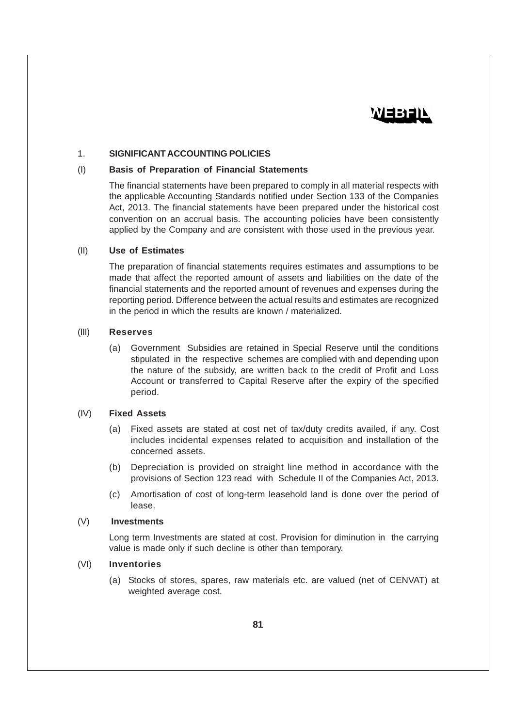## 1. SIGNIFICANT ACCOUNTING POLICIES

### (I) Basis of Preparation of Financial Statements

The financial statements have been prepared to comply in all material respects with the applicable Accounting Standards notified under Section 133 of the Companies Act, 2013. The financial statements have been prepared under the historical cost convention on an accrual basis. The accounting policies have been consistently applied by the Company and are consistent with those used in the previous year.

### (II) Use of Estimates

The preparation of financial statements requires estimates and assumptions to be made that affect the reported amount of assets and liabilities on the date of the financial statements and the reported amount of revenues and expenses during the reporting period. Difference between the actual results and estimates are recognized in the period in which the results are known / materialized.

### (III) Reserves

(a) Government Subsidies are retained in Special Reserve until the conditions stipulated in the respective schemes are complied with and depending upon the nature of the subsidy, are written back to the credit of Profit and Loss Account or transferred to Capital Reserve after the expiry of the specified period.

### (IV) Fixed Assets

(a) Fixed assets are stated at cost net of tax/duty credits availed, if any. Cost includes incidental expenses related to acquisition and installation of the concerned assets.

(b) Depreciation is provided on straight line method in accordance with the provisions of Section 123 read with Schedule II of the Companies Act, 2013.

(c) Amortisation of cost of long-term leasehold land is done over the period of lease.

### (V) Investments

Long term Investments are stated at cost. Provision for diminution in the carrying value is made only if such decline is other than temporary.

### (VI) Inventories

(a) Stocks of stores, spares, raw materials etc. are valued (net of CENVAT) at weighted average cost.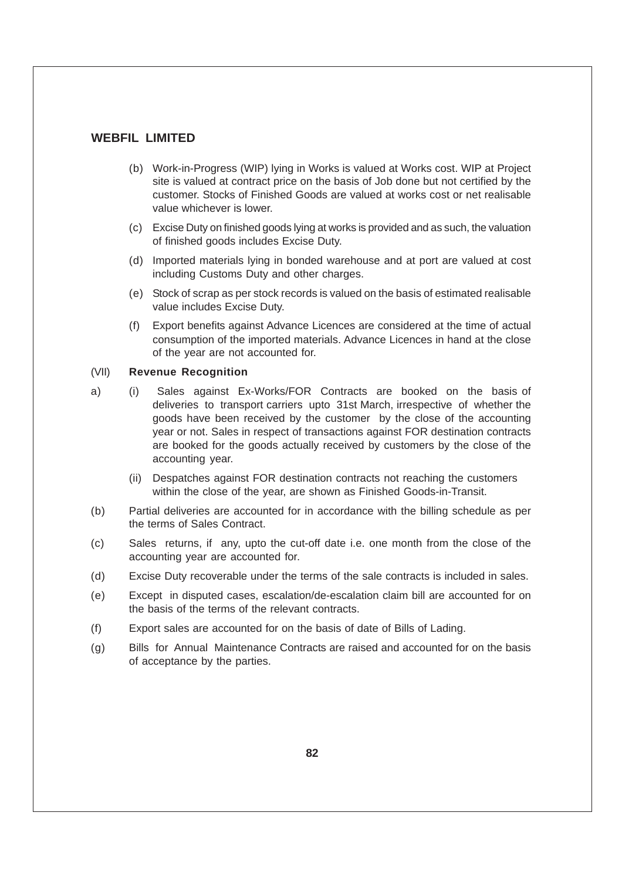(b) Work-in-Progress (WIP) lying in Works is valued at Works cost. WIP at Project site is valued at contract price on the basis of Job done but not certified by the customer. Stocks of Finished Goods are valued at works cost or net realisable value whichever is lower.

(c) Excise Duty on finished goods lying at works is provided and as such, the valuation of finished goods includes Excise Duty.

(d) Imported materials lying in bonded warehouse and at port are valued at cost including Customs Duty and other charges.

(e) Stock of scrap as per stock records is valued on the basis of estimated realisable value includes Excise Duty.

(f) Export benefits against Advance Licences are considered at the time of actual consumption of the imported materials. Advance Licences in hand at the close of the year are not accounted for.

(VII) **Revenue Recognition**

a) (i) Sales against Ex-Works/FOR Contracts are booked on the basis of deliveries to transport carriers upto 31st March, irrespective of whether the goods have been received by the customer by the close of the accounting year or not. Sales in respect of transactions against FOR destination contracts are booked for the goods actually received by customers by the close of the accounting year.

(ii) Despatches against FOR destination contracts not reaching the customers within the close of the year, are shown as Finished Goods-in-Transit.

(b) Partial deliveries are accounted for in accordance with the billing schedule as per the terms of Sales Contract.

(c) Sales returns, if any, upto the cut-off date i.e. one month from the close of the accounting year are accounted for.

(d) Excise Duty recoverable under the terms of the sale contracts is included in sales.

(e) Except in disputed cases, escalation/de-escalation claim bill are accounted for on the basis of the terms of the relevant contracts.

(f) Export sales are accounted for on the basis of date of Bills of Lading.

(g) Bills for Annual Maintenance Contracts are raised and accounted for on the basis of acceptance by the parties.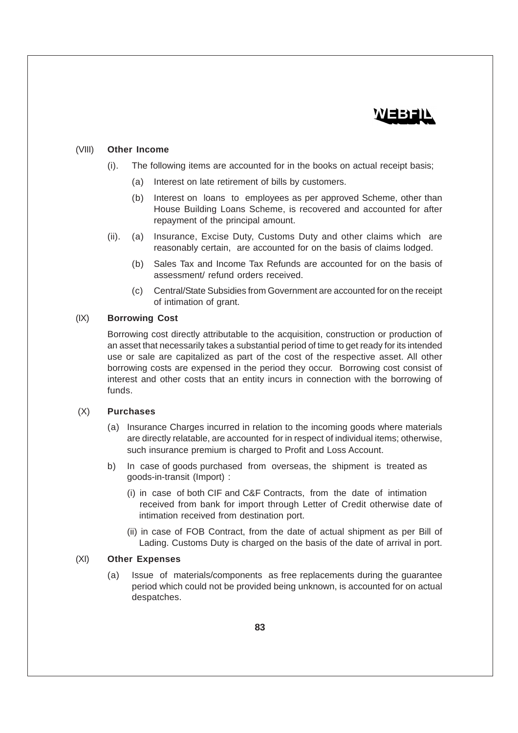### (VIII) Other Income

(i). The following items are accounted for in the books on actual receipt basis;

  (a) Interest on late retirement of bills by customers.

  (b) Interest on loans to employees as per approved Scheme, other than House Building Loans Scheme, is recovered and accounted for after repayment of the principal amount.

(ii). (a) Insurance, Excise Duty, Customs Duty and other claims which are reasonably certain, are accounted for on the basis of claims lodged.

  (b) Sales Tax and Income Tax Refunds are accounted for on the basis of assessment/ refund orders received.

  (c) Central/State Subsidies from Government are accounted for on the receipt of intimation of grant.

### (IX) Borrowing Cost

Borrowing cost directly attributable to the acquisition, construction or production of an asset that necessarily takes a substantial period of time to get ready for its intended use or sale are capitalized as part of the cost of the respective asset. All other borrowing costs are expensed in the period they occur. Borrowing cost consist of interest and other costs that an entity incurs in connection with the borrowing of funds.

### (X) Purchases

(a) Insurance Charges incurred in relation to the incoming goods where materials are directly relatable, are accounted for in respect of individual items; otherwise, such insurance premium is charged to Profit and Loss Account.

b) In case of goods purchased from overseas, the shipment is treated as goods-in-transit (Import) :

  (i) in case of both CIF and C&F Contracts, from the date of intimation received from bank for import through Letter of Credit otherwise date of intimation received from destination port.

  (ii) in case of FOB Contract, from the date of actual shipment as per Bill of Lading. Customs Duty is charged on the basis of the date of arrival in port.

### (XI) Other Expenses

(a) Issue of materials/components as free replacements during the guarantee period which could not be provided being unknown, is accounted for on actual despatches.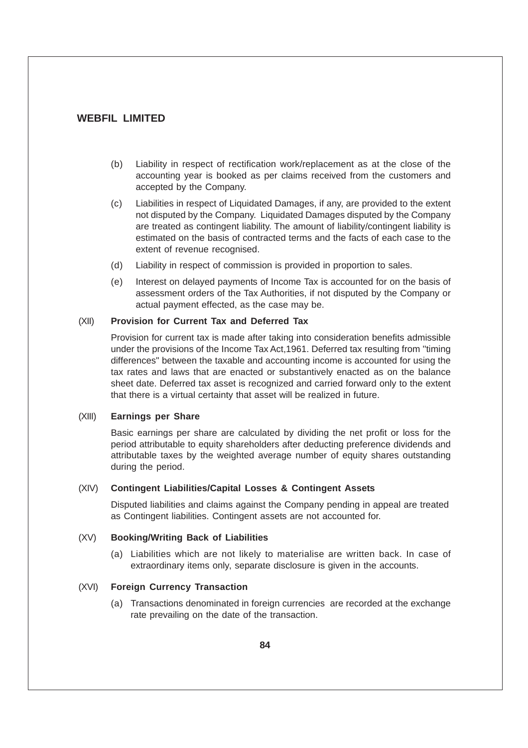(b) Liability in respect of rectification work/replacement as at the close of the accounting year is booked as per claims received from the customers and accepted by the Company.

(c) Liabilities in respect of Liquidated Damages, if any, are provided to the extent not disputed by the Company. Liquidated Damages disputed by the Company are treated as contingent liability. The amount of liability/contingent liability is estimated on the basis of contracted terms and the facts of each case to the extent of revenue recognised.

(d) Liability in respect of commission is provided in proportion to sales.

(e) Interest on delayed payments of Income Tax is accounted for on the basis of assessment orders of the Tax Authorities, if not disputed by the Company or actual payment effected, as the case may be.

(XII) **Provision for Current Tax and Deferred Tax**

Provision for current tax is made after taking into consideration benefits admissible under the provisions of the Income Tax Act,1961. Deferred tax resulting from "timing differences" between the taxable and accounting income is accounted for using the tax rates and laws that are enacted or substantively enacted as on the balance sheet date. Deferred tax asset is recognized and carried forward only to the extent that there is a virtual certainty that asset will be realized in future.

(XIII) **Earnings per Share**

Basic earnings per share are calculated by dividing the net profit or loss for the period attributable to equity shareholders after deducting preference dividends and attributable taxes by the weighted average number of equity shares outstanding during the period.

(XIV) **Contingent Liabilities/Capital Losses & Contingent Assets**

Disputed liabilities and claims against the Company pending in appeal are treated as Contingent liabilities. Contingent assets are not accounted for.

(XV) **Booking/Writing Back of Liabilities**

(a) Liabilities which are not likely to materialise are written back. In case of extraordinary items only, separate disclosure is given in the accounts.

(XVI) **Foreign Currency Transaction**

(a) Transactions denominated in foreign currencies are recorded at the exchange rate prevailing on the date of the transaction.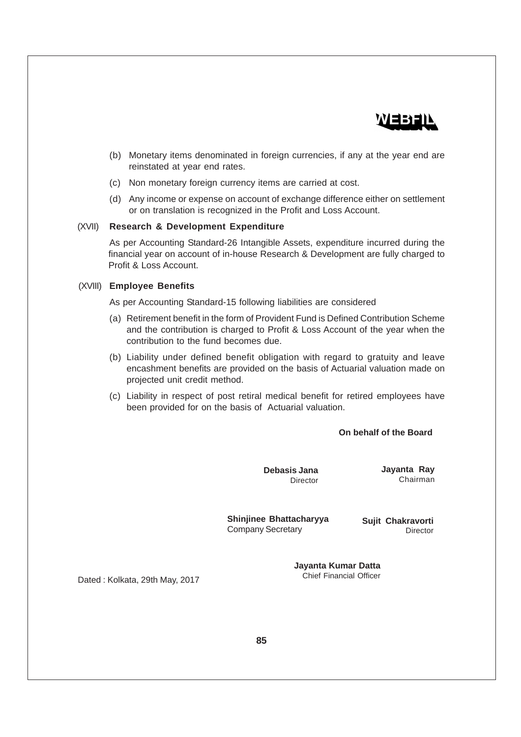(b) Monetary items denominated in foreign currencies, if any at the year end are reinstated at year end rates.

(c) Non monetary foreign currency items are carried at cost.

(d) Any income or expense on account of exchange difference either on settlement or on translation is recognized in the Profit and Loss Account.

(XVII) **Research & Development Expenditure**

As per Accounting Standard-26 Intangible Assets, expenditure incurred during the financial year on account of in-house Research & Development are fully charged to Profit & Loss Account.

(XVIII) **Employee Benefits**

As per Accounting Standard-15 following liabilities are considered

(a) Retirement benefit in the form of Provident Fund is Defined Contribution Scheme and the contribution is charged to Profit & Loss Account of the year when the contribution to the fund becomes due.

(b) Liability under defined benefit obligation with regard to gratuity and leave encashment benefits are provided on the basis of Actuarial valuation made on projected unit credit method.

(c) Liability in respect of post retiral medical benefit for retired employees have been provided for on the basis of Actuarial valuation.

**On behalf of the Board**

**Debasis Jana**
Director

**Jayanta Ray**
Chairman

**Shinjinee Bhattacharyya**
Company Secretary

**Sujit Chakravorti**
Director

**Jayanta Kumar Datta**
Chief Financial Officer

Dated : Kolkata, 29th May, 2017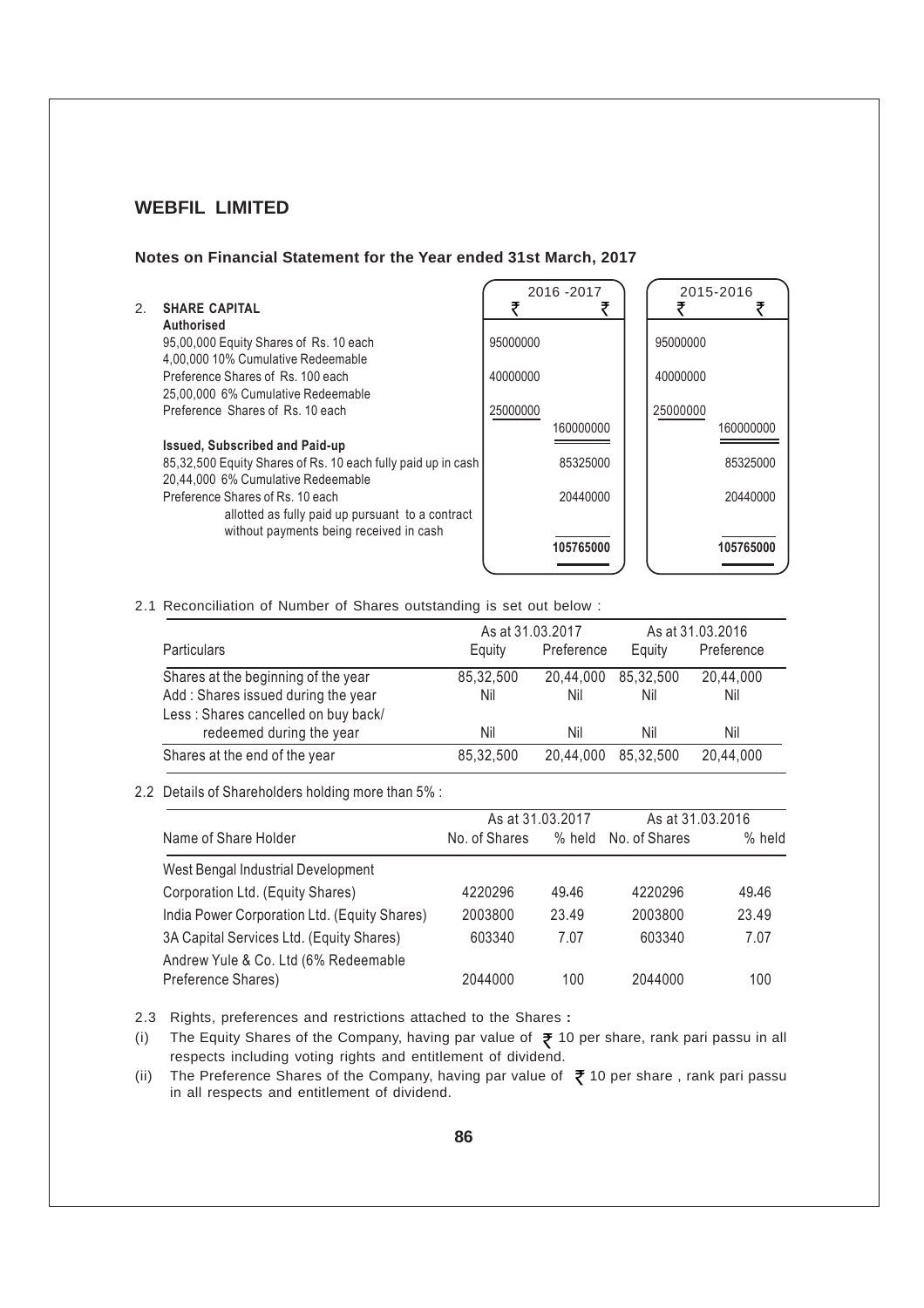## WEBFIL LIMITED

### Notes on Financial Statement for the Year ended 31st March, 2017

| 2. SHARE CAPITAL | 2016 -2017 ₹ | 2016 -2017 ₹ | 2015-2016 ₹ | 2015-2016 ₹ |
|---|---|---|---|---|
| **Authorised** | | | | |
| 95,00,000 Equity Shares of Rs. 10 each | 95000000 | | 95000000 | |
| 4,00,000 10% Cumulative Redeemable Preference Shares of Rs. 100 each | 40000000 | | 40000000 | |
| 25,00,000 6% Cumulative Redeemable Preference Shares of Rs. 10 each | 25000000 | 160000000 | 25000000 | 160000000 |
| **Issued, Subscribed and Paid-up** | | | | |
| 85,32,500 Equity Shares of Rs. 10 each fully paid up in cash | | 85325000 | | 85325000 |
| 20,44,000 6% Cumulative Redeemable Preference Shares of Rs. 10 each allotted as fully paid up pursuant to a contract without payments being received in cash | | 20440000 | | 20440000 |
| | | **105765000** | | **105765000** |

2.1 Reconciliation of Number of Shares outstanding is set out below :

| Particulars | As at 31.03.2017 Equity | As at 31.03.2017 Preference | As at 31.03.2016 Equity | As at 31.03.2016 Preference |
|---|---|---|---|---|
| Shares at the beginning of the year | 85,32,500 | 20,44,000 | 85,32,500 | 20,44,000 |
| Add : Shares issued during the year | Nil | Nil | Nil | Nil |
| Less : Shares cancelled on buy back/ redeemed during the year | Nil | Nil | Nil | Nil |
| Shares at the end of the year | 85,32,500 | 20,44,000 | 85,32,500 | 20,44,000 |

2.2 Details of Shareholders holding more than 5% :

| Name of Share Holder | As at 31.03.2017 No. of Shares | As at 31.03.2017 % held | As at 31.03.2016 No. of Shares | As at 31.03.2016 % held |
|---|---|---|---|---|
| West Bengal Industrial Development Corporation Ltd. (Equity Shares) | 4220296 | 49.46 | 4220296 | 49.46 |
| India Power Corporation Ltd. (Equity Shares) | 2003800 | 23.49 | 2003800 | 23.49 |
| 3A Capital Services Ltd. (Equity Shares) | 603340 | 7.07 | 603340 | 7.07 |
| Andrew Yule & Co. Ltd (6% Redeemable Preference Shares) | 2044000 | 100 | 2044000 | 100 |

2.3 Rights, preferences and restrictions attached to the Shares **:**

(i) The Equity Shares of the Company, having par value of ₹ 10 per share, rank pari passu in all respects including voting rights and entitlement of dividend.

(ii) The Preference Shares of the Company, having par value of ₹ 10 per share , rank pari passu in all respects and entitlement of dividend.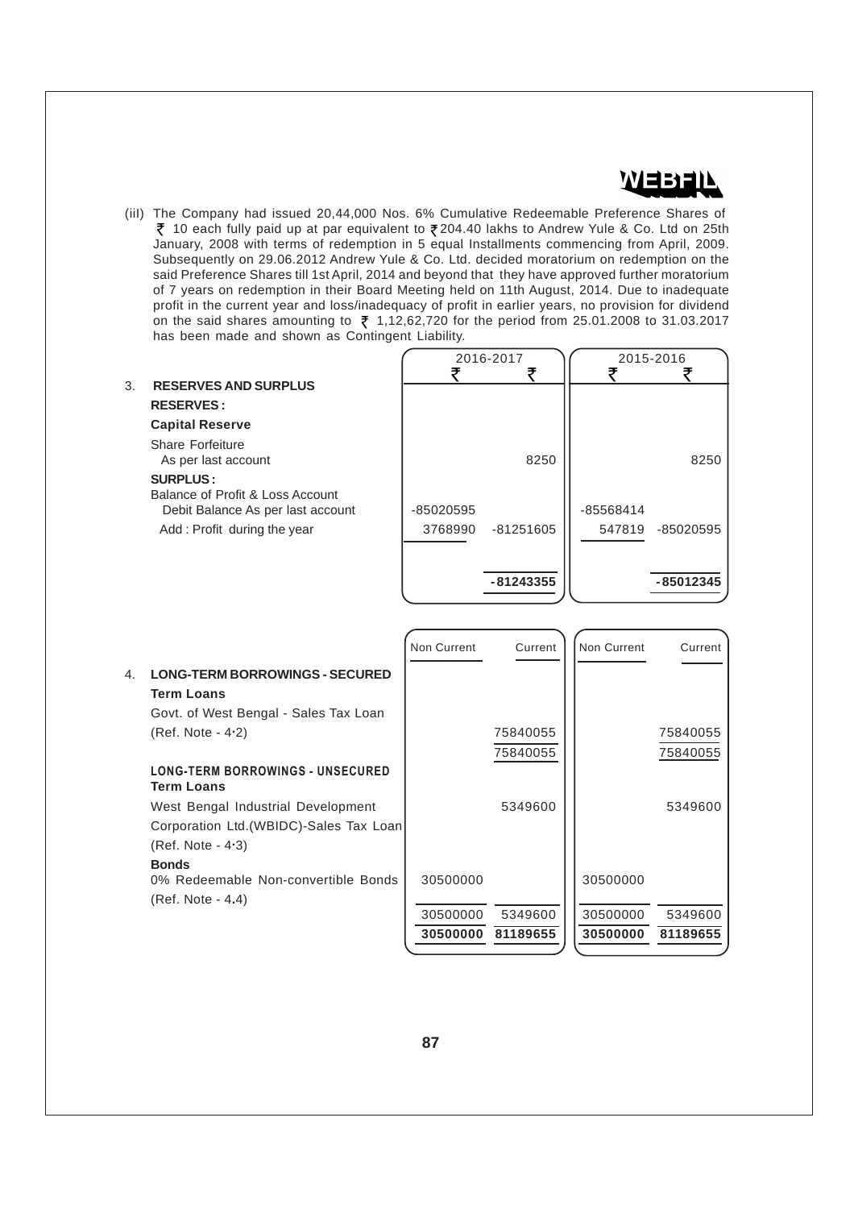(iii) The Company had issued 20,44,000 Nos. 6% Cumulative Redeemable Preference Shares of ₹ 10 each fully paid up at par equivalent to ₹ 204.40 lakhs to Andrew Yule & Co. Ltd on 25th January, 2008 with terms of redemption in 5 equal Installments commencing from April, 2009. Subsequently on 29.06.2012 Andrew Yule & Co. Ltd. decided moratorium on redemption on the said Preference Shares till 1st April, 2014 and beyond that they have approved further moratorium of 7 years on redemption in their Board Meeting held on 11th August, 2014. Due to inadequate profit in the current year and loss/inadequacy of profit in earlier years, no provision for dividend on the said shares amounting to ₹ 1,12,62,720 for the period from 25.01.2008 to 31.03.2017 has been made and shown as Contingent Liability.

| | 2016-2017 | | 2015-2016 | |
|---|---|---|---|---|
| | ₹ | ₹ | ₹ | ₹ |
| **3. RESERVES AND SURPLUS** | | | | |
| **RESERVES :** | | | | |
| **Capital Reserve** | | | | |
| Share Forfeiture | | | | |
| As per last account | | 8250 | | 8250 |
| **SURPLUS :** | | | | |
| Balance of Profit & Loss Account | | | | |
| Debit Balance As per last account | -85020595 | | -85568414 | |
| Add : Profit during the year | 3768990 | -81251605 | 547819 | -85020595 |
| | | **-81243355** | | **-85012345** |

| | 2016-2017 | | 2015-2016 | |
|---|---|---|---|---|
| | Non Current | Current | Non Current | Current |
| **4. LONG-TERM BORROWINGS - SECURED** | | | | |
| **Term Loans** | | | | |
| Govt. of West Bengal - Sales Tax Loan (Ref. Note - 4·2) | | 75840055 | | 75840055 |
| | | 75840055 | | 75840055 |
| **LONG-TERM BORROWINGS - UNSECURED** | | | | |
| **Term Loans** | | | | |
| West Bengal Industrial Development Corporation Ltd.(WBIDC)-Sales Tax Loan (Ref. Note - 4·3) | | 5349600 | | 5349600 |
| **Bonds** | | | | |
| 0% Redeemable Non-convertible Bonds (Ref. Note - 4.4) | 30500000 | | 30500000 | |
| | 30500000 | 5349600 | 30500000 | 5349600 |
| | **30500000** | **81189655** | **30500000** | **81189655** |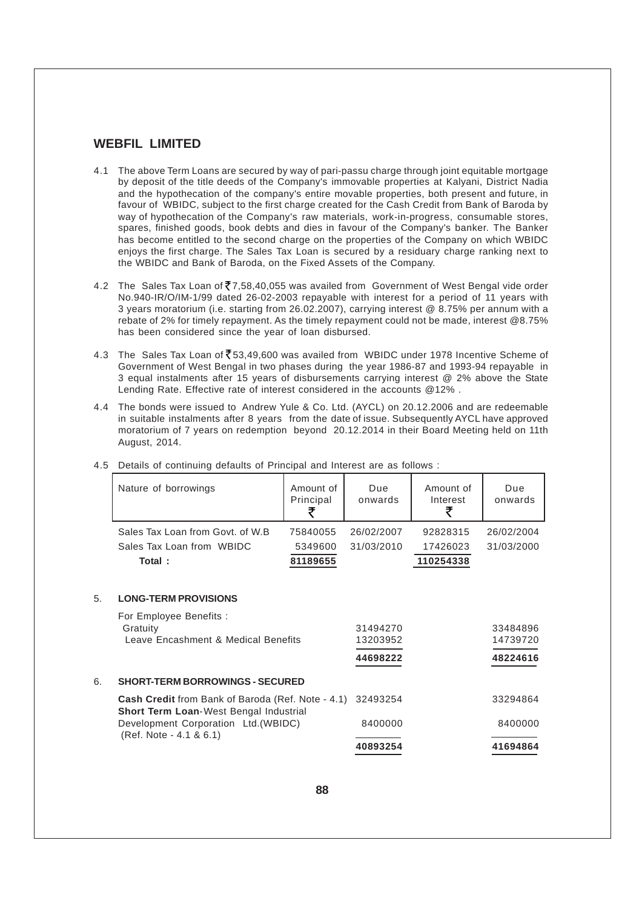# WEBFIL LIMITED

4.1 The above Term Loans are secured by way of pari-passu charge through joint equitable mortgage by deposit of the title deeds of the Company's immovable properties at Kalyani, District Nadia and the hypothecation of the company's entire movable properties, both present and future, in favour of WBIDC, subject to the first charge created for the Cash Credit from Bank of Baroda by way of hypothecation of the Company's raw materials, work-in-progress, consumable stores, spares, finished goods, book debts and dies in favour of the Company's banker. The Banker has become entitled to the second charge on the properties of the Company on which WBIDC enjoys the first charge. The Sales Tax Loan is secured by a residuary charge ranking next to the WBIDC and Bank of Baroda, on the Fixed Assets of the Company.

4.2 The Sales Tax Loan of ₹7,58,40,055 was availed from Government of West Bengal vide order No.940-IR/O/IM-1/99 dated 26-02-2003 repayable with interest for a period of 11 years with 3 years moratorium (i.e. starting from 26.02.2007), carrying interest @ 8.75% per annum with a rebate of 2% for timely repayment. As the timely repayment could not be made, interest @8.75% has been considered since the year of loan disbursed.

4.3 The Sales Tax Loan of ₹53,49,600 was availed from WBIDC under 1978 Incentive Scheme of Government of West Bengal in two phases during the year 1986-87 and 1993-94 repayable in 3 equal instalments after 15 years of disbursements carrying interest @ 2% above the State Lending Rate. Effective rate of interest considered in the accounts @12% .

4.4 The bonds were issued to Andrew Yule & Co. Ltd. (AYCL) on 20.12.2006 and are redeemable in suitable instalments after 8 years from the date of issue. Subsequently AYCL have approved moratorium of 7 years on redemption beyond 20.12.2014 in their Board Meeting held on 11th August, 2014.

4.5 Details of continuing defaults of Principal and Interest are as follows :

| Nature of borrowings | Amount of Principal ₹ | Due onwards | Amount of Interest ₹ | Due onwards |
|---|---|---|---|---|
| Sales Tax Loan from Govt. of W.B | 75840055 | 26/02/2007 | 92828315 | 26/02/2004 |
| Sales Tax Loan from WBIDC | 5349600 | 31/03/2010 | 17426023 | 31/03/2000 |
| **Total :** | **81189655** | | **110254338** | |

## 5. LONG-TERM PROVISIONS

| | | |
|---|---|---|
| For Employee Benefits : | | |
| Gratuity | 31494270 | 33484896 |
| Leave Encashment & Medical Benefits | 13203952 | 14739720 |
| | **44698222** | **48224616** |

## 6. SHORT-TERM BORROWINGS - SECURED

| | | |
|---|---|---|
| **Cash Credit** from Bank of Baroda (Ref. Note - 4.1) | 32493254 | 33294864 |
| **Short Term Loan**-West Bengal Industrial Development Corporation Ltd.(WBIDC) (Ref. Note - 4.1 & 6.1) | 8400000 | 8400000 |
| | **40893254** | **41694864** |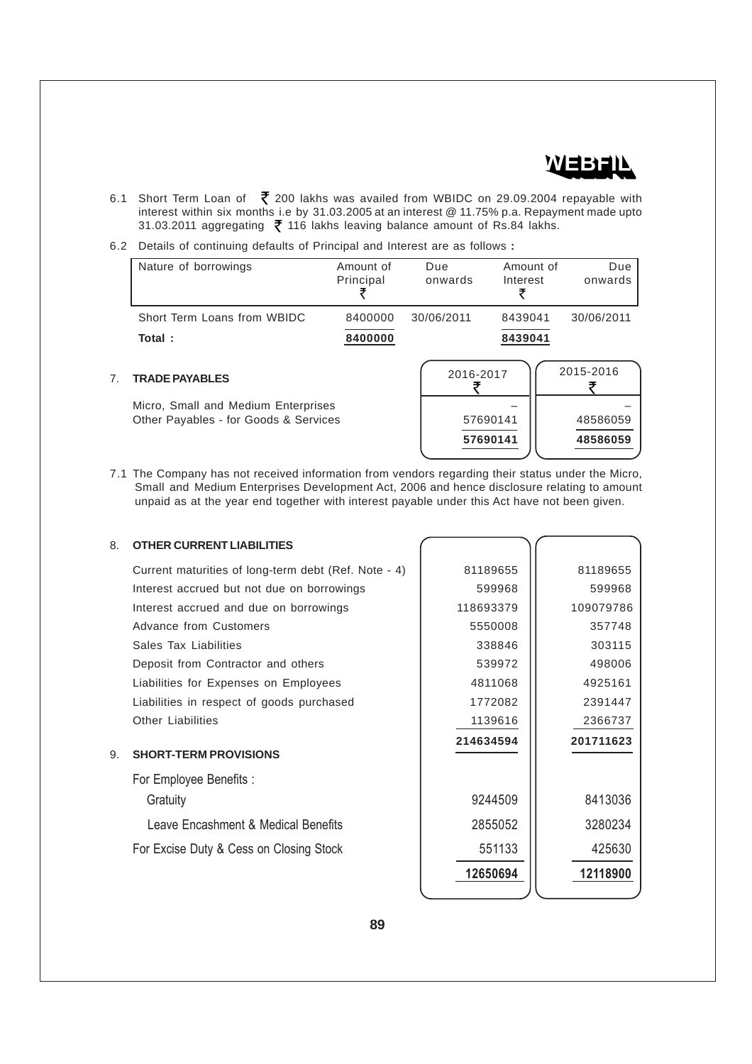6.1 Short Term Loan of ₹ 200 lakhs was availed from WBIDC on 29.09.2004 repayable with interest within six months i.e by 31.03.2005 at an interest @ 11.75% p.a. Repayment made upto 31.03.2011 aggregating ₹ 116 lakhs leaving balance amount of Rs.84 lakhs.

6.2 Details of continuing defaults of Principal and Interest are as follows :

| Nature of borrowings | Amount of Principal ₹ | Due onwards | Amount of Interest ₹ | Due onwards |
|---|---|---|---|---|
| Short Term Loans from WBIDC | 8400000 | 30/06/2011 | 8439041 | 30/06/2011 |
| **Total :** | **8400000** | | **8439041** | |

7. **TRADE PAYABLES**

| | 2016-2017 ₹ | 2015-2016 ₹ |
|---|---|---|
| Micro, Small and Medium Enterprises | – | – |
| Other Payables - for Goods & Services | 57690141 | 48586059 |
| | **57690141** | **48586059** |

7.1 The Company has not received information from vendors regarding their status under the Micro, Small and Medium Enterprises Development Act, 2006 and hence disclosure relating to amount unpaid as at the year end together with interest payable under this Act have not been given.

8. **OTHER CURRENT LIABILITIES**

| | 2016-2017 ₹ | 2015-2016 ₹ |
|---|---|---|
| Current maturities of long-term debt (Ref. Note - 4) | 81189655 | 81189655 |
| Interest accrued but not due on borrowings | 599968 | 599968 |
| Interest accrued and due on borrowings | 118693379 | 109079786 |
| Advance from Customers | 5550008 | 357748 |
| Sales Tax Liabilities | 338846 | 303115 |
| Deposit from Contractor and others | 539972 | 498006 |
| Liabilities for Expenses on Employees | 4811068 | 4925161 |
| Liabilities in respect of goods purchased | 1772082 | 2391447 |
| Other Liabilities | 1139616 | 2366737 |
| | **214634594** | **201711623** |

9. **SHORT-TERM PROVISIONS**

| | 2016-2017 ₹ | 2015-2016 ₹ |
|---|---|---|
| For Employee Benefits : | | |
| Gratuity | 9244509 | 8413036 |
| Leave Encashment & Medical Benefits | 2855052 | 3280234 |
| For Excise Duty & Cess on Closing Stock | 551133 | 425630 |
| | **12650694** | **12118900** |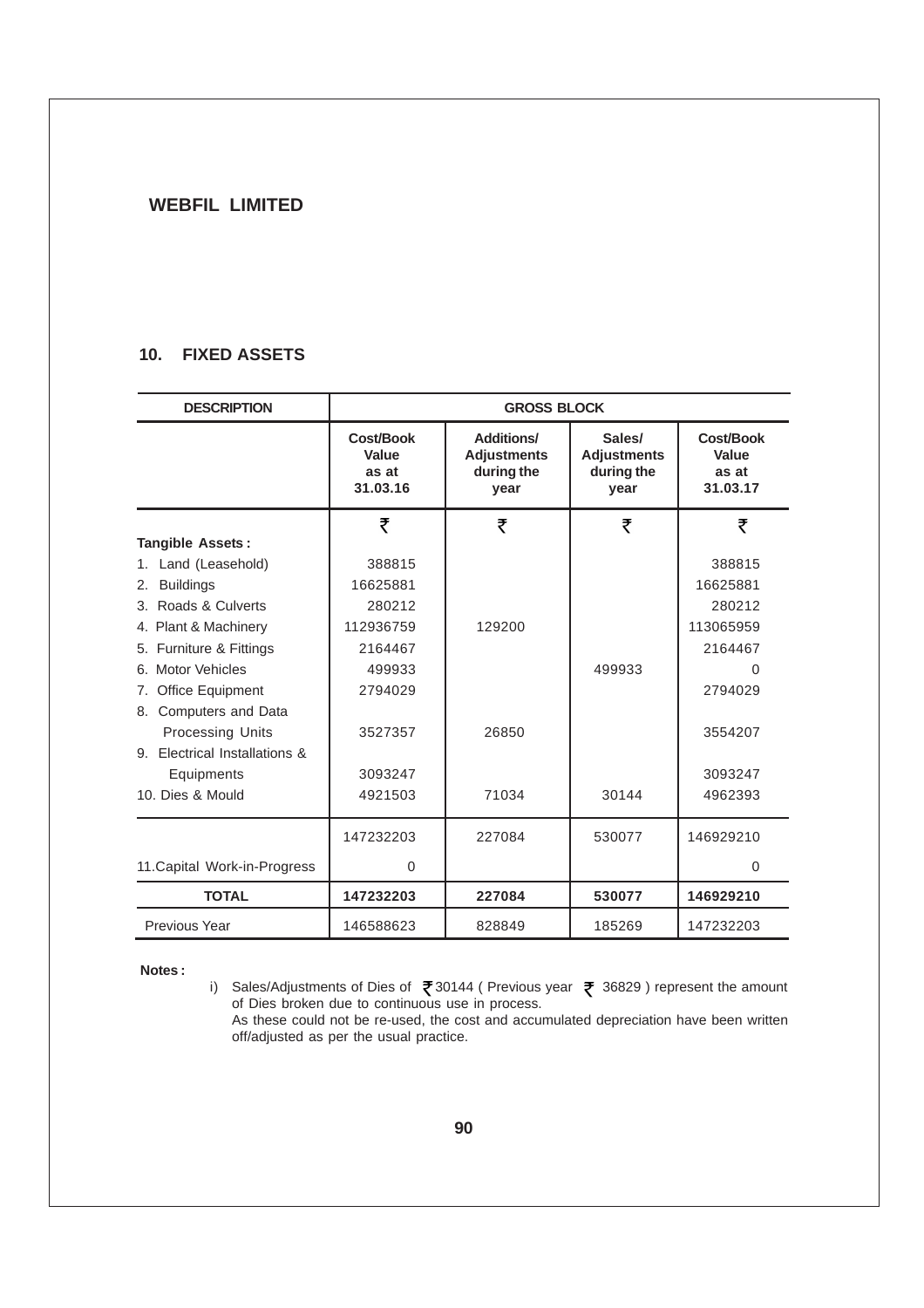**WEBFIL LIMITED**

## 10. FIXED ASSETS

| DESCRIPTION | GROSS BLOCK | | | |
|---|---|---|---|---|
| | Cost/Book Value as at 31.03.16 | Additions/ Adjustments during the year | Sales/ Adjustments during the year | Cost/Book Value as at 31.03.17 |
| | ₹ | ₹ | ₹ | ₹ |
| **Tangible Assets :** | | | | |
| 1. Land (Leasehold) | 388815 | | | 388815 |
| 2. Buildings | 16625881 | | | 16625881 |
| 3. Roads & Culverts | 280212 | | | 280212 |
| 4. Plant & Machinery | 112936759 | 129200 | | 113065959 |
| 5. Furniture & Fittings | 2164467 | | | 2164467 |
| 6. Motor Vehicles | 499933 | | 499933 | 0 |
| 7. Office Equipment | 2794029 | | | 2794029 |
| 8. Computers and Data Processing Units | 3527357 | 26850 | | 3554207 |
| 9. Electrical Installations & Equipments | 3093247 | | | 3093247 |
| 10. Dies & Mould | 4921503 | 71034 | 30144 | 4962393 |
| | 147232203 | 227084 | 530077 | 146929210 |
| 11.Capital Work-in-Progress | 0 | | | 0 |
| **TOTAL** | **147232203** | **227084** | **530077** | **146929210** |
| Previous Year | 146588623 | 828849 | 185269 | 147232203 |

**Notes :**

i) Sales/Adjustments of Dies of ₹ 30144 ( Previous year ₹ 36829 ) represent the amount of Dies broken due to continuous use in process.
As these could not be re-used, the cost and accumulated depreciation have been written off/adjusted as per the usual practice.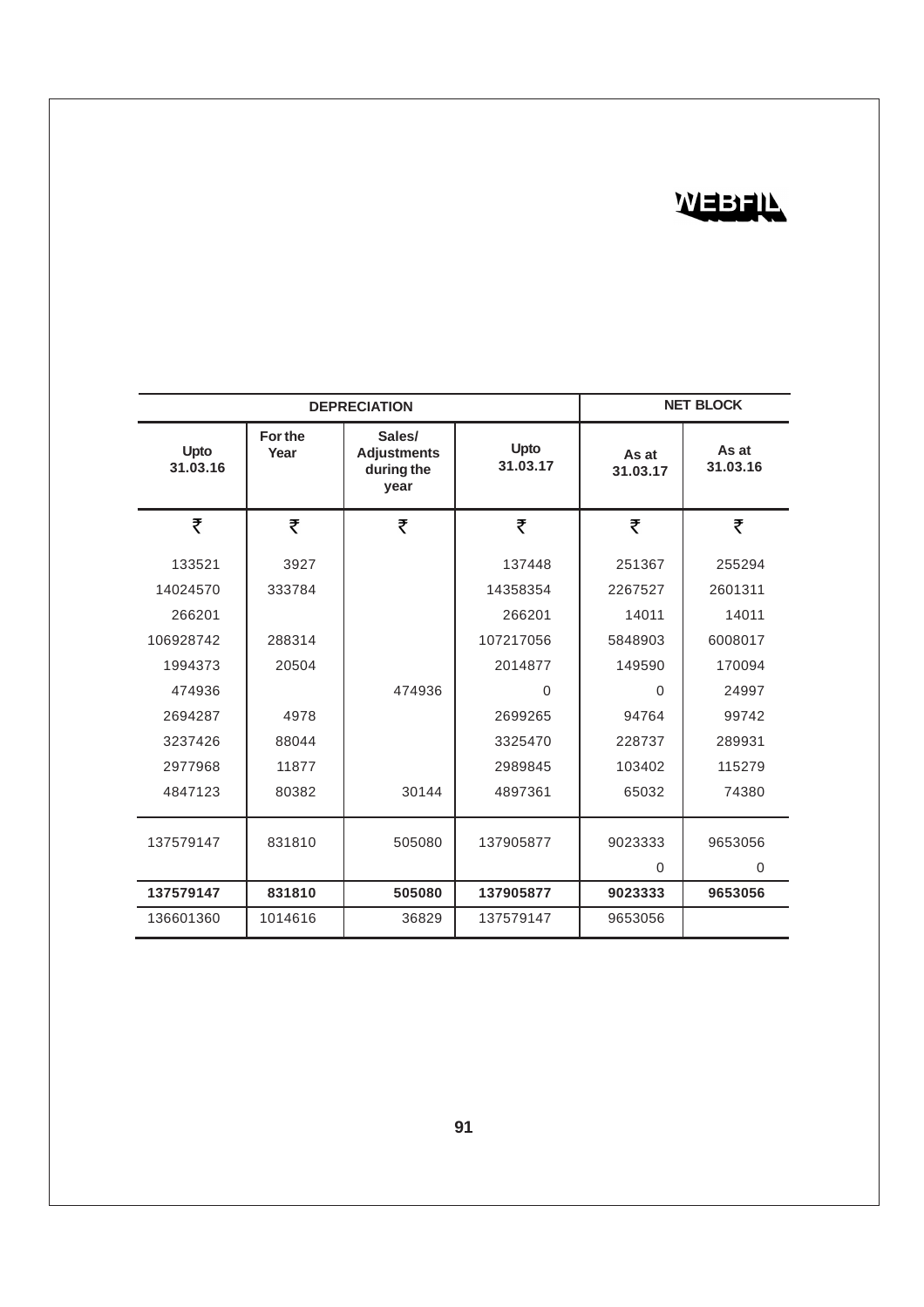| DEPRECIATION | | | | NET BLOCK | |
|---|---|---|---|---|---|
| Upto 31.03.16 | For the Year | Sales/ Adjustments during the year | Upto 31.03.17 | As at 31.03.17 | As at 31.03.16 |
| ₹ | ₹ | ₹ | ₹ | ₹ | ₹ |
| 133521 | 3927 | | 137448 | 251367 | 255294 |
| 14024570 | 333784 | | 14358354 | 2267527 | 2601311 |
| 266201 | | | 266201 | 14011 | 14011 |
| 106928742 | 288314 | | 107217056 | 5848903 | 6008017 |
| 1994373 | 20504 | | 2014877 | 149590 | 170094 |
| 474936 | | 474936 | 0 | 0 | 24997 |
| 2694287 | 4978 | | 2699265 | 94764 | 99742 |
| 3237426 | 88044 | | 3325470 | 228737 | 289931 |
| 2977968 | 11877 | | 2989845 | 103402 | 115279 |
| 4847123 | 80382 | 30144 | 4897361 | 65032 | 74380 |
| 137579147 | 831810 | 505080 | 137905877 | 9023333 | 9653056 |
| | | | | 0 | 0 |
| **137579147** | **831810** | **505080** | **137905877** | **9023333** | **9653056** |
| 136601360 | 1014616 | 36829 | 137579147 | 9653056 | |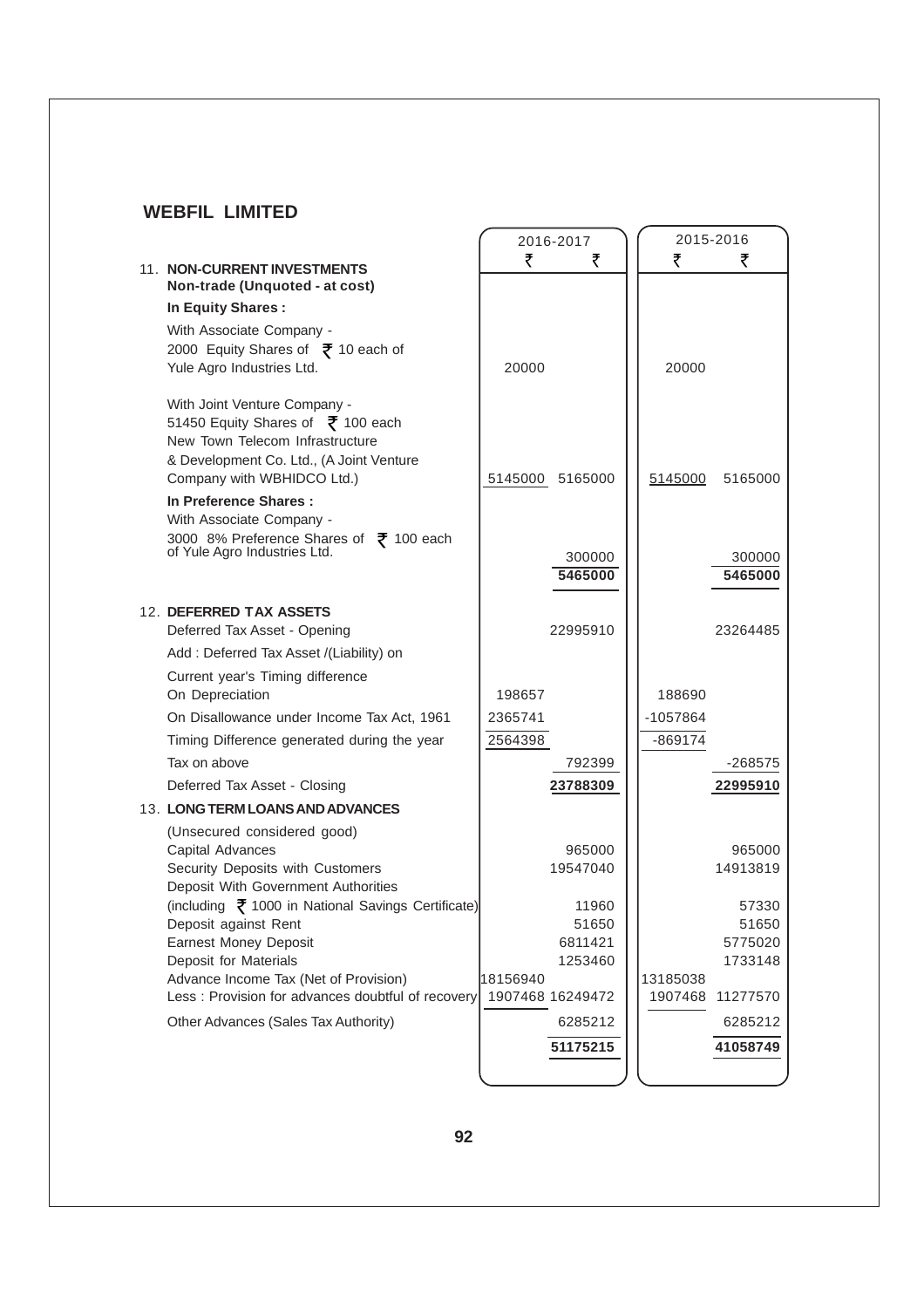## WEBFIL LIMITED

| | 2016-2017 | | 2015-2016 | |
|---|---|---|---|---|
| | ₹ | ₹ | ₹ | ₹ |
| **11. NON-CURRENT INVESTMENTS** | | | | |
| **Non-trade (Unquoted - at cost)** | | | | |
| **In Equity Shares :** | | | | |
| With Associate Company - 2000 Equity Shares of ₹ 10 each of Yule Agro Industries Ltd. | 20000 | | 20000 | |
| With Joint Venture Company - 51450 Equity Shares of ₹ 100 each New Town Telecom Infrastructure & Development Co. Ltd., (A Joint Venture Company with WBHIDCO Ltd.) | 5145000 | 5165000 | 5145000 | 5165000 |
| **In Preference Shares :** | | | | |
| With Associate Company - 3000 8% Preference Shares of ₹ 100 each of Yule Agro Industries Ltd. | | 300000 | | 300000 |
| | | **5465000** | | **5465000** |
| **12. DEFERRED TAX ASSETS** | | | | |
| Deferred Tax Asset - Opening | | 22995910 | | 23264485 |
| Add : Deferred Tax Asset /(Liability) on | | | | |
| Current year's Timing difference | | | | |
| On Depreciation | 198657 | | 188690 | |
| On Disallowance under Income Tax Act, 1961 | 2365741 | | -1057864 | |
| Timing Difference generated during the year | 2564398 | | -869174 | |
| Tax on above | | 792399 | | -268575 |
| Deferred Tax Asset - Closing | | **23788309** | | **22995910** |
| **13. LONG TERM LOANS AND ADVANCES** | | | | |
| (Unsecured considered good) | | | | |
| Capital Advances | | 965000 | | 965000 |
| Security Deposits with Customers | | 19547040 | | 14913819 |
| Deposit With Government Authorities (including ₹ 1000 in National Savings Certificate) | | 11960 | | 57330 |
| Deposit against Rent | | 51650 | | 51650 |
| Earnest Money Deposit | | 6811421 | | 5775020 |
| Deposit for Materials | | 1253460 | | 1733148 |
| Advance Income Tax (Net of Provision) | 18156940 | | 13185038 | |
| Less : Provision for advances doubtful of recovery | 1907468 | 16249472 | 1907468 | 11277570 |
| Other Advances (Sales Tax Authority) | | 6285212 | | 6285212 |
| | | **51175215** | | **41058749** |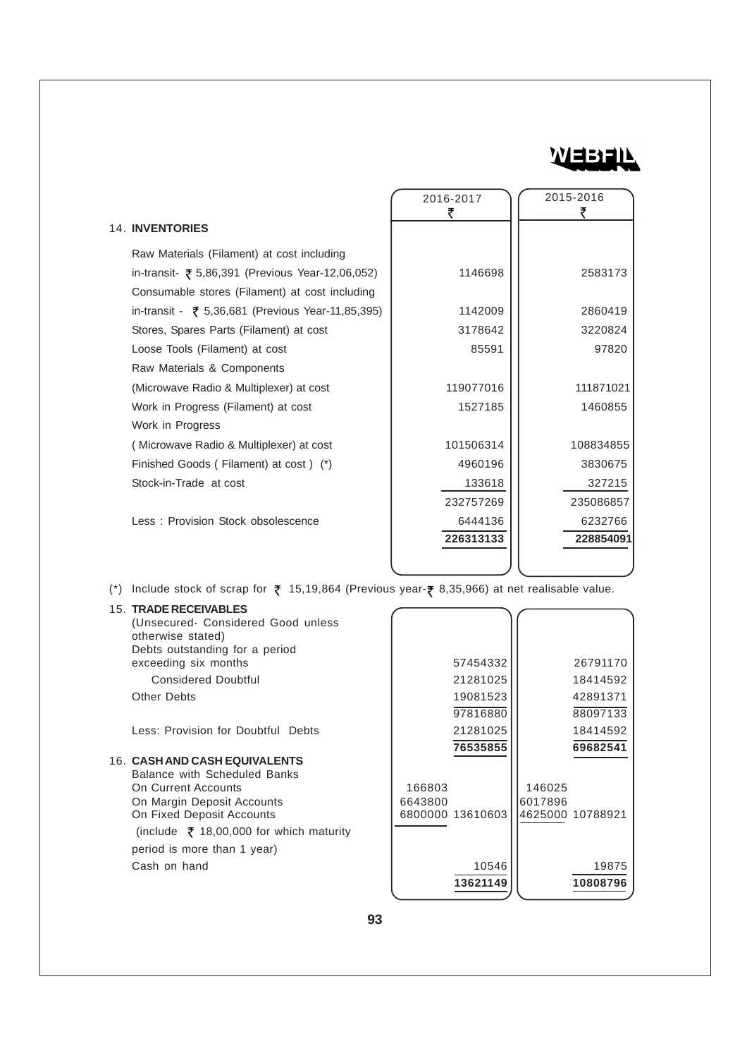|  | 2016-2017 ₹ | 2015-2016 ₹ |
|---|---|---|
| **14. INVENTORIES** | | |
| Raw Materials (Filament) at cost including in-transit- ₹ 5,86,391 (Previous Year-12,06,052) | 1146698 | 2583173 |
| Consumable stores (Filament) at cost including in-transit - ₹ 5,36,681 (Previous Year-11,85,395) | 1142009 | 2860419 |
| Stores, Spares Parts (Filament) at cost | 3178642 | 3220824 |
| Loose Tools (Filament) at cost | 85591 | 97820 |
| Raw Materials & Components (Microwave Radio & Multiplexer) at cost | 119077016 | 111871021 |
| Work in Progress (Filament) at cost | 1527185 | 1460855 |
| Work in Progress ( Microwave Radio & Multiplexer) at cost | 101506314 | 108834855 |
| Finished Goods ( Filament) at cost ) (*) | 4960196 | 3830675 |
| Stock-in-Trade at cost | 133618 | 327215 |
|  | 232757269 | 235086857 |
| Less : Provision Stock obsolescence | 6444136 | 6232766 |
|  | **226313133** | **228854091** |

(*) Include stock of scrap for ₹ 15,19,864 (Previous year-₹ 8,35,966) at net realisable value.

|  | 2016-2017 | | 2015-2016 | |
|---|---|---|---|---|
| **15. TRADE RECEIVABLES** (Unsecured- Considered Good unless otherwise stated) | | | | |
| Debts outstanding for a period exceeding six months | | 57454332 | | 26791170 |
| Considered Doubtful | | 21281025 | | 18414592 |
| Other Debts | | 19081523 | | 42891371 |
|  | | 97816880 | | 88097133 |
| Less: Provision for Doubtful Debts | | 21281025 | | 18414592 |
|  | | **76535855** | | **69682541** |
| **16. CASH AND CASH EQUIVALENTS** | | | | |
| Balance with Scheduled Banks | | | | |
| On Current Accounts | 166803 | | 146025 | |
| On Margin Deposit Accounts | 6643800 | | 6017896 | |
| On Fixed Deposit Accounts (include ₹ 18,00,000 for which maturity period is more than 1 year) | 6800000 | 13610603 | 4625000 | 10788921 |
| Cash on hand | | 10546 | | 19875 |
|  | | **13621149** | | **10808796** |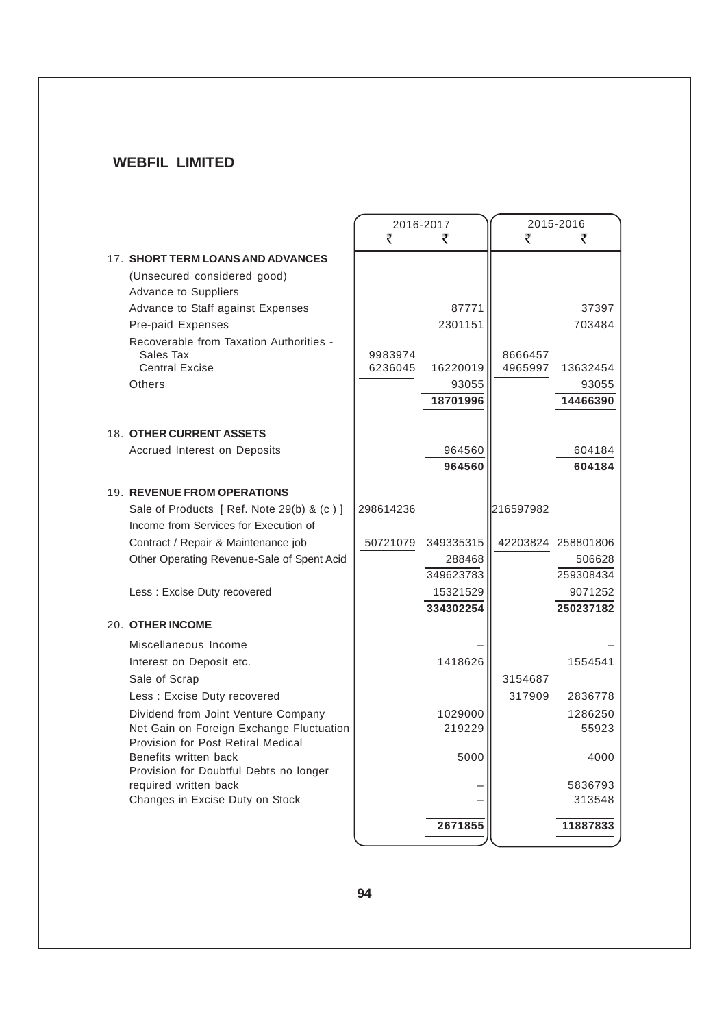## WEBFIL LIMITED

| | 2016-2017 ₹ | 2016-2017 ₹ | 2015-2016 ₹ | 2015-2016 ₹ |
|---|---|---|---|---|
| **17. SHORT TERM LOANS AND ADVANCES** | | | | |
| (Unsecured considered good) | | | | |
| Advance to Suppliers | | | | |
| Advance to Staff against Expenses | | 87771 | | 37397 |
| Pre-paid Expenses | | 2301151 | | 703484 |
| Recoverable from Taxation Authorities - | | | | |
| Sales Tax | 9983974 | | 8666457 | |
| Central Excise | 6236045 | 16220019 | 4965997 | 13632454 |
| Others | | 93055 | | 93055 |
| | | **18701996** | | **14466390** |
| **18. OTHER CURRENT ASSETS** | | | | |
| Accrued Interest on Deposits | | 964560 | | 604184 |
| | | **964560** | | **604184** |
| **19. REVENUE FROM OPERATIONS** | | | | |
| Sale of Products [ Ref. Note 29(b) & (c ) ] | 298614236 | | 216597982 | |
| Income from Services for Execution of | | | | |
| Contract / Repair & Maintenance job | 50721079 | 349335315 | 42203824 | 258801806 |
| Other Operating Revenue-Sale of Spent Acid | | 288468 | | 506628 |
| | | 349623783 | | 259308434 |
| Less : Excise Duty recovered | | 15321529 | | 9071252 |
| | | **334302254** | | **250237182** |
| **20. OTHER INCOME** | | | | |
| Miscellaneous Income | | – | | – |
| Interest on Deposit etc. | | 1418626 | | 1554541 |
| Sale of Scrap | | | 3154687 | |
| Less : Excise Duty recovered | | | 317909 | 2836778 |
| Dividend from Joint Venture Company | | 1029000 | | 1286250 |
| Net Gain on Foreign Exchange Fluctuation | | 219229 | | 55923 |
| Provision for Post Retiral Medical Benefits written back | | 5000 | | 4000 |
| Provision for Doubtful Debts no longer required written back | | – | | 5836793 |
| Changes in Excise Duty on Stock | | – | | 313548 |
| | | **2671855** | | **11887833** |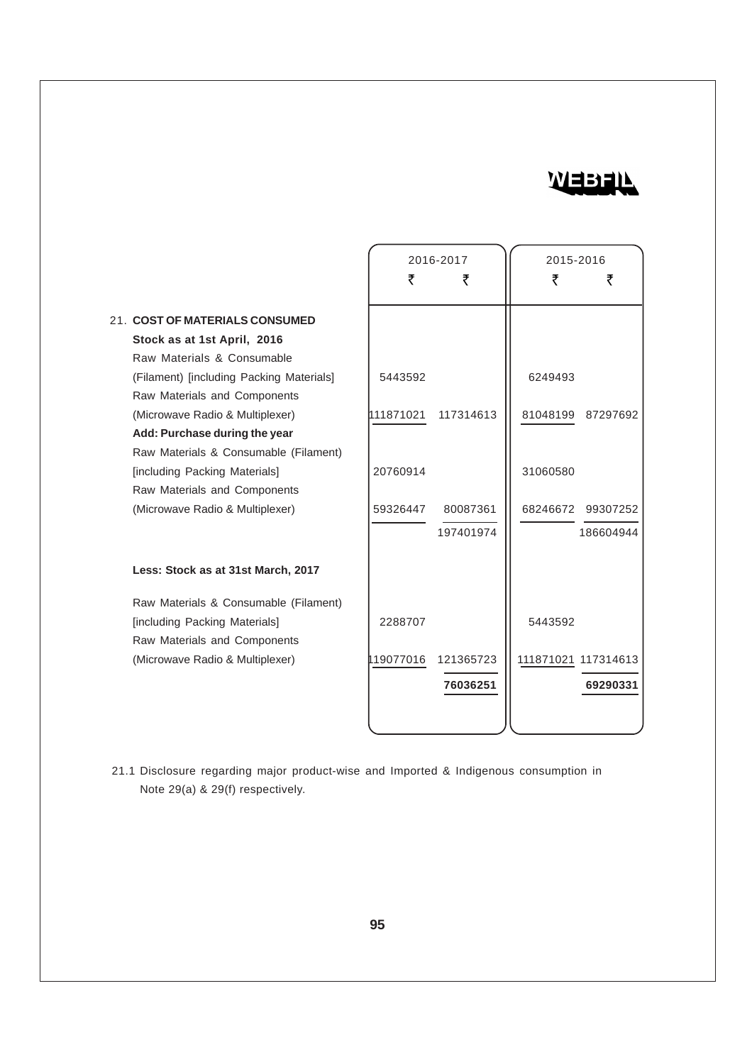|  | 2016-2017 |  | 2015-2016 |  |
|---|---|---|---|---|
|  | ₹ | ₹ | ₹ | ₹ |
| 21. **COST OF MATERIALS CONSUMED** |  |  |  |  |
| **Stock as at 1st April, 2016** |  |  |  |  |
| Raw Materials & Consumable (Filament) [including Packing Materials] | 5443592 |  | 6249493 |  |
| Raw Materials and Components (Microwave Radio & Multiplexer) | 111871021 | 117314613 | 81048199 | 87297692 |
| **Add: Purchase during the year** |  |  |  |  |
| Raw Materials & Consumable (Filament) [including Packing Materials] | 20760914 |  | 31060580 |  |
| Raw Materials and Components (Microwave Radio & Multiplexer) | 59326447 | 80087361 | 68246672 | 99307252 |
|  |  | 197401974 |  | 186604944 |
| **Less: Stock as at 31st March, 2017** |  |  |  |  |
| Raw Materials & Consumable (Filament) [including Packing Materials] | 2288707 |  | 5443592 |  |
| Raw Materials and Components (Microwave Radio & Multiplexer) | 119077016 | 121365723 | 111871021 | 117314613 |
|  |  | **76036251** |  | **69290331** |

21.1 Disclosure regarding major product-wise and Imported & Indigenous consumption in Note 29(a) & 29(f) respectively.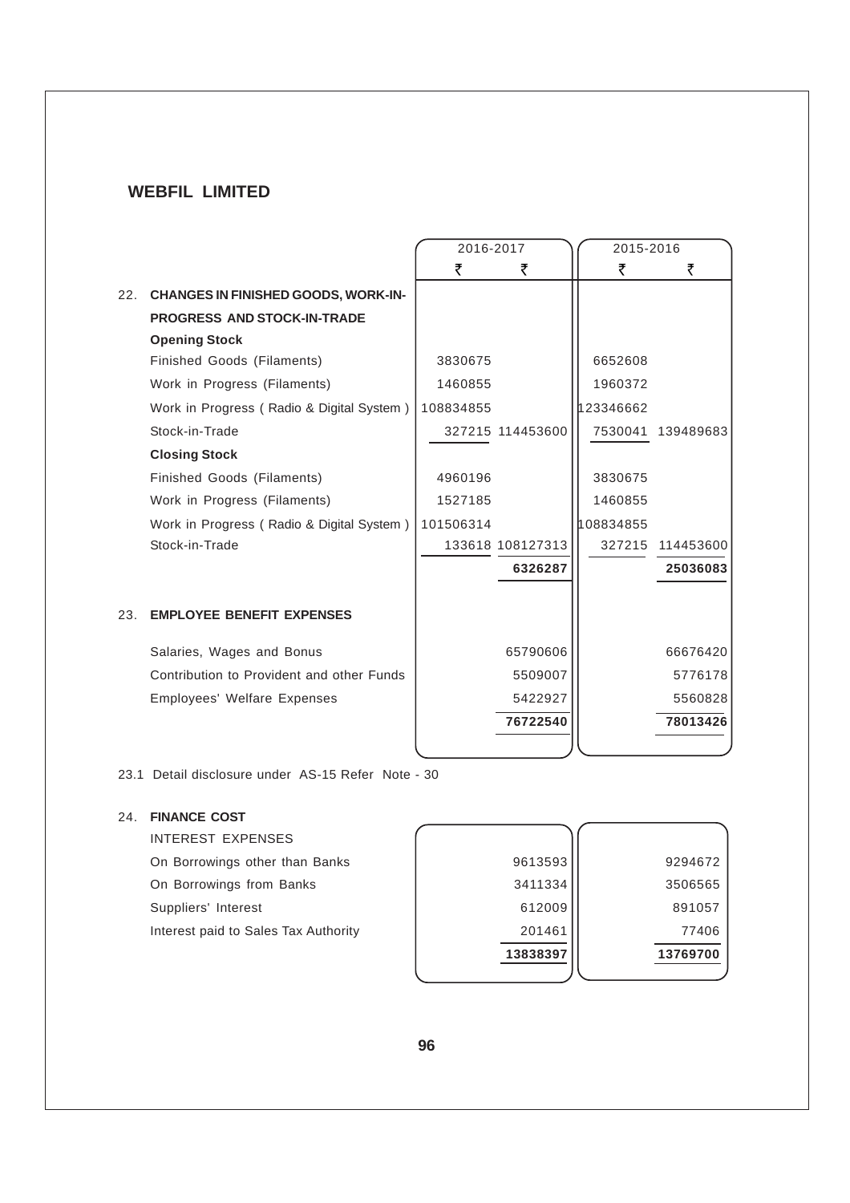## WEBFIL LIMITED

| | 2016-2017 | | 2015-2016 | |
|---|---|---|---|---|
| | ₹ | ₹ | ₹ | ₹ |
| **22. CHANGES IN FINISHED GOODS, WORK-IN-PROGRESS AND STOCK-IN-TRADE** | | | | |
| **Opening Stock** | | | | |
| Finished Goods (Filaments) | 3830675 | | 6652608 | |
| Work in Progress (Filaments) | 1460855 | | 1960372 | |
| Work in Progress ( Radio & Digital System ) | 108834855 | | 123346662 | |
| Stock-in-Trade | 327215 | 114453600 | 7530041 | 139489683 |
| **Closing Stock** | | | | |
| Finished Goods (Filaments) | 4960196 | | 3830675 | |
| Work in Progress (Filaments) | 1527185 | | 1460855 | |
| Work in Progress ( Radio & Digital System ) | 101506314 | | 108834855 | |
| Stock-in-Trade | 133618 | 108127313 | 327215 | 114453600 |
| | | **6326287** | | **25036083** |
| **23. EMPLOYEE BENEFIT EXPENSES** | | | | |
| Salaries, Wages and Bonus | | 65790606 | | 66676420 |
| Contribution to Provident and other Funds | | 5509007 | | 5776178 |
| Employees' Welfare Expenses | | 5422927 | | 5560828 |
| | | **76722540** | | **78013426** |

23.1 Detail disclosure under AS-15 Refer Note - 30

**24. FINANCE COST**

| | 2016-2017 ₹ | 2015-2016 ₹ |
|---|---|---|
| INTEREST EXPENSES | | |
| On Borrowings other than Banks | 9613593 | 9294672 |
| On Borrowings from Banks | 3411334 | 3506565 |
| Suppliers' Interest | 612009 | 891057 |
| Interest paid to Sales Tax Authority | 201461 | 77406 |
| | **13838397** | **13769700** |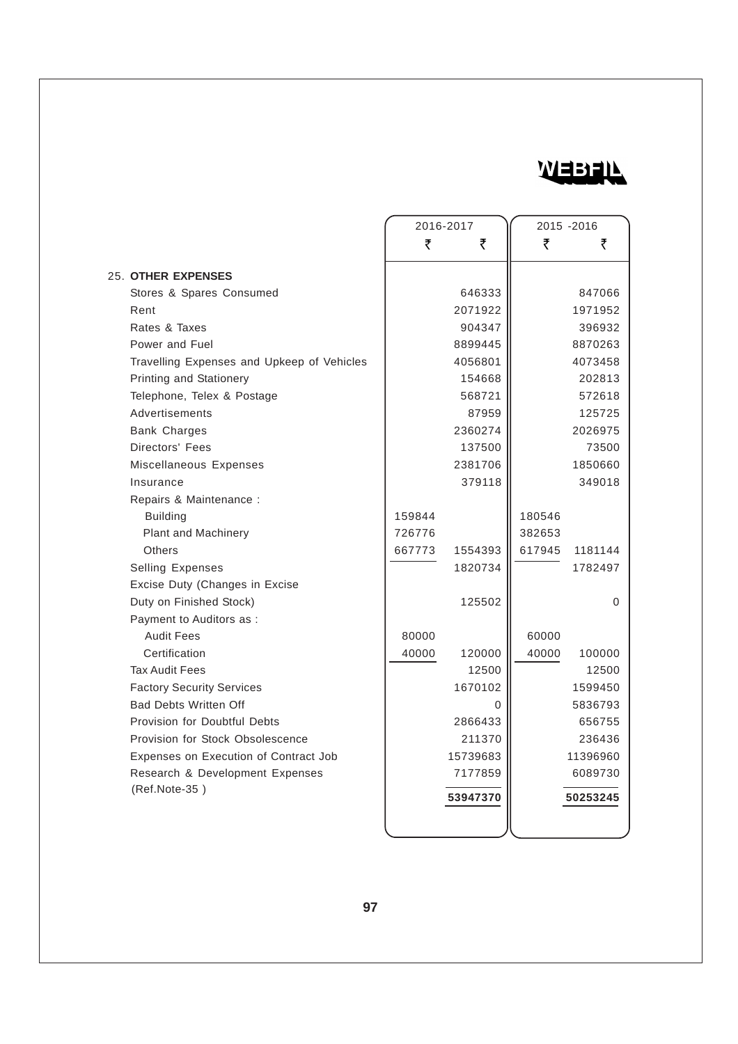WEBFIL

| | 2016-2017 | | 2015 -2016 | |
|---|---|---|---|---|
| | ₹ | ₹ | ₹ | ₹ |
| 25. **OTHER EXPENSES** | | | | |
| Stores & Spares Consumed | | 646333 | | 847066 |
| Rent | | 2071922 | | 1971952 |
| Rates & Taxes | | 904347 | | 396932 |
| Power and Fuel | | 8899445 | | 8870263 |
| Travelling Expenses and Upkeep of Vehicles | | 4056801 | | 4073458 |
| Printing and Stationery | | 154668 | | 202813 |
| Telephone, Telex & Postage | | 568721 | | 572618 |
| Advertisements | | 87959 | | 125725 |
| Bank Charges | | 2360274 | | 2026975 |
| Directors' Fees | | 137500 | | 73500 |
| Miscellaneous Expenses | | 2381706 | | 1850660 |
| Insurance | | 379118 | | 349018 |
| Repairs & Maintenance : | | | | |
| Building | 159844 | | 180546 | |
| Plant and Machinery | 726776 | | 382653 | |
| Others | 667773 | 1554393 | 617945 | 1181144 |
| Selling Expenses | | 1820734 | | 1782497 |
| Excise Duty (Changes in Excise Duty on Finished Stock) | | 125502 | | 0 |
| Payment to Auditors as : | | | | |
| Audit Fees | 80000 | | 60000 | |
| Certification | 40000 | 120000 | 40000 | 100000 |
| Tax Audit Fees | | 12500 | | 12500 |
| Factory Security Services | | 1670102 | | 1599450 |
| Bad Debts Written Off | | 0 | | 5836793 |
| Provision for Doubtful Debts | | 2866433 | | 656755 |
| Provision for Stock Obsolescence | | 211370 | | 236436 |
| Expenses on Execution of Contract Job | | 15739683 | | 11396960 |
| Research & Development Expenses (Ref.Note-35 ) | | 7177859 | | 6089730 |
| | | **53947370** | | **50253245** |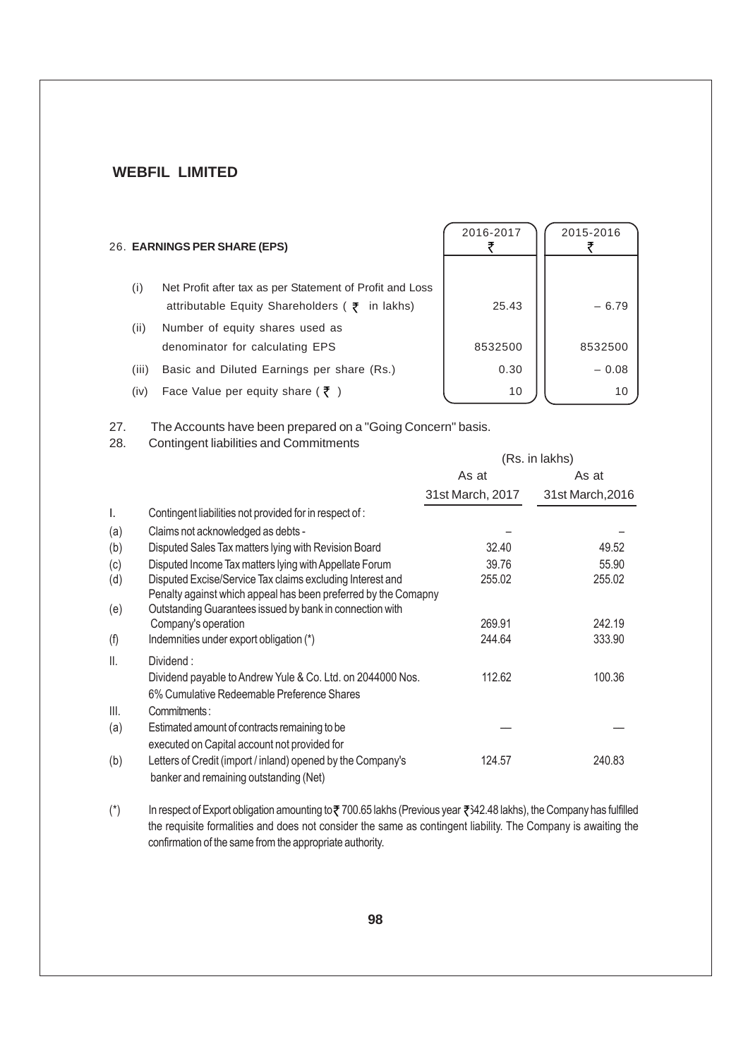**WEBFIL LIMITED**

| 26. **EARNINGS PER SHARE (EPS)** | | 2016-2017 ₹ | 2015-2016 ₹ |
|---|---|---|---|
| (i) | Net Profit after tax as per Statement of Profit and Loss attributable Equity Shareholders ( ₹ in lakhs) | 25.43 | – 6.79 |
| (ii) | Number of equity shares used as denominator for calculating EPS | 8532500 | 8532500 |
| (iii) | Basic and Diluted Earnings per share (Rs.) | 0.30 | – 0.08 |
| (iv) | Face Value per equity share ( ₹ ) | 10 | 10 |

27. The Accounts have been prepared on a "Going Concern" basis.

28. Contingent liabilities and Commitments

| | | (Rs. in lakhs) | |
|---|---|---|---|
| | | As at 31st March, 2017 | As at 31st March,2016 |
| I. | Contingent liabilities not provided for in respect of : | | |
| (a) | Claims not acknowledged as debts - | – | – |
| (b) | Disputed Sales Tax matters lying with Revision Board | 32.40 | 49.52 |
| (c) | Disputed Income Tax matters lying with Appellate Forum | 39.76 | 55.90 |
| (d) | Disputed Excise/Service Tax claims excluding Interest and Penalty against which appeal has been preferred by the Comapny | 255.02 | 255.02 |
| (e) | Outstanding Guarantees issued by bank in connection with Company's operation | 269.91 | 242.19 |
| (f) | Indemnities under export obligation (*) | 244.64 | 333.90 |
| II. | Dividend : Dividend payable to Andrew Yule & Co. Ltd. on 2044000 Nos. 6% Cumulative Redeemable Preference Shares | 112.62 | 100.36 |
| III. | Commitments : | | |
| (a) | Estimated amount of contracts remaining to be executed on Capital account not provided for | — | — |
| (b) | Letters of Credit (import / inland) opened by the Company's banker and remaining outstanding (Net) | 124.57 | 240.83 |

(*) In respect of Export obligation amounting to ₹ 700.65 lakhs (Previous year ₹542.48 lakhs), the Company has fulfilled the requisite formalities and does not consider the same as contingent liability. The Company is awaiting the confirmation of the same from the appropriate authority.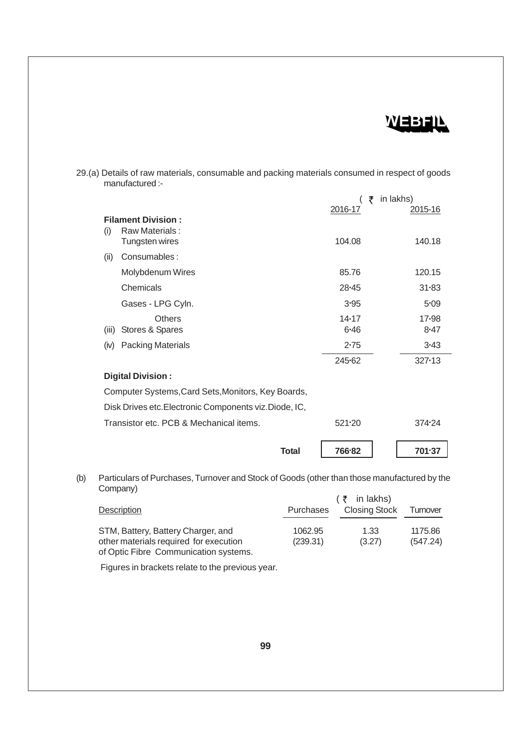29.(a) Details of raw materials, consumable and packing materials consumed in respect of goods manufactured :-

| | (₹ in lakhs) 2016-17 | 2015-16 |
|---|---|---|
| **Filament Division :** | | |
| (i) Raw Materials : Tungsten wires | 104.08 | 140.18 |
| (ii) Consumables : | | |
| Molybdenum Wires | 85.76 | 120.15 |
| Chemicals | 28·45 | 31·83 |
| Gases - LPG Cyln. | 3·95 | 5·09 |
| Others | 14·17 | 17·98 |
| (iii) Stores & Spares | 6·46 | 8·47 |
| (iv) Packing Materials | 2·75 | 3·43 |
| | 245·62 | 327·13 |
| **Digital Division :** | | |
| Computer Systems,Card Sets,Monitors, Key Boards, Disk Drives etc.Electronic Components viz.Diode, IC, Transistor etc. PCB & Mechanical items. | 521·20 | 374·24 |
| **Total** | **766·82** | **701·37** |

(b) Particulars of Purchases, Turnover and Stock of Goods (other than those manufactured by the Company)

(₹ in lakhs)

| Description | Purchases | Closing Stock | Turnover |
|---|---|---|---|
| STM, Battery, Battery Charger, and other materials required for execution of Optic Fibre Communication systems. | 1062.95 (239.31) | 1.33 (3.27) | 1175.86 (547.24) |

Figures in brackets relate to the previous year.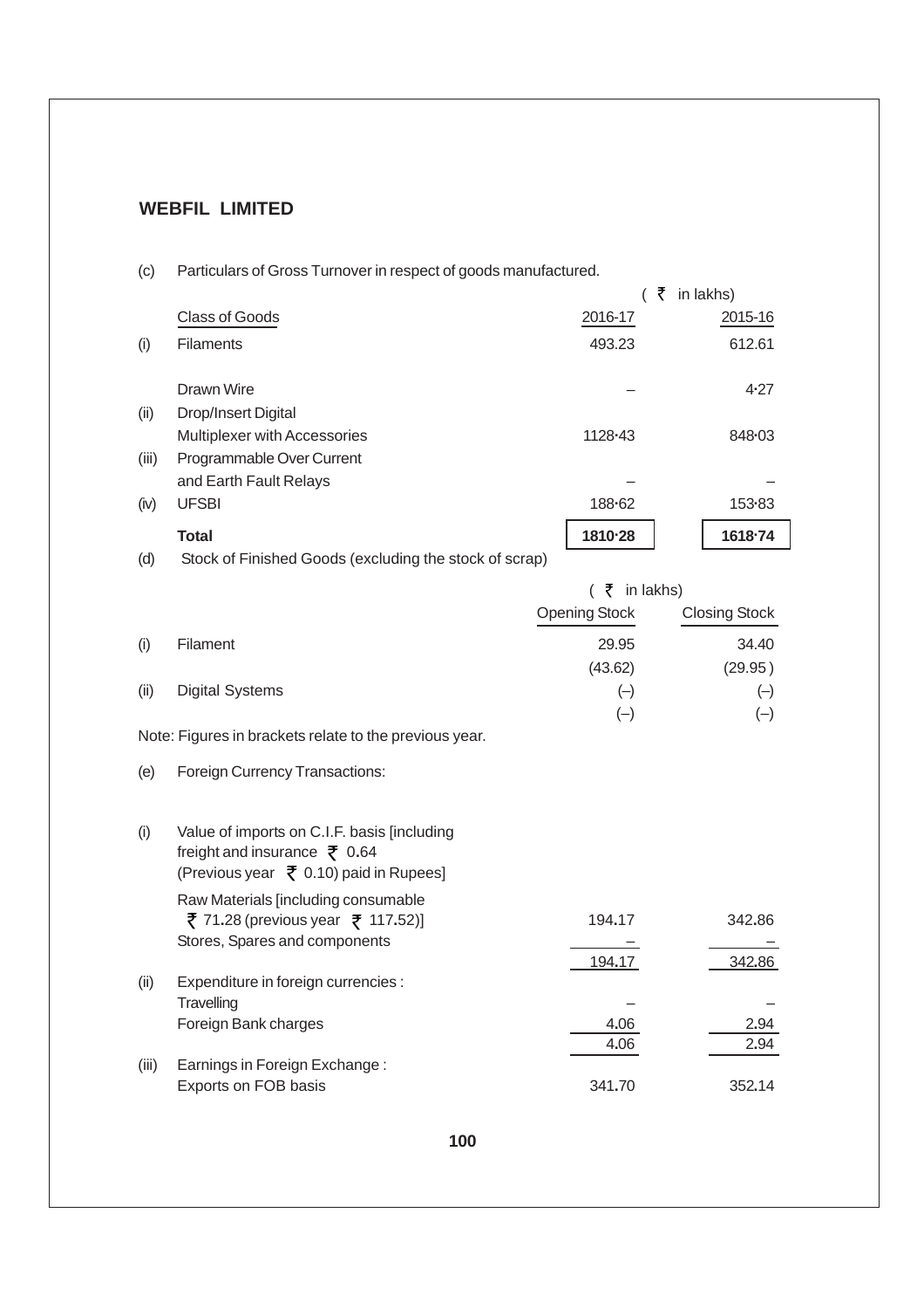## WEBFIL LIMITED

(c) Particulars of Gross Turnover in respect of goods manufactured.

(₹ in lakhs)

| | Class of Goods | 2016-17 | 2015-16 |
|---|---|---|---|
| (i) | Filaments | 493.23 | 612.61 |
| | Drawn Wire | – | 4·27 |
| (ii) | Drop/Insert Digital Multiplexer with Accessories | 1128·43 | 848·03 |
| (iii) | Programmable Over Current and Earth Fault Relays | – | – |
| (iv) | UFSBI | 188·62 | 153·83 |
| | **Total** | **1810·28** | **1618·74** |

(d) Stock of Finished Goods (excluding the stock of scrap)

(₹ in lakhs)

| | | Opening Stock | Closing Stock |
|---|---|---|---|
| (i) | Filament | 29.95 | 34.40 |
| | | (43.62) | (29.95) |
| (ii) | Digital Systems | (–) | (–) |
| | | (–) | (–) |

Note: Figures in brackets relate to the previous year.

(e) Foreign Currency Transactions:

| | | 2016-17 | 2015-16 |
|---|---|---|---|
| (i) | Value of imports on C.I.F. basis [including freight and insurance ₹ 0.64 (Previous year ₹ 0.10) paid in Rupees] | | |
| | Raw Materials [including consumable ₹ 71.28 (previous year ₹ 117.52)] | 194.17 | 342.86 |
| | Stores, Spares and components | – | – |
| | | 194.17 | 342.86 |
| (ii) | Expenditure in foreign currencies : | | |
| | Travelling | – | – |
| | Foreign Bank charges | 4.06 | 2.94 |
| | | 4.06 | 2.94 |
| (iii) | Earnings in Foreign Exchange : | | |
| | Exports on FOB basis | 341.70 | 352.14 |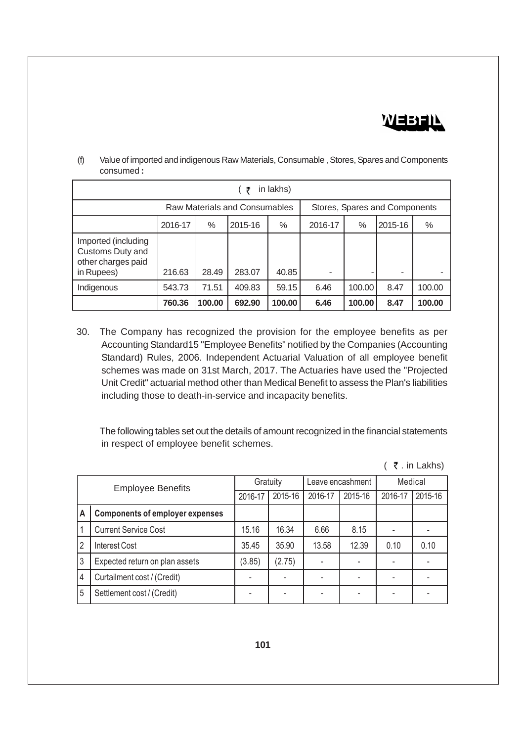(f) Value of imported and indigenous Raw Materials, Consumable , Stores, Spares and Components consumed **:**

| (₹ in lakhs) | | | | | | | | |
|---|---|---|---|---|---|---|---|---|
| | Raw Materials and Consumables | | | | Stores, Spares and Components | | | |
| | 2016-17 | % | 2015-16 | % | 2016-17 | % | 2015-16 | % |
| Imported (including Customs Duty and other charges paid in Rupees) | 216.63 | 28.49 | 283.07 | 40.85 | - | - | - | - |
| Indigenous | 543.73 | 71.51 | 409.83 | 59.15 | 6.46 | 100.00 | 8.47 | 100.00 |
| | **760.36** | **100.00** | **692.90** | **100.00** | **6.46** | **100.00** | **8.47** | **100.00** |

30. The Company has recognized the provision for the employee benefits as per Accounting Standard15 "Employee Benefits" notified by the Companies (Accounting Standard) Rules, 2006. Independent Actuarial Valuation of all employee benefit schemes was made on 31st March, 2017. The Actuaries have used the "Projected Unit Credit" actuarial method other than Medical Benefit to assess the Plan's liabilities including those to death-in-service and incapacity benefits.

The following tables set out the details of amount recognized in the financial statements in respect of employee benefit schemes.

(₹. in Lakhs)

| | Employee Benefits | Gratuity | | Leave encashment | | Medical | |
|---|---|---|---|---|---|---|---|
| | | 2016-17 | 2015-16 | 2016-17 | 2015-16 | 2016-17 | 2015-16 |
| **A** | **Components of employer expenses** | | | | | | |
| 1 | Current Service Cost | 15.16 | 16.34 | 6.66 | 8.15 | - | - |
| 2 | Interest Cost | 35.45 | 35.90 | 13.58 | 12.39 | 0.10 | 0.10 |
| 3 | Expected return on plan assets | (3.85) | (2.75) | - | - | - | - |
| 4 | Curtailment cost / (Credit) | - | - | - | - | - | - |
| 5 | Settlement cost / (Credit) | - | - | - | - | - | - |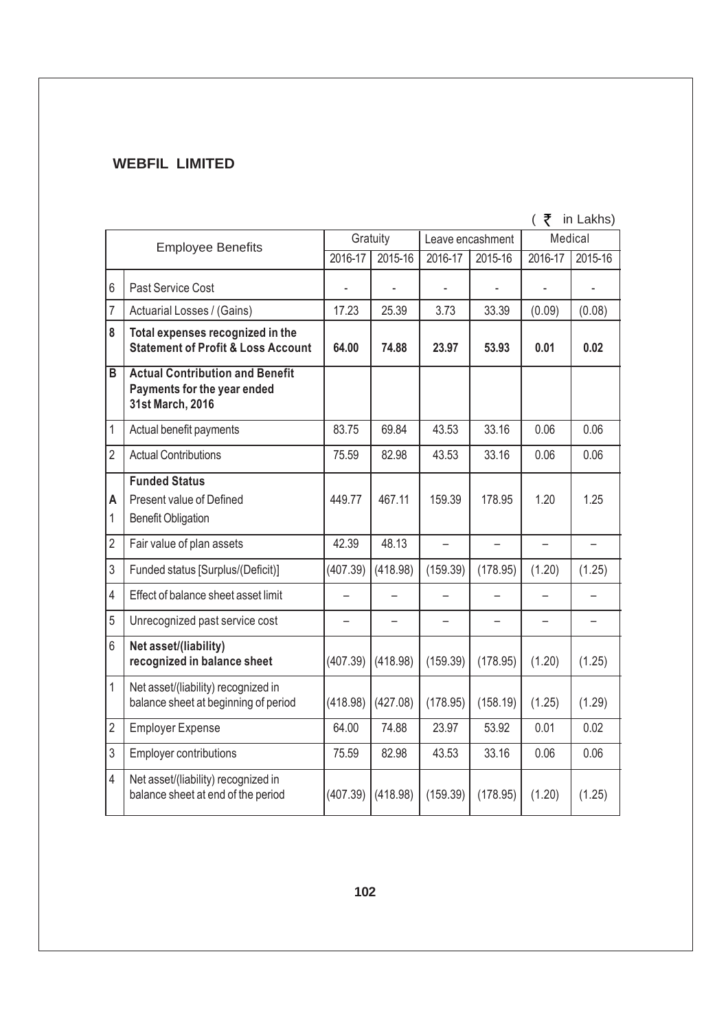**WEBFIL LIMITED**

( ₹ in Lakhs)

| | Employee Benefits | Gratuity | | Leave encashment | | Medical | |
|---|---|---|---|---|---|---|---|
| | | 2016-17 | 2015-16 | 2016-17 | 2015-16 | 2016-17 | 2015-16 |
| 6 | Past Service Cost | - | - | - | - | - | - |
| 7 | Actuarial Losses / (Gains) | 17.23 | 25.39 | 3.73 | 33.39 | (0.09) | (0.08) |
| **8** | **Total expenses recognized in the Statement of Profit & Loss Account** | **64.00** | **74.88** | **23.97** | **53.93** | **0.01** | **0.02** |
| **B** | **Actual Contribution and Benefit Payments for the year ended 31st March, 2016** | | | | | | |
| 1 | Actual benefit payments | 83.75 | 69.84 | 43.53 | 33.16 | 0.06 | 0.06 |
| 2 | Actual Contributions | 75.59 | 82.98 | 43.53 | 33.16 | 0.06 | 0.06 |
| **A** 1 | **Funded Status** Present value of Defined Benefit Obligation | 449.77 | 467.11 | 159.39 | 178.95 | 1.20 | 1.25 |
| 2 | Fair value of plan assets | 42.39 | 48.13 | – | – | – | – |
| 3 | Funded status [Surplus/(Deficit)] | (407.39) | (418.98) | (159.39) | (178.95) | (1.20) | (1.25) |
| 4 | Effect of balance sheet asset limit | – | – | – | – | – | – |
| 5 | Unrecognized past service cost | – | – | – | – | – | – |
| 6 | **Net asset/(liability) recognized in balance sheet** | (407.39) | (418.98) | (159.39) | (178.95) | (1.20) | (1.25) |
| 1 | Net asset/(liability) recognized in balance sheet at beginning of period | (418.98) | (427.08) | (178.95) | (158.19) | (1.25) | (1.29) |
| 2 | Employer Expense | 64.00 | 74.88 | 23.97 | 53.92 | 0.01 | 0.02 |
| 3 | Employer contributions | 75.59 | 82.98 | 43.53 | 33.16 | 0.06 | 0.06 |
| 4 | Net asset/(liability) recognized in balance sheet at end of the period | (407.39) | (418.98) | (159.39) | (178.95) | (1.20) | (1.25) |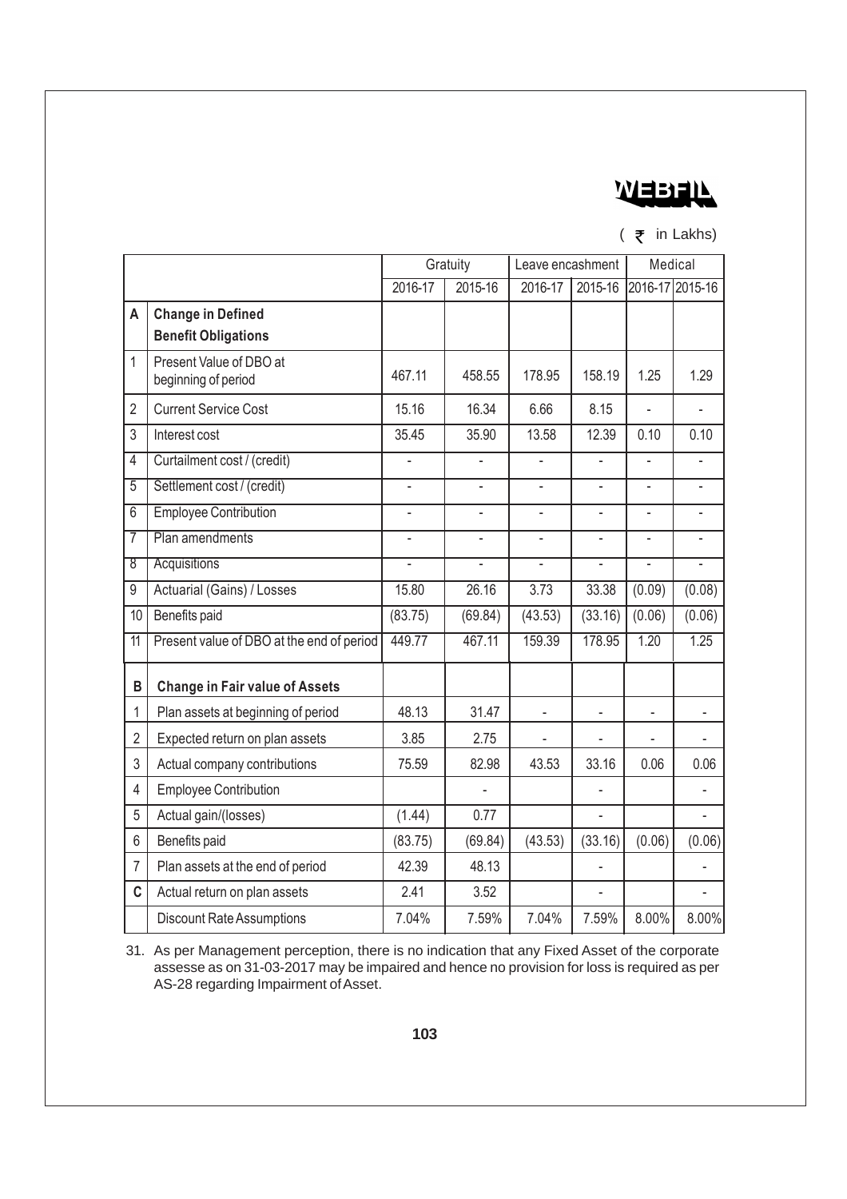( ₹ in Lakhs)

| | | Gratuity | | Leave encashment | | Medical | |
|---|---|---|---|---|---|---|---|
| | | 2016-17 | 2015-16 | 2016-17 | 2015-16 | 2016-17 | 2015-16 |
| A | **Change in Defined Benefit Obligations** | | | | | | |
| 1 | Present Value of DBO at beginning of period | 467.11 | 458.55 | 178.95 | 158.19 | 1.25 | 1.29 |
| 2 | Current Service Cost | 15.16 | 16.34 | 6.66 | 8.15 | - | - |
| 3 | Interest cost | 35.45 | 35.90 | 13.58 | 12.39 | 0.10 | 0.10 |
| 4 | Curtailment cost / (credit) | - | - | - | - | - | - |
| 5 | Settlement cost / (credit) | - | - | - | - | - | - |
| 6 | Employee Contribution | - | - | - | - | - | - |
| 7 | Plan amendments | - | - | - | - | - | - |
| 8 | Acquisitions | - | - | - | - | - | - |
| 9 | Actuarial (Gains) / Losses | 15.80 | 26.16 | 3.73 | 33.38 | (0.09) | (0.08) |
| 10 | Benefits paid | (83.75) | (69.84) | (43.53) | (33.16) | (0.06) | (0.06) |
| 11 | Present value of DBO at the end of period | 449.77 | 467.11 | 159.39 | 178.95 | 1.20 | 1.25 |
| B | **Change in Fair value of Assets** | | | | | | |
| 1 | Plan assets at beginning of period | 48.13 | 31.47 | - | - | - | - |
| 2 | Expected return on plan assets | 3.85 | 2.75 | - | - | - | - |
| 3 | Actual company contributions | 75.59 | 82.98 | 43.53 | 33.16 | 0.06 | 0.06 |
| 4 | Employee Contribution | | - | | - | | - |
| 5 | Actual gain/(losses) | (1.44) | 0.77 | | - | | - |
| 6 | Benefits paid | (83.75) | (69.84) | (43.53) | (33.16) | (0.06) | (0.06) |
| 7 | Plan assets at the end of period | 42.39 | 48.13 | | - | | - |
| C | Actual return on plan assets | 2.41 | 3.52 | | - | | - |
| | Discount Rate Assumptions | 7.04% | 7.59% | 7.04% | 7.59% | 8.00% | 8.00% |

31. As per Management perception, there is no indication that any Fixed Asset of the corporate assesse as on 31-03-2017 may be impaired and hence no provision for loss is required as per AS-28 regarding Impairment of Asset.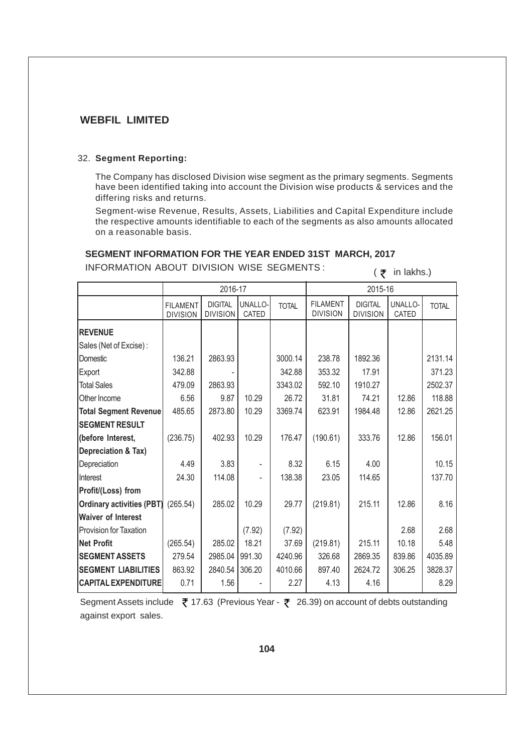# WEBFIL LIMITED

32. **Segment Reporting:**

The Company has disclosed Division wise segment as the primary segments. Segments have been identified taking into account the Division wise products & services and the differing risks and returns.

Segment-wise Revenue, Results, Assets, Liabilities and Capital Expenditure include the respective amounts identifiable to each of the segments as also amounts allocated on a reasonable basis.

**SEGMENT INFORMATION FOR THE YEAR ENDED 31ST MARCH, 2017**

INFORMATION ABOUT DIVISION WISE SEGMENTS : (₹ in lakhs.)

| | 2016-17 | | | | 2015-16 | | | |
|---|---|---|---|---|---|---|---|---|
| | FILAMENT DIVISION | DIGITAL DIVISION | UNALLO-CATED | TOTAL | FILAMENT DIVISION | DIGITAL DIVISION | UNALLO-CATED | TOTAL |
| **REVENUE** | | | | | | | | |
| Sales (Net of Excise) : | | | | | | | | |
| Domestic | 136.21 | 2863.93 | | 3000.14 | 238.78 | 1892.36 | | 2131.14 |
| Export | 342.88 | - | | 342.88 | 353.32 | 17.91 | | 371.23 |
| Total Sales | 479.09 | 2863.93 | | 3343.02 | 592.10 | 1910.27 | | 2502.37 |
| Other Income | 6.56 | 9.87 | 10.29 | 26.72 | 31.81 | 74.21 | 12.86 | 118.88 |
| **Total Segment Revenue** | 485.65 | 2873.80 | 10.29 | 3369.74 | 623.91 | 1984.48 | 12.86 | 2621.25 |
| **SEGMENT RESULT (before Interest, Depreciation & Tax)** | (236.75) | 402.93 | 10.29 | 176.47 | (190.61) | 333.76 | 12.86 | 156.01 |
| Depreciation | 4.49 | 3.83 | - | 8.32 | 6.15 | 4.00 | | 10.15 |
| Interest | 24.30 | 114.08 | - | 138.38 | 23.05 | 114.65 | | 137.70 |
| **Profit/(Loss) from Ordinary activities (PBT)** | (265.54) | 285.02 | 10.29 | 29.77 | (219.81) | 215.11 | 12.86 | 8.16 |
| **Waiver of Interest** | | | | | | | | |
| Provision for Taxation | | | (7.92) | (7.92) | | | 2.68 | 2.68 |
| **Net Profit** | (265.54) | 285.02 | 18.21 | 37.69 | (219.81) | 215.11 | 10.18 | 5.48 |
| **SEGMENT ASSETS** | 279.54 | 2985.04 | 991.30 | 4240.96 | 326.68 | 2869.35 | 839.86 | 4035.89 |
| **SEGMENT LIABILITIES** | 863.92 | 2840.54 | 306.20 | 4010.66 | 897.40 | 2624.72 | 306.25 | 3828.37 |
| **CAPITAL EXPENDITURE** | 0.71 | 1.56 | - | 2.27 | 4.13 | 4.16 | | 8.29 |

Segment Assets include ₹ 17.63 (Previous Year - ₹ 26.39) on account of debts outstanding against export sales.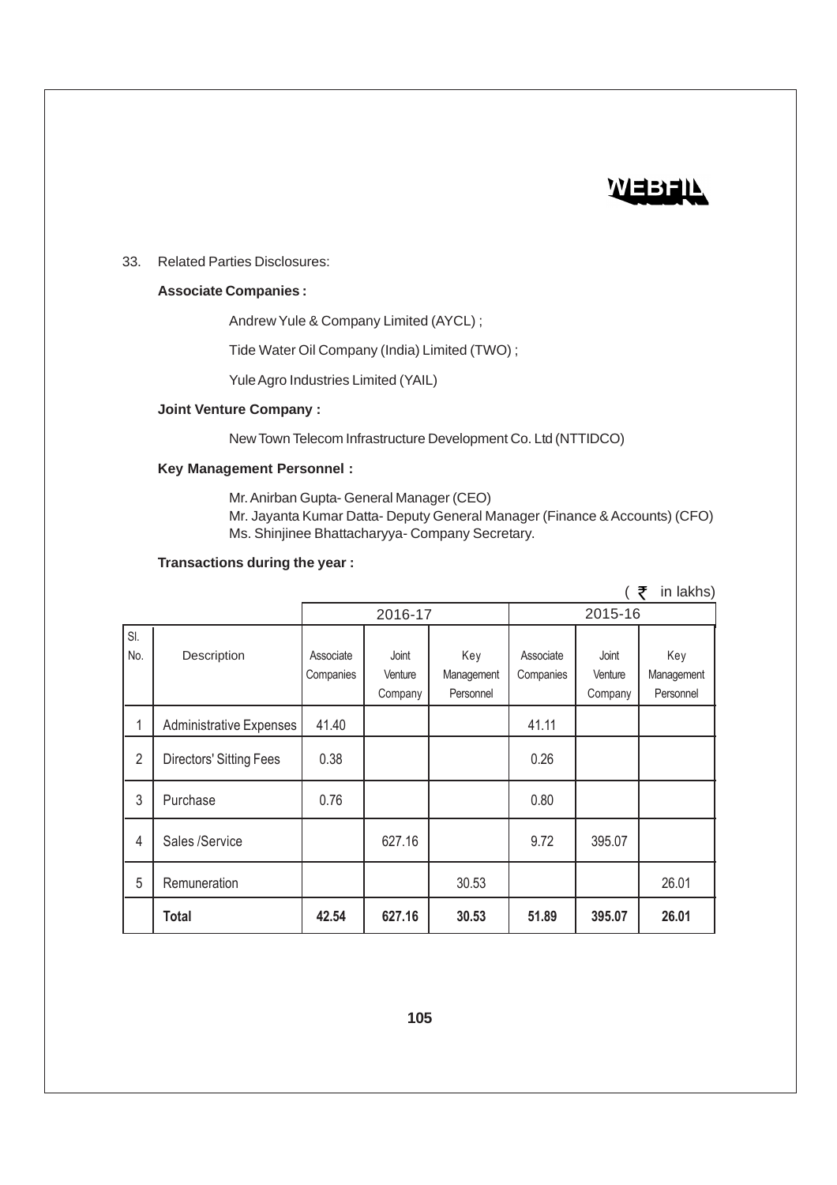33. Related Parties Disclosures:

**Associate Companies :**

Andrew Yule & Company Limited (AYCL) ;

Tide Water Oil Company (India) Limited (TWO) ;

Yule Agro Industries Limited (YAIL)

**Joint Venture Company :**

New Town Telecom Infrastructure Development Co. Ltd (NTTIDCO)

**Key Management Personnel :**

Mr. Anirban Gupta- General Manager (CEO)
Mr. Jayanta Kumar Datta- Deputy General Manager (Finance & Accounts) (CFO)
Ms. Shinjinee Bhattacharyya- Company Secretary.

**Transactions during the year :**

( ₹ in lakhs)

| | | 2016-17 | | | 2015-16 | | |
|---|---|---|---|---|---|---|---|
| Sl. No. | Description | Associate Companies | Joint Venture Company | Key Management Personnel | Associate Companies | Joint Venture Company | Key Management Personnel |
| 1 | Administrative Expenses | 41.40 | | | 41.11 | | |
| 2 | Directors' Sitting Fees | 0.38 | | | 0.26 | | |
| 3 | Purchase | 0.76 | | | 0.80 | | |
| 4 | Sales /Service | | 627.16 | | 9.72 | 395.07 | |
| 5 | Remuneration | | | 30.53 | | | 26.01 |
| | **Total** | **42.54** | **627.16** | **30.53** | **51.89** | **395.07** | **26.01** |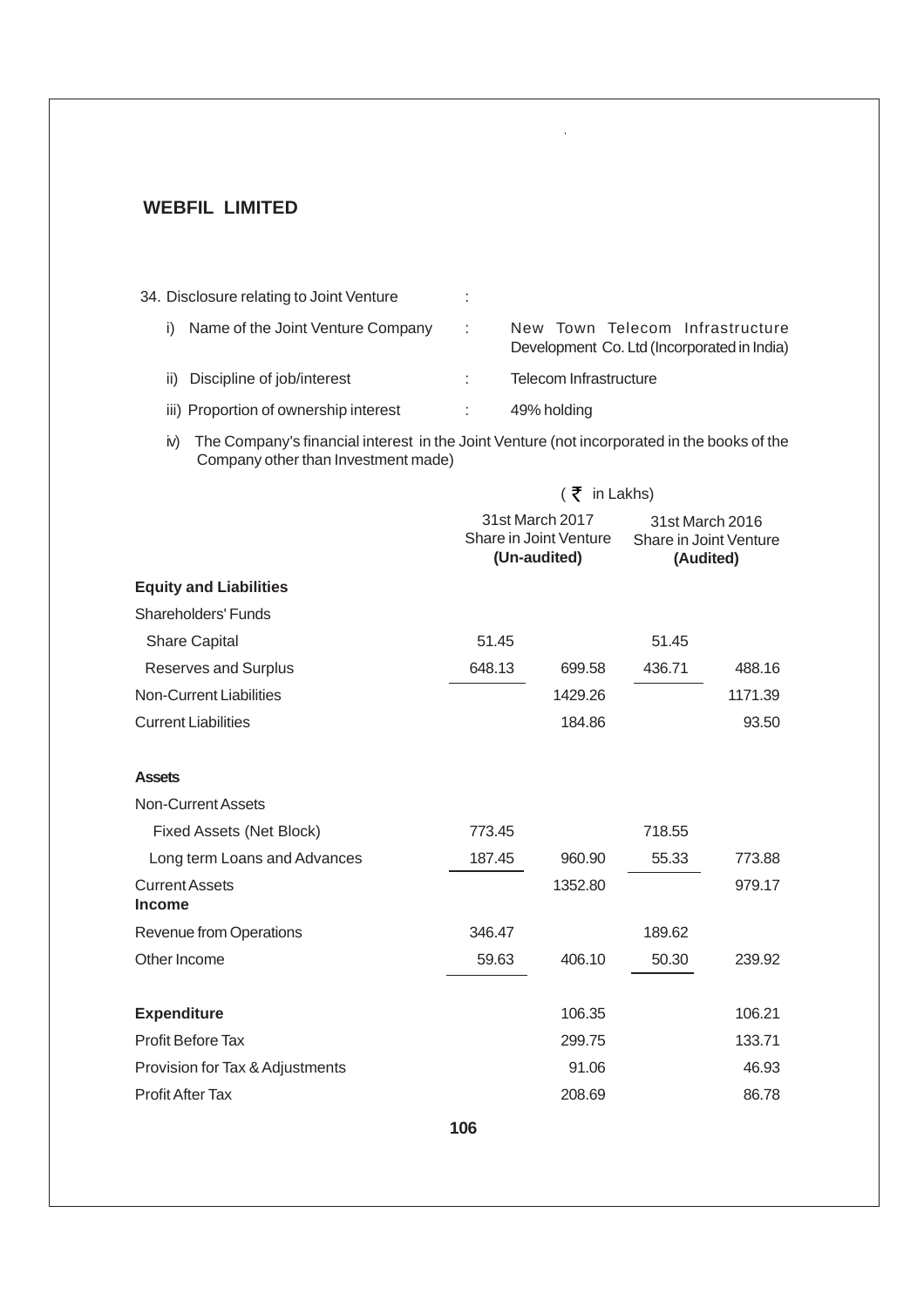**WEBFIL LIMITED**

34. Disclosure relating to Joint Venture :

   i) Name of the Joint Venture Company : New Town Telecom Infrastructure Development Co. Ltd (Incorporated in India)

   ii) Discipline of job/interest : Telecom Infrastructure

   iii) Proportion of ownership interest : 49% holding

   iv) The Company's financial interest in the Joint Venture (not incorporated in the books of the Company other than Investment made)

( ₹ in Lakhs)

| | 31st March 2017 Share in Joint Venture **(Un-audited)** | | 31st March 2016 Share in Joint Venture **(Audited)** | |
|---|---|---|---|---|
| **Equity and Liabilities** | | | | |
| Shareholders' Funds | | | | |
| Share Capital | 51.45 | | 51.45 | |
| Reserves and Surplus | 648.13 | 699.58 | 436.71 | 488.16 |
| Non-Current Liabilities | | 1429.26 | | 1171.39 |
| Current Liabilities | | 184.86 | | 93.50 |
| **Assets** | | | | |
| Non-Current Assets | | | | |
| Fixed Assets (Net Block) | 773.45 | | 718.55 | |
| Long term Loans and Advances | 187.45 | 960.90 | 55.33 | 773.88 |
| Current Assets | | 1352.80 | | 979.17 |
| **Income** | | | | |
| Revenue from Operations | 346.47 | | 189.62 | |
| Other Income | 59.63 | 406.10 | 50.30 | 239.92 |
| **Expenditure** | | 106.35 | | 106.21 |
| Profit Before Tax | | 299.75 | | 133.71 |
| Provision for Tax & Adjustments | | 91.06 | | 46.93 |
| Profit After Tax | | 208.69 | | 86.78 |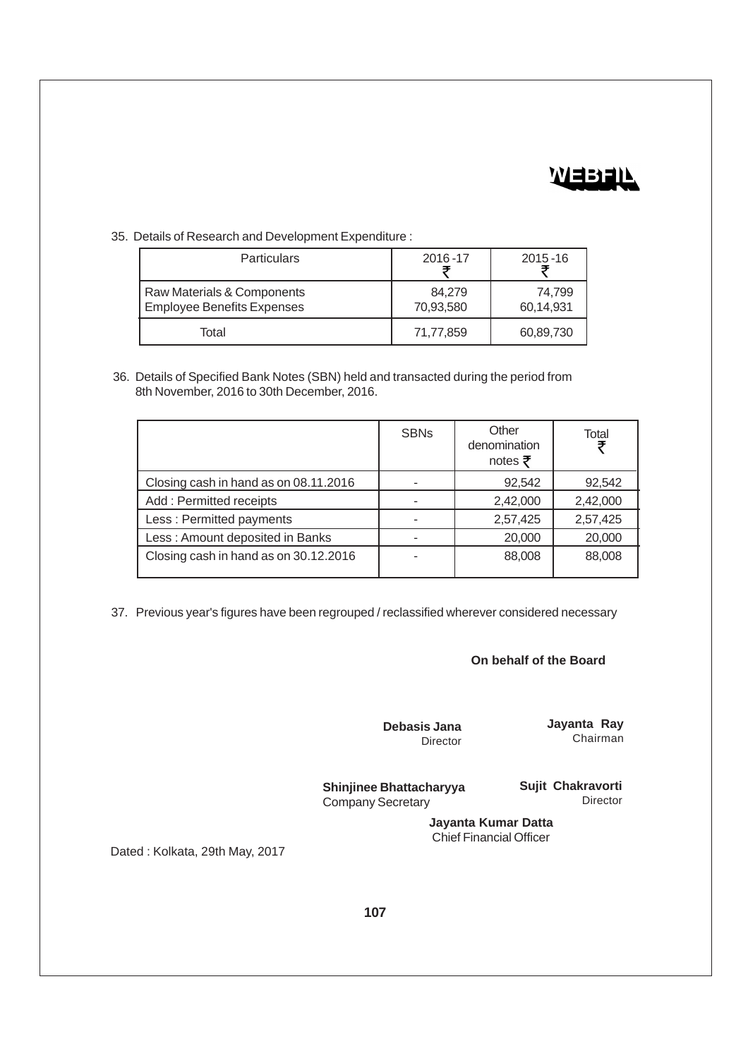35. Details of Research and Development Expenditure :

| Particulars | 2016 -17 ₹ | 2015 -16 ₹ |
|---|---|---|
| Raw Materials & Components | 84,279 | 74,799 |
| Employee Benefits Expenses | 70,93,580 | 60,14,931 |
| Total | 71,77,859 | 60,89,730 |

36. Details of Specified Bank Notes (SBN) held and transacted during the period from 8th November, 2016 to 30th December, 2016.

| | SBNs | Other denomination notes ₹ | Total ₹ |
|---|---|---|---|
| Closing cash in hand as on 08.11.2016 | - | 92,542 | 92,542 |
| Add : Permitted receipts | - | 2,42,000 | 2,42,000 |
| Less : Permitted payments | - | 2,57,425 | 2,57,425 |
| Less : Amount deposited in Banks | - | 20,000 | 20,000 |
| Closing cash in hand as on 30.12.2016 | - | 88,008 | 88,008 |

37. Previous year's figures have been regrouped / reclassified wherever considered necessary

**On behalf of the Board**

**Debasis Jana**
Director

**Jayanta Ray**
Chairman

**Shinjinee Bhattacharyya**
Company Secretary

**Sujit Chakravorti**
Director

**Jayanta Kumar Datta**
Chief Financial Officer

Dated : Kolkata, 29th May, 2017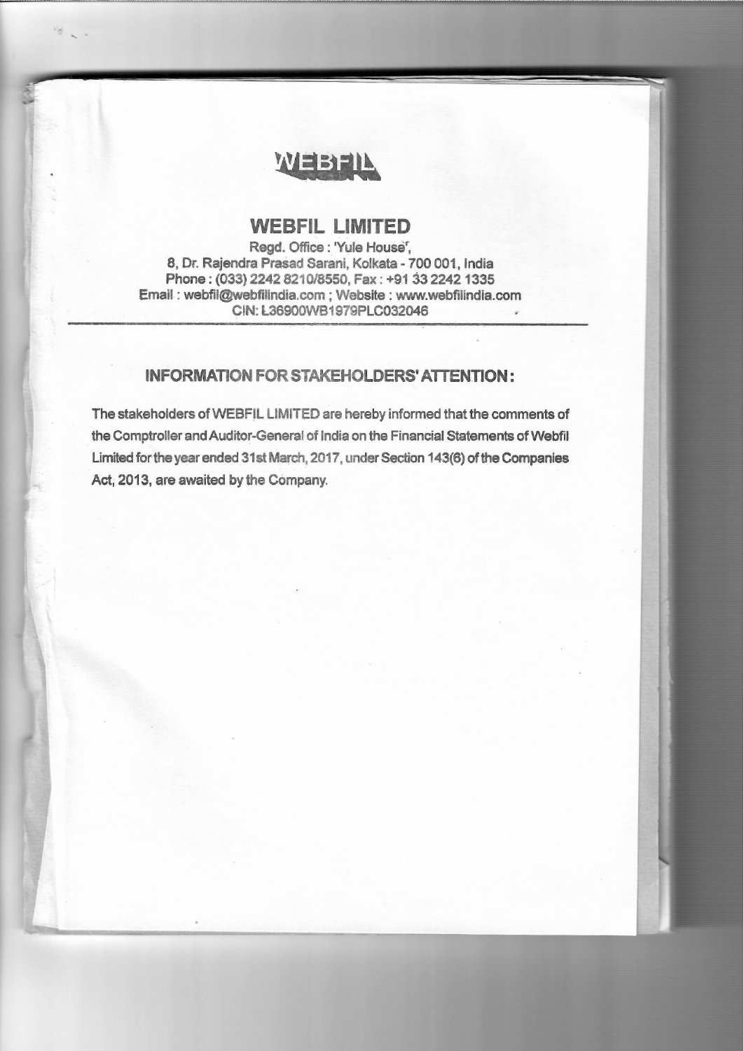WEBFIL

# WEBFIL LIMITED

Regd. Office : 'Yule House',
8, Dr. Rajendra Prasad Sarani, Kolkata - 700 001, India
Phone : (033) 2242 8210/8550, Fax : +91 33 2242 1335
Email : webfil@webfilindia.com ; Website : www.webfilindia.com
CIN: L36900WB1979PLC032046

## INFORMATION FOR STAKEHOLDERS' ATTENTION :

The stakeholders of WEBFIL LIMITED are hereby informed that the comments of the Comptroller and Auditor-General of India on the Financial Statements of Webfil Limited for the year ended 31st March, 2017, under Section 143(6) of the Companies Act, 2013, are awaited by the Company.